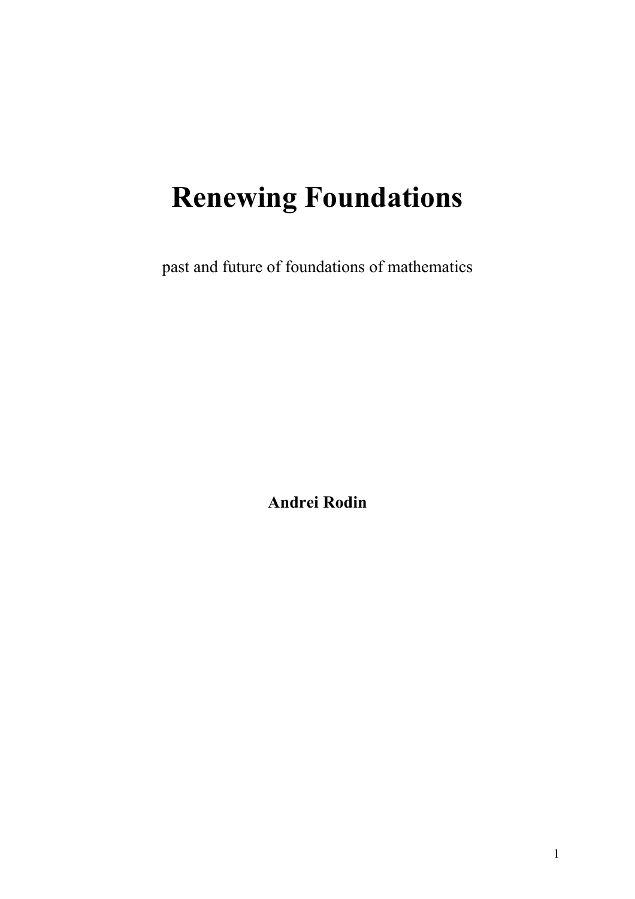# Renewing Foundations

past and future of foundations of mathematics

**Andrei Rodin**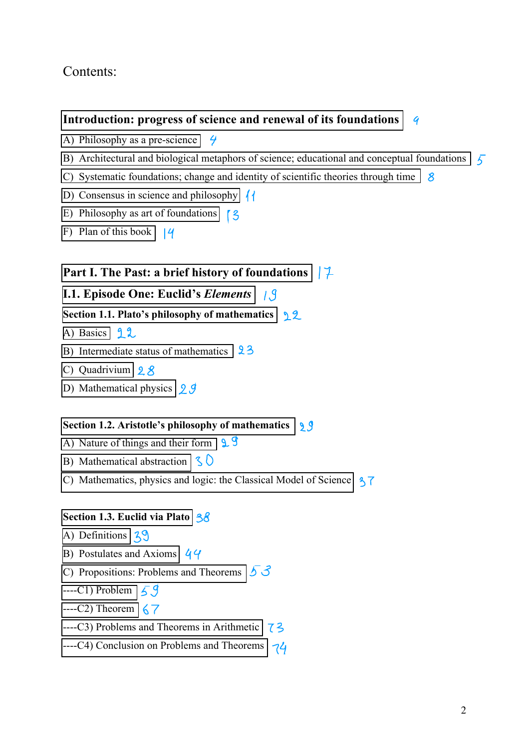Contents:

**Introduction: progress of science and renewal of its foundations** 9

A) Philosophy as a pre-science 4

B) Architectural and biological metaphors of science; educational and conceptual foundations 5

C) Systematic foundations; change and identity of scientific theories through time 8

D) Consensus in science and philosophy 11

E) Philosophy as art of foundations 13

F) Plan of this book 14

**Part I. The Past: a brief history of foundations** 17

**I.1. Episode One: Euclid's *Elements*** 19

**Section 1.1. Plato's philosophy of mathematics** 22

A) Basics 22

B) Intermediate status of mathematics 23

C) Quadrivium 28

D) Mathematical physics 29

**Section 1.2. Aristotle's philosophy of mathematics** 29

A) Nature of things and their form 29

B) Mathematical abstraction 30

C) Mathematics, physics and logic: the Classical Model of Science 37

**Section 1.3. Euclid via Plato** 38

A) Definitions 39

B) Postulates and Axioms 44

C) Propositions: Problems and Theorems 53

----C1) Problem 59

----C2) Theorem 67

----C3) Problems and Theorems in Arithmetic 73

----C4) Conclusion on Problems and Theorems 74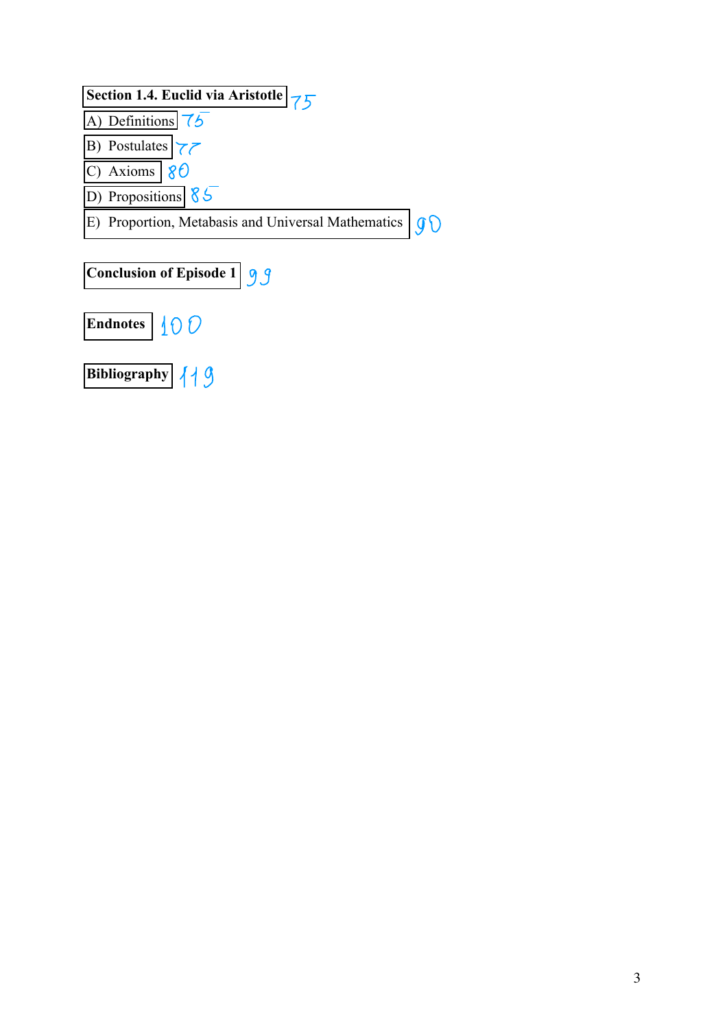**Section 1.4. Euclid via Aristotle** 75

A) Definitions 75

B) Postulates 77

C) Axioms 80

D) Propositions 85

E) Proportion, Metabasis and Universal Mathematics 90

**Conclusion of Episode 1** 99

**Endnotes** 100

**Bibliography** 119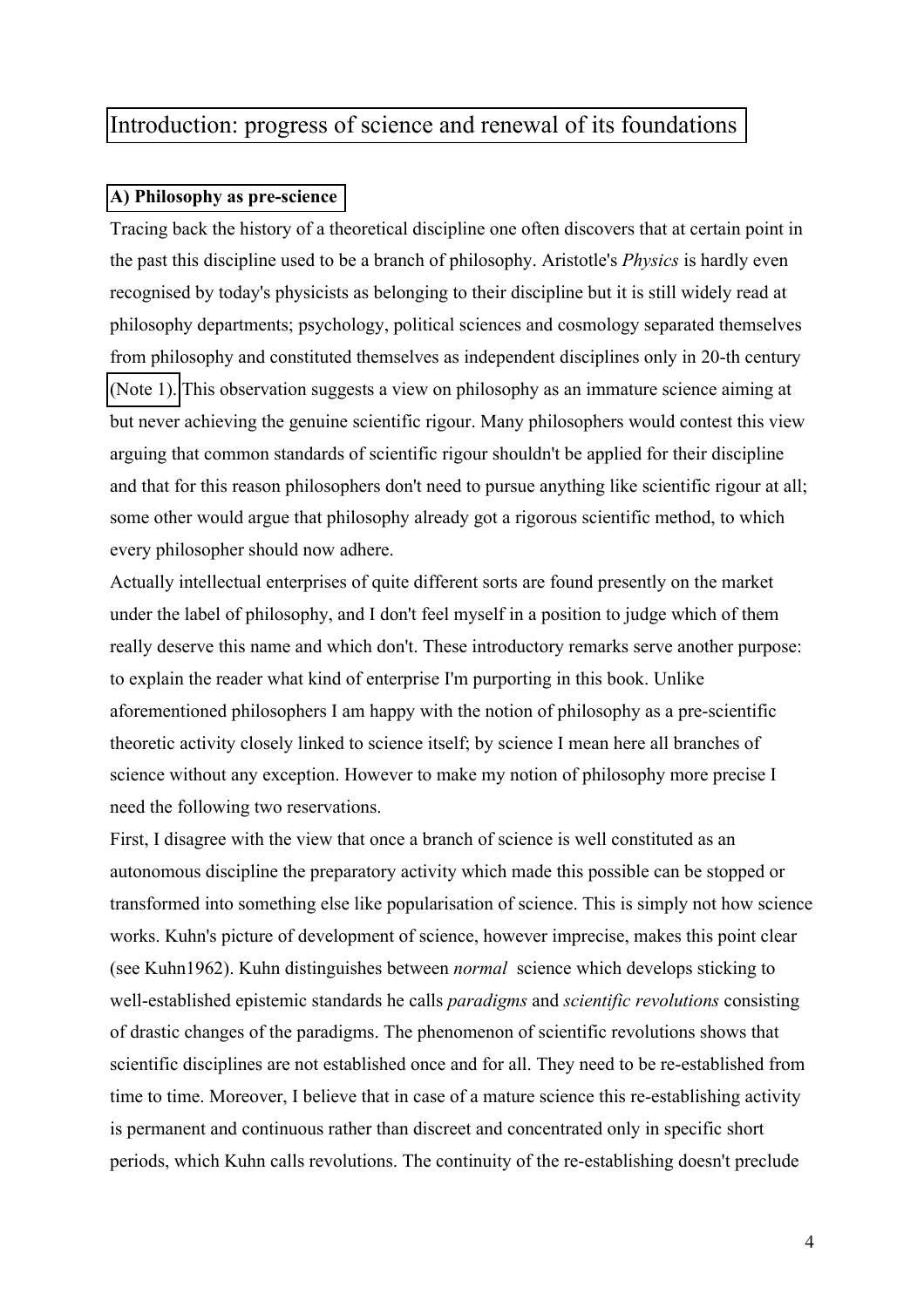# Introduction: progress of science and renewal of its foundations

## A) Philosophy as pre-science

Tracing back the history of a theoretical discipline one often discovers that at certain point in the past this discipline used to be a branch of philosophy. Aristotle's *Physics* is hardly even recognised by today's physicists as belonging to their discipline but it is still widely read at philosophy departments; psychology, political sciences and cosmology separated themselves from philosophy and constituted themselves as independent disciplines only in 20-th century (Note 1). This observation suggests a view on philosophy as an immature science aiming at but never achieving the genuine scientific rigour. Many philosophers would contest this view arguing that common standards of scientific rigour shouldn't be applied for their discipline and that for this reason philosophers don't need to pursue anything like scientific rigour at all; some other would argue that philosophy already got a rigorous scientific method, to which every philosopher should now adhere.

Actually intellectual enterprises of quite different sorts are found presently on the market under the label of philosophy, and I don't feel myself in a position to judge which of them really deserve this name and which don't. These introductory remarks serve another purpose: to explain the reader what kind of enterprise I'm purporting in this book. Unlike aforementioned philosophers I am happy with the notion of philosophy as a pre-scientific theoretic activity closely linked to science itself; by science I mean here all branches of science without any exception. However to make my notion of philosophy more precise I need the following two reservations.

First, I disagree with the view that once a branch of science is well constituted as an autonomous discipline the preparatory activity which made this possible can be stopped or transformed into something else like popularisation of science. This is simply not how science works. Kuhn's picture of development of science, however imprecise, makes this point clear (see Kuhn1962). Kuhn distinguishes between *normal* science which develops sticking to well-established epistemic standards he calls *paradigms* and *scientific revolutions* consisting of drastic changes of the paradigms. The phenomenon of scientific revolutions shows that scientific disciplines are not established once and for all. They need to be re-established from time to time. Moreover, I believe that in case of a mature science this re-establishing activity is permanent and continuous rather than discreet and concentrated only in specific short periods, which Kuhn calls revolutions. The continuity of the re-establishing doesn't preclude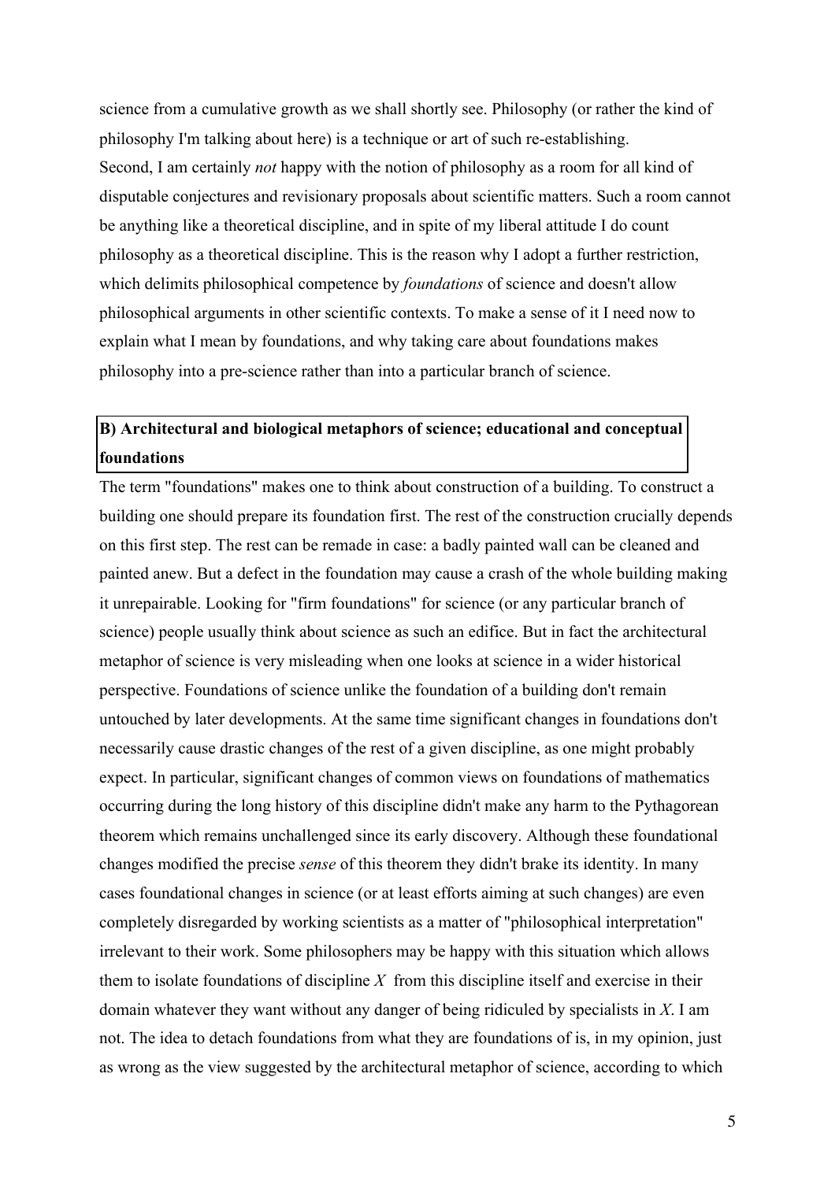science from a cumulative growth as we shall shortly see. Philosophy (or rather the kind of philosophy I'm talking about here) is a technique or art of such re-establishing.
Second, I am certainly *not* happy with the notion of philosophy as a room for all kind of disputable conjectures and revisionary proposals about scientific matters. Such a room cannot be anything like a theoretical discipline, and in spite of my liberal attitude I do count philosophy as a theoretical discipline. This is the reason why I adopt a further restriction, which delimits philosophical competence by *foundations* of science and doesn't allow philosophical arguments in other scientific contexts. To make a sense of it I need now to explain what I mean by foundations, and why taking care about foundations makes philosophy into a pre-science rather than into a particular branch of science.

## B) Architectural and biological metaphors of science; educational and conceptual foundations

The term "foundations" makes one to think about construction of a building. To construct a building one should prepare its foundation first. The rest of the construction crucially depends on this first step. The rest can be remade in case: a badly painted wall can be cleaned and painted anew. But a defect in the foundation may cause a crash of the whole building making it unrepairable. Looking for "firm foundations" for science (or any particular branch of science) people usually think about science as such an edifice. But in fact the architectural metaphor of science is very misleading when one looks at science in a wider historical perspective. Foundations of science unlike the foundation of a building don't remain untouched by later developments. At the same time significant changes in foundations don't necessarily cause drastic changes of the rest of a given discipline, as one might probably expect. In particular, significant changes of common views on foundations of mathematics occurring during the long history of this discipline didn't make any harm to the Pythagorean theorem which remains unchallenged since its early discovery. Although these foundational changes modified the precise *sense* of this theorem they didn't brake its identity. In many cases foundational changes in science (or at least efforts aiming at such changes) are even completely disregarded by working scientists as a matter of "philosophical interpretation" irrelevant to their work. Some philosophers may be happy with this situation which allows them to isolate foundations of discipline $X$ from this discipline itself and exercise in their domain whatever they want without any danger of being ridiculed by specialists in $X$. I am not. The idea to detach foundations from what they are foundations of is, in my opinion, just as wrong as the view suggested by the architectural metaphor of science, according to which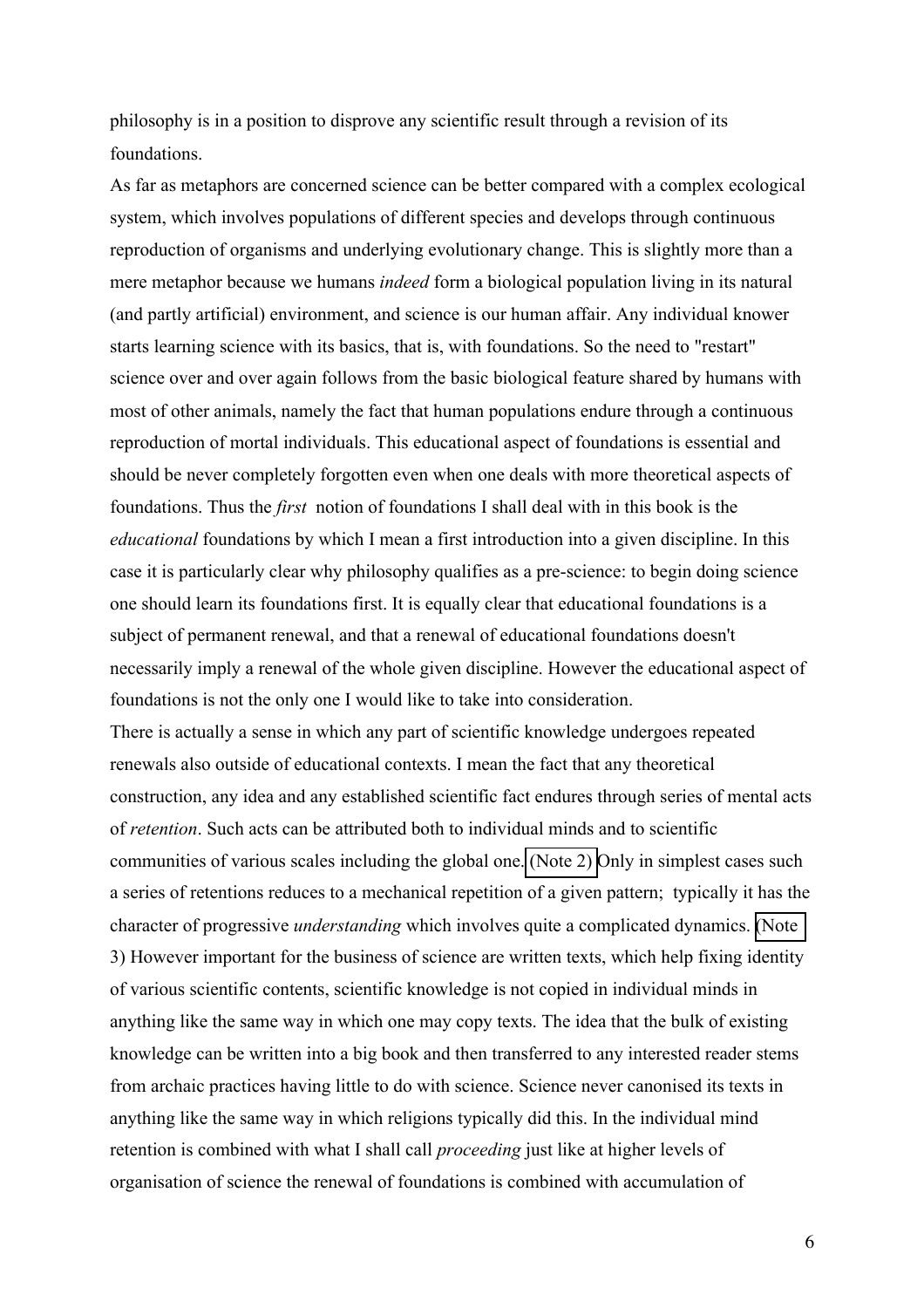philosophy is in a position to disprove any scientific result through a revision of its foundations.

As far as metaphors are concerned science can be better compared with a complex ecological system, which involves populations of different species and develops through continuous reproduction of organisms and underlying evolutionary change. This is slightly more than a mere metaphor because we humans *indeed* form a biological population living in its natural (and partly artificial) environment, and science is our human affair. Any individual knower starts learning science with its basics, that is, with foundations. So the need to "restart" science over and over again follows from the basic biological feature shared by humans with most of other animals, namely the fact that human populations endure through a continuous reproduction of mortal individuals. This educational aspect of foundations is essential and should be never completely forgotten even when one deals with more theoretical aspects of foundations. Thus the *first* notion of foundations I shall deal with in this book is the *educational* foundations by which I mean a first introduction into a given discipline. In this case it is particularly clear why philosophy qualifies as a pre-science: to begin doing science one should learn its foundations first. It is equally clear that educational foundations is a subject of permanent renewal, and that a renewal of educational foundations doesn't necessarily imply a renewal of the whole given discipline. However the educational aspect of foundations is not the only one I would like to take into consideration.

There is actually a sense in which any part of scientific knowledge undergoes repeated renewals also outside of educational contexts. I mean the fact that any theoretical construction, any idea and any established scientific fact endures through series of mental acts of *retention*. Such acts can be attributed both to individual minds and to scientific communities of various scales including the global one. (Note 2) Only in simplest cases such a series of retentions reduces to a mechanical repetition of a given pattern; typically it has the character of progressive *understanding* which involves quite a complicated dynamics. (Note 3) However important for the business of science are written texts, which help fixing identity of various scientific contents, scientific knowledge is not copied in individual minds in anything like the same way in which one may copy texts. The idea that the bulk of existing knowledge can be written into a big book and then transferred to any interested reader stems from archaic practices having little to do with science. Science never canonised its texts in anything like the same way in which religions typically did this. In the individual mind retention is combined with what I shall call *proceeding* just like at higher levels of organisation of science the renewal of foundations is combined with accumulation of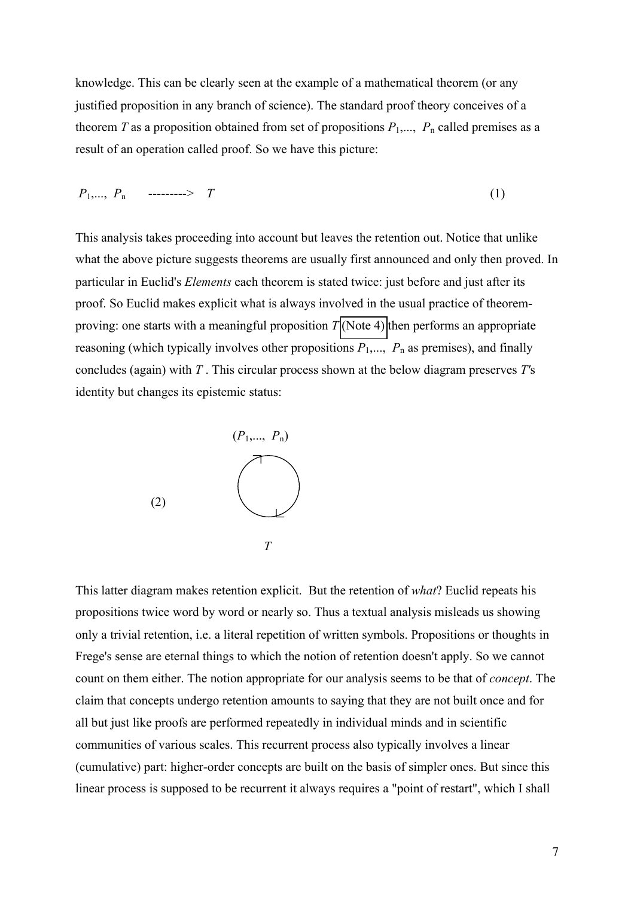knowledge. This can be clearly seen at the example of a mathematical theorem (or any justified proposition in any branch of science). The standard proof theory conceives of a theorem $T$ as a proposition obtained from set of propositions $P_1,..., P_n$ called premises as a result of an operation called proof. So we have this picture:

$$P_1,..., P_n \quad \text{--------->} \quad T \tag{1}$$

This analysis takes proceeding into account but leaves the retention out. Notice that unlike what the above picture suggests theorems are usually first announced and only then proved. In particular in Euclid's *Elements* each theorem is stated twice: just before and just after its proof. So Euclid makes explicit what is always involved in the usual practice of theorem-proving: one starts with a meaningful proposition $T$ (Note 4) then performs an appropriate reasoning (which typically involves other propositions $P_1,..., P_n$ as premises), and finally concludes (again) with $T$ . This circular process shown at the below diagram preserves $T$'s identity but changes its epistemic status:

(2) $(P_1,..., P_n)$ ↻ $T$

This latter diagram makes retention explicit. But the retention of *what*? Euclid repeats his propositions twice word by word or nearly so. Thus a textual analysis misleads us showing only a trivial retention, i.e. a literal repetition of written symbols. Propositions or thoughts in Frege's sense are eternal things to which the notion of retention doesn't apply. So we cannot count on them either. The notion appropriate for our analysis seems to be that of *concept*. The claim that concepts undergo retention amounts to saying that they are not built once and for all but just like proofs are performed repeatedly in individual minds and in scientific communities of various scales. This recurrent process also typically involves a linear (cumulative) part: higher-order concepts are built on the basis of simpler ones. But since this linear process is supposed to be recurrent it always requires a "point of restart", which I shall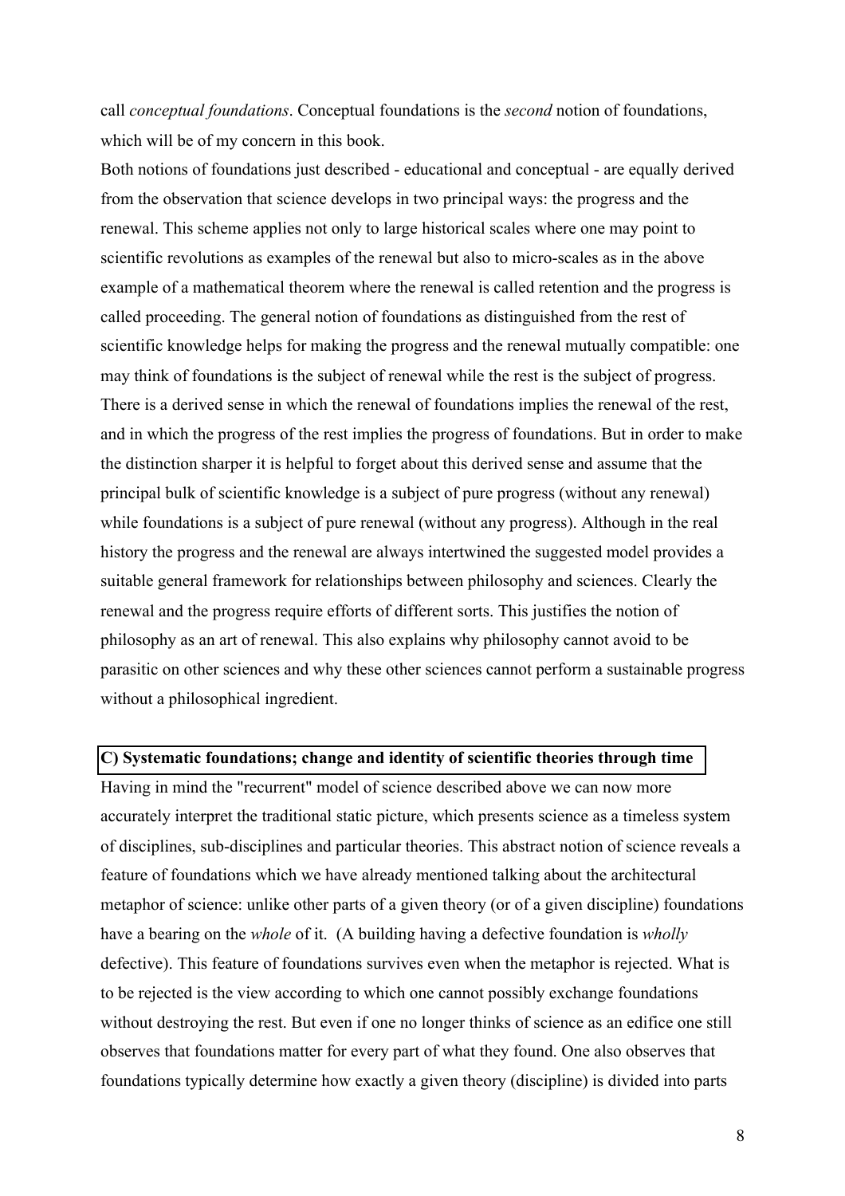call *conceptual foundations*. Conceptual foundations is the *second* notion of foundations, which will be of my concern in this book.

Both notions of foundations just described - educational and conceptual - are equally derived from the observation that science develops in two principal ways: the progress and the renewal. This scheme applies not only to large historical scales where one may point to scientific revolutions as examples of the renewal but also to micro-scales as in the above example of a mathematical theorem where the renewal is called retention and the progress is called proceeding. The general notion of foundations as distinguished from the rest of scientific knowledge helps for making the progress and the renewal mutually compatible: one may think of foundations is the subject of renewal while the rest is the subject of progress. There is a derived sense in which the renewal of foundations implies the renewal of the rest, and in which the progress of the rest implies the progress of foundations. But in order to make the distinction sharper it is helpful to forget about this derived sense and assume that the principal bulk of scientific knowledge is a subject of pure progress (without any renewal) while foundations is a subject of pure renewal (without any progress). Although in the real history the progress and the renewal are always intertwined the suggested model provides a suitable general framework for relationships between philosophy and sciences. Clearly the renewal and the progress require efforts of different sorts. This justifies the notion of philosophy as an art of renewal. This also explains why philosophy cannot avoid to be parasitic on other sciences and why these other sciences cannot perform a sustainable progress without a philosophical ingredient.

**C) Systematic foundations; change and identity of scientific theories through time**

Having in mind the "recurrent" model of science described above we can now more accurately interpret the traditional static picture, which presents science as a timeless system of disciplines, sub-disciplines and particular theories. This abstract notion of science reveals a feature of foundations which we have already mentioned talking about the architectural metaphor of science: unlike other parts of a given theory (or of a given discipline) foundations have a bearing on the *whole* of it. (A building having a defective foundation is *wholly* defective). This feature of foundations survives even when the metaphor is rejected. What is to be rejected is the view according to which one cannot possibly exchange foundations without destroying the rest. But even if one no longer thinks of science as an edifice one still observes that foundations matter for every part of what they found. One also observes that foundations typically determine how exactly a given theory (discipline) is divided into parts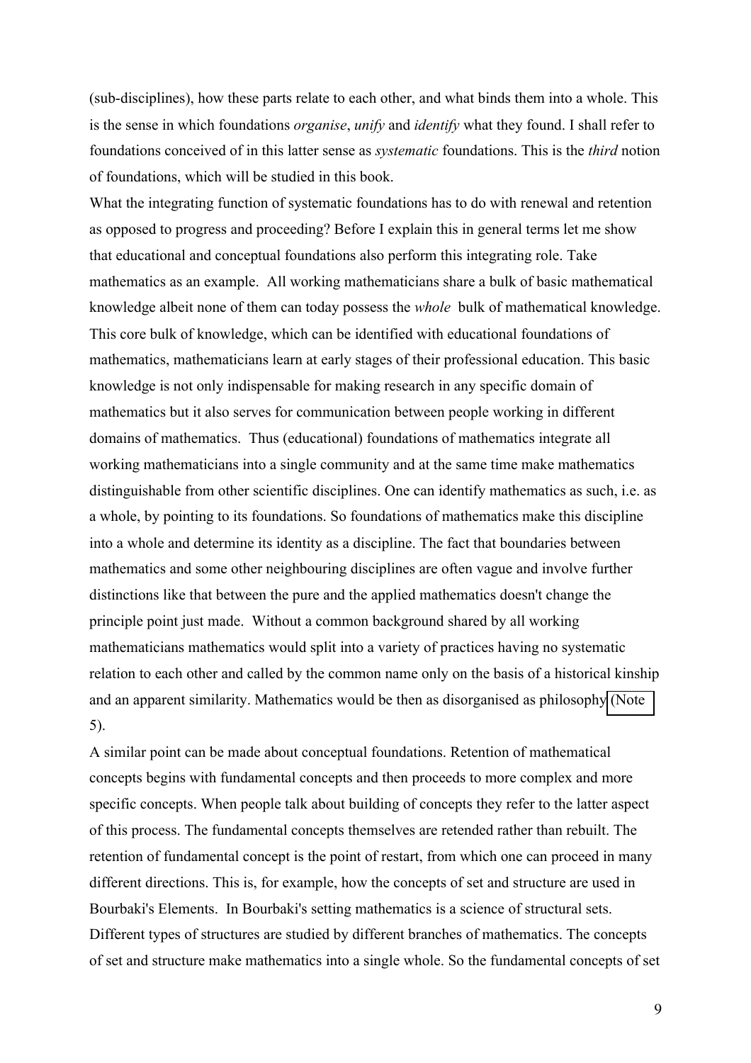(sub-disciplines), how these parts relate to each other, and what binds them into a whole. This is the sense in which foundations *organise*, *unify* and *identify* what they found. I shall refer to foundations conceived of in this latter sense as *systematic* foundations. This is the *third* notion of foundations, which will be studied in this book.

What the integrating function of systematic foundations has to do with renewal and retention as opposed to progress and proceeding? Before I explain this in general terms let me show that educational and conceptual foundations also perform this integrating role. Take mathematics as an example. All working mathematicians share a bulk of basic mathematical knowledge albeit none of them can today possess the *whole* bulk of mathematical knowledge. This core bulk of knowledge, which can be identified with educational foundations of mathematics, mathematicians learn at early stages of their professional education. This basic knowledge is not only indispensable for making research in any specific domain of mathematics but it also serves for communication between people working in different domains of mathematics. Thus (educational) foundations of mathematics integrate all working mathematicians into a single community and at the same time make mathematics distinguishable from other scientific disciplines. One can identify mathematics as such, i.e. as a whole, by pointing to its foundations. So foundations of mathematics make this discipline into a whole and determine its identity as a discipline. The fact that boundaries between mathematics and some other neighbouring disciplines are often vague and involve further distinctions like that between the pure and the applied mathematics doesn't change the principle point just made. Without a common background shared by all working mathematicians mathematics would split into a variety of practices having no systematic relation to each other and called by the common name only on the basis of a historical kinship and an apparent similarity. Mathematics would be then as disorganised as philosophy (Note 5).

A similar point can be made about conceptual foundations. Retention of mathematical concepts begins with fundamental concepts and then proceeds to more complex and more specific concepts. When people talk about building of concepts they refer to the latter aspect of this process. The fundamental concepts themselves are retended rather than rebuilt. The retention of fundamental concept is the point of restart, from which one can proceed in many different directions. This is, for example, how the concepts of set and structure are used in Bourbaki's Elements. In Bourbaki's setting mathematics is a science of structural sets. Different types of structures are studied by different branches of mathematics. The concepts of set and structure make mathematics into a single whole. So the fundamental concepts of set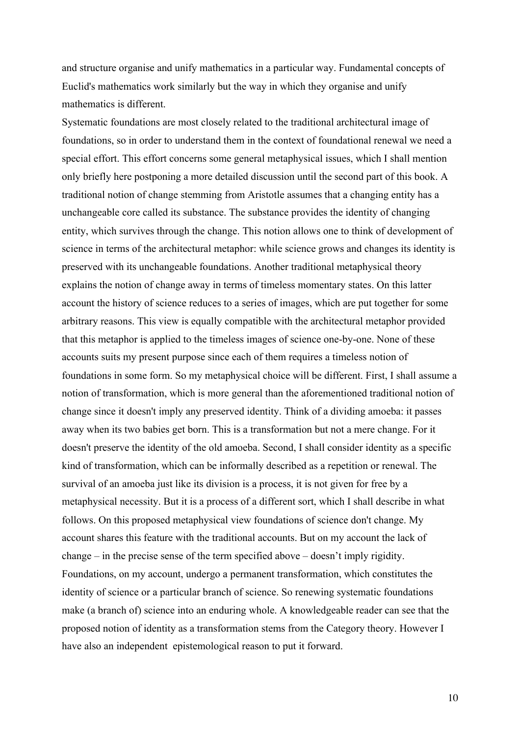and structure organise and unify mathematics in a particular way. Fundamental concepts of Euclid's mathematics work similarly but the way in which they organise and unify mathematics is different.

Systematic foundations are most closely related to the traditional architectural image of foundations, so in order to understand them in the context of foundational renewal we need a special effort. This effort concerns some general metaphysical issues, which I shall mention only briefly here postponing a more detailed discussion until the second part of this book. A traditional notion of change stemming from Aristotle assumes that a changing entity has a unchangeable core called its substance. The substance provides the identity of changing entity, which survives through the change. This notion allows one to think of development of science in terms of the architectural metaphor: while science grows and changes its identity is preserved with its unchangeable foundations. Another traditional metaphysical theory explains the notion of change away in terms of timeless momentary states. On this latter account the history of science reduces to a series of images, which are put together for some arbitrary reasons. This view is equally compatible with the architectural metaphor provided that this metaphor is applied to the timeless images of science one-by-one. None of these accounts suits my present purpose since each of them requires a timeless notion of foundations in some form. So my metaphysical choice will be different. First, I shall assume a notion of transformation, which is more general than the aforementioned traditional notion of change since it doesn't imply any preserved identity. Think of a dividing amoeba: it passes away when its two babies get born. This is a transformation but not a mere change. For it doesn't preserve the identity of the old amoeba. Second, I shall consider identity as a specific kind of transformation, which can be informally described as a repetition or renewal. The survival of an amoeba just like its division is a process, it is not given for free by a metaphysical necessity. But it is a process of a different sort, which I shall describe in what follows. On this proposed metaphysical view foundations of science don't change. My account shares this feature with the traditional accounts. But on my account the lack of change – in the precise sense of the term specified above – doesn't imply rigidity. Foundations, on my account, undergo a permanent transformation, which constitutes the identity of science or a particular branch of science. So renewing systematic foundations make (a branch of) science into an enduring whole. A knowledgeable reader can see that the proposed notion of identity as a transformation stems from the Category theory. However I have also an independent epistemological reason to put it forward.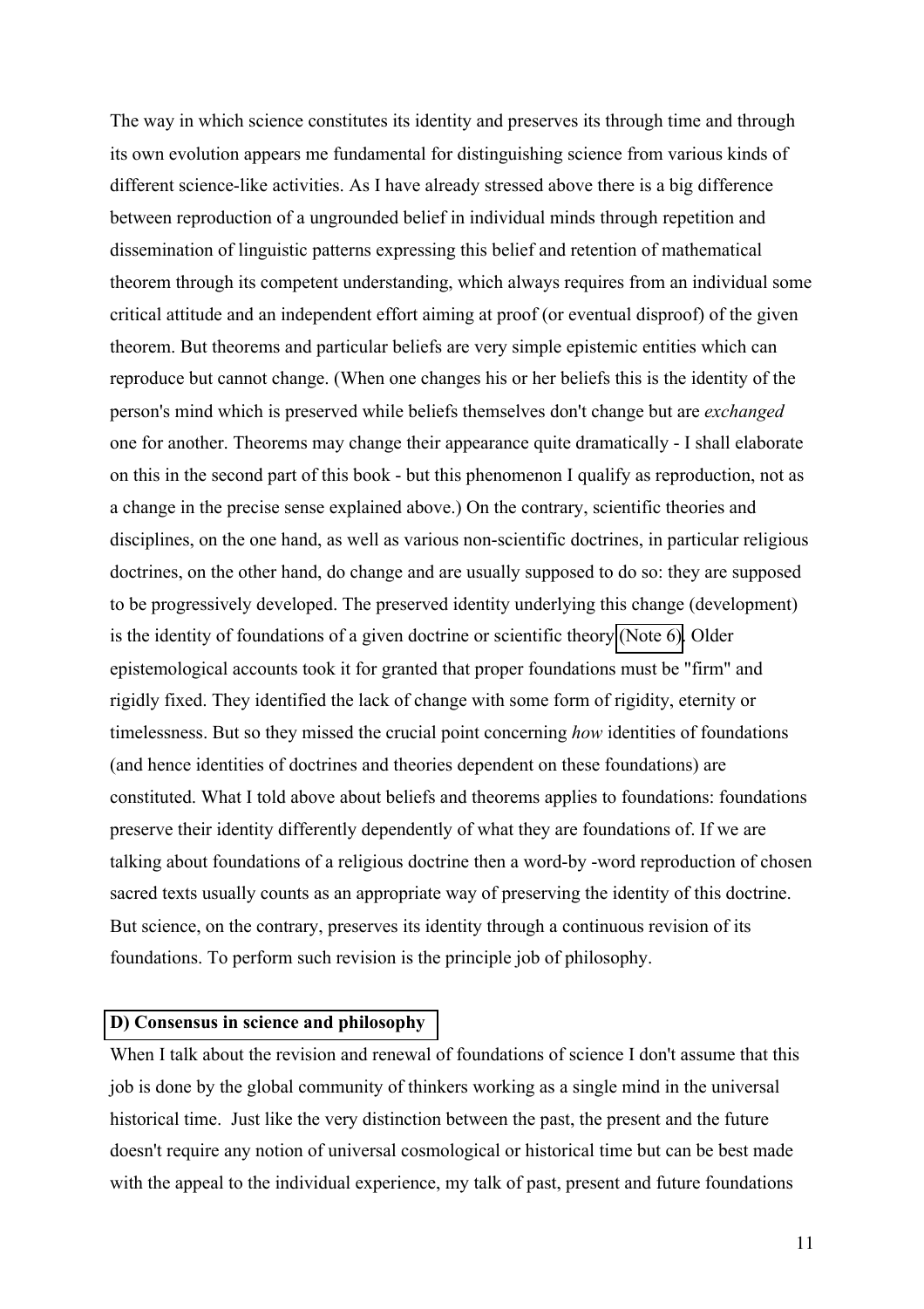The way in which science constitutes its identity and preserves its through time and through its own evolution appears me fundamental for distinguishing science from various kinds of different science-like activities. As I have already stressed above there is a big difference between reproduction of a ungrounded belief in individual minds through repetition and dissemination of linguistic patterns expressing this belief and retention of mathematical theorem through its competent understanding, which always requires from an individual some critical attitude and an independent effort aiming at proof (or eventual disproof) of the given theorem. But theorems and particular beliefs are very simple epistemic entities which can reproduce but cannot change. (When one changes his or her beliefs this is the identity of the person's mind which is preserved while beliefs themselves don't change but are *exchanged* one for another. Theorems may change their appearance quite dramatically - I shall elaborate on this in the second part of this book - but this phenomenon I qualify as reproduction, not as a change in the precise sense explained above.) On the contrary, scientific theories and disciplines, on the one hand, as well as various non-scientific doctrines, in particular religious doctrines, on the other hand, do change and are usually supposed to do so: they are supposed to be progressively developed. The preserved identity underlying this change (development) is the identity of foundations of a given doctrine or scientific theory (Note 6). Older epistemological accounts took it for granted that proper foundations must be "firm" and rigidly fixed. They identified the lack of change with some form of rigidity, eternity or timelessness. But so they missed the crucial point concerning *how* identities of foundations (and hence identities of doctrines and theories dependent on these foundations) are constituted. What I told above about beliefs and theorems applies to foundations: foundations preserve their identity differently dependently of what they are foundations of. If we are talking about foundations of a religious doctrine then a word-by -word reproduction of chosen sacred texts usually counts as an appropriate way of preserving the identity of this doctrine. But science, on the contrary, preserves its identity through a continuous revision of its foundations. To perform such revision is the principle job of philosophy.

### D) Consensus in science and philosophy

When I talk about the revision and renewal of foundations of science I don't assume that this job is done by the global community of thinkers working as a single mind in the universal historical time. Just like the very distinction between the past, the present and the future doesn't require any notion of universal cosmological or historical time but can be best made with the appeal to the individual experience, my talk of past, present and future foundations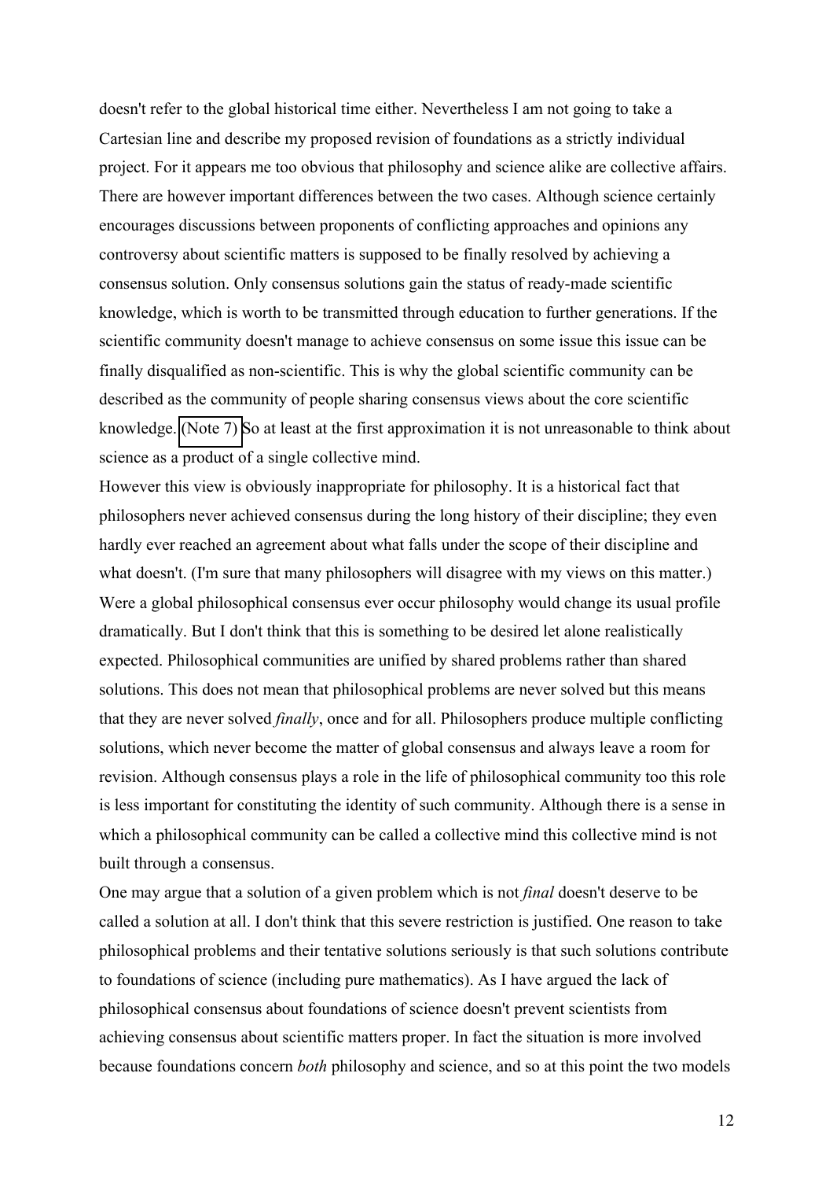doesn't refer to the global historical time either. Nevertheless I am not going to take a Cartesian line and describe my proposed revision of foundations as a strictly individual project. For it appears me too obvious that philosophy and science alike are collective affairs. There are however important differences between the two cases. Although science certainly encourages discussions between proponents of conflicting approaches and opinions any controversy about scientific matters is supposed to be finally resolved by achieving a consensus solution. Only consensus solutions gain the status of ready-made scientific knowledge, which is worth to be transmitted through education to further generations. If the scientific community doesn't manage to achieve consensus on some issue this issue can be finally disqualified as non-scientific. This is why the global scientific community can be described as the community of people sharing consensus views about the core scientific knowledge. (Note 7) So at least at the first approximation it is not unreasonable to think about science as a product of a single collective mind.

However this view is obviously inappropriate for philosophy. It is a historical fact that philosophers never achieved consensus during the long history of their discipline; they even hardly ever reached an agreement about what falls under the scope of their discipline and what doesn't. (I'm sure that many philosophers will disagree with my views on this matter.) Were a global philosophical consensus ever occur philosophy would change its usual profile dramatically. But I don't think that this is something to be desired let alone realistically expected. Philosophical communities are unified by shared problems rather than shared solutions. This does not mean that philosophical problems are never solved but this means that they are never solved *finally*, once and for all. Philosophers produce multiple conflicting solutions, which never become the matter of global consensus and always leave a room for revision. Although consensus plays a role in the life of philosophical community too this role is less important for constituting the identity of such community. Although there is a sense in which a philosophical community can be called a collective mind this collective mind is not built through a consensus.

One may argue that a solution of a given problem which is not *final* doesn't deserve to be called a solution at all. I don't think that this severe restriction is justified. One reason to take philosophical problems and their tentative solutions seriously is that such solutions contribute to foundations of science (including pure mathematics). As I have argued the lack of philosophical consensus about foundations of science doesn't prevent scientists from achieving consensus about scientific matters proper. In fact the situation is more involved because foundations concern *both* philosophy and science, and so at this point the two models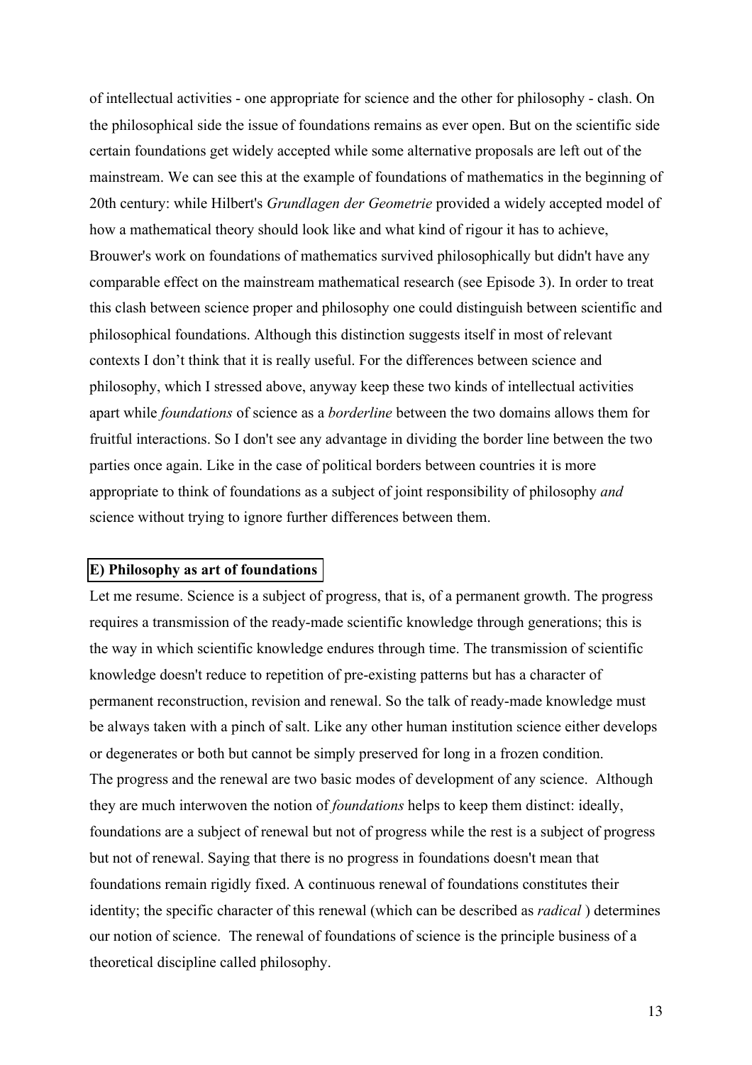of intellectual activities - one appropriate for science and the other for philosophy - clash. On the philosophical side the issue of foundations remains as ever open. But on the scientific side certain foundations get widely accepted while some alternative proposals are left out of the mainstream. We can see this at the example of foundations of mathematics in the beginning of 20th century: while Hilbert's *Grundlagen der Geometrie* provided a widely accepted model of how a mathematical theory should look like and what kind of rigour it has to achieve, Brouwer's work on foundations of mathematics survived philosophically but didn't have any comparable effect on the mainstream mathematical research (see Episode 3). In order to treat this clash between science proper and philosophy one could distinguish between scientific and philosophical foundations. Although this distinction suggests itself in most of relevant contexts I don't think that it is really useful. For the differences between science and philosophy, which I stressed above, anyway keep these two kinds of intellectual activities apart while *foundations* of science as a *borderline* between the two domains allows them for fruitful interactions. So I don't see any advantage in dividing the border line between the two parties once again. Like in the case of political borders between countries it is more appropriate to think of foundations as a subject of joint responsibility of philosophy *and* science without trying to ignore further differences between them.

### E) Philosophy as art of foundations

Let me resume. Science is a subject of progress, that is, of a permanent growth. The progress requires a transmission of the ready-made scientific knowledge through generations; this is the way in which scientific knowledge endures through time. The transmission of scientific knowledge doesn't reduce to repetition of pre-existing patterns but has a character of permanent reconstruction, revision and renewal. So the talk of ready-made knowledge must be always taken with a pinch of salt. Like any other human institution science either develops or degenerates or both but cannot be simply preserved for long in a frozen condition.
The progress and the renewal are two basic modes of development of any science. Although they are much interwoven the notion of *foundations* helps to keep them distinct: ideally, foundations are a subject of renewal but not of progress while the rest is a subject of progress but not of renewal. Saying that there is no progress in foundations doesn't mean that foundations remain rigidly fixed. A continuous renewal of foundations constitutes their identity; the specific character of this renewal (which can be described as *radical* ) determines our notion of science. The renewal of foundations of science is the principle business of a theoretical discipline called philosophy.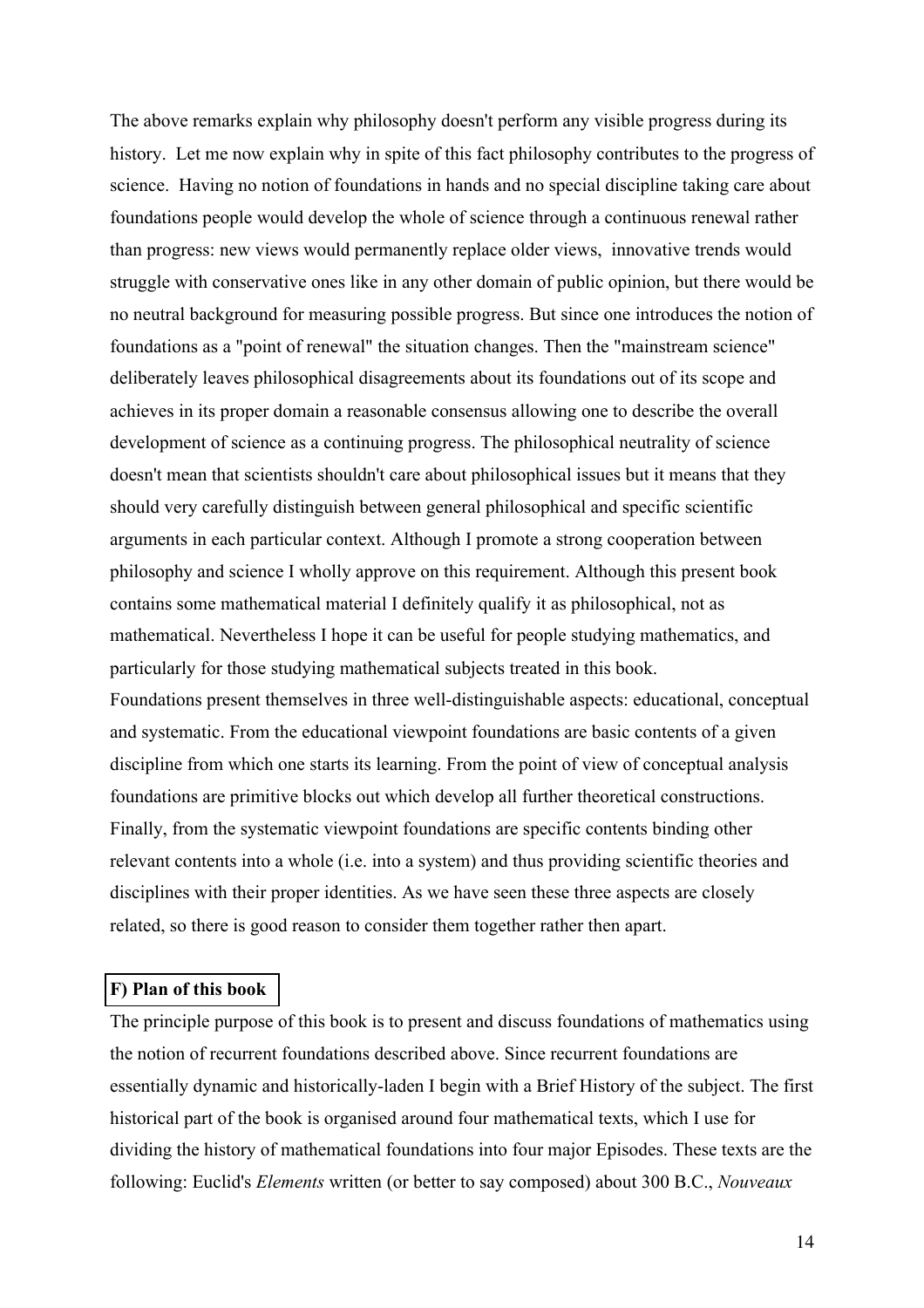The above remarks explain why philosophy doesn't perform any visible progress during its history. Let me now explain why in spite of this fact philosophy contributes to the progress of science. Having no notion of foundations in hands and no special discipline taking care about foundations people would develop the whole of science through a continuous renewal rather than progress: new views would permanently replace older views, innovative trends would struggle with conservative ones like in any other domain of public opinion, but there would be no neutral background for measuring possible progress. But since one introduces the notion of foundations as a "point of renewal" the situation changes. Then the "mainstream science" deliberately leaves philosophical disagreements about its foundations out of its scope and achieves in its proper domain a reasonable consensus allowing one to describe the overall development of science as a continuing progress. The philosophical neutrality of science doesn't mean that scientists shouldn't care about philosophical issues but it means that they should very carefully distinguish between general philosophical and specific scientific arguments in each particular context. Although I promote a strong cooperation between philosophy and science I wholly approve on this requirement. Although this present book contains some mathematical material I definitely qualify it as philosophical, not as mathematical. Nevertheless I hope it can be useful for people studying mathematics, and particularly for those studying mathematical subjects treated in this book.

Foundations present themselves in three well-distinguishable aspects: educational, conceptual and systematic. From the educational viewpoint foundations are basic contents of a given discipline from which one starts its learning. From the point of view of conceptual analysis foundations are primitive blocks out which develop all further theoretical constructions. Finally, from the systematic viewpoint foundations are specific contents binding other relevant contents into a whole (i.e. into a system) and thus providing scientific theories and disciplines with their proper identities. As we have seen these three aspects are closely related, so there is good reason to consider them together rather then apart.

## F) Plan of this book

The principle purpose of this book is to present and discuss foundations of mathematics using the notion of recurrent foundations described above. Since recurrent foundations are essentially dynamic and historically-laden I begin with a Brief History of the subject. The first historical part of the book is organised around four mathematical texts, which I use for dividing the history of mathematical foundations into four major Episodes. These texts are the following: Euclid's *Elements* written (or better to say composed) about 300 B.C., *Nouveaux*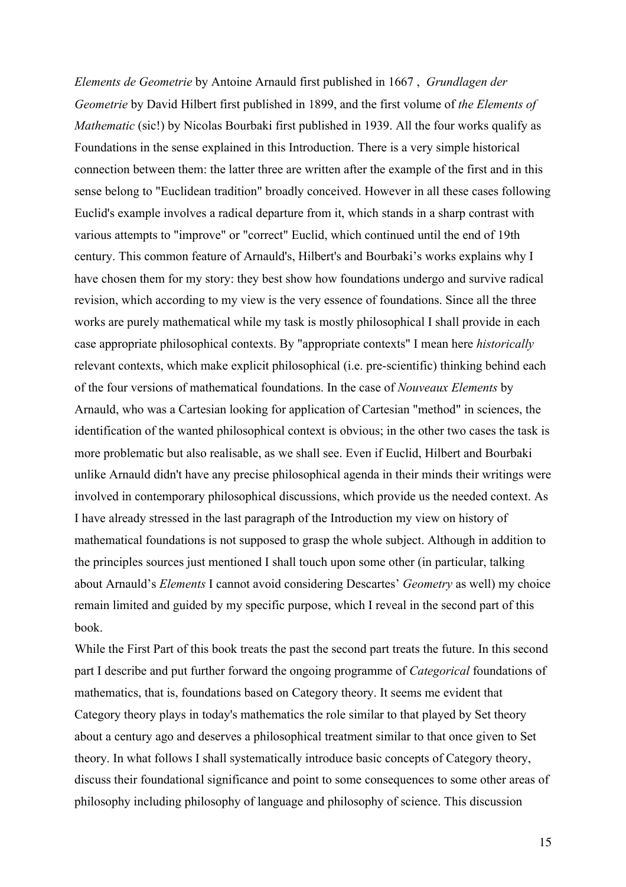*Elements de Geometrie* by Antoine Arnauld first published in 1667 , *Grundlagen der Geometrie* by David Hilbert first published in 1899, and the first volume of *the Elements of Mathematic* (sic!) by Nicolas Bourbaki first published in 1939. All the four works qualify as Foundations in the sense explained in this Introduction. There is a very simple historical connection between them: the latter three are written after the example of the first and in this sense belong to "Euclidean tradition" broadly conceived. However in all these cases following Euclid's example involves a radical departure from it, which stands in a sharp contrast with various attempts to "improve" or "correct" Euclid, which continued until the end of 19th century. This common feature of Arnauld's, Hilbert's and Bourbaki's works explains why I have chosen them for my story: they best show how foundations undergo and survive radical revision, which according to my view is the very essence of foundations. Since all the three works are purely mathematical while my task is mostly philosophical I shall provide in each case appropriate philosophical contexts. By "appropriate contexts" I mean here *historically* relevant contexts, which make explicit philosophical (i.e. pre-scientific) thinking behind each of the four versions of mathematical foundations. In the case of *Nouveaux Elements* by Arnauld, who was a Cartesian looking for application of Cartesian "method" in sciences, the identification of the wanted philosophical context is obvious; in the other two cases the task is more problematic but also realisable, as we shall see. Even if Euclid, Hilbert and Bourbaki unlike Arnauld didn't have any precise philosophical agenda in their minds their writings were involved in contemporary philosophical discussions, which provide us the needed context. As I have already stressed in the last paragraph of the Introduction my view on history of mathematical foundations is not supposed to grasp the whole subject. Although in addition to the principles sources just mentioned I shall touch upon some other (in particular, talking about Arnauld's *Elements* I cannot avoid considering Descartes' *Geometry* as well) my choice remain limited and guided by my specific purpose, which I reveal in the second part of this book.

While the First Part of this book treats the past the second part treats the future. In this second part I describe and put further forward the ongoing programme of *Categorical* foundations of mathematics, that is, foundations based on Category theory. It seems me evident that Category theory plays in today's mathematics the role similar to that played by Set theory about a century ago and deserves a philosophical treatment similar to that once given to Set theory. In what follows I shall systematically introduce basic concepts of Category theory, discuss their foundational significance and point to some consequences to some other areas of philosophy including philosophy of language and philosophy of science. This discussion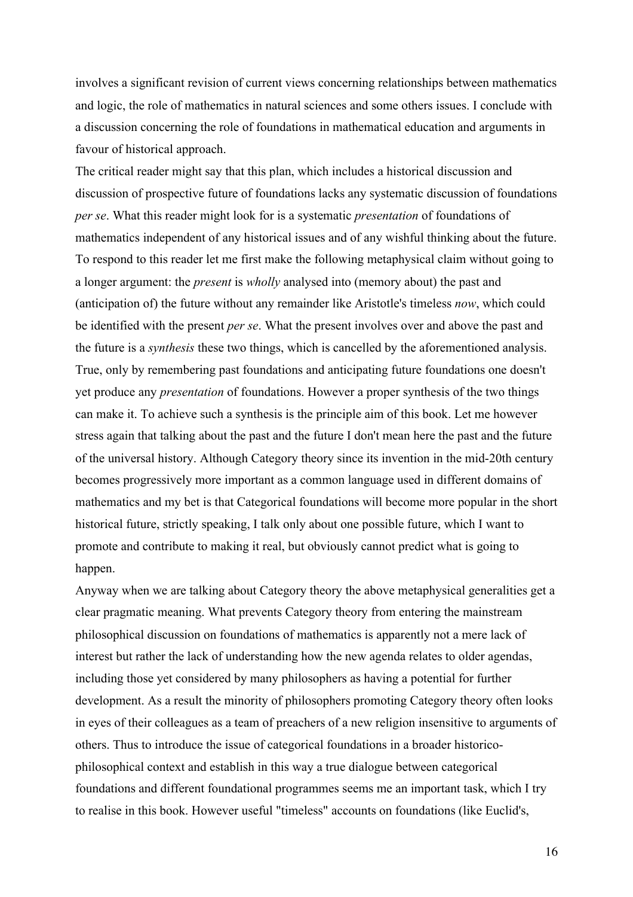involves a significant revision of current views concerning relationships between mathematics and logic, the role of mathematics in natural sciences and some others issues. I conclude with a discussion concerning the role of foundations in mathematical education and arguments in favour of historical approach.

The critical reader might say that this plan, which includes a historical discussion and discussion of prospective future of foundations lacks any systematic discussion of foundations *per se*. What this reader might look for is a systematic *presentation* of foundations of mathematics independent of any historical issues and of any wishful thinking about the future. To respond to this reader let me first make the following metaphysical claim without going to a longer argument: the *present* is *wholly* analysed into (memory about) the past and (anticipation of) the future without any remainder like Aristotle's timeless *now*, which could be identified with the present *per se*. What the present involves over and above the past and the future is a *synthesis* these two things, which is cancelled by the aforementioned analysis. True, only by remembering past foundations and anticipating future foundations one doesn't yet produce any *presentation* of foundations. However a proper synthesis of the two things can make it. To achieve such a synthesis is the principle aim of this book. Let me however stress again that talking about the past and the future I don't mean here the past and the future of the universal history. Although Category theory since its invention in the mid-20th century becomes progressively more important as a common language used in different domains of mathematics and my bet is that Categorical foundations will become more popular in the short historical future, strictly speaking, I talk only about one possible future, which I want to promote and contribute to making it real, but obviously cannot predict what is going to happen.

Anyway when we are talking about Category theory the above metaphysical generalities get a clear pragmatic meaning. What prevents Category theory from entering the mainstream philosophical discussion on foundations of mathematics is apparently not a mere lack of interest but rather the lack of understanding how the new agenda relates to older agendas, including those yet considered by many philosophers as having a potential for further development. As a result the minority of philosophers promoting Category theory often looks in eyes of their colleagues as a team of preachers of a new religion insensitive to arguments of others. Thus to introduce the issue of categorical foundations in a broader historico-philosophical context and establish in this way a true dialogue between categorical foundations and different foundational programmes seems me an important task, which I try to realise in this book. However useful "timeless" accounts on foundations (like Euclid's,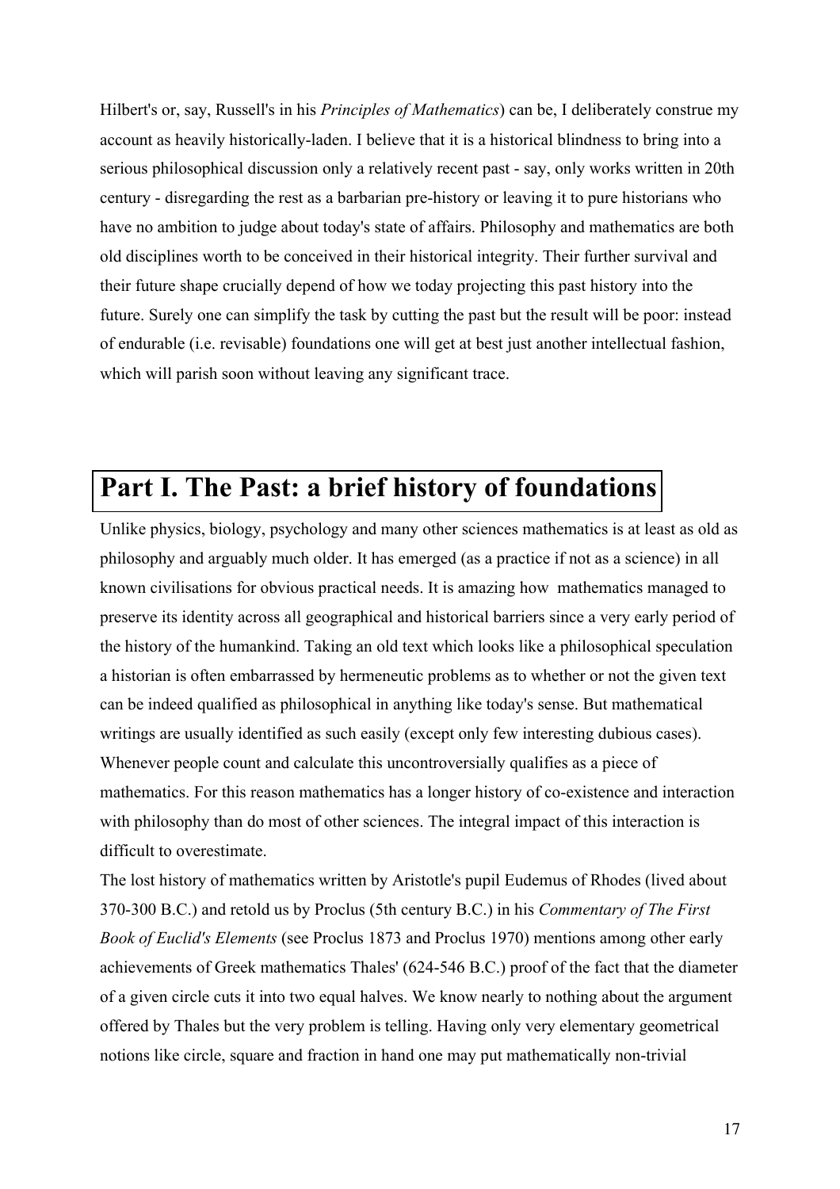Hilbert's or, say, Russell's in his *Principles of Mathematics*) can be, I deliberately construe my account as heavily historically-laden. I believe that it is a historical blindness to bring into a serious philosophical discussion only a relatively recent past - say, only works written in 20th century - disregarding the rest as a barbarian pre-history or leaving it to pure historians who have no ambition to judge about today's state of affairs. Philosophy and mathematics are both old disciplines worth to be conceived in their historical integrity. Their further survival and their future shape crucially depend of how we today projecting this past history into the future. Surely one can simplify the task by cutting the past but the result will be poor: instead of endurable (i.e. revisable) foundations one will get at best just another intellectual fashion, which will parish soon without leaving any significant trace.

# Part I. The Past: a brief history of foundations

Unlike physics, biology, psychology and many other sciences mathematics is at least as old as philosophy and arguably much older. It has emerged (as a practice if not as a science) in all known civilisations for obvious practical needs. It is amazing how mathematics managed to preserve its identity across all geographical and historical barriers since a very early period of the history of the humankind. Taking an old text which looks like a philosophical speculation a historian is often embarrassed by hermeneutic problems as to whether or not the given text can be indeed qualified as philosophical in anything like today's sense. But mathematical writings are usually identified as such easily (except only few interesting dubious cases). Whenever people count and calculate this uncontroversially qualifies as a piece of mathematics. For this reason mathematics has a longer history of co-existence and interaction with philosophy than do most of other sciences. The integral impact of this interaction is difficult to overestimate.

The lost history of mathematics written by Aristotle's pupil Eudemus of Rhodes (lived about 370-300 B.C.) and retold us by Proclus (5th century B.C.) in his *Commentary of The First Book of Euclid's Elements* (see Proclus 1873 and Proclus 1970) mentions among other early achievements of Greek mathematics Thales' (624-546 B.C.) proof of the fact that the diameter of a given circle cuts it into two equal halves. We know nearly to nothing about the argument offered by Thales but the very problem is telling. Having only very elementary geometrical notions like circle, square and fraction in hand one may put mathematically non-trivial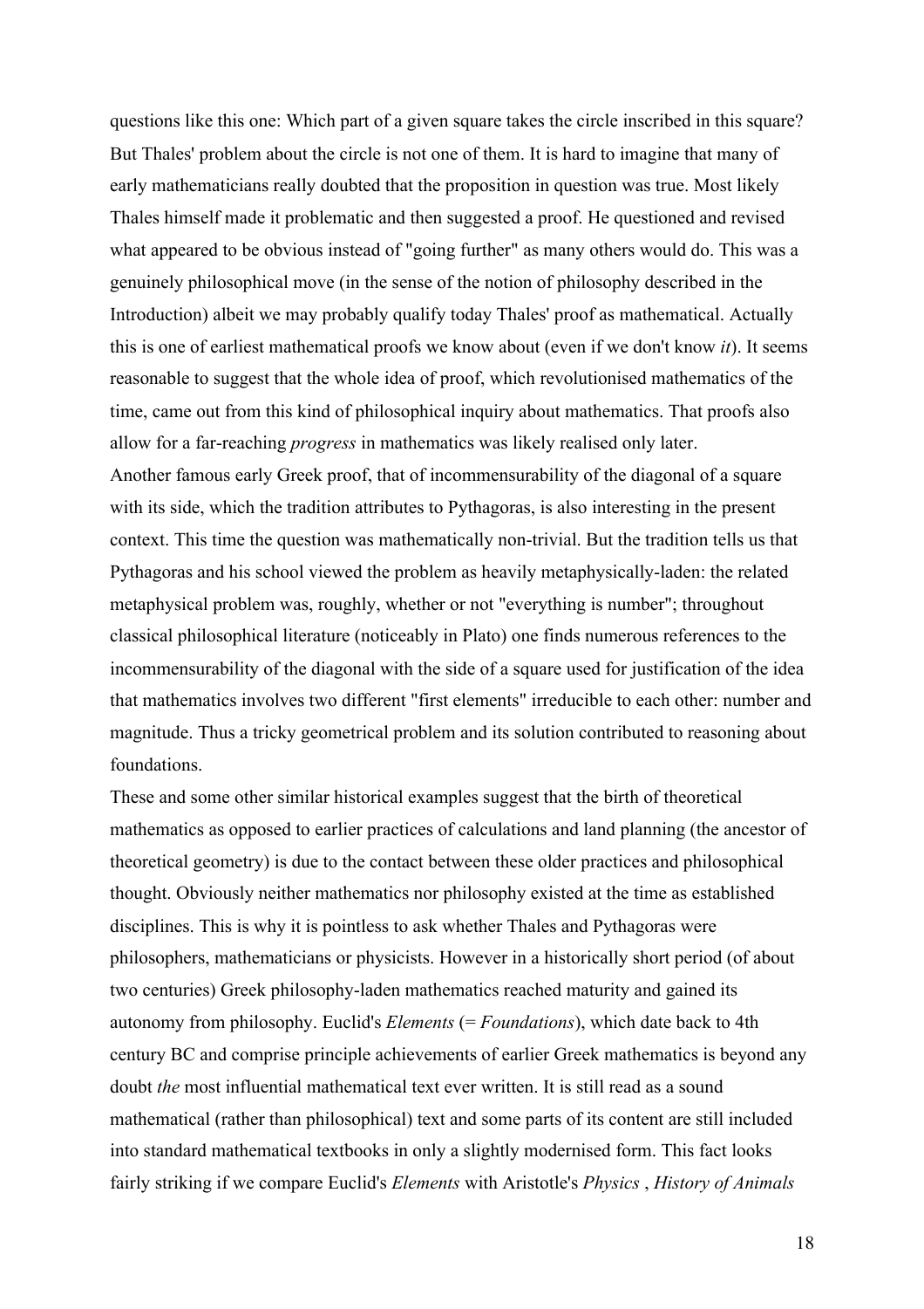questions like this one: Which part of a given square takes the circle inscribed in this square? But Thales' problem about the circle is not one of them. It is hard to imagine that many of early mathematicians really doubted that the proposition in question was true. Most likely Thales himself made it problematic and then suggested a proof. He questioned and revised what appeared to be obvious instead of "going further" as many others would do. This was a genuinely philosophical move (in the sense of the notion of philosophy described in the Introduction) albeit we may probably qualify today Thales' proof as mathematical. Actually this is one of earliest mathematical proofs we know about (even if we don't know *it*). It seems reasonable to suggest that the whole idea of proof, which revolutionised mathematics of the time, came out from this kind of philosophical inquiry about mathematics. That proofs also allow for a far-reaching *progress* in mathematics was likely realised only later.

Another famous early Greek proof, that of incommensurability of the diagonal of a square with its side, which the tradition attributes to Pythagoras, is also interesting in the present context. This time the question was mathematically non-trivial. But the tradition tells us that Pythagoras and his school viewed the problem as heavily metaphysically-laden: the related metaphysical problem was, roughly, whether or not "everything is number"; throughout classical philosophical literature (noticeably in Plato) one finds numerous references to the incommensurability of the diagonal with the side of a square used for justification of the idea that mathematics involves two different "first elements" irreducible to each other: number and magnitude. Thus a tricky geometrical problem and its solution contributed to reasoning about foundations.

These and some other similar historical examples suggest that the birth of theoretical mathematics as opposed to earlier practices of calculations and land planning (the ancestor of theoretical geometry) is due to the contact between these older practices and philosophical thought. Obviously neither mathematics nor philosophy existed at the time as established disciplines. This is why it is pointless to ask whether Thales and Pythagoras were philosophers, mathematicians or physicists. However in a historically short period (of about two centuries) Greek philosophy-laden mathematics reached maturity and gained its autonomy from philosophy. Euclid's *Elements* (= *Foundations*), which date back to 4th century BC and comprise principle achievements of earlier Greek mathematics is beyond any doubt *the* most influential mathematical text ever written. It is still read as a sound mathematical (rather than philosophical) text and some parts of its content are still included into standard mathematical textbooks in only a slightly modernised form. This fact looks fairly striking if we compare Euclid's *Elements* with Aristotle's *Physics* , *History of Animals*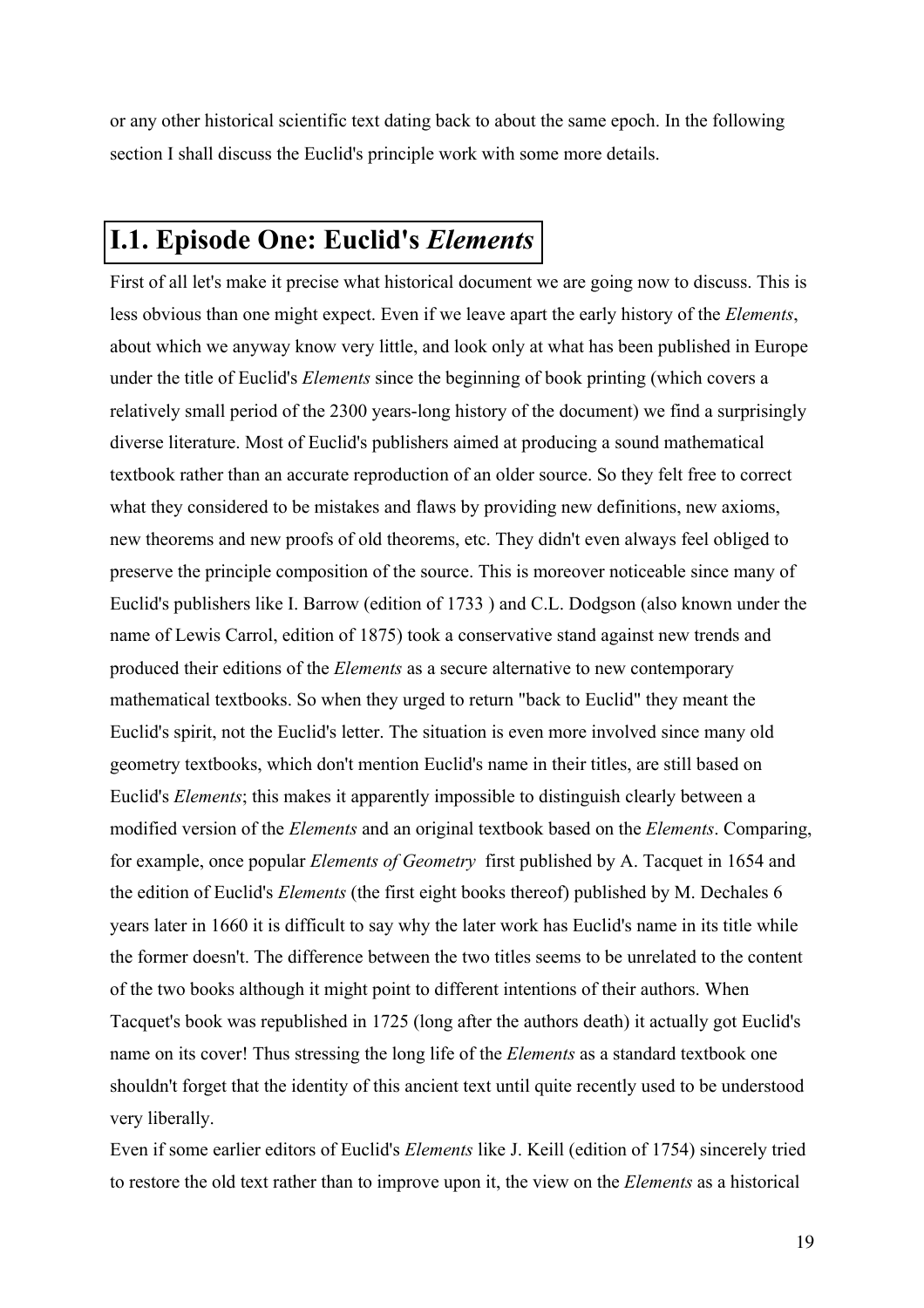or any other historical scientific text dating back to about the same epoch. In the following section I shall discuss the Euclid's principle work with some more details.

## I.1. Episode One: Euclid's *Elements*

First of all let's make it precise what historical document we are going now to discuss. This is less obvious than one might expect. Even if we leave apart the early history of the *Elements*, about which we anyway know very little, and look only at what has been published in Europe under the title of Euclid's *Elements* since the beginning of book printing (which covers a relatively small period of the 2300 years-long history of the document) we find a surprisingly diverse literature. Most of Euclid's publishers aimed at producing a sound mathematical textbook rather than an accurate reproduction of an older source. So they felt free to correct what they considered to be mistakes and flaws by providing new definitions, new axioms, new theorems and new proofs of old theorems, etc. They didn't even always feel obliged to preserve the principle composition of the source. This is moreover noticeable since many of Euclid's publishers like I. Barrow (edition of 1733 ) and C.L. Dodgson (also known under the name of Lewis Carrol, edition of 1875) took a conservative stand against new trends and produced their editions of the *Elements* as a secure alternative to new contemporary mathematical textbooks. So when they urged to return "back to Euclid" they meant the Euclid's spirit, not the Euclid's letter. The situation is even more involved since many old geometry textbooks, which don't mention Euclid's name in their titles, are still based on Euclid's *Elements*; this makes it apparently impossible to distinguish clearly between a modified version of the *Elements* and an original textbook based on the *Elements*. Comparing, for example, once popular *Elements of Geometry* first published by A. Tacquet in 1654 and the edition of Euclid's *Elements* (the first eight books thereof) published by M. Dechales 6 years later in 1660 it is difficult to say why the later work has Euclid's name in its title while the former doesn't. The difference between the two titles seems to be unrelated to the content of the two books although it might point to different intentions of their authors. When Tacquet's book was republished in 1725 (long after the authors death) it actually got Euclid's name on its cover! Thus stressing the long life of the *Elements* as a standard textbook one shouldn't forget that the identity of this ancient text until quite recently used to be understood very liberally.

Even if some earlier editors of Euclid's *Elements* like J. Keill (edition of 1754) sincerely tried to restore the old text rather than to improve upon it, the view on the *Elements* as a historical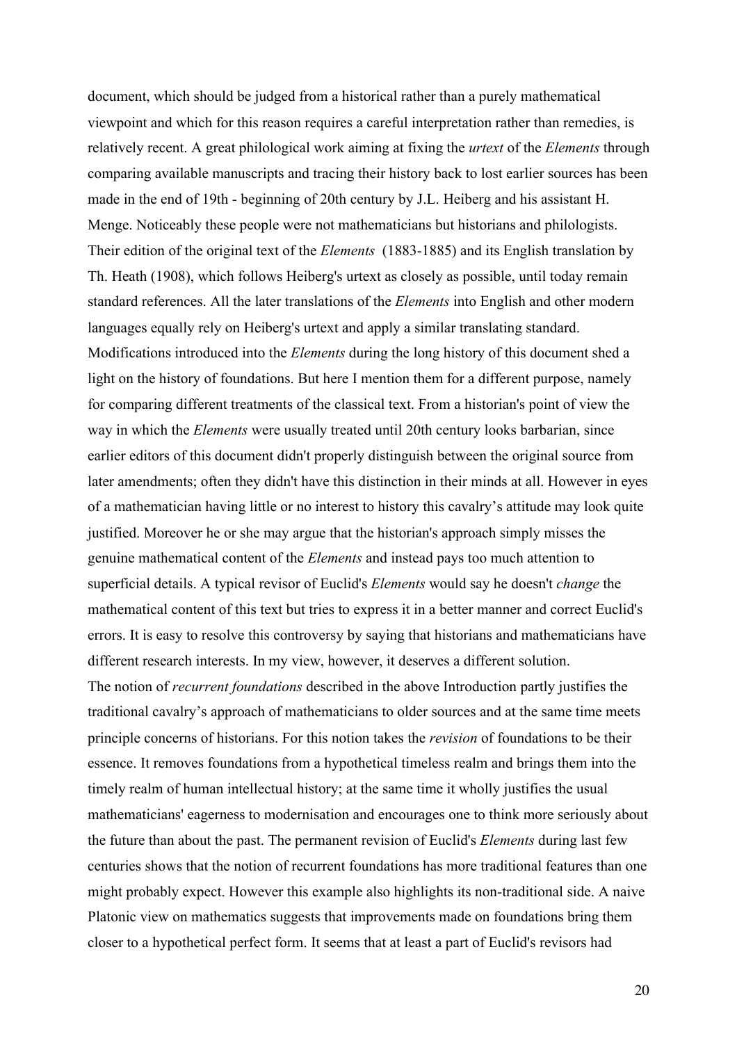document, which should be judged from a historical rather than a purely mathematical viewpoint and which for this reason requires a careful interpretation rather than remedies, is relatively recent. A great philological work aiming at fixing the *urtext* of the *Elements* through comparing available manuscripts and tracing their history back to lost earlier sources has been made in the end of 19th - beginning of 20th century by J.L. Heiberg and his assistant H. Menge. Noticeably these people were not mathematicians but historians and philologists. Their edition of the original text of the *Elements* (1883-1885) and its English translation by Th. Heath (1908), which follows Heiberg's urtext as closely as possible, until today remain standard references. All the later translations of the *Elements* into English and other modern languages equally rely on Heiberg's urtext and apply a similar translating standard.

Modifications introduced into the *Elements* during the long history of this document shed a light on the history of foundations. But here I mention them for a different purpose, namely for comparing different treatments of the classical text. From a historian's point of view the way in which the *Elements* were usually treated until 20th century looks barbarian, since earlier editors of this document didn't properly distinguish between the original source from later amendments; often they didn't have this distinction in their minds at all. However in eyes of a mathematician having little or no interest to history this cavalry's attitude may look quite justified. Moreover he or she may argue that the historian's approach simply misses the genuine mathematical content of the *Elements* and instead pays too much attention to superficial details. A typical revisor of Euclid's *Elements* would say he doesn't *change* the mathematical content of this text but tries to express it in a better manner and correct Euclid's errors. It is easy to resolve this controversy by saying that historians and mathematicians have different research interests. In my view, however, it deserves a different solution.

The notion of *recurrent foundations* described in the above Introduction partly justifies the traditional cavalry's approach of mathematicians to older sources and at the same time meets principle concerns of historians. For this notion takes the *revision* of foundations to be their essence. It removes foundations from a hypothetical timeless realm and brings them into the timely realm of human intellectual history; at the same time it wholly justifies the usual mathematicians' eagerness to modernisation and encourages one to think more seriously about the future than about the past. The permanent revision of Euclid's *Elements* during last few centuries shows that the notion of recurrent foundations has more traditional features than one might probably expect. However this example also highlights its non-traditional side. A naive Platonic view on mathematics suggests that improvements made on foundations bring them closer to a hypothetical perfect form. It seems that at least a part of Euclid's revisors had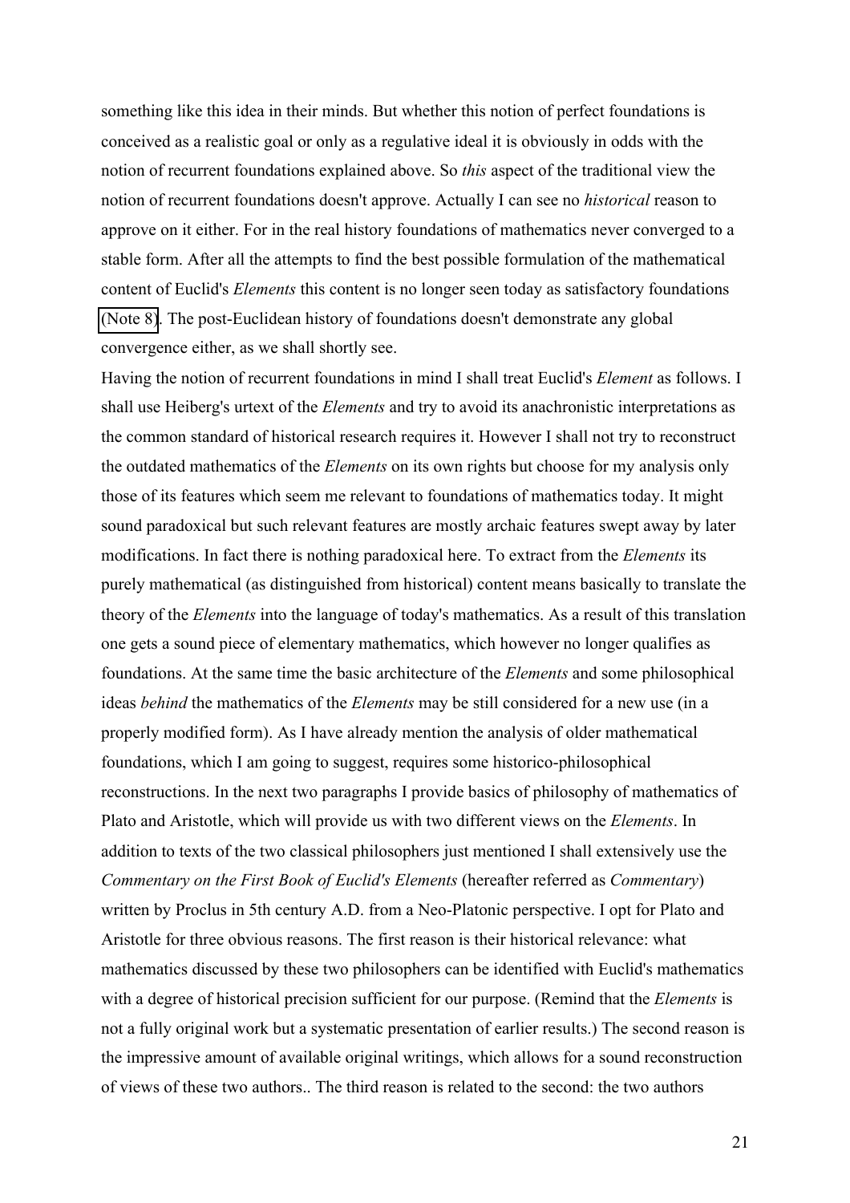something like this idea in their minds. But whether this notion of perfect foundations is conceived as a realistic goal or only as a regulative ideal it is obviously in odds with the notion of recurrent foundations explained above. So *this* aspect of the traditional view the notion of recurrent foundations doesn't approve. Actually I can see no *historical* reason to approve on it either. For in the real history foundations of mathematics never converged to a stable form. After all the attempts to find the best possible formulation of the mathematical content of Euclid's *Elements* this content is no longer seen today as satisfactory foundations (Note 8). The post-Euclidean history of foundations doesn't demonstrate any global convergence either, as we shall shortly see.

Having the notion of recurrent foundations in mind I shall treat Euclid's *Element* as follows. I shall use Heiberg's urtext of the *Elements* and try to avoid its anachronistic interpretations as the common standard of historical research requires it. However I shall not try to reconstruct the outdated mathematics of the *Elements* on its own rights but choose for my analysis only those of its features which seem me relevant to foundations of mathematics today. It might sound paradoxical but such relevant features are mostly archaic features swept away by later modifications. In fact there is nothing paradoxical here. To extract from the *Elements* its purely mathematical (as distinguished from historical) content means basically to translate the theory of the *Elements* into the language of today's mathematics. As a result of this translation one gets a sound piece of elementary mathematics, which however no longer qualifies as foundations. At the same time the basic architecture of the *Elements* and some philosophical ideas *behind* the mathematics of the *Elements* may be still considered for a new use (in a properly modified form). As I have already mention the analysis of older mathematical foundations, which I am going to suggest, requires some historico-philosophical reconstructions. In the next two paragraphs I provide basics of philosophy of mathematics of Plato and Aristotle, which will provide us with two different views on the *Elements*. In addition to texts of the two classical philosophers just mentioned I shall extensively use the *Commentary on the First Book of Euclid's Elements* (hereafter referred as *Commentary*) written by Proclus in 5th century A.D. from a Neo-Platonic perspective. I opt for Plato and Aristotle for three obvious reasons. The first reason is their historical relevance: what mathematics discussed by these two philosophers can be identified with Euclid's mathematics with a degree of historical precision sufficient for our purpose. (Remind that the *Elements* is not a fully original work but a systematic presentation of earlier results.) The second reason is the impressive amount of available original writings, which allows for a sound reconstruction of views of these two authors.. The third reason is related to the second: the two authors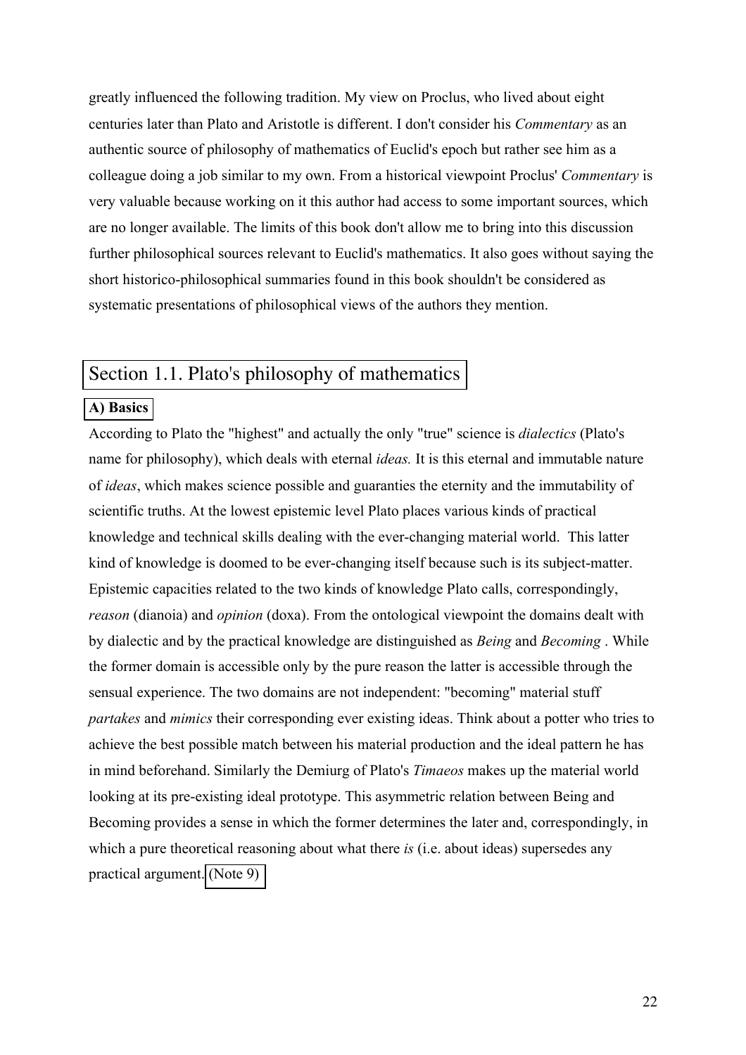greatly influenced the following tradition. My view on Proclus, who lived about eight centuries later than Plato and Aristotle is different. I don't consider his *Commentary* as an authentic source of philosophy of mathematics of Euclid's epoch but rather see him as a colleague doing a job similar to my own. From a historical viewpoint Proclus' *Commentary* is very valuable because working on it this author had access to some important sources, which are no longer available. The limits of this book don't allow me to bring into this discussion further philosophical sources relevant to Euclid's mathematics. It also goes without saying the short historico-philosophical summaries found in this book shouldn't be considered as systematic presentations of philosophical views of the authors they mention.

## Section 1.1. Plato's philosophy of mathematics

### A) Basics

According to Plato the "highest" and actually the only "true" science is *dialectics* (Plato's name for philosophy), which deals with eternal *ideas.* It is this eternal and immutable nature of *ideas*, which makes science possible and guaranties the eternity and the immutability of scientific truths. At the lowest epistemic level Plato places various kinds of practical knowledge and technical skills dealing with the ever-changing material world. This latter kind of knowledge is doomed to be ever-changing itself because such is its subject-matter. Epistemic capacities related to the two kinds of knowledge Plato calls, correspondingly, *reason* (dianoia) and *opinion* (doxa). From the ontological viewpoint the domains dealt with by dialectic and by the practical knowledge are distinguished as *Being* and *Becoming* . While the former domain is accessible only by the pure reason the latter is accessible through the sensual experience. The two domains are not independent: "becoming" material stuff *partakes* and *mimics* their corresponding ever existing ideas. Think about a potter who tries to achieve the best possible match between his material production and the ideal pattern he has in mind beforehand. Similarly the Demiurg of Plato's *Timaeos* makes up the material world looking at its pre-existing ideal prototype. This asymmetric relation between Being and Becoming provides a sense in which the former determines the later and, correspondingly, in which a pure theoretical reasoning about what there *is* (i.e. about ideas) supersedes any practical argument. (Note 9)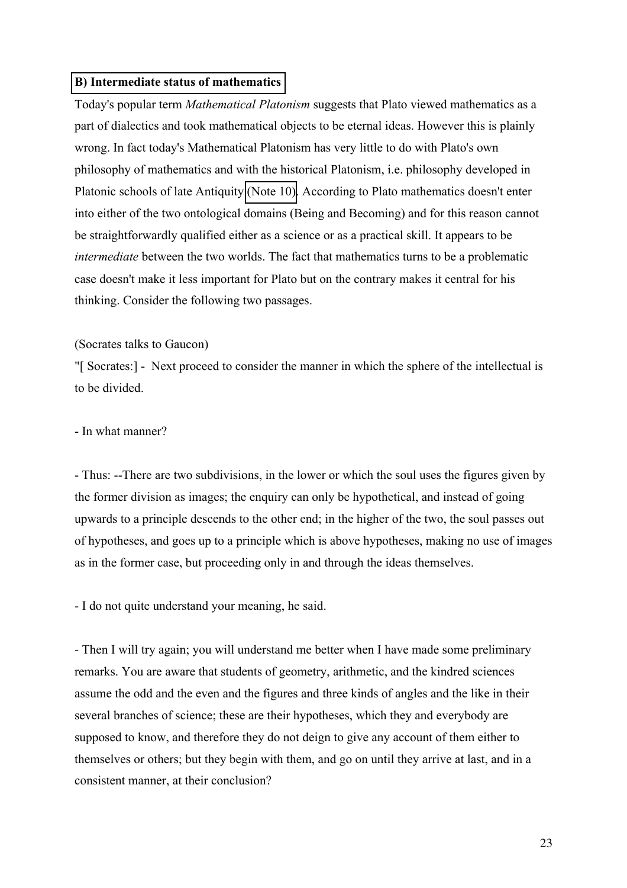## B) Intermediate status of mathematics

Today's popular term *Mathematical Platonism* suggests that Plato viewed mathematics as a part of dialectics and took mathematical objects to be eternal ideas. However this is plainly wrong. In fact today's Mathematical Platonism has very little to do with Plato's own philosophy of mathematics and with the historical Platonism, i.e. philosophy developed in Platonic schools of late Antiquity (Note 10). According to Plato mathematics doesn't enter into either of the two ontological domains (Being and Becoming) and for this reason cannot be straightforwardly qualified either as a science or as a practical skill. It appears to be *intermediate* between the two worlds. The fact that mathematics turns to be a problematic case doesn't make it less important for Plato but on the contrary makes it central for his thinking. Consider the following two passages.

(Socrates talks to Gaucon)

"[ Socrates:] - Next proceed to consider the manner in which the sphere of the intellectual is to be divided.

- In what manner?

- Thus: --There are two subdivisions, in the lower or which the soul uses the figures given by the former division as images; the enquiry can only be hypothetical, and instead of going upwards to a principle descends to the other end; in the higher of the two, the soul passes out of hypotheses, and goes up to a principle which is above hypotheses, making no use of images as in the former case, but proceeding only in and through the ideas themselves.

- I do not quite understand your meaning, he said.

- Then I will try again; you will understand me better when I have made some preliminary remarks. You are aware that students of geometry, arithmetic, and the kindred sciences assume the odd and the even and the figures and three kinds of angles and the like in their several branches of science; these are their hypotheses, which they and everybody are supposed to know, and therefore they do not deign to give any account of them either to themselves or others; but they begin with them, and go on until they arrive at last, and in a consistent manner, at their conclusion?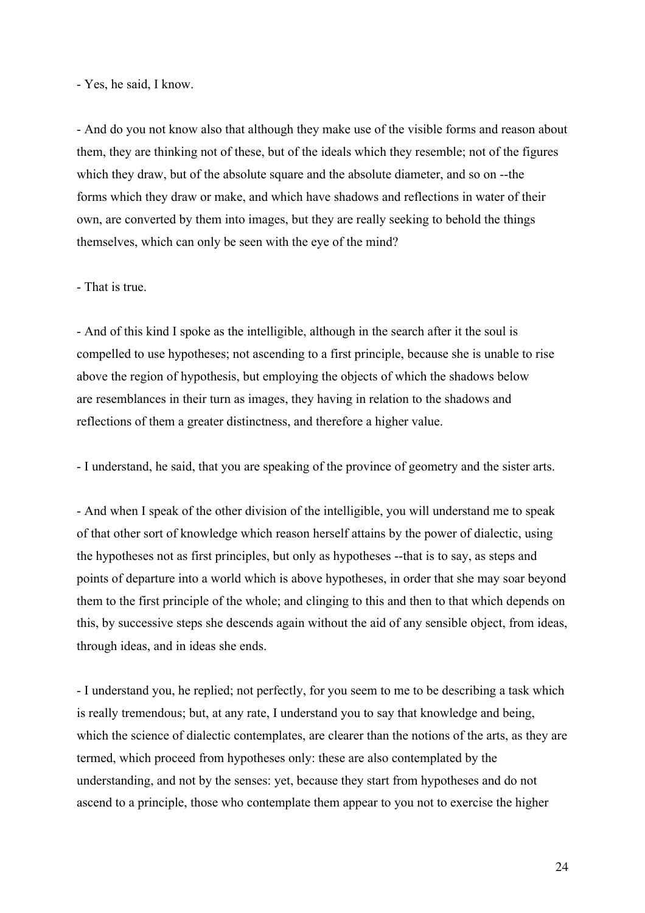- Yes, he said, I know.

- And do you not know also that although they make use of the visible forms and reason about them, they are thinking not of these, but of the ideals which they resemble; not of the figures which they draw, but of the absolute square and the absolute diameter, and so on --the forms which they draw or make, and which have shadows and reflections in water of their own, are converted by them into images, but they are really seeking to behold the things themselves, which can only be seen with the eye of the mind?

- That is true.

- And of this kind I spoke as the intelligible, although in the search after it the soul is compelled to use hypotheses; not ascending to a first principle, because she is unable to rise above the region of hypothesis, but employing the objects of which the shadows below are resemblances in their turn as images, they having in relation to the shadows and reflections of them a greater distinctness, and therefore a higher value.

- I understand, he said, that you are speaking of the province of geometry and the sister arts.

- And when I speak of the other division of the intelligible, you will understand me to speak of that other sort of knowledge which reason herself attains by the power of dialectic, using the hypotheses not as first principles, but only as hypotheses --that is to say, as steps and points of departure into a world which is above hypotheses, in order that she may soar beyond them to the first principle of the whole; and clinging to this and then to that which depends on this, by successive steps she descends again without the aid of any sensible object, from ideas, through ideas, and in ideas she ends.

- I understand you, he replied; not perfectly, for you seem to me to be describing a task which is really tremendous; but, at any rate, I understand you to say that knowledge and being, which the science of dialectic contemplates, are clearer than the notions of the arts, as they are termed, which proceed from hypotheses only: these are also contemplated by the understanding, and not by the senses: yet, because they start from hypotheses and do not ascend to a principle, those who contemplate them appear to you not to exercise the higher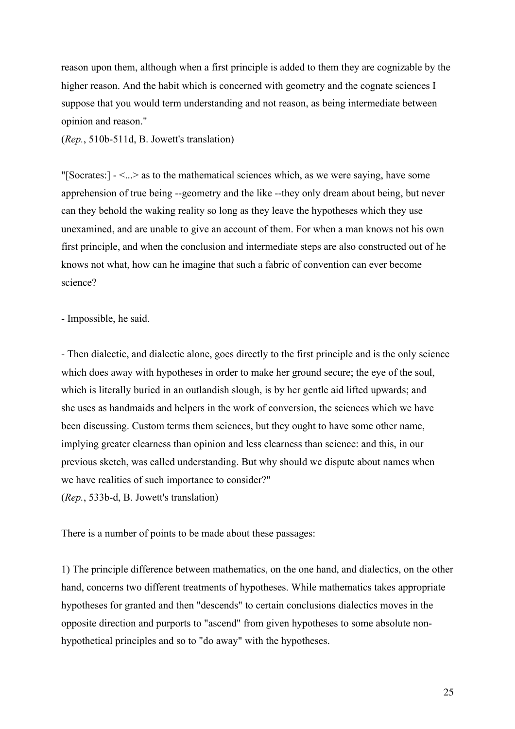reason upon them, although when a first principle is added to them they are cognizable by the higher reason. And the habit which is concerned with geometry and the cognate sciences I suppose that you would term understanding and not reason, as being intermediate between opinion and reason."

(*Rep.*, 510b-511d, B. Jowett's translation)

"[Socrates:] - <...> as to the mathematical sciences which, as we were saying, have some apprehension of true being --geometry and the like --they only dream about being, but never can they behold the waking reality so long as they leave the hypotheses which they use unexamined, and are unable to give an account of them. For when a man knows not his own first principle, and when the conclusion and intermediate steps are also constructed out of he knows not what, how can he imagine that such a fabric of convention can ever become science?

- Impossible, he said.

- Then dialectic, and dialectic alone, goes directly to the first principle and is the only science which does away with hypotheses in order to make her ground secure; the eye of the soul, which is literally buried in an outlandish slough, is by her gentle aid lifted upwards; and she uses as handmaids and helpers in the work of conversion, the sciences which we have been discussing. Custom terms them sciences, but they ought to have some other name, implying greater clearness than opinion and less clearness than science: and this, in our previous sketch, was called understanding. But why should we dispute about names when we have realities of such importance to consider?"

(*Rep.*, 533b-d, B. Jowett's translation)

There is a number of points to be made about these passages:

1) The principle difference between mathematics, on the one hand, and dialectics, on the other hand, concerns two different treatments of hypotheses. While mathematics takes appropriate hypotheses for granted and then "descends" to certain conclusions dialectics moves in the opposite direction and purports to "ascend" from given hypotheses to some absolute non-hypothetical principles and so to "do away" with the hypotheses.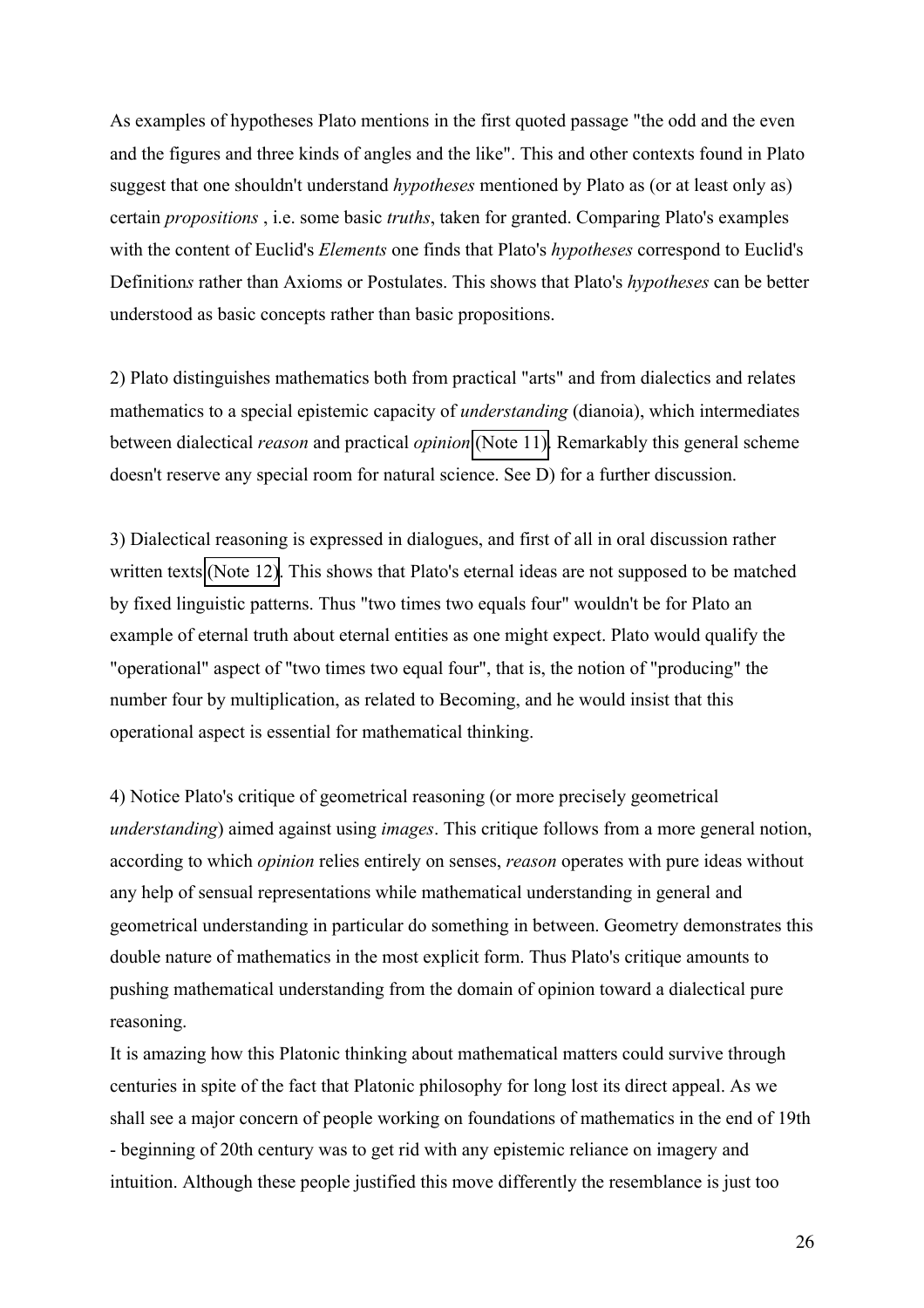As examples of hypotheses Plato mentions in the first quoted passage "the odd and the even and the figures and three kinds of angles and the like". This and other contexts found in Plato suggest that one shouldn't understand *hypotheses* mentioned by Plato as (or at least only as) certain *propositions* , i.e. some basic *truths*, taken for granted. Comparing Plato's examples with the content of Euclid's *Elements* one finds that Plato's *hypotheses* correspond to Euclid's Definition*s* rather than Axioms or Postulates. This shows that Plato's *hypotheses* can be better understood as basic concepts rather than basic propositions.

2) Plato distinguishes mathematics both from practical "arts" and from dialectics and relates mathematics to a special epistemic capacity of *understanding* (dianoia), which intermediates between dialectical *reason* and practical *opinion* (Note 11). Remarkably this general scheme doesn't reserve any special room for natural science. See D) for a further discussion.

3) Dialectical reasoning is expressed in dialogues, and first of all in oral discussion rather written texts (Note 12). This shows that Plato's eternal ideas are not supposed to be matched by fixed linguistic patterns. Thus "two times two equals four" wouldn't be for Plato an example of eternal truth about eternal entities as one might expect. Plato would qualify the "operational" aspect of "two times two equal four", that is, the notion of "producing" the number four by multiplication, as related to Becoming, and he would insist that this operational aspect is essential for mathematical thinking.

4) Notice Plato's critique of geometrical reasoning (or more precisely geometrical *understanding*) aimed against using *images*. This critique follows from a more general notion, according to which *opinion* relies entirely on senses, *reason* operates with pure ideas without any help of sensual representations while mathematical understanding in general and geometrical understanding in particular do something in between. Geometry demonstrates this double nature of mathematics in the most explicit form. Thus Plato's critique amounts to pushing mathematical understanding from the domain of opinion toward a dialectical pure reasoning.

It is amazing how this Platonic thinking about mathematical matters could survive through centuries in spite of the fact that Platonic philosophy for long lost its direct appeal. As we shall see a major concern of people working on foundations of mathematics in the end of 19th - beginning of 20th century was to get rid with any epistemic reliance on imagery and intuition. Although these people justified this move differently the resemblance is just too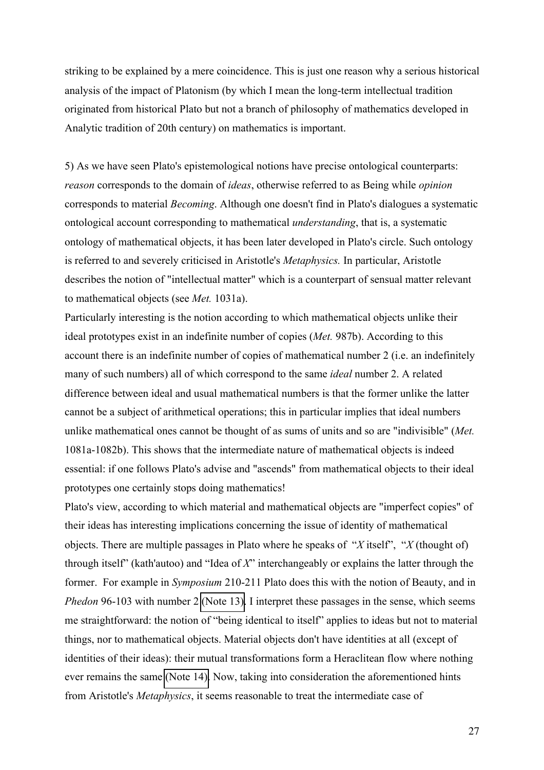striking to be explained by a mere coincidence. This is just one reason why a serious historical analysis of the impact of Platonism (by which I mean the long-term intellectual tradition originated from historical Plato but not a branch of philosophy of mathematics developed in Analytic tradition of 20th century) on mathematics is important.

5) As we have seen Plato's epistemological notions have precise ontological counterparts: *reason* corresponds to the domain of *ideas*, otherwise referred to as Being while *opinion* corresponds to material *Becoming*. Although one doesn't find in Plato's dialogues a systematic ontological account corresponding to mathematical *understanding*, that is, a systematic ontology of mathematical objects, it has been later developed in Plato's circle. Such ontology is referred to and severely criticised in Aristotle's *Metaphysics.* In particular, Aristotle describes the notion of "intellectual matter" which is a counterpart of sensual matter relevant to mathematical objects (see *Met.* 1031a).

Particularly interesting is the notion according to which mathematical objects unlike their ideal prototypes exist in an indefinite number of copies (*Met.* 987b). According to this account there is an indefinite number of copies of mathematical number 2 (i.e. an indefinitely many of such numbers) all of which correspond to the same *ideal* number 2. A related difference between ideal and usual mathematical numbers is that the former unlike the latter cannot be a subject of arithmetical operations; this in particular implies that ideal numbers unlike mathematical ones cannot be thought of as sums of units and so are "indivisible" (*Met.* 1081a-1082b). This shows that the intermediate nature of mathematical objects is indeed essential: if one follows Plato's advise and "ascends" from mathematical objects to their ideal prototypes one certainly stops doing mathematics!

Plato's view, according to which material and mathematical objects are "imperfect copies" of their ideas has interesting implications concerning the issue of identity of mathematical objects. There are multiple passages in Plato where he speaks of "*X* itself", "*X* (thought of) through itself" (kath'autoo) and "Idea of *X*" interchangeably or explains the latter through the former. For example in *Symposium* 210-211 Plato does this with the notion of Beauty, and in *Phedon* 96-103 with number 2 (Note 13). I interpret these passages in the sense, which seems me straightforward: the notion of "being identical to itself" applies to ideas but not to material things, nor to mathematical objects. Material objects don't have identities at all (except of identities of their ideas): their mutual transformations form a Heraclitean flow where nothing ever remains the same (Note 14). Now, taking into consideration the aforementioned hints from Aristotle's *Metaphysics*, it seems reasonable to treat the intermediate case of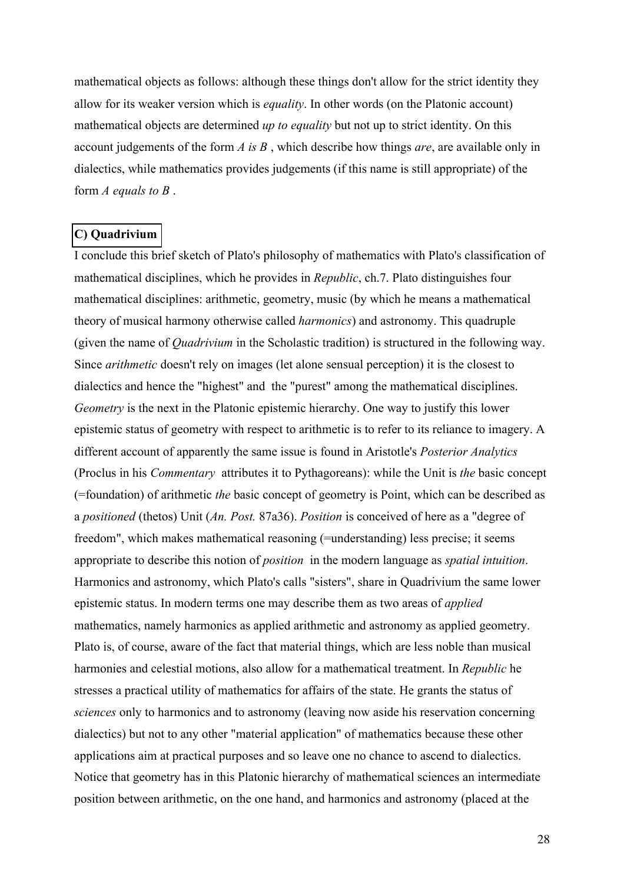mathematical objects as follows: although these things don't allow for the strict identity they allow for its weaker version which is *equality*. In other words (on the Platonic account) mathematical objects are determined *up to equality* but not up to strict identity. On this account judgements of the form *A is B* , which describe how things *are*, are available only in dialectics, while mathematics provides judgements (if this name is still appropriate) of the form *A equals to B* .

### C) Quadrivium

I conclude this brief sketch of Plato's philosophy of mathematics with Plato's classification of mathematical disciplines, which he provides in *Republic*, ch.7. Plato distinguishes four mathematical disciplines: arithmetic, geometry, music (by which he means a mathematical theory of musical harmony otherwise called *harmonics*) and astronomy. This quadruple (given the name of *Quadrivium* in the Scholastic tradition) is structured in the following way. Since *arithmetic* doesn't rely on images (let alone sensual perception) it is the closest to dialectics and hence the "highest" and the "purest" among the mathematical disciplines. *Geometry* is the next in the Platonic epistemic hierarchy. One way to justify this lower epistemic status of geometry with respect to arithmetic is to refer to its reliance to imagery. A different account of apparently the same issue is found in Aristotle's *Posterior Analytics* (Proclus in his *Commentary* attributes it to Pythagoreans): while the Unit is *the* basic concept (=foundation) of arithmetic *the* basic concept of geometry is Point, which can be described as a *positioned* (thetos) Unit (*An. Post.* 87a36). *Position* is conceived of here as a "degree of freedom", which makes mathematical reasoning (=understanding) less precise; it seems appropriate to describe this notion of *position* in the modern language as *spatial intuition*. Harmonics and astronomy, which Plato's calls "sisters", share in Quadrivium the same lower epistemic status. In modern terms one may describe them as two areas of *applied* mathematics, namely harmonics as applied arithmetic and astronomy as applied geometry. Plato is, of course, aware of the fact that material things, which are less noble than musical harmonies and celestial motions, also allow for a mathematical treatment. In *Republic* he stresses a practical utility of mathematics for affairs of the state. He grants the status of *sciences* only to harmonics and to astronomy (leaving now aside his reservation concerning dialectics) but not to any other "material application" of mathematics because these other applications aim at practical purposes and so leave one no chance to ascend to dialectics. Notice that geometry has in this Platonic hierarchy of mathematical sciences an intermediate position between arithmetic, on the one hand, and harmonics and astronomy (placed at the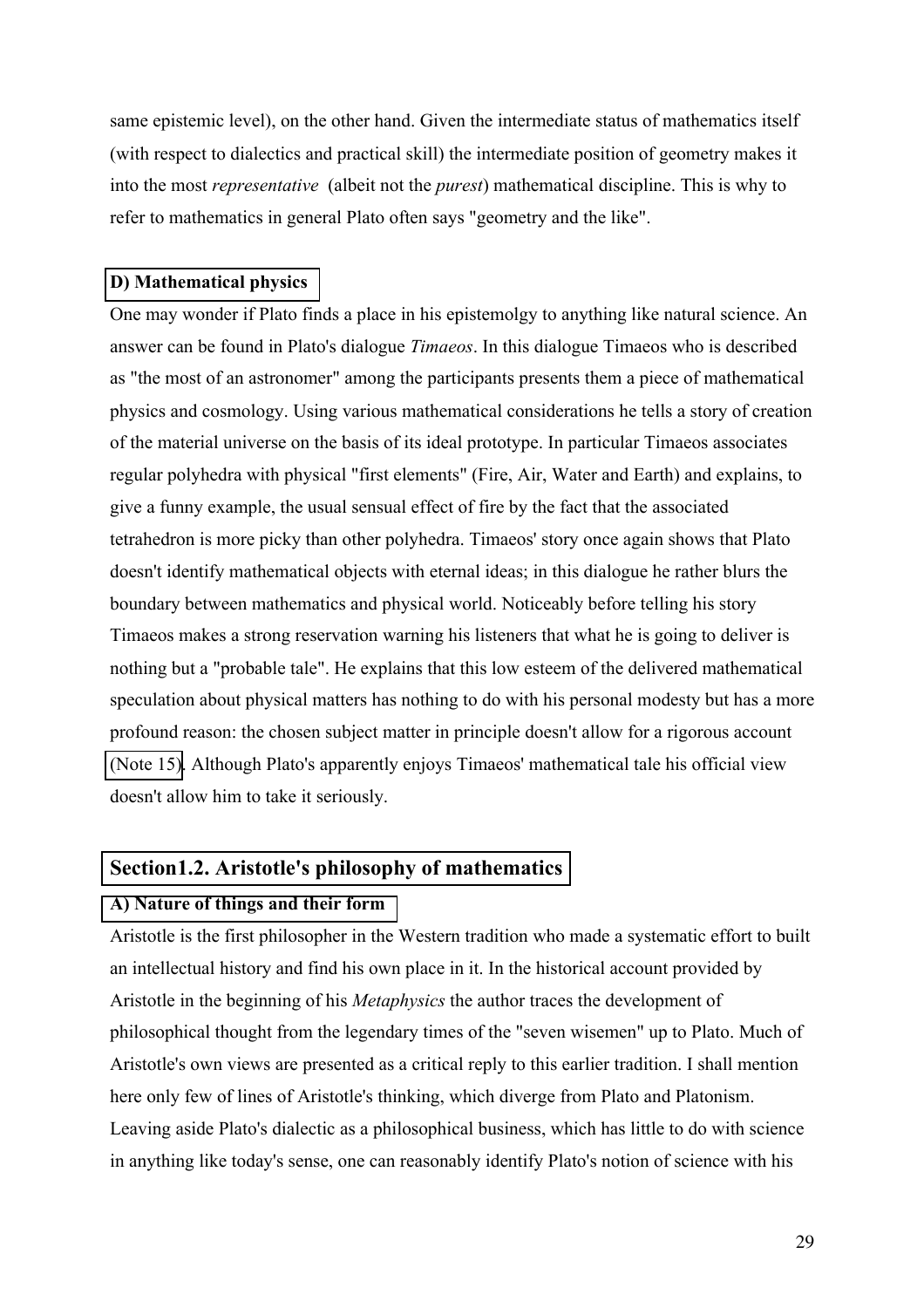same epistemic level), on the other hand. Given the intermediate status of mathematics itself (with respect to dialectics and practical skill) the intermediate position of geometry makes it into the most *representative* (albeit not the *purest*) mathematical discipline. This is why to refer to mathematics in general Plato often says "geometry and the like".

### D) Mathematical physics

One may wonder if Plato finds a place in his epistemolgy to anything like natural science. An answer can be found in Plato's dialogue *Timaeos*. In this dialogue Timaeos who is described as "the most of an astronomer" among the participants presents them a piece of mathematical physics and cosmology. Using various mathematical considerations he tells a story of creation of the material universe on the basis of its ideal prototype. In particular Timaeos associates regular polyhedra with physical "first elements" (Fire, Air, Water and Earth) and explains, to give a funny example, the usual sensual effect of fire by the fact that the associated tetrahedron is more picky than other polyhedra. Timaeos' story once again shows that Plato doesn't identify mathematical objects with eternal ideas; in this dialogue he rather blurs the boundary between mathematics and physical world. Noticeably before telling his story Timaeos makes a strong reservation warning his listeners that what he is going to deliver is nothing but a "probable tale". He explains that this low esteem of the delivered mathematical speculation about physical matters has nothing to do with his personal modesty but has a more profound reason: the chosen subject matter in principle doesn't allow for a rigorous account (Note 15). Although Plato's apparently enjoys Timaeos' mathematical tale his official view doesn't allow him to take it seriously.

## Section1.2. Aristotle's philosophy of mathematics

### A) Nature of things and their form

Aristotle is the first philosopher in the Western tradition who made a systematic effort to built an intellectual history and find his own place in it. In the historical account provided by Aristotle in the beginning of his *Metaphysics* the author traces the development of philosophical thought from the legendary times of the "seven wisemen" up to Plato. Much of Aristotle's own views are presented as a critical reply to this earlier tradition. I shall mention here only few of lines of Aristotle's thinking, which diverge from Plato and Platonism. Leaving aside Plato's dialectic as a philosophical business, which has little to do with science in anything like today's sense, one can reasonably identify Plato's notion of science with his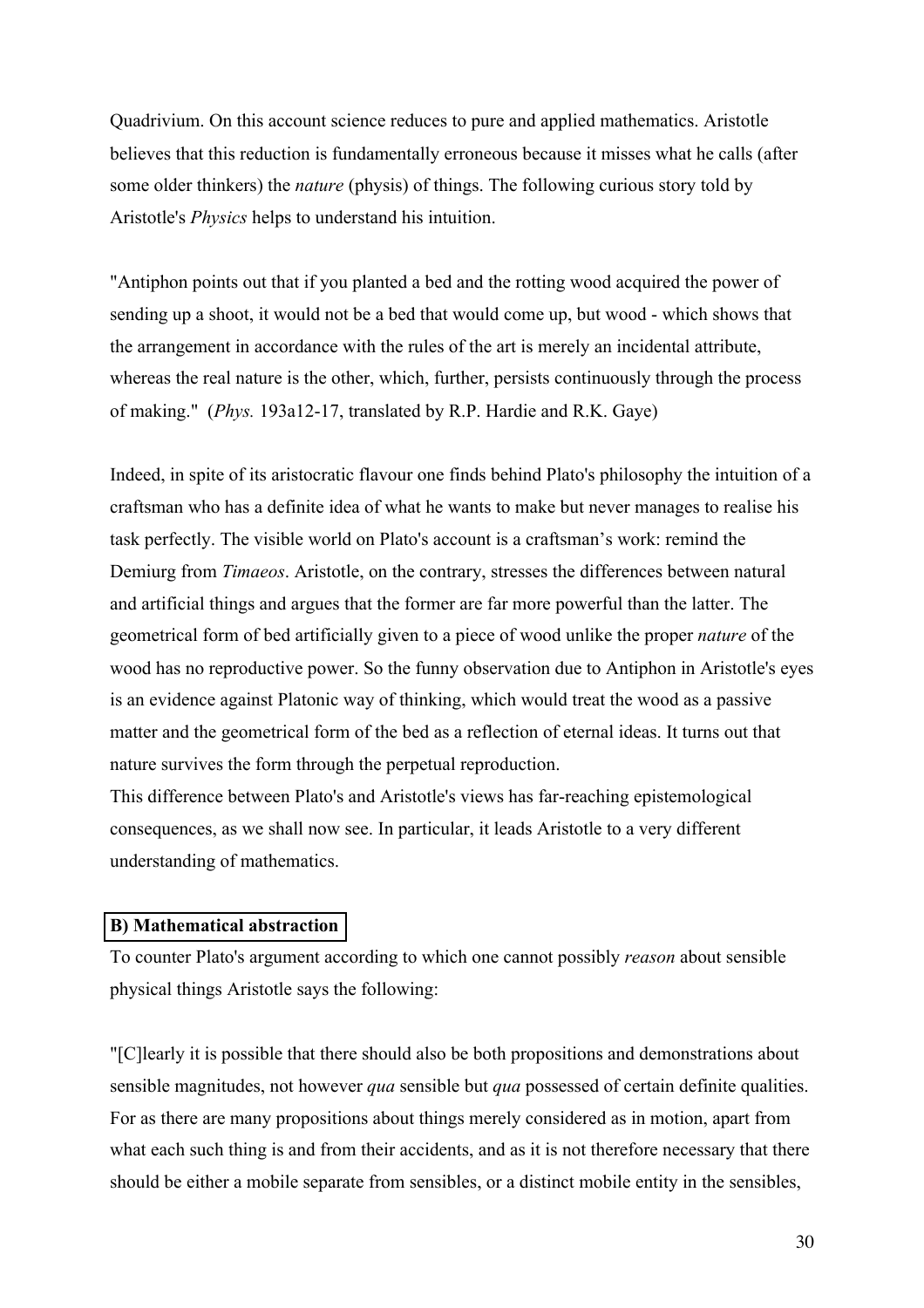Quadrivium. On this account science reduces to pure and applied mathematics. Aristotle believes that this reduction is fundamentally erroneous because it misses what he calls (after some older thinkers) the *nature* (physis) of things. The following curious story told by Aristotle's *Physics* helps to understand his intuition.

"Antiphon points out that if you planted a bed and the rotting wood acquired the power of sending up a shoot, it would not be a bed that would come up, but wood - which shows that the arrangement in accordance with the rules of the art is merely an incidental attribute, whereas the real nature is the other, which, further, persists continuously through the process of making." (*Phys.* 193a12-17, translated by R.P. Hardie and R.K. Gaye)

Indeed, in spite of its aristocratic flavour one finds behind Plato's philosophy the intuition of a craftsman who has a definite idea of what he wants to make but never manages to realise his task perfectly. The visible world on Plato's account is a craftsman's work: remind the Demiurg from *Timaeos*. Aristotle, on the contrary, stresses the differences between natural and artificial things and argues that the former are far more powerful than the latter. The geometrical form of bed artificially given to a piece of wood unlike the proper *nature* of the wood has no reproductive power. So the funny observation due to Antiphon in Aristotle's eyes is an evidence against Platonic way of thinking, which would treat the wood as a passive matter and the geometrical form of the bed as a reflection of eternal ideas. It turns out that nature survives the form through the perpetual reproduction.
This difference between Plato's and Aristotle's views has far-reaching epistemological consequences, as we shall now see. In particular, it leads Aristotle to a very different understanding of mathematics.

### B) Mathematical abstraction

To counter Plato's argument according to which one cannot possibly *reason* about sensible physical things Aristotle says the following:

"[C]learly it is possible that there should also be both propositions and demonstrations about sensible magnitudes, not however *qua* sensible but *qua* possessed of certain definite qualities. For as there are many propositions about things merely considered as in motion, apart from what each such thing is and from their accidents, and as it is not therefore necessary that there should be either a mobile separate from sensibles, or a distinct mobile entity in the sensibles,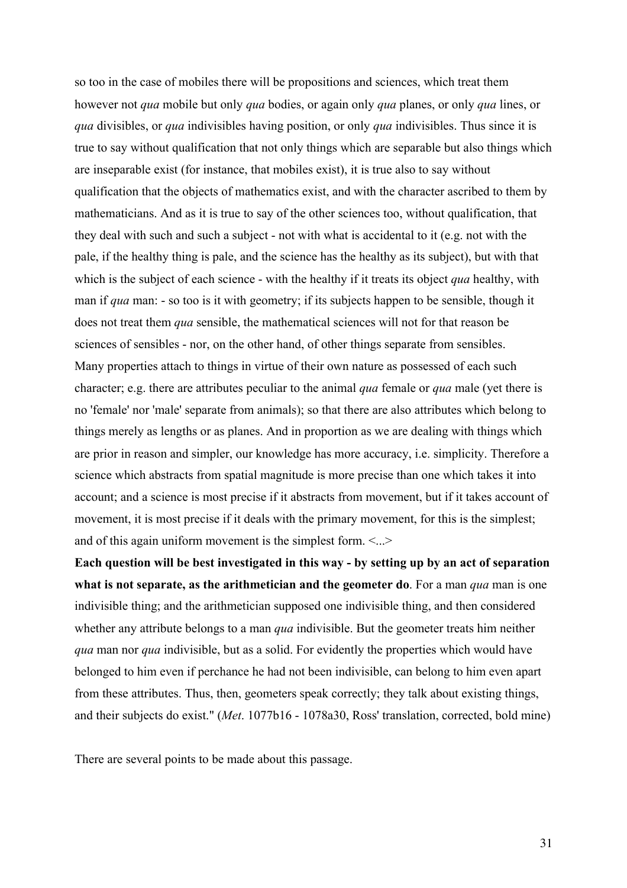so too in the case of mobiles there will be propositions and sciences, which treat them however not *qua* mobile but only *qua* bodies, or again only *qua* planes, or only *qua* lines, or *qua* divisibles, or *qua* indivisibles having position, or only *qua* indivisibles. Thus since it is true to say without qualification that not only things which are separable but also things which are inseparable exist (for instance, that mobiles exist), it is true also to say without qualification that the objects of mathematics exist, and with the character ascribed to them by mathematicians. And as it is true to say of the other sciences too, without qualification, that they deal with such and such a subject - not with what is accidental to it (e.g. not with the pale, if the healthy thing is pale, and the science has the healthy as its subject), but with that which is the subject of each science - with the healthy if it treats its object *qua* healthy, with man if *qua* man: - so too is it with geometry; if its subjects happen to be sensible, though it does not treat them *qua* sensible, the mathematical sciences will not for that reason be sciences of sensibles - nor, on the other hand, of other things separate from sensibles.
Many properties attach to things in virtue of their own nature as possessed of each such character; e.g. there are attributes peculiar to the animal *qua* female or *qua* male (yet there is no 'female' nor 'male' separate from animals); so that there are also attributes which belong to things merely as lengths or as planes. And in proportion as we are dealing with things which are prior in reason and simpler, our knowledge has more accuracy, i.e. simplicity. Therefore a science which abstracts from spatial magnitude is more precise than one which takes it into account; and a science is most precise if it abstracts from movement, but if it takes account of movement, it is most precise if it deals with the primary movement, for this is the simplest; and of this again uniform movement is the simplest form. <...>
**Each question will be best investigated in this way - by setting up by an act of separation what is not separate, as the arithmetician and the geometer do**. For a man *qua* man is one indivisible thing; and the arithmetician supposed one indivisible thing, and then considered whether any attribute belongs to a man *qua* indivisible. But the geometer treats him neither *qua* man nor *qua* indivisible, but as a solid. For evidently the properties which would have belonged to him even if perchance he had not been indivisible, can belong to him even apart from these attributes. Thus, then, geometers speak correctly; they talk about existing things, and their subjects do exist." (*Met*. 1077b16 - 1078a30, Ross' translation, corrected, bold mine)

There are several points to be made about this passage.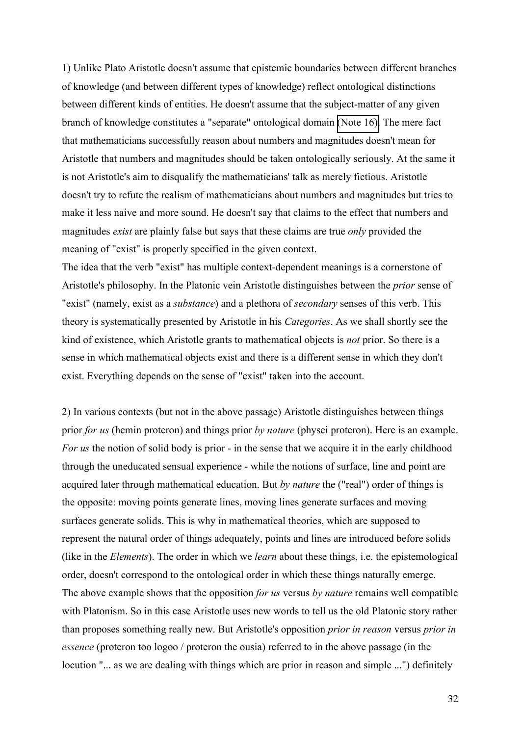1) Unlike Plato Aristotle doesn't assume that epistemic boundaries between different branches of knowledge (and between different types of knowledge) reflect ontological distinctions between different kinds of entities. He doesn't assume that the subject-matter of any given branch of knowledge constitutes a "separate" ontological domain (Note 16). The mere fact that mathematicians successfully reason about numbers and magnitudes doesn't mean for Aristotle that numbers and magnitudes should be taken ontologically seriously. At the same it is not Aristotle's aim to disqualify the mathematicians' talk as merely fictious. Aristotle doesn't try to refute the realism of mathematicians about numbers and magnitudes but tries to make it less naive and more sound. He doesn't say that claims to the effect that numbers and magnitudes *exist* are plainly false but says that these claims are true *only* provided the meaning of "exist" is properly specified in the given context.

The idea that the verb "exist" has multiple context-dependent meanings is a cornerstone of Aristotle's philosophy. In the Platonic vein Aristotle distinguishes between the *prior* sense of "exist" (namely, exist as a *substance*) and a plethora of *secondary* senses of this verb. This theory is systematically presented by Aristotle in his *Categories*. As we shall shortly see the kind of existence, which Aristotle grants to mathematical objects is *not* prior. So there is a sense in which mathematical objects exist and there is a different sense in which they don't exist. Everything depends on the sense of "exist" taken into the account.

2) In various contexts (but not in the above passage) Aristotle distinguishes between things prior *for us* (hemin proteron) and things prior *by nature* (physei proteron). Here is an example. *For us* the notion of solid body is prior - in the sense that we acquire it in the early childhood through the uneducated sensual experience - while the notions of surface, line and point are acquired later through mathematical education. But *by nature* the ("real") order of things is the opposite: moving points generate lines, moving lines generate surfaces and moving surfaces generate solids. This is why in mathematical theories, which are supposed to represent the natural order of things adequately, points and lines are introduced before solids (like in the *Elements*). The order in which we *learn* about these things, i.e. the epistemological order, doesn't correspond to the ontological order in which these things naturally emerge.

The above example shows that the opposition *for us* versus *by nature* remains well compatible with Platonism. So in this case Aristotle uses new words to tell us the old Platonic story rather than proposes something really new. But Aristotle's opposition *prior in reason* versus *prior in essence* (proteron too logoo / proteron the ousia) referred to in the above passage (in the locution "... as we are dealing with things which are prior in reason and simple ...") definitely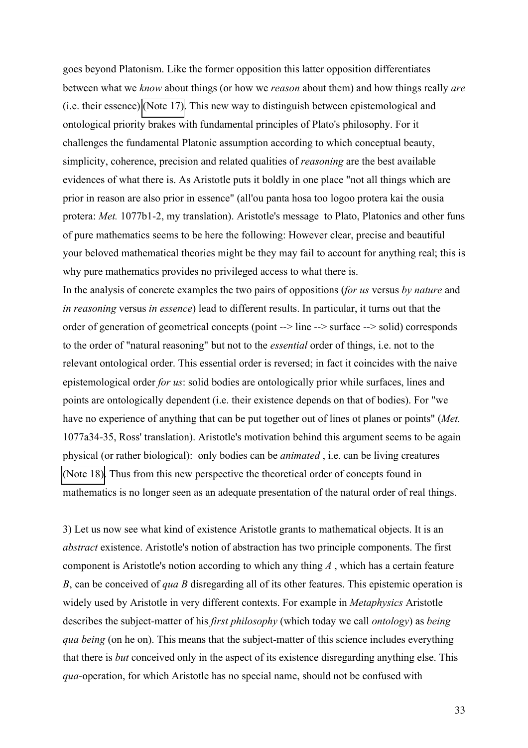goes beyond Platonism. Like the former opposition this latter opposition differentiates between what we *know* about things (or how we *reason* about them) and how things really *are* (i.e. their essence) (Note 17). This new way to distinguish between epistemological and ontological priority brakes with fundamental principles of Plato's philosophy. For it challenges the fundamental Platonic assumption according to which conceptual beauty, simplicity, coherence, precision and related qualities of *reasoning* are the best available evidences of what there is. As Aristotle puts it boldly in one place "not all things which are prior in reason are also prior in essence" (all'ou panta hosa too logoo protera kai the ousia protera: *Met.* 1077b1-2, my translation). Aristotle's message to Plato, Platonics and other funs of pure mathematics seems to be here the following: However clear, precise and beautiful your beloved mathematical theories might be they may fail to account for anything real; this is why pure mathematics provides no privileged access to what there is.

In the analysis of concrete examples the two pairs of oppositions (*for us* versus *by nature* and *in reasoning* versus *in essence*) lead to different results. In particular, it turns out that the order of generation of geometrical concepts (point --> line --> surface --> solid) corresponds to the order of "natural reasoning" but not to the *essential* order of things, i.e. not to the relevant ontological order. This essential order is reversed; in fact it coincides with the naive epistemological order *for us*: solid bodies are ontologically prior while surfaces, lines and points are ontologically dependent (i.e. their existence depends on that of bodies). For "we have no experience of anything that can be put together out of lines ot planes or points" (*Met.* 1077a34-35, Ross' translation). Aristotle's motivation behind this argument seems to be again physical (or rather biological): only bodies can be *animated* , i.e. can be living creatures (Note 18). Thus from this new perspective the theoretical order of concepts found in mathematics is no longer seen as an adequate presentation of the natural order of real things.

3) Let us now see what kind of existence Aristotle grants to mathematical objects. It is an *abstract* existence. Aristotle's notion of abstraction has two principle components. The first component is Aristotle's notion according to which any thing *A* , which has a certain feature *B*, can be conceived of *qua B* disregarding all of its other features. This epistemic operation is widely used by Aristotle in very different contexts. For example in *Metaphysics* Aristotle describes the subject-matter of his *first philosophy* (which today we call *ontology*) as *being qua being* (on he on). This means that the subject-matter of this science includes everything that there is *but* conceived only in the aspect of its existence disregarding anything else. This *qua*-operation, for which Aristotle has no special name, should not be confused with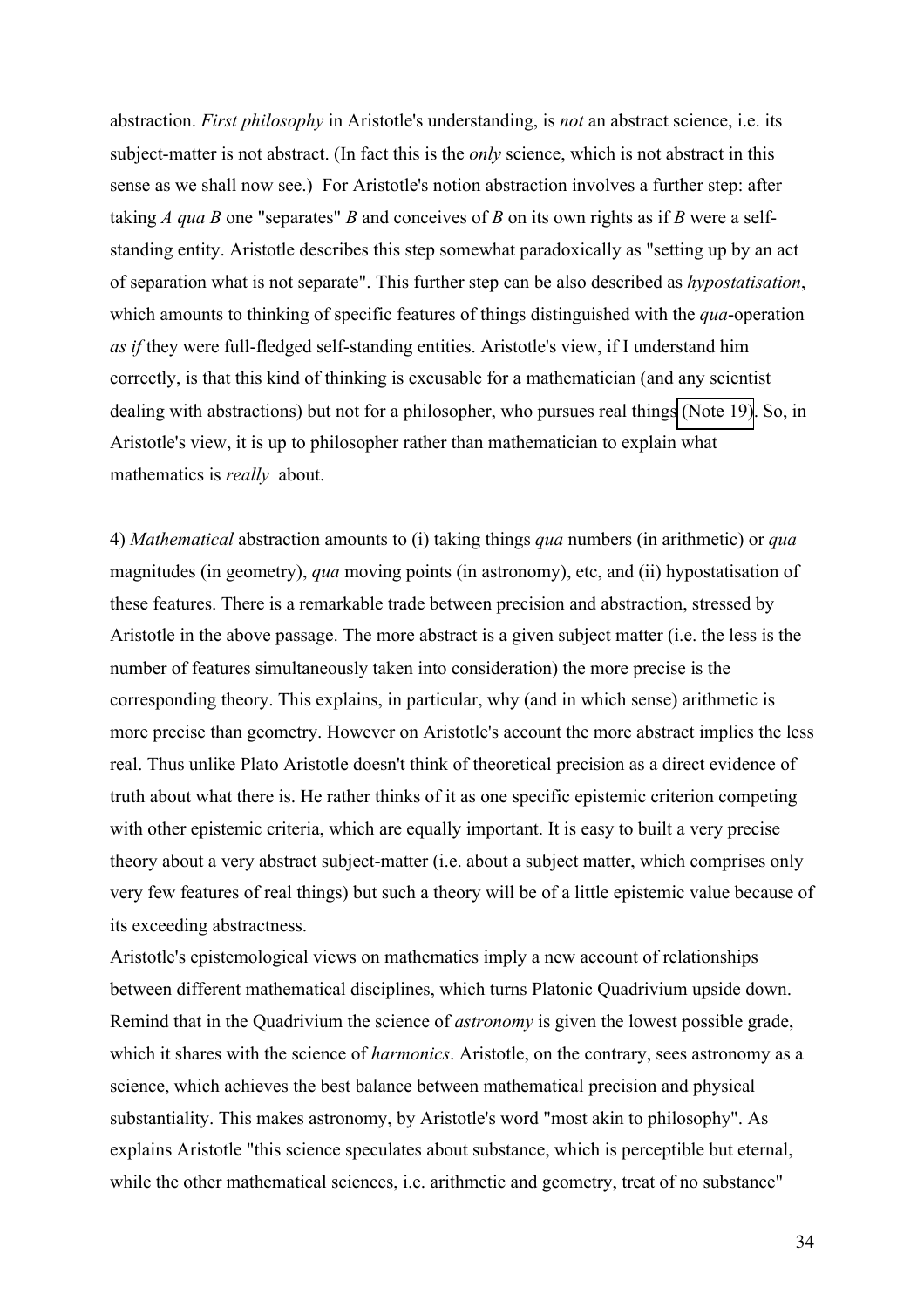abstraction. *First philosophy* in Aristotle's understanding, is *not* an abstract science, i.e. its subject-matter is not abstract. (In fact this is the *only* science, which is not abstract in this sense as we shall now see.) For Aristotle's notion abstraction involves a further step: after taking *A qua B* one "separates" *B* and conceives of *B* on its own rights as if *B* were a self-standing entity. Aristotle describes this step somewhat paradoxically as "setting up by an act of separation what is not separate". This further step can be also described as *hypostatisation*, which amounts to thinking of specific features of things distinguished with the *qua*-operation *as if* they were full-fledged self-standing entities. Aristotle's view, if I understand him correctly, is that this kind of thinking is excusable for a mathematician (and any scientist dealing with abstractions) but not for a philosopher, who pursues real things (Note 19). So, in Aristotle's view, it is up to philosopher rather than mathematician to explain what mathematics is *really* about.

4) *Mathematical* abstraction amounts to (i) taking things *qua* numbers (in arithmetic) or *qua* magnitudes (in geometry), *qua* moving points (in astronomy), etc, and (ii) hypostatisation of these features. There is a remarkable trade between precision and abstraction, stressed by Aristotle in the above passage. The more abstract is a given subject matter (i.e. the less is the number of features simultaneously taken into consideration) the more precise is the corresponding theory. This explains, in particular, why (and in which sense) arithmetic is more precise than geometry. However on Aristotle's account the more abstract implies the less real. Thus unlike Plato Aristotle doesn't think of theoretical precision as a direct evidence of truth about what there is. He rather thinks of it as one specific epistemic criterion competing with other epistemic criteria, which are equally important. It is easy to built a very precise theory about a very abstract subject-matter (i.e. about a subject matter, which comprises only very few features of real things) but such a theory will be of a little epistemic value because of its exceeding abstractness.

Aristotle's epistemological views on mathematics imply a new account of relationships between different mathematical disciplines, which turns Platonic Quadrivium upside down. Remind that in the Quadrivium the science of *astronomy* is given the lowest possible grade, which it shares with the science of *harmonics*. Aristotle, on the contrary, sees astronomy as a science, which achieves the best balance between mathematical precision and physical substantiality. This makes astronomy, by Aristotle's word "most akin to philosophy". As explains Aristotle "this science speculates about substance, which is perceptible but eternal, while the other mathematical sciences, i.e. arithmetic and geometry, treat of no substance"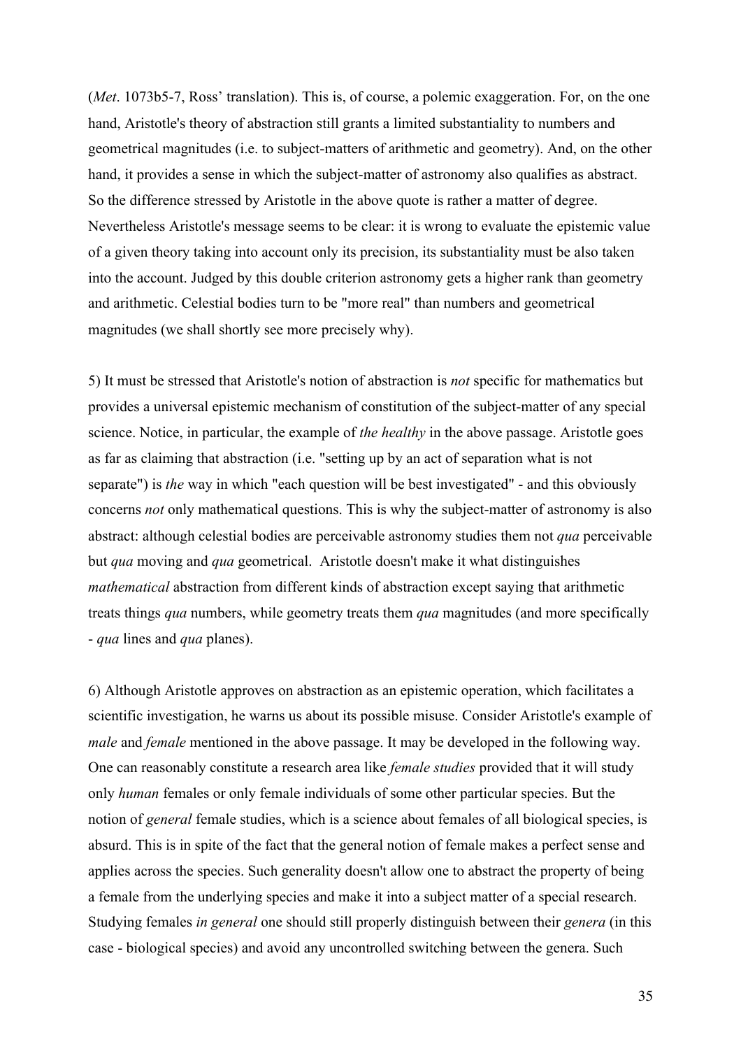(*Met*. 1073b5-7, Ross' translation). This is, of course, a polemic exaggeration. For, on the one hand, Aristotle's theory of abstraction still grants a limited substantiality to numbers and geometrical magnitudes (i.e. to subject-matters of arithmetic and geometry). And, on the other hand, it provides a sense in which the subject-matter of astronomy also qualifies as abstract. So the difference stressed by Aristotle in the above quote is rather a matter of degree. Nevertheless Aristotle's message seems to be clear: it is wrong to evaluate the epistemic value of a given theory taking into account only its precision, its substantiality must be also taken into the account. Judged by this double criterion astronomy gets a higher rank than geometry and arithmetic. Celestial bodies turn to be "more real" than numbers and geometrical magnitudes (we shall shortly see more precisely why).

5) It must be stressed that Aristotle's notion of abstraction is *not* specific for mathematics but provides a universal epistemic mechanism of constitution of the subject-matter of any special science. Notice, in particular, the example of *the healthy* in the above passage. Aristotle goes as far as claiming that abstraction (i.e. "setting up by an act of separation what is not separate") is *the* way in which "each question will be best investigated" - and this obviously concerns *not* only mathematical questions. This is why the subject-matter of astronomy is also abstract: although celestial bodies are perceivable astronomy studies them not *qua* perceivable but *qua* moving and *qua* geometrical. Aristotle doesn't make it what distinguishes *mathematical* abstraction from different kinds of abstraction except saying that arithmetic treats things *qua* numbers, while geometry treats them *qua* magnitudes (and more specifically - *qua* lines and *qua* planes).

6) Although Aristotle approves on abstraction as an epistemic operation, which facilitates a scientific investigation, he warns us about its possible misuse. Consider Aristotle's example of *male* and *female* mentioned in the above passage. It may be developed in the following way. One can reasonably constitute a research area like *female studies* provided that it will study only *human* females or only female individuals of some other particular species. But the notion of *general* female studies, which is a science about females of all biological species, is absurd. This is in spite of the fact that the general notion of female makes a perfect sense and applies across the species. Such generality doesn't allow one to abstract the property of being a female from the underlying species and make it into a subject matter of a special research. Studying females *in general* one should still properly distinguish between their *genera* (in this case - biological species) and avoid any uncontrolled switching between the genera. Such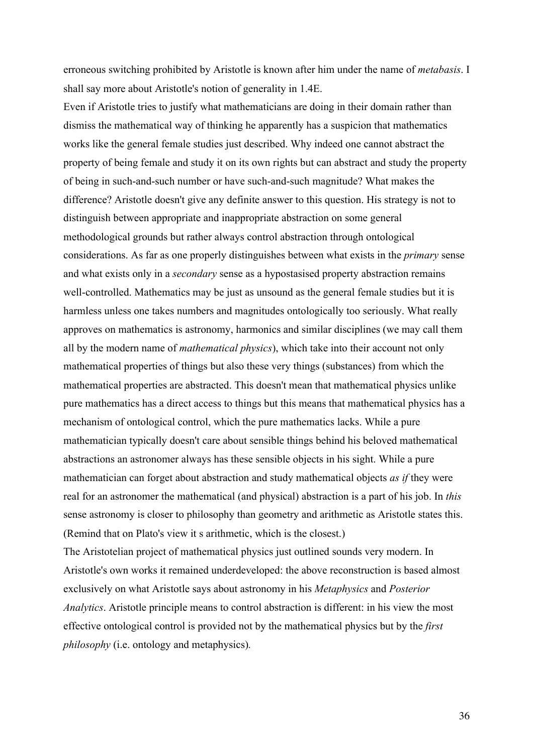erroneous switching prohibited by Aristotle is known after him under the name of *metabasis*. I shall say more about Aristotle's notion of generality in 1.4E.

Even if Aristotle tries to justify what mathematicians are doing in their domain rather than dismiss the mathematical way of thinking he apparently has a suspicion that mathematics works like the general female studies just described. Why indeed one cannot abstract the property of being female and study it on its own rights but can abstract and study the property of being in such-and-such number or have such-and-such magnitude? What makes the difference? Aristotle doesn't give any definite answer to this question. His strategy is not to distinguish between appropriate and inappropriate abstraction on some general methodological grounds but rather always control abstraction through ontological considerations. As far as one properly distinguishes between what exists in the *primary* sense and what exists only in a *secondary* sense as a hypostasised property abstraction remains well-controlled. Mathematics may be just as unsound as the general female studies but it is harmless unless one takes numbers and magnitudes ontologically too seriously. What really approves on mathematics is astronomy, harmonics and similar disciplines (we may call them all by the modern name of *mathematical physics*), which take into their account not only mathematical properties of things but also these very things (substances) from which the mathematical properties are abstracted. This doesn't mean that mathematical physics unlike pure mathematics has a direct access to things but this means that mathematical physics has a mechanism of ontological control, which the pure mathematics lacks. While a pure mathematician typically doesn't care about sensible things behind his beloved mathematical abstractions an astronomer always has these sensible objects in his sight. While a pure mathematician can forget about abstraction and study mathematical objects *as if* they were real for an astronomer the mathematical (and physical) abstraction is a part of his job. In *this* sense astronomy is closer to philosophy than geometry and arithmetic as Aristotle states this. (Remind that on Plato's view it s arithmetic, which is the closest.)

The Aristotelian project of mathematical physics just outlined sounds very modern. In Aristotle's own works it remained underdeveloped: the above reconstruction is based almost exclusively on what Aristotle says about astronomy in his *Metaphysics* and *Posterior Analytics*. Aristotle principle means to control abstraction is different: in his view the most effective ontological control is provided not by the mathematical physics but by the *first philosophy* (i.e. ontology and metaphysics).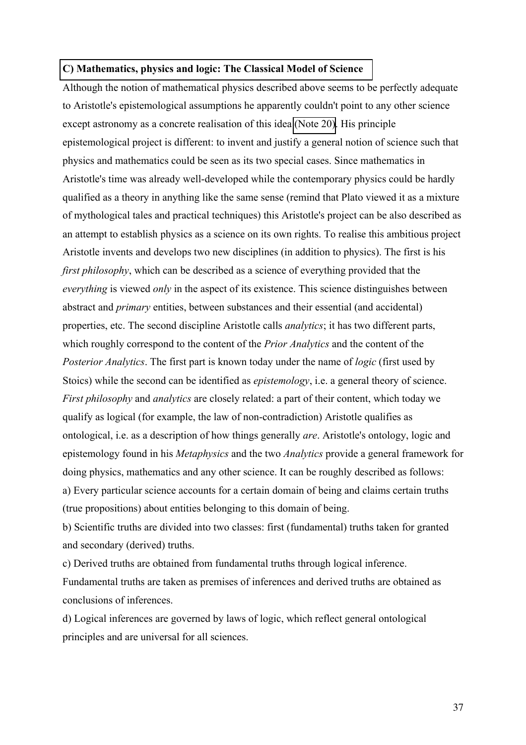### C) Mathematics, physics and logic: The Classical Model of Science

Although the notion of mathematical physics described above seems to be perfectly adequate to Aristotle's epistemological assumptions he apparently couldn't point to any other science except astronomy as a concrete realisation of this idea (Note 20). His principle epistemological project is different: to invent and justify a general notion of science such that physics and mathematics could be seen as its two special cases. Since mathematics in Aristotle's time was already well-developed while the contemporary physics could be hardly qualified as a theory in anything like the same sense (remind that Plato viewed it as a mixture of mythological tales and practical techniques) this Aristotle's project can be also described as an attempt to establish physics as a science on its own rights. To realise this ambitious project Aristotle invents and develops two new disciplines (in addition to physics). The first is his *first philosophy*, which can be described as a science of everything provided that the *everything* is viewed *only* in the aspect of its existence. This science distinguishes between abstract and *primary* entities, between substances and their essential (and accidental) properties, etc. The second discipline Aristotle calls *analytics*; it has two different parts, which roughly correspond to the content of the *Prior Analytics* and the content of the *Posterior Analytics*. The first part is known today under the name of *logic* (first used by Stoics) while the second can be identified as *epistemology*, i.e. a general theory of science. *First philosophy* and *analytics* are closely related: a part of their content, which today we qualify as logical (for example, the law of non-contradiction) Aristotle qualifies as ontological, i.e. as a description of how things generally *are*. Aristotle's ontology, logic and epistemology found in his *Metaphysics* and the two *Analytics* provide a general framework for doing physics, mathematics and any other science. It can be roughly described as follows:

a) Every particular science accounts for a certain domain of being and claims certain truths (true propositions) about entities belonging to this domain of being.

b) Scientific truths are divided into two classes: first (fundamental) truths taken for granted and secondary (derived) truths.

c) Derived truths are obtained from fundamental truths through logical inference. Fundamental truths are taken as premises of inferences and derived truths are obtained as conclusions of inferences.

d) Logical inferences are governed by laws of logic, which reflect general ontological principles and are universal for all sciences.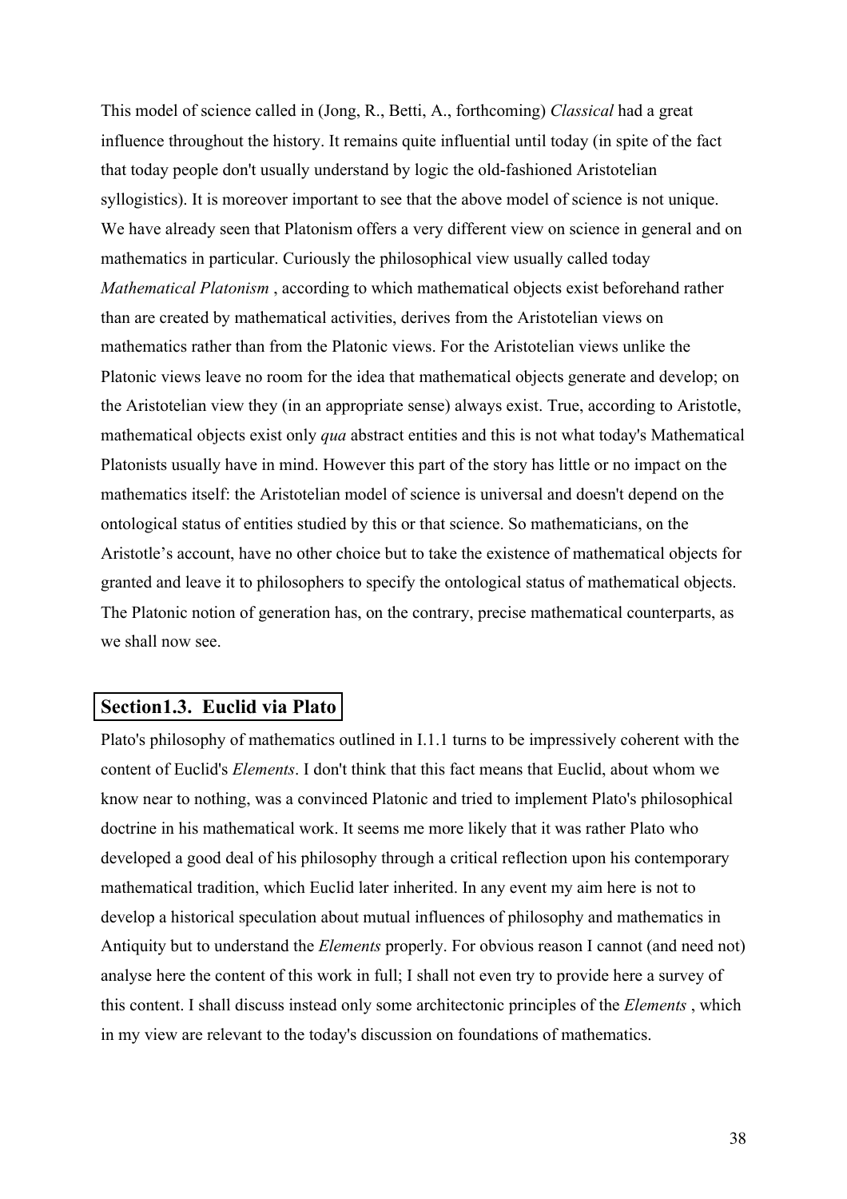This model of science called in (Jong, R., Betti, A., forthcoming) *Classical* had a great influence throughout the history. It remains quite influential until today (in spite of the fact that today people don't usually understand by logic the old-fashioned Aristotelian syllogistics). It is moreover important to see that the above model of science is not unique. We have already seen that Platonism offers a very different view on science in general and on mathematics in particular. Curiously the philosophical view usually called today *Mathematical Platonism* , according to which mathematical objects exist beforehand rather than are created by mathematical activities, derives from the Aristotelian views on mathematics rather than from the Platonic views. For the Aristotelian views unlike the Platonic views leave no room for the idea that mathematical objects generate and develop; on the Aristotelian view they (in an appropriate sense) always exist. True, according to Aristotle, mathematical objects exist only *qua* abstract entities and this is not what today's Mathematical Platonists usually have in mind. However this part of the story has little or no impact on the mathematics itself: the Aristotelian model of science is universal and doesn't depend on the ontological status of entities studied by this or that science. So mathematicians, on the Aristotle's account, have no other choice but to take the existence of mathematical objects for granted and leave it to philosophers to specify the ontological status of mathematical objects. The Platonic notion of generation has, on the contrary, precise mathematical counterparts, as we shall now see.

## Section1.3. Euclid via Plato

Plato's philosophy of mathematics outlined in I.1.1 turns to be impressively coherent with the content of Euclid's *Elements*. I don't think that this fact means that Euclid, about whom we know near to nothing, was a convinced Platonic and tried to implement Plato's philosophical doctrine in his mathematical work. It seems me more likely that it was rather Plato who developed a good deal of his philosophy through a critical reflection upon his contemporary mathematical tradition, which Euclid later inherited. In any event my aim here is not to develop a historical speculation about mutual influences of philosophy and mathematics in Antiquity but to understand the *Elements* properly. For obvious reason I cannot (and need not) analyse here the content of this work in full; I shall not even try to provide here a survey of this content. I shall discuss instead only some architectonic principles of the *Elements* , which in my view are relevant to the today's discussion on foundations of mathematics.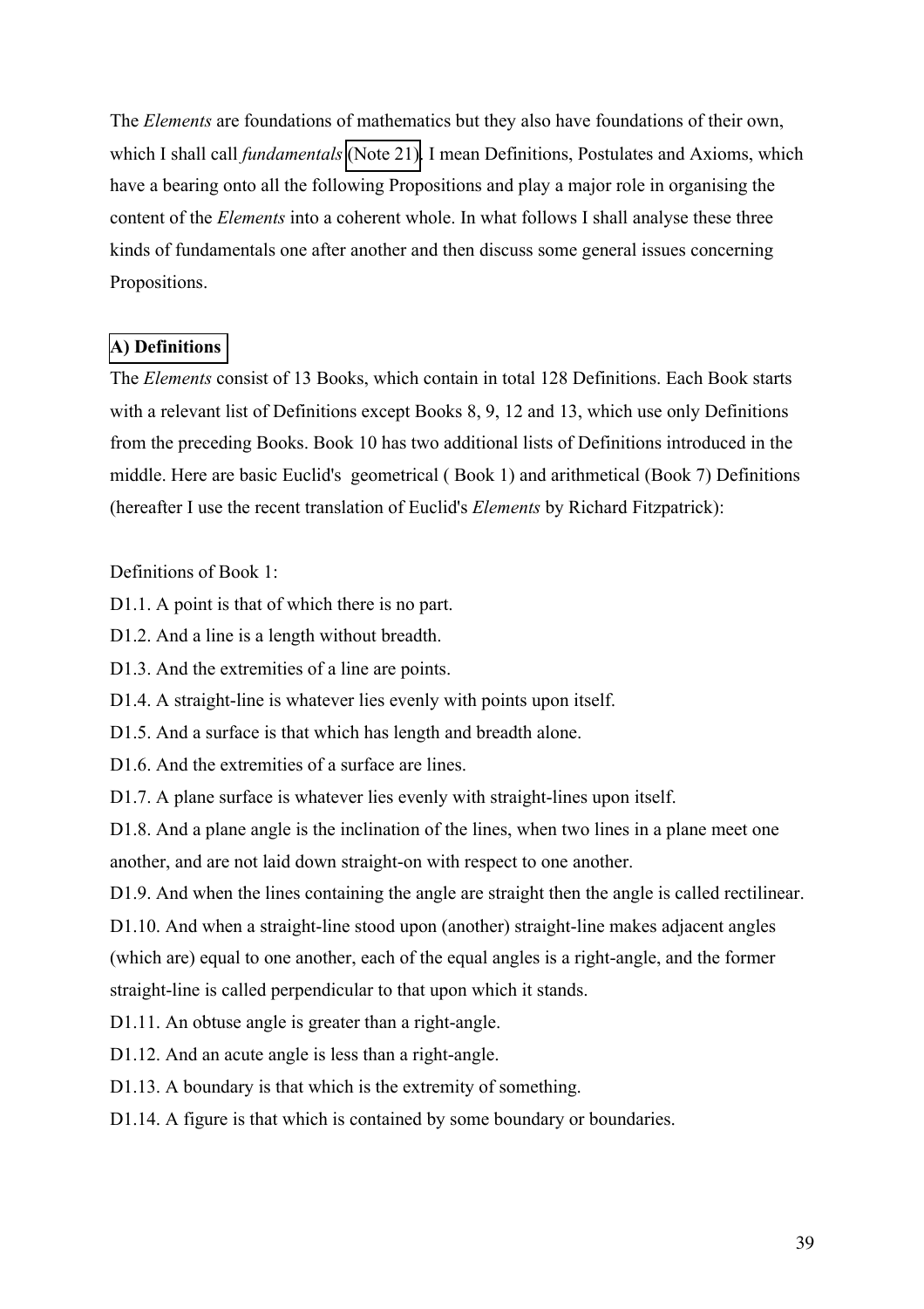The *Elements* are foundations of mathematics but they also have foundations of their own, which I shall call *fundamentals* (Note 21). I mean Definitions, Postulates and Axioms, which have a bearing onto all the following Propositions and play a major role in organising the content of the *Elements* into a coherent whole. In what follows I shall analyse these three kinds of fundamentals one after another and then discuss some general issues concerning Propositions.

### A) Definitions

The *Elements* consist of 13 Books, which contain in total 128 Definitions. Each Book starts with a relevant list of Definitions except Books 8, 9, 12 and 13, which use only Definitions from the preceding Books. Book 10 has two additional lists of Definitions introduced in the middle. Here are basic Euclid's geometrical ( Book 1) and arithmetical (Book 7) Definitions (hereafter I use the recent translation of Euclid's *Elements* by Richard Fitzpatrick):

Definitions of Book 1:

D1.1. A point is that of which there is no part.

D1.2. And a line is a length without breadth.

D1.3. And the extremities of a line are points.

D1.4. A straight-line is whatever lies evenly with points upon itself.

D1.5. And a surface is that which has length and breadth alone.

D1.6. And the extremities of a surface are lines.

D1.7. A plane surface is whatever lies evenly with straight-lines upon itself.

D1.8. And a plane angle is the inclination of the lines, when two lines in a plane meet one another, and are not laid down straight-on with respect to one another.

D1.9. And when the lines containing the angle are straight then the angle is called rectilinear.

D1.10. And when a straight-line stood upon (another) straight-line makes adjacent angles (which are) equal to one another, each of the equal angles is a right-angle, and the former straight-line is called perpendicular to that upon which it stands.

D1.11. An obtuse angle is greater than a right-angle.

D1.12. And an acute angle is less than a right-angle.

D1.13. A boundary is that which is the extremity of something.

D1.14. A figure is that which is contained by some boundary or boundaries.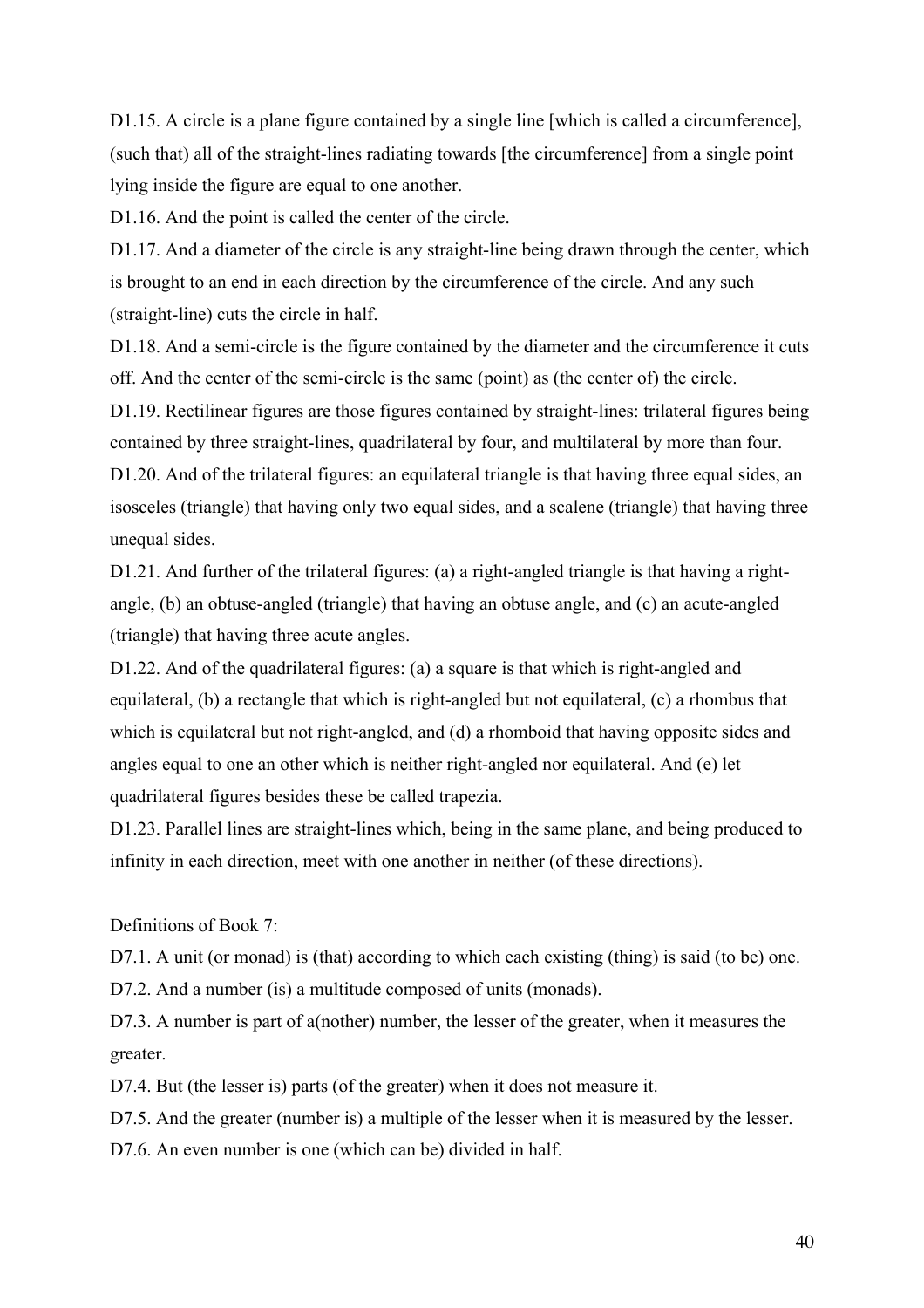D1.15. A circle is a plane figure contained by a single line [which is called a circumference], (such that) all of the straight-lines radiating towards [the circumference] from a single point lying inside the figure are equal to one another.

D1.16. And the point is called the center of the circle.

D1.17. And a diameter of the circle is any straight-line being drawn through the center, which is brought to an end in each direction by the circumference of the circle. And any such (straight-line) cuts the circle in half.

D1.18. And a semi-circle is the figure contained by the diameter and the circumference it cuts off. And the center of the semi-circle is the same (point) as (the center of) the circle.

D1.19. Rectilinear figures are those figures contained by straight-lines: trilateral figures being contained by three straight-lines, quadrilateral by four, and multilateral by more than four.

D1.20. And of the trilateral figures: an equilateral triangle is that having three equal sides, an isosceles (triangle) that having only two equal sides, and a scalene (triangle) that having three unequal sides.

D1.21. And further of the trilateral figures: (a) a right-angled triangle is that having a right-angle, (b) an obtuse-angled (triangle) that having an obtuse angle, and (c) an acute-angled (triangle) that having three acute angles.

D1.22. And of the quadrilateral figures: (a) a square is that which is right-angled and equilateral, (b) a rectangle that which is right-angled but not equilateral, (c) a rhombus that which is equilateral but not right-angled, and (d) a rhomboid that having opposite sides and angles equal to one an other which is neither right-angled nor equilateral. And (e) let quadrilateral figures besides these be called trapezia.

D1.23. Parallel lines are straight-lines which, being in the same plane, and being produced to infinity in each direction, meet with one another in neither (of these directions).

Definitions of Book 7:

D7.1. A unit (or monad) is (that) according to which each existing (thing) is said (to be) one.

D7.2. And a number (is) a multitude composed of units (monads).

D7.3. A number is part of a(nother) number, the lesser of the greater, when it measures the greater.

D7.4. But (the lesser is) parts (of the greater) when it does not measure it.

D7.5. And the greater (number is) a multiple of the lesser when it is measured by the lesser.

D7.6. An even number is one (which can be) divided in half.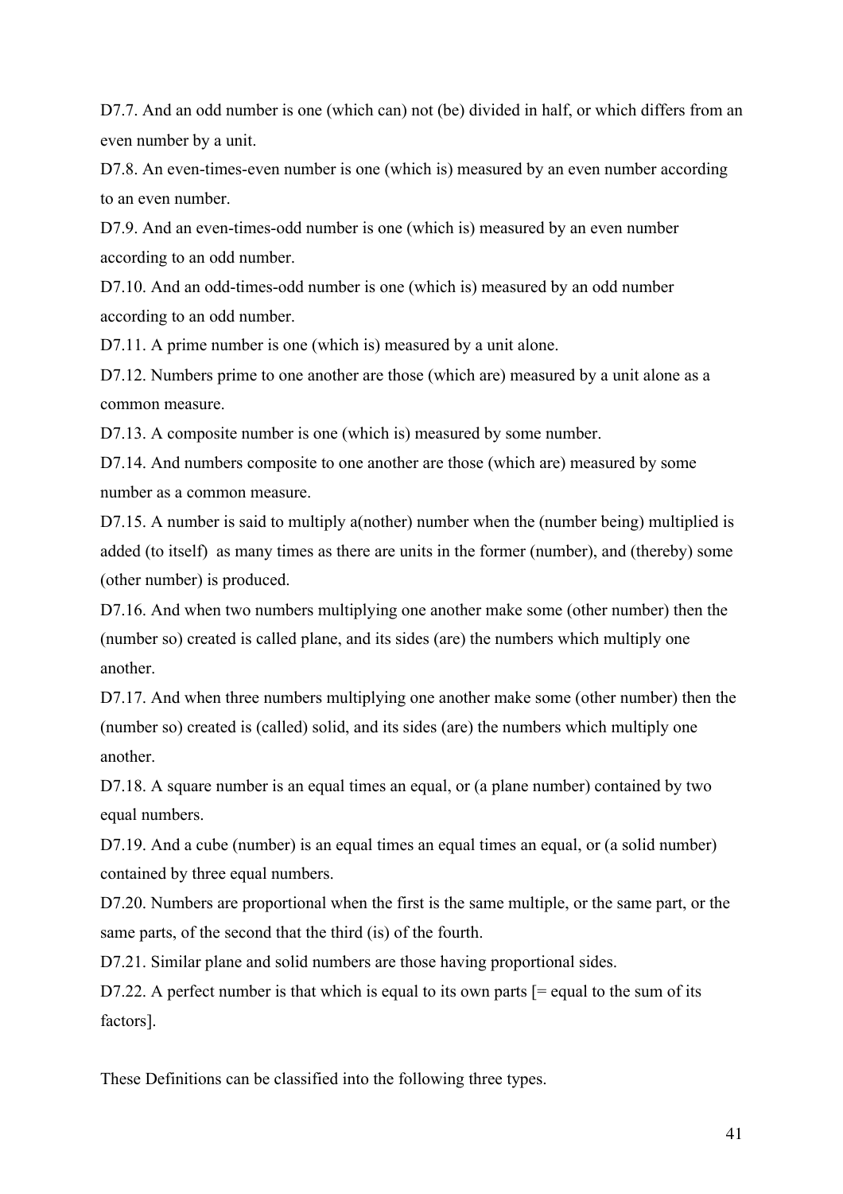D7.7. And an odd number is one (which can) not (be) divided in half, or which differs from an even number by a unit.

D7.8. An even-times-even number is one (which is) measured by an even number according to an even number.

D7.9. And an even-times-odd number is one (which is) measured by an even number according to an odd number.

D7.10. And an odd-times-odd number is one (which is) measured by an odd number according to an odd number.

D7.11. A prime number is one (which is) measured by a unit alone.

D7.12. Numbers prime to one another are those (which are) measured by a unit alone as a common measure.

D7.13. A composite number is one (which is) measured by some number.

D7.14. And numbers composite to one another are those (which are) measured by some number as a common measure.

D7.15. A number is said to multiply a(nother) number when the (number being) multiplied is added (to itself) as many times as there are units in the former (number), and (thereby) some (other number) is produced.

D7.16. And when two numbers multiplying one another make some (other number) then the (number so) created is called plane, and its sides (are) the numbers which multiply one another.

D7.17. And when three numbers multiplying one another make some (other number) then the (number so) created is (called) solid, and its sides (are) the numbers which multiply one another.

D7.18. A square number is an equal times an equal, or (a plane number) contained by two equal numbers.

D7.19. And a cube (number) is an equal times an equal times an equal, or (a solid number) contained by three equal numbers.

D7.20. Numbers are proportional when the first is the same multiple, or the same part, or the same parts, of the second that the third (is) of the fourth.

D7.21. Similar plane and solid numbers are those having proportional sides.

D7.22. A perfect number is that which is equal to its own parts [= equal to the sum of its factors].

These Definitions can be classified into the following three types.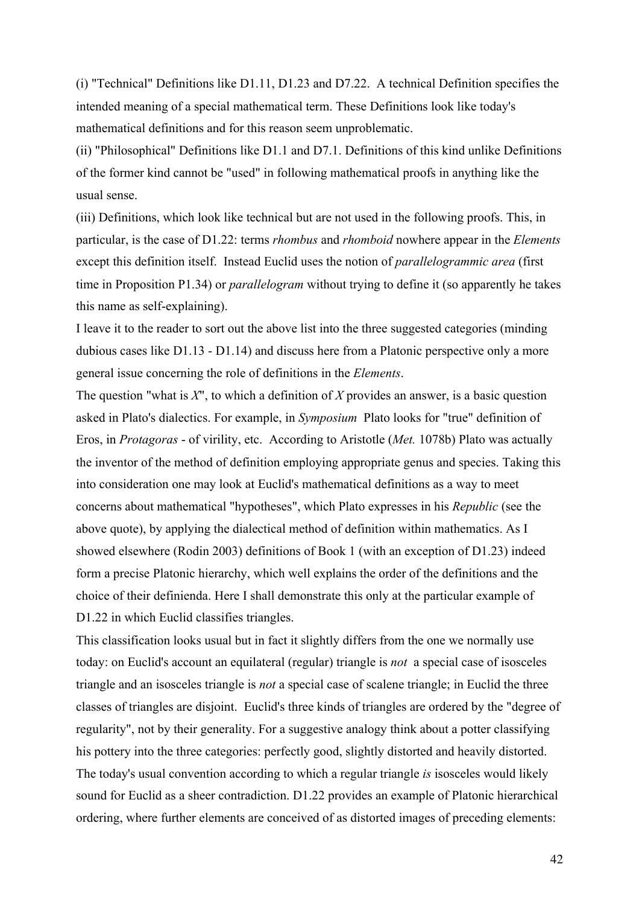(i) "Technical" Definitions like D1.11, D1.23 and D7.22. A technical Definition specifies the intended meaning of a special mathematical term. These Definitions look like today's mathematical definitions and for this reason seem unproblematic.

(ii) "Philosophical" Definitions like D1.1 and D7.1. Definitions of this kind unlike Definitions of the former kind cannot be "used" in following mathematical proofs in anything like the usual sense.

(iii) Definitions, which look like technical but are not used in the following proofs. This, in particular, is the case of D1.22: terms *rhombus* and *rhomboid* nowhere appear in the *Elements* except this definition itself. Instead Euclid uses the notion of *parallelogrammic area* (first time in Proposition P1.34) or *parallelogram* without trying to define it (so apparently he takes this name as self-explaining).

I leave it to the reader to sort out the above list into the three suggested categories (minding dubious cases like D1.13 - D1.14) and discuss here from a Platonic perspective only a more general issue concerning the role of definitions in the *Elements*.

The question "what is *X*", to which a definition of *X* provides an answer, is a basic question asked in Plato's dialectics. For example, in *Symposium* Plato looks for "true" definition of Eros, in *Protagoras* - of virility, etc. According to Aristotle (*Met.* 1078b) Plato was actually the inventor of the method of definition employing appropriate genus and species. Taking this into consideration one may look at Euclid's mathematical definitions as a way to meet concerns about mathematical "hypotheses", which Plato expresses in his *Republic* (see the above quote), by applying the dialectical method of definition within mathematics. As I showed elsewhere (Rodin 2003) definitions of Book 1 (with an exception of D1.23) indeed form a precise Platonic hierarchy, which well explains the order of the definitions and the choice of their definienda. Here I shall demonstrate this only at the particular example of D1.22 in which Euclid classifies triangles.

This classification looks usual but in fact it slightly differs from the one we normally use today: on Euclid's account an equilateral (regular) triangle is *not* a special case of isosceles triangle and an isosceles triangle is *not* a special case of scalene triangle; in Euclid the three classes of triangles are disjoint. Euclid's three kinds of triangles are ordered by the "degree of regularity", not by their generality. For a suggestive analogy think about a potter classifying his pottery into the three categories: perfectly good, slightly distorted and heavily distorted. The today's usual convention according to which a regular triangle *is* isosceles would likely sound for Euclid as a sheer contradiction. D1.22 provides an example of Platonic hierarchical ordering, where further elements are conceived of as distorted images of preceding elements: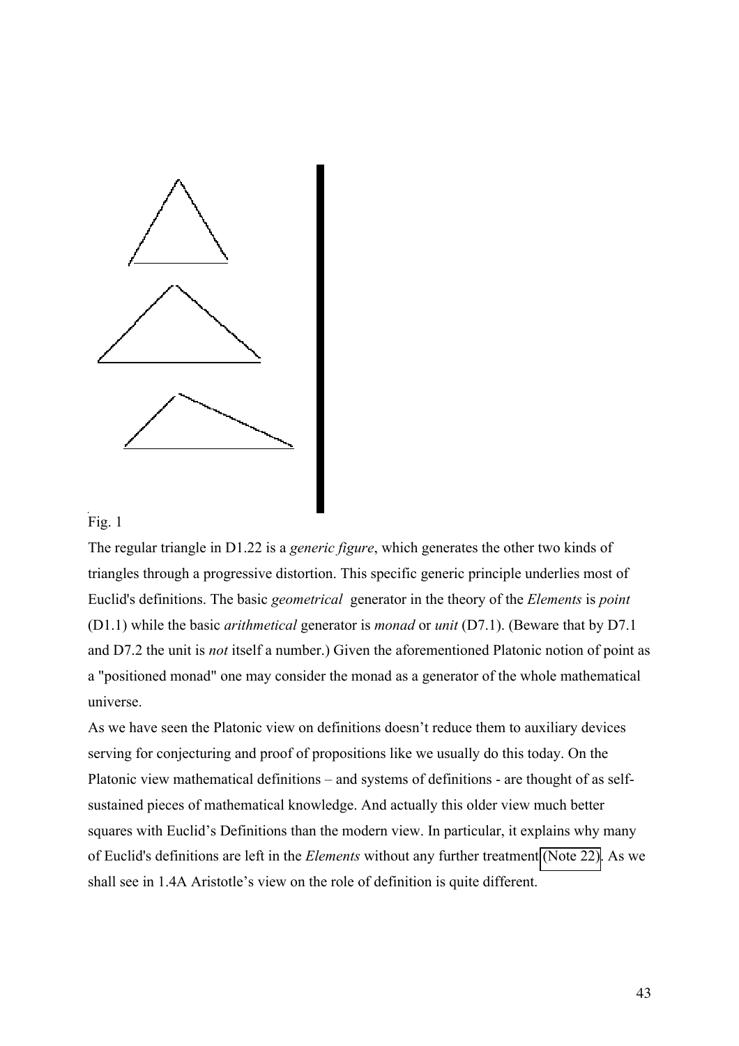Fig. 1

The regular triangle in D1.22 is a *generic figure*, which generates the other two kinds of triangles through a progressive distortion. This specific generic principle underlies most of Euclid's definitions. The basic *geometrical* generator in the theory of the *Elements* is *point* (D1.1) while the basic *arithmetical* generator is *monad* or *unit* (D7.1). (Beware that by D7.1 and D7.2 the unit is *not* itself a number.) Given the aforementioned Platonic notion of point as a "positioned monad" one may consider the monad as a generator of the whole mathematical universe.

As we have seen the Platonic view on definitions doesn't reduce them to auxiliary devices serving for conjecturing and proof of propositions like we usually do this today. On the Platonic view mathematical definitions – and systems of definitions - are thought of as self-sustained pieces of mathematical knowledge. And actually this older view much better squares with Euclid's Definitions than the modern view. In particular, it explains why many of Euclid's definitions are left in the *Elements* without any further treatment (Note 22). As we shall see in 1.4A Aristotle's view on the role of definition is quite different.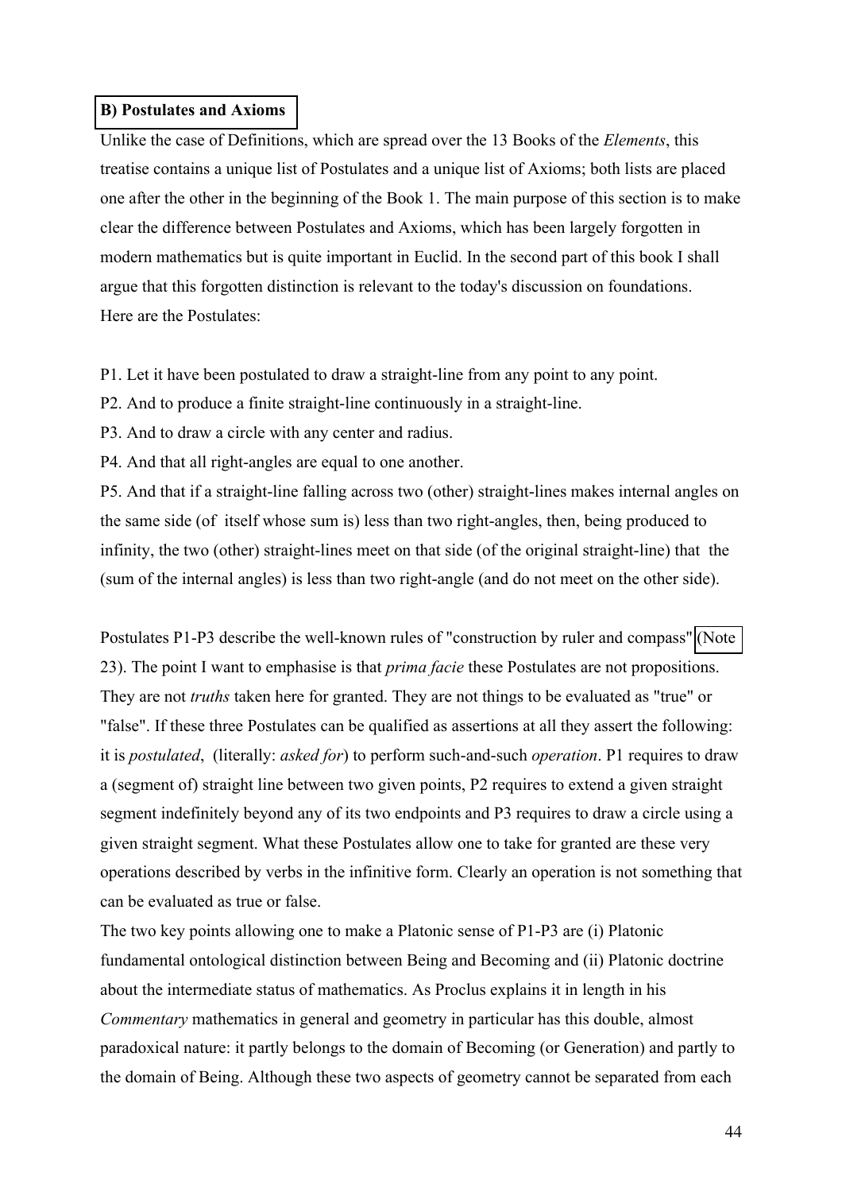## B) Postulates and Axioms

Unlike the case of Definitions, which are spread over the 13 Books of the *Elements*, this treatise contains a unique list of Postulates and a unique list of Axioms; both lists are placed one after the other in the beginning of the Book 1. The main purpose of this section is to make clear the difference between Postulates and Axioms, which has been largely forgotten in modern mathematics but is quite important in Euclid. In the second part of this book I shall argue that this forgotten distinction is relevant to the today's discussion on foundations.
Here are the Postulates:

P1. Let it have been postulated to draw a straight-line from any point to any point.
P2. And to produce a finite straight-line continuously in a straight-line.
P3. And to draw a circle with any center and radius.
P4. And that all right-angles are equal to one another.
P5. And that if a straight-line falling across two (other) straight-lines makes internal angles on the same side (of itself whose sum is) less than two right-angles, then, being produced to infinity, the two (other) straight-lines meet on that side (of the original straight-line) that the (sum of the internal angles) is less than two right-angle (and do not meet on the other side).

Postulates P1-P3 describe the well-known rules of "construction by ruler and compass" (Note 23). The point I want to emphasise is that *prima facie* these Postulates are not propositions. They are not *truths* taken here for granted. They are not things to be evaluated as "true" or "false". If these three Postulates can be qualified as assertions at all they assert the following: it is *postulated*, (literally: *asked for*) to perform such-and-such *operation*. P1 requires to draw a (segment of) straight line between two given points, P2 requires to extend a given straight segment indefinitely beyond any of its two endpoints and P3 requires to draw a circle using a given straight segment. What these Postulates allow one to take for granted are these very operations described by verbs in the infinitive form. Clearly an operation is not something that can be evaluated as true or false.
The two key points allowing one to make a Platonic sense of P1-P3 are (i) Platonic fundamental ontological distinction between Being and Becoming and (ii) Platonic doctrine about the intermediate status of mathematics. As Proclus explains it in length in his *Commentary* mathematics in general and geometry in particular has this double, almost paradoxical nature: it partly belongs to the domain of Becoming (or Generation) and partly to the domain of Being. Although these two aspects of geometry cannot be separated from each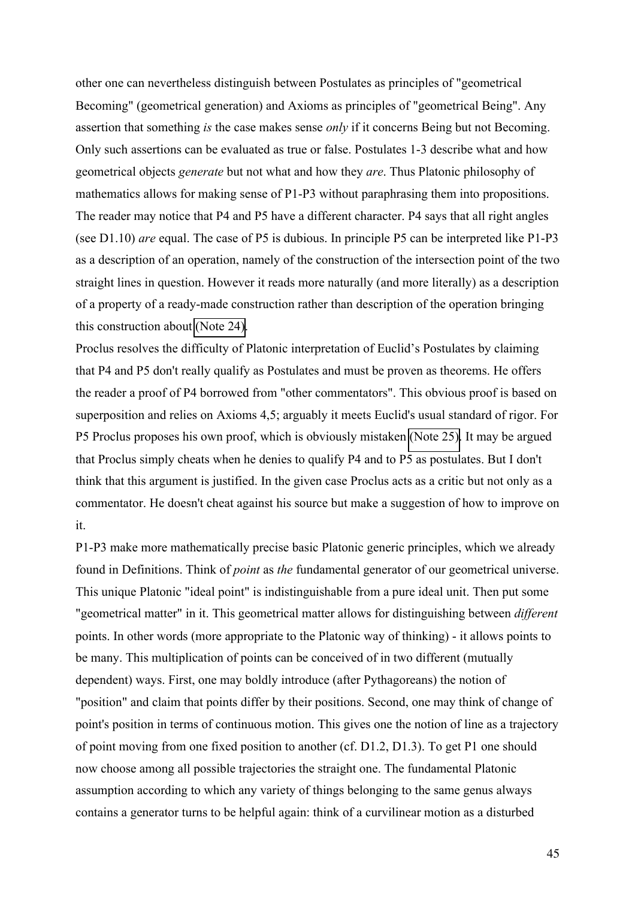other one can nevertheless distinguish between Postulates as principles of "geometrical Becoming" (geometrical generation) and Axioms as principles of "geometrical Being". Any assertion that something *is* the case makes sense *only* if it concerns Being but not Becoming. Only such assertions can be evaluated as true or false. Postulates 1-3 describe what and how geometrical objects *generate* but not what and how they *are*. Thus Platonic philosophy of mathematics allows for making sense of P1-P3 without paraphrasing them into propositions. The reader may notice that P4 and P5 have a different character. P4 says that all right angles (see D1.10) *are* equal. The case of P5 is dubious. In principle P5 can be interpreted like P1-P3 as a description of an operation, namely of the construction of the intersection point of the two straight lines in question. However it reads more naturally (and more literally) as a description of a property of a ready-made construction rather than description of the operation bringing this construction about (Note 24).

Proclus resolves the difficulty of Platonic interpretation of Euclid's Postulates by claiming that P4 and P5 don't really qualify as Postulates and must be proven as theorems. He offers the reader a proof of P4 borrowed from "other commentators". This obvious proof is based on superposition and relies on Axioms 4,5; arguably it meets Euclid's usual standard of rigor. For P5 Proclus proposes his own proof, which is obviously mistaken (Note 25). It may be argued that Proclus simply cheats when he denies to qualify P4 and to P5 as postulates. But I don't think that this argument is justified. In the given case Proclus acts as a critic but not only as a commentator. He doesn't cheat against his source but make a suggestion of how to improve on it.

P1-P3 make more mathematically precise basic Platonic generic principles, which we already found in Definitions. Think of *point* as *the* fundamental generator of our geometrical universe. This unique Platonic "ideal point" is indistinguishable from a pure ideal unit. Then put some "geometrical matter" in it. This geometrical matter allows for distinguishing between *different* points. In other words (more appropriate to the Platonic way of thinking) - it allows points to be many. This multiplication of points can be conceived of in two different (mutually dependent) ways. First, one may boldly introduce (after Pythagoreans) the notion of "position" and claim that points differ by their positions. Second, one may think of change of point's position in terms of continuous motion. This gives one the notion of line as a trajectory of point moving from one fixed position to another (cf. D1.2, D1.3). To get P1 one should now choose among all possible trajectories the straight one. The fundamental Platonic assumption according to which any variety of things belonging to the same genus always contains a generator turns to be helpful again: think of a curvilinear motion as a disturbed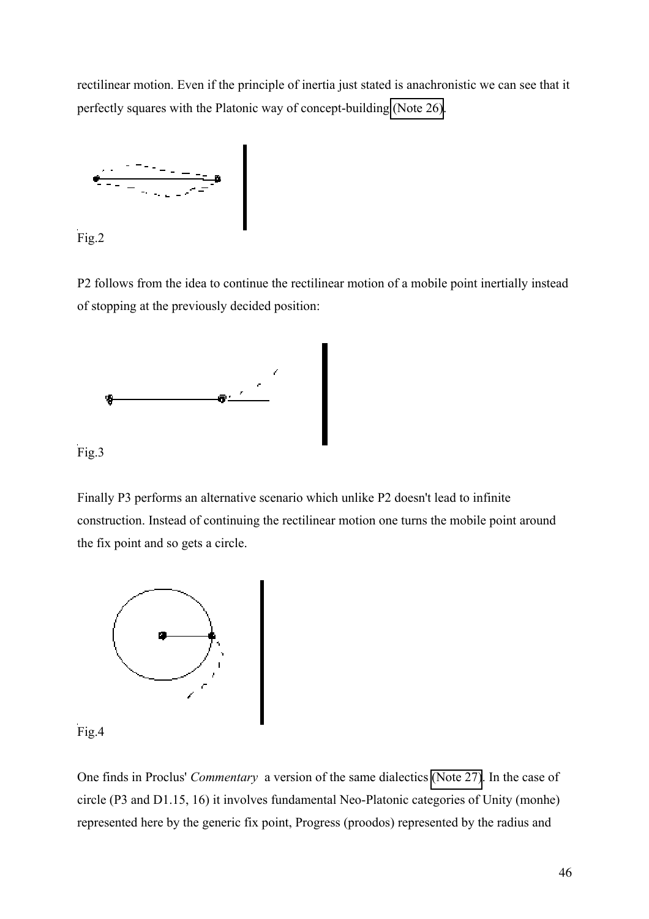rectilinear motion. Even if the principle of inertia just stated is anachronistic we can see that it perfectly squares with the Platonic way of concept-building (Note 26).

Fig.2

P2 follows from the idea to continue the rectilinear motion of a mobile point inertially instead of stopping at the previously decided position:

Fig.3

Finally P3 performs an alternative scenario which unlike P2 doesn't lead to infinite construction. Instead of continuing the rectilinear motion one turns the mobile point around the fix point and so gets a circle.

Fig.4

One finds in Proclus' *Commentary* a version of the same dialectics (Note 27). In the case of circle (P3 and D1.15, 16) it involves fundamental Neo-Platonic categories of Unity (monhe) represented here by the generic fix point, Progress (proodos) represented by the radius and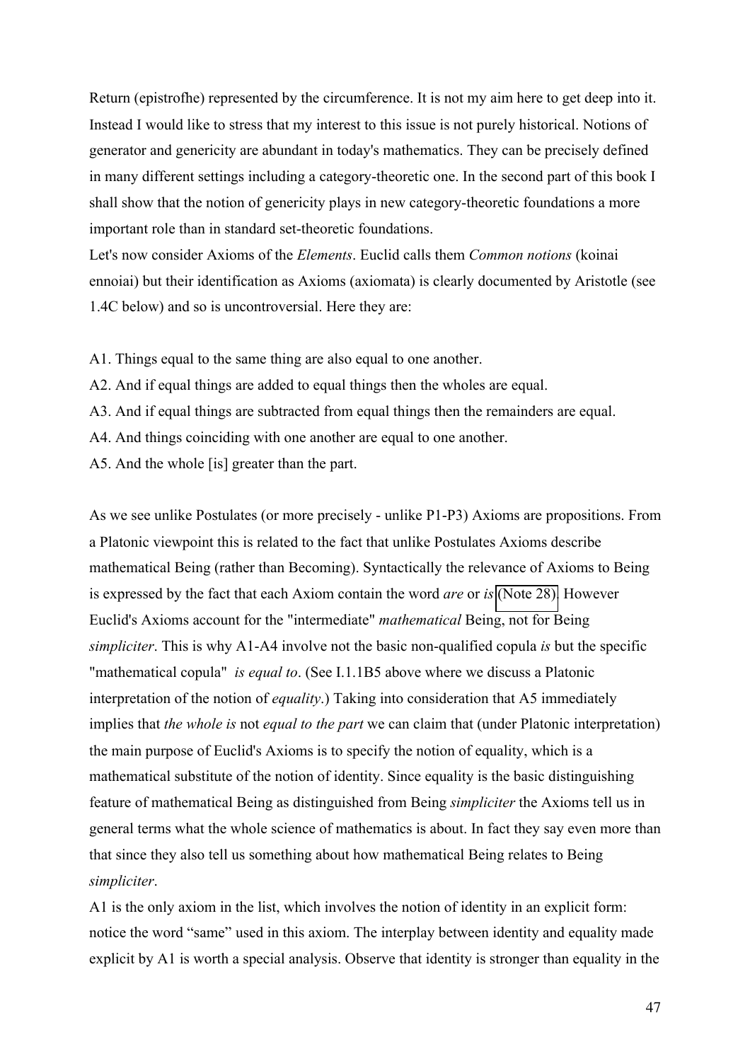Return (epistrofhe) represented by the circumference. It is not my aim here to get deep into it. Instead I would like to stress that my interest to this issue is not purely historical. Notions of generator and genericity are abundant in today's mathematics. They can be precisely defined in many different settings including a category-theoretic one. In the second part of this book I shall show that the notion of genericity plays in new category-theoretic foundations a more important role than in standard set-theoretic foundations.

Let's now consider Axioms of the *Elements*. Euclid calls them *Common notions* (koinai ennoiai) but their identification as Axioms (axiomata) is clearly documented by Aristotle (see 1.4C below) and so is uncontroversial. Here they are:

A1. Things equal to the same thing are also equal to one another.

A2. And if equal things are added to equal things then the wholes are equal.

A3. And if equal things are subtracted from equal things then the remainders are equal.

A4. And things coinciding with one another are equal to one another.

A5. And the whole [is] greater than the part.

As we see unlike Postulates (or more precisely - unlike P1-P3) Axioms are propositions. From a Platonic viewpoint this is related to the fact that unlike Postulates Axioms describe mathematical Being (rather than Becoming). Syntactically the relevance of Axioms to Being is expressed by the fact that each Axiom contain the word *are* or *is* (Note 28). However Euclid's Axioms account for the "intermediate" *mathematical* Being, not for Being *simpliciter*. This is why A1-A4 involve not the basic non-qualified copula *is* but the specific "mathematical copula" *is equal to*. (See I.1.1B5 above where we discuss a Platonic interpretation of the notion of *equality*.) Taking into consideration that A5 immediately implies that *the whole is* not *equal to the part* we can claim that (under Platonic interpretation) the main purpose of Euclid's Axioms is to specify the notion of equality, which is a mathematical substitute of the notion of identity. Since equality is the basic distinguishing feature of mathematical Being as distinguished from Being *simpliciter* the Axioms tell us in general terms what the whole science of mathematics is about. In fact they say even more than that since they also tell us something about how mathematical Being relates to Being *simpliciter*.

A1 is the only axiom in the list, which involves the notion of identity in an explicit form: notice the word "same" used in this axiom. The interplay between identity and equality made explicit by A1 is worth a special analysis. Observe that identity is stronger than equality in the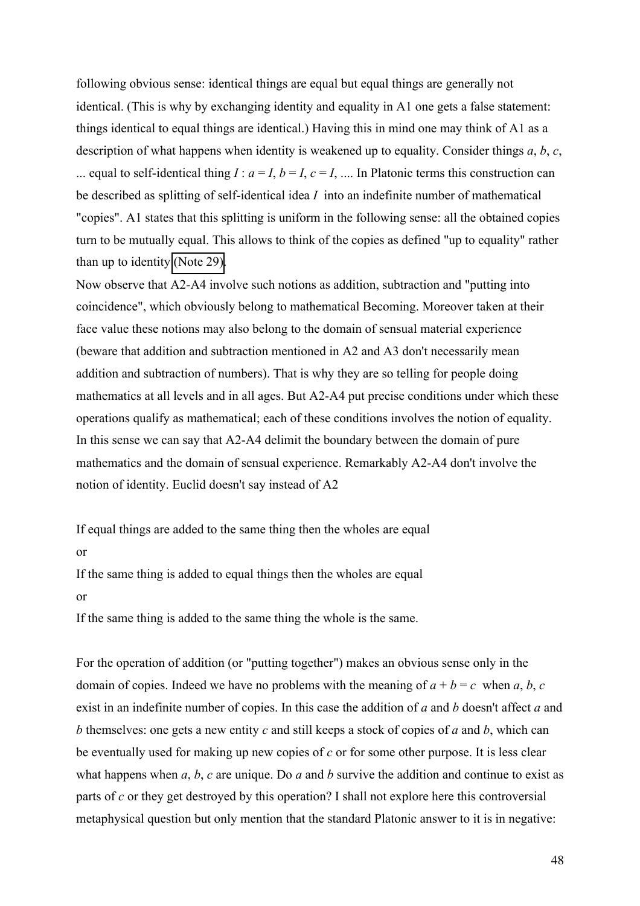following obvious sense: identical things are equal but equal things are generally not identical. (This is why by exchanging identity and equality in A1 one gets a false statement: things identical to equal things are identical.) Having this in mind one may think of A1 as a description of what happens when identity is weakened up to equality. Consider things $a$, $b$, $c$, ... equal to self-identical thing $I$ : $a = I$, $b = I$, $c = I$, .... In Platonic terms this construction can be described as splitting of self-identical idea $I$ into an indefinite number of mathematical "copies". A1 states that this splitting is uniform in the following sense: all the obtained copies turn to be mutually equal. This allows to think of the copies as defined "up to equality" rather than up to identity (Note 29).

Now observe that A2-A4 involve such notions as addition, subtraction and "putting into coincidence", which obviously belong to mathematical Becoming. Moreover taken at their face value these notions may also belong to the domain of sensual material experience (beware that addition and subtraction mentioned in A2 and A3 don't necessarily mean addition and subtraction of numbers). That is why they are so telling for people doing mathematics at all levels and in all ages. But A2-A4 put precise conditions under which these operations qualify as mathematical; each of these conditions involves the notion of equality. In this sense we can say that A2-A4 delimit the boundary between the domain of pure mathematics and the domain of sensual experience. Remarkably A2-A4 don't involve the notion of identity. Euclid doesn't say instead of A2

If equal things are added to the same thing then the wholes are equal

or

If the same thing is added to equal things then the wholes are equal

or

If the same thing is added to the same thing the whole is the same.

For the operation of addition (or "putting together") makes an obvious sense only in the domain of copies. Indeed we have no problems with the meaning of $a + b = c$ when $a$, $b$, $c$ exist in an indefinite number of copies. In this case the addition of $a$ and $b$ doesn't affect $a$ and $b$ themselves: one gets a new entity $c$ and still keeps a stock of copies of $a$ and $b$, which can be eventually used for making up new copies of $c$ or for some other purpose. It is less clear what happens when $a$, $b$, $c$ are unique. Do $a$ and $b$ survive the addition and continue to exist as parts of $c$ or they get destroyed by this operation? I shall not explore here this controversial metaphysical question but only mention that the standard Platonic answer to it is in negative: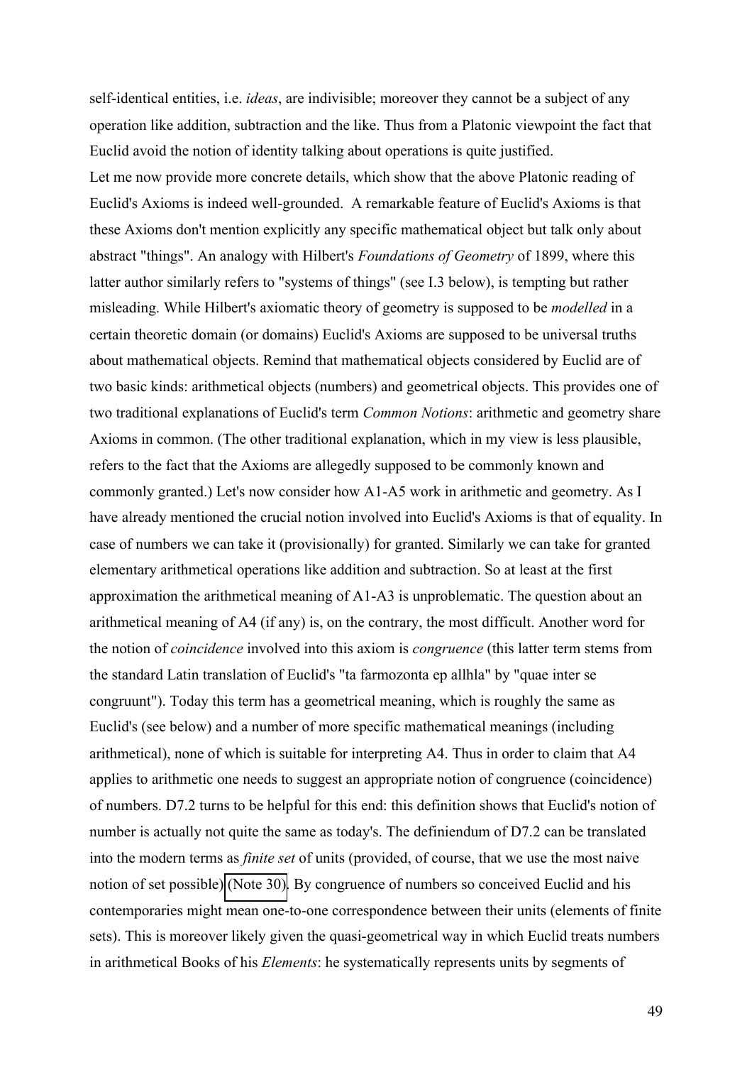self-identical entities, i.e. *ideas*, are indivisible; moreover they cannot be a subject of any operation like addition, subtraction and the like. Thus from a Platonic viewpoint the fact that Euclid avoid the notion of identity talking about operations is quite justified.

Let me now provide more concrete details, which show that the above Platonic reading of Euclid's Axioms is indeed well-grounded. A remarkable feature of Euclid's Axioms is that these Axioms don't mention explicitly any specific mathematical object but talk only about abstract "things". An analogy with Hilbert's *Foundations of Geometry* of 1899, where this latter author similarly refers to "systems of things" (see I.3 below), is tempting but rather misleading. While Hilbert's axiomatic theory of geometry is supposed to be *modelled* in a certain theoretic domain (or domains) Euclid's Axioms are supposed to be universal truths about mathematical objects. Remind that mathematical objects considered by Euclid are of two basic kinds: arithmetical objects (numbers) and geometrical objects. This provides one of two traditional explanations of Euclid's term *Common Notions*: arithmetic and geometry share Axioms in common. (The other traditional explanation, which in my view is less plausible, refers to the fact that the Axioms are allegedly supposed to be commonly known and commonly granted.) Let's now consider how A1-A5 work in arithmetic and geometry. As I have already mentioned the crucial notion involved into Euclid's Axioms is that of equality. In case of numbers we can take it (provisionally) for granted. Similarly we can take for granted elementary arithmetical operations like addition and subtraction. So at least at the first approximation the arithmetical meaning of A1-A3 is unproblematic. The question about an arithmetical meaning of A4 (if any) is, on the contrary, the most difficult. Another word for the notion of *coincidence* involved into this axiom is *congruence* (this latter term stems from the standard Latin translation of Euclid's "ta farmozonta ep allhla" by "quae inter se congruunt"). Today this term has a geometrical meaning, which is roughly the same as Euclid's (see below) and a number of more specific mathematical meanings (including arithmetical), none of which is suitable for interpreting A4. Thus in order to claim that A4 applies to arithmetic one needs to suggest an appropriate notion of congruence (coincidence) of numbers. D7.2 turns to be helpful for this end: this definition shows that Euclid's notion of number is actually not quite the same as today's. The definiendum of D7.2 can be translated into the modern terms as *finite set* of units (provided, of course, that we use the most naive notion of set possible) (Note 30). By congruence of numbers so conceived Euclid and his contemporaries might mean one-to-one correspondence between their units (elements of finite sets). This is moreover likely given the quasi-geometrical way in which Euclid treats numbers in arithmetical Books of his *Elements*: he systematically represents units by segments of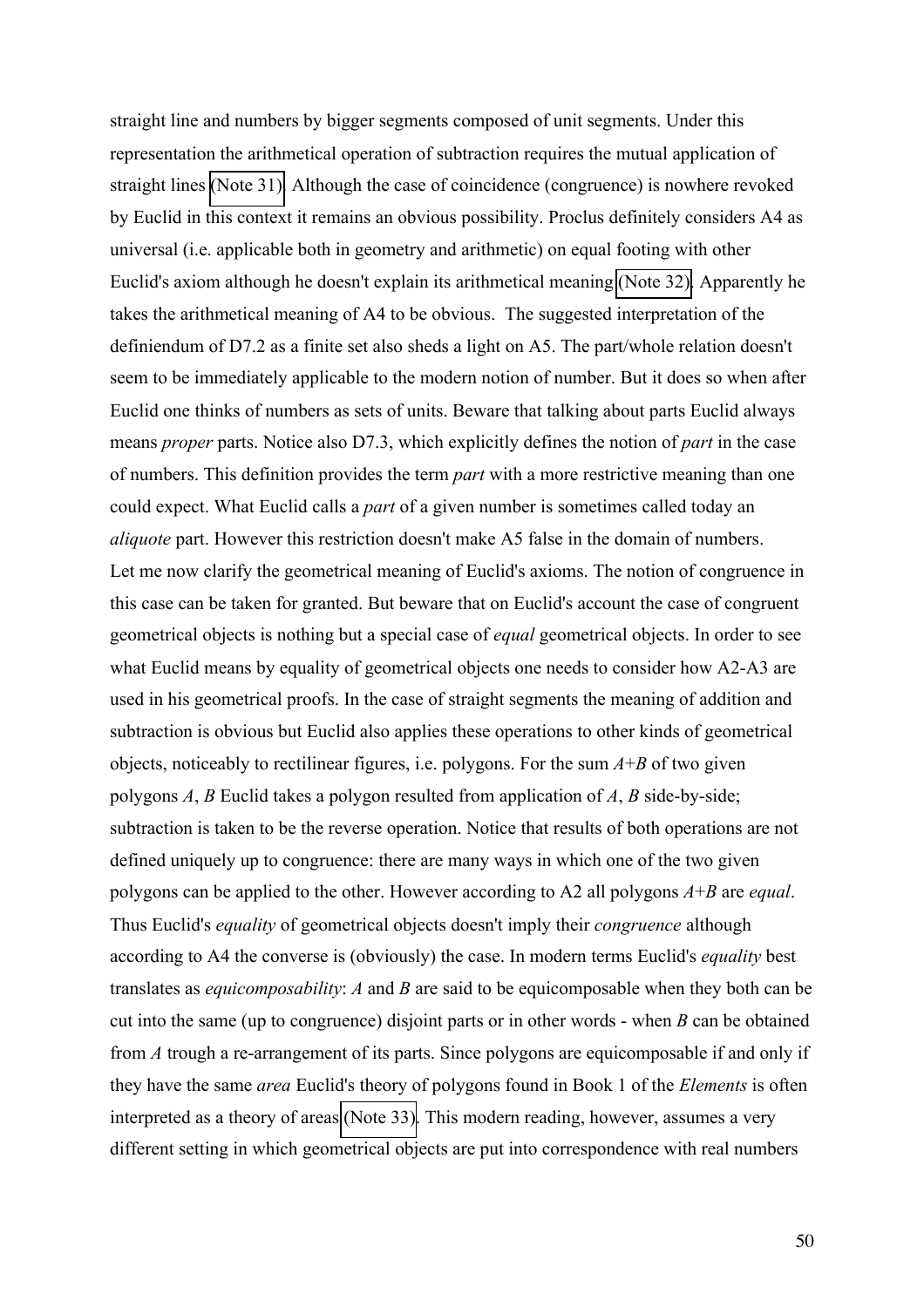straight line and numbers by bigger segments composed of unit segments. Under this representation the arithmetical operation of subtraction requires the mutual application of straight lines (Note 31). Although the case of coincidence (congruence) is nowhere revoked by Euclid in this context it remains an obvious possibility. Proclus definitely considers A4 as universal (i.e. applicable both in geometry and arithmetic) on equal footing with other Euclid's axiom although he doesn't explain its arithmetical meaning (Note 32). Apparently he takes the arithmetical meaning of A4 to be obvious. The suggested interpretation of the definiendum of D7.2 as a finite set also sheds a light on A5. The part/whole relation doesn't seem to be immediately applicable to the modern notion of number. But it does so when after Euclid one thinks of numbers as sets of units. Beware that talking about parts Euclid always means *proper* parts. Notice also D7.3, which explicitly defines the notion of *part* in the case of numbers. This definition provides the term *part* with a more restrictive meaning than one could expect. What Euclid calls a *part* of a given number is sometimes called today an *aliquote* part. However this restriction doesn't make A5 false in the domain of numbers.

Let me now clarify the geometrical meaning of Euclid's axioms. The notion of congruence in this case can be taken for granted. But beware that on Euclid's account the case of congruent geometrical objects is nothing but a special case of *equal* geometrical objects. In order to see what Euclid means by equality of geometrical objects one needs to consider how A2-A3 are used in his geometrical proofs. In the case of straight segments the meaning of addition and subtraction is obvious but Euclid also applies these operations to other kinds of geometrical objects, noticeably to rectilinear figures, i.e. polygons. For the sum $A+B$ of two given polygons $A$, $B$ Euclid takes a polygon resulted from application of $A$, $B$ side-by-side; subtraction is taken to be the reverse operation. Notice that results of both operations are not defined uniquely up to congruence: there are many ways in which one of the two given polygons can be applied to the other. However according to A2 all polygons $A+B$ are *equal*. Thus Euclid's *equality* of geometrical objects doesn't imply their *congruence* although according to A4 the converse is (obviously) the case. In modern terms Euclid's *equality* best translates as *equicomposability*: $A$ and $B$ are said to be equicomposable when they both can be cut into the same (up to congruence) disjoint parts or in other words - when $B$ can be obtained from $A$ trough a re-arrangement of its parts. Since polygons are equicomposable if and only if they have the same *area* Euclid's theory of polygons found in Book 1 of the *Elements* is often interpreted as a theory of areas (Note 33). This modern reading, however, assumes a very different setting in which geometrical objects are put into correspondence with real numbers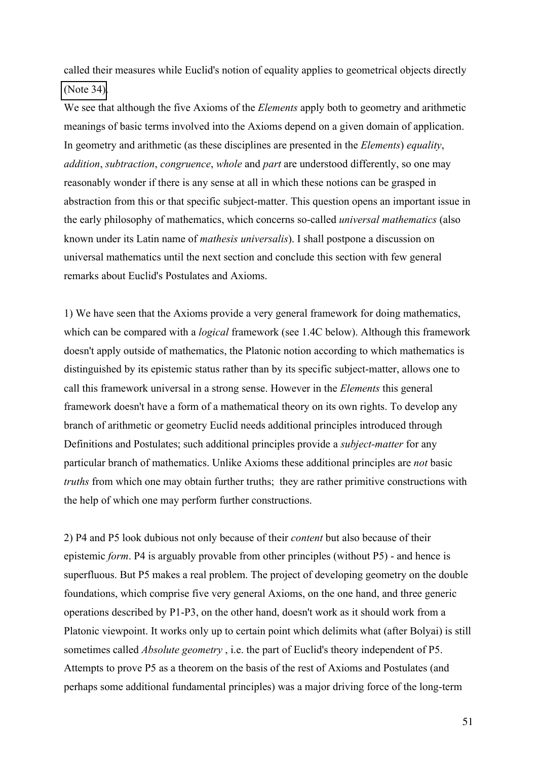called their measures while Euclid's notion of equality applies to geometrical objects directly (Note 34).

We see that although the five Axioms of the *Elements* apply both to geometry and arithmetic meanings of basic terms involved into the Axioms depend on a given domain of application. In geometry and arithmetic (as these disciplines are presented in the *Elements*) *equality*, *addition*, *subtraction*, *congruence*, *whole* and *part* are understood differently, so one may reasonably wonder if there is any sense at all in which these notions can be grasped in abstraction from this or that specific subject-matter. This question opens an important issue in the early philosophy of mathematics, which concerns so-called *universal mathematics* (also known under its Latin name of *mathesis universalis*). I shall postpone a discussion on universal mathematics until the next section and conclude this section with few general remarks about Euclid's Postulates and Axioms.

1) We have seen that the Axioms provide a very general framework for doing mathematics, which can be compared with a *logical* framework (see 1.4C below). Although this framework doesn't apply outside of mathematics, the Platonic notion according to which mathematics is distinguished by its epistemic status rather than by its specific subject-matter, allows one to call this framework universal in a strong sense. However in the *Elements* this general framework doesn't have a form of a mathematical theory on its own rights. To develop any branch of arithmetic or geometry Euclid needs additional principles introduced through Definitions and Postulates; such additional principles provide a *subject-matter* for any particular branch of mathematics. Unlike Axioms these additional principles are *not* basic *truths* from which one may obtain further truths; they are rather primitive constructions with the help of which one may perform further constructions.

2) P4 and P5 look dubious not only because of their *content* but also because of their epistemic *form*. P4 is arguably provable from other principles (without P5) - and hence is superfluous. But P5 makes a real problem. The project of developing geometry on the double foundations, which comprise five very general Axioms, on the one hand, and three generic operations described by P1-P3, on the other hand, doesn't work as it should work from a Platonic viewpoint. It works only up to certain point which delimits what (after Bolyai) is still sometimes called *Absolute geometry* , i.e. the part of Euclid's theory independent of P5. Attempts to prove P5 as a theorem on the basis of the rest of Axioms and Postulates (and perhaps some additional fundamental principles) was a major driving force of the long-term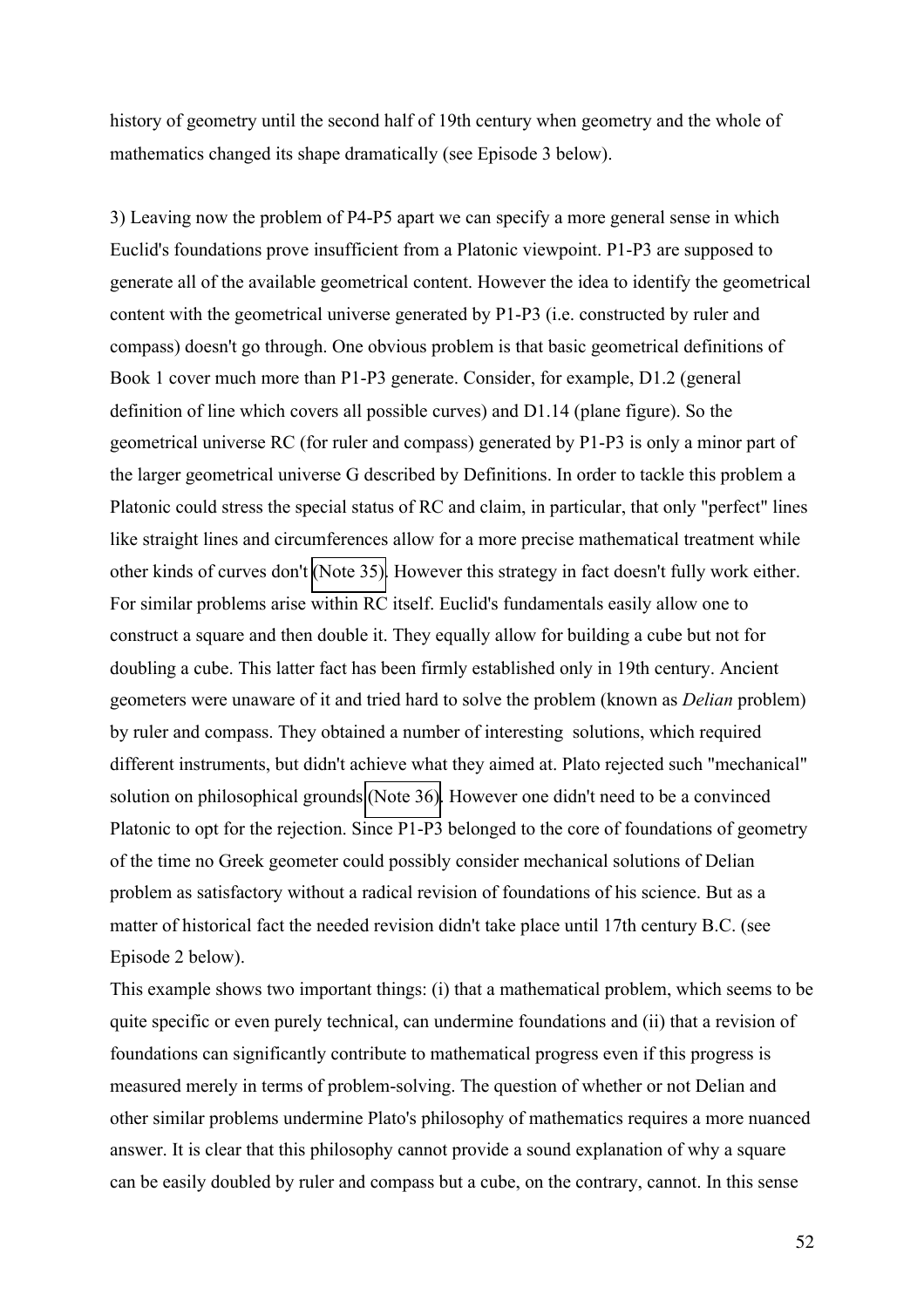history of geometry until the second half of 19th century when geometry and the whole of mathematics changed its shape dramatically (see Episode 3 below).

3) Leaving now the problem of P4-P5 apart we can specify a more general sense in which Euclid's foundations prove insufficient from a Platonic viewpoint. P1-P3 are supposed to generate all of the available geometrical content. However the idea to identify the geometrical content with the geometrical universe generated by P1-P3 (i.e. constructed by ruler and compass) doesn't go through. One obvious problem is that basic geometrical definitions of Book 1 cover much more than P1-P3 generate. Consider, for example, D1.2 (general definition of line which covers all possible curves) and D1.14 (plane figure). So the geometrical universe RC (for ruler and compass) generated by P1-P3 is only a minor part of the larger geometrical universe G described by Definitions. In order to tackle this problem a Platonic could stress the special status of RC and claim, in particular, that only "perfect" lines like straight lines and circumferences allow for a more precise mathematical treatment while other kinds of curves don't (Note 35). However this strategy in fact doesn't fully work either. For similar problems arise within RC itself. Euclid's fundamentals easily allow one to construct a square and then double it. They equally allow for building a cube but not for doubling a cube. This latter fact has been firmly established only in 19th century. Ancient geometers were unaware of it and tried hard to solve the problem (known as *Delian* problem) by ruler and compass. They obtained a number of interesting solutions, which required different instruments, but didn't achieve what they aimed at. Plato rejected such "mechanical" solution on philosophical grounds (Note 36). However one didn't need to be a convinced Platonic to opt for the rejection. Since P1-P3 belonged to the core of foundations of geometry of the time no Greek geometer could possibly consider mechanical solutions of Delian problem as satisfactory without a radical revision of foundations of his science. But as a matter of historical fact the needed revision didn't take place until 17th century B.C. (see Episode 2 below).

This example shows two important things: (i) that a mathematical problem, which seems to be quite specific or even purely technical, can undermine foundations and (ii) that a revision of foundations can significantly contribute to mathematical progress even if this progress is measured merely in terms of problem-solving. The question of whether or not Delian and other similar problems undermine Plato's philosophy of mathematics requires a more nuanced answer. It is clear that this philosophy cannot provide a sound explanation of why a square can be easily doubled by ruler and compass but a cube, on the contrary, cannot. In this sense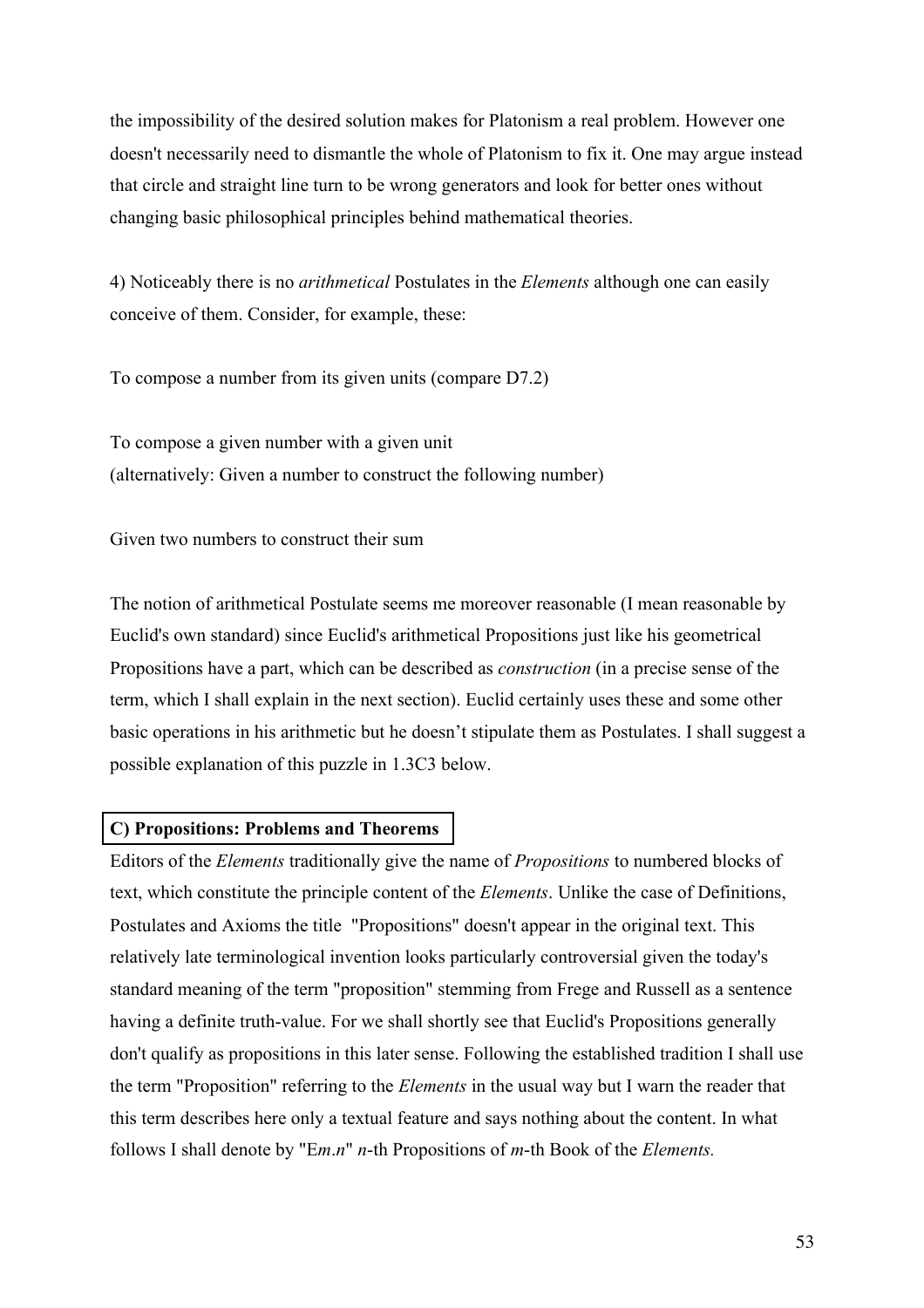the impossibility of the desired solution makes for Platonism a real problem. However one doesn't necessarily need to dismantle the whole of Platonism to fix it. One may argue instead that circle and straight line turn to be wrong generators and look for better ones without changing basic philosophical principles behind mathematical theories.

4) Noticeably there is no *arithmetical* Postulates in the *Elements* although one can easily conceive of them. Consider, for example, these:

To compose a number from its given units (compare D7.2)

To compose a given number with a given unit
(alternatively: Given a number to construct the following number)

Given two numbers to construct their sum

The notion of arithmetical Postulate seems me moreover reasonable (I mean reasonable by Euclid's own standard) since Euclid's arithmetical Propositions just like his geometrical Propositions have a part, which can be described as *construction* (in a precise sense of the term, which I shall explain in the next section). Euclid certainly uses these and some other basic operations in his arithmetic but he doesn't stipulate them as Postulates. I shall suggest a possible explanation of this puzzle in 1.3C3 below.

### C) Propositions: Problems and Theorems

Editors of the *Elements* traditionally give the name of *Propositions* to numbered blocks of text, which constitute the principle content of the *Elements*. Unlike the case of Definitions, Postulates and Axioms the title "Propositions" doesn't appear in the original text. This relatively late terminological invention looks particularly controversial given the today's standard meaning of the term "proposition" stemming from Frege and Russell as a sentence having a definite truth-value. For we shall shortly see that Euclid's Propositions generally don't qualify as propositions in this later sense. Following the established tradition I shall use the term "Proposition" referring to the *Elements* in the usual way but I warn the reader that this term describes here only a textual feature and says nothing about the content. In what follows I shall denote by "E*m*.*n*" *n*-th Propositions of *m*-th Book of the *Elements.*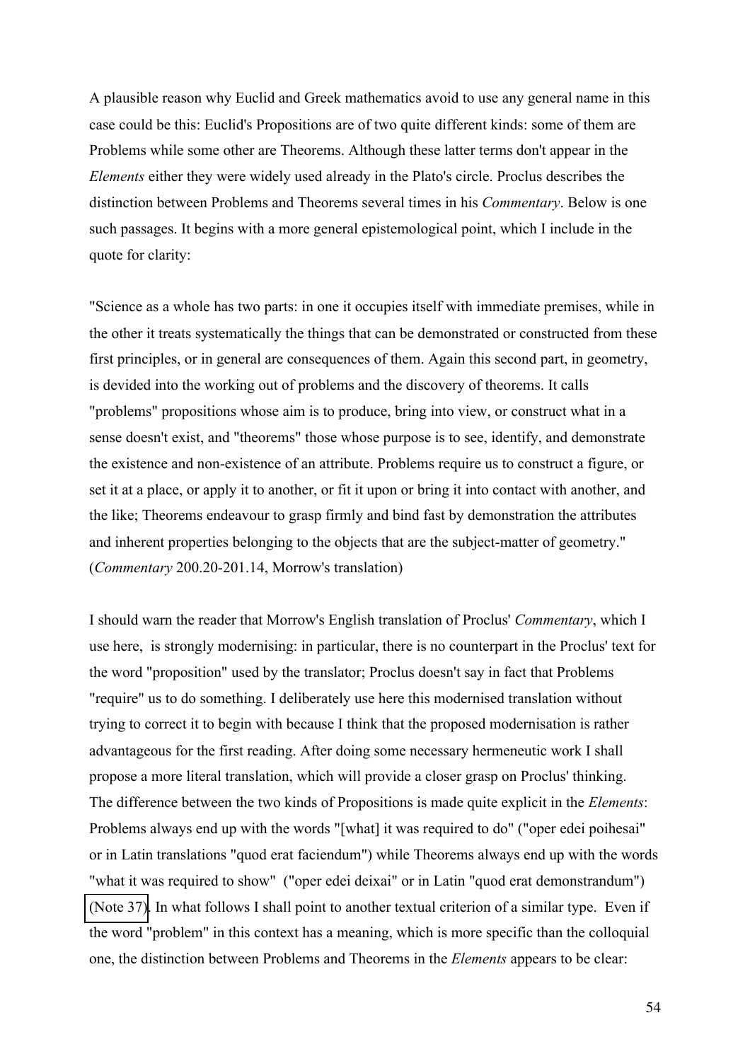A plausible reason why Euclid and Greek mathematics avoid to use any general name in this case could be this: Euclid's Propositions are of two quite different kinds: some of them are Problems while some other are Theorems. Although these latter terms don't appear in the *Elements* either they were widely used already in the Plato's circle. Proclus describes the distinction between Problems and Theorems several times in his *Commentary*. Below is one such passages. It begins with a more general epistemological point, which I include in the quote for clarity:

"Science as a whole has two parts: in one it occupies itself with immediate premises, while in the other it treats systematically the things that can be demonstrated or constructed from these first principles, or in general are consequences of them. Again this second part, in geometry, is devided into the working out of problems and the discovery of theorems. It calls "problems" propositions whose aim is to produce, bring into view, or construct what in a sense doesn't exist, and "theorems" those whose purpose is to see, identify, and demonstrate the existence and non-existence of an attribute. Problems require us to construct a figure, or set it at a place, or apply it to another, or fit it upon or bring it into contact with another, and the like; Theorems endeavour to grasp firmly and bind fast by demonstration the attributes and inherent properties belonging to the objects that are the subject-matter of geometry." (*Commentary* 200.20-201.14, Morrow's translation)

I should warn the reader that Morrow's English translation of Proclus' *Commentary*, which I use here, is strongly modernising: in particular, there is no counterpart in the Proclus' text for the word "proposition" used by the translator; Proclus doesn't say in fact that Problems "require" us to do something. I deliberately use here this modernised translation without trying to correct it to begin with because I think that the proposed modernisation is rather advantageous for the first reading. After doing some necessary hermeneutic work I shall propose a more literal translation, which will provide a closer grasp on Proclus' thinking. The difference between the two kinds of Propositions is made quite explicit in the *Elements*: Problems always end up with the words "[what] it was required to do" ("oper edei poihesai" or in Latin translations "quod erat faciendum") while Theorems always end up with the words "what it was required to show" ("oper edei deixai" or in Latin "quod erat demonstrandum") (Note 37). In what follows I shall point to another textual criterion of a similar type. Even if the word "problem" in this context has a meaning, which is more specific than the colloquial one, the distinction between Problems and Theorems in the *Elements* appears to be clear: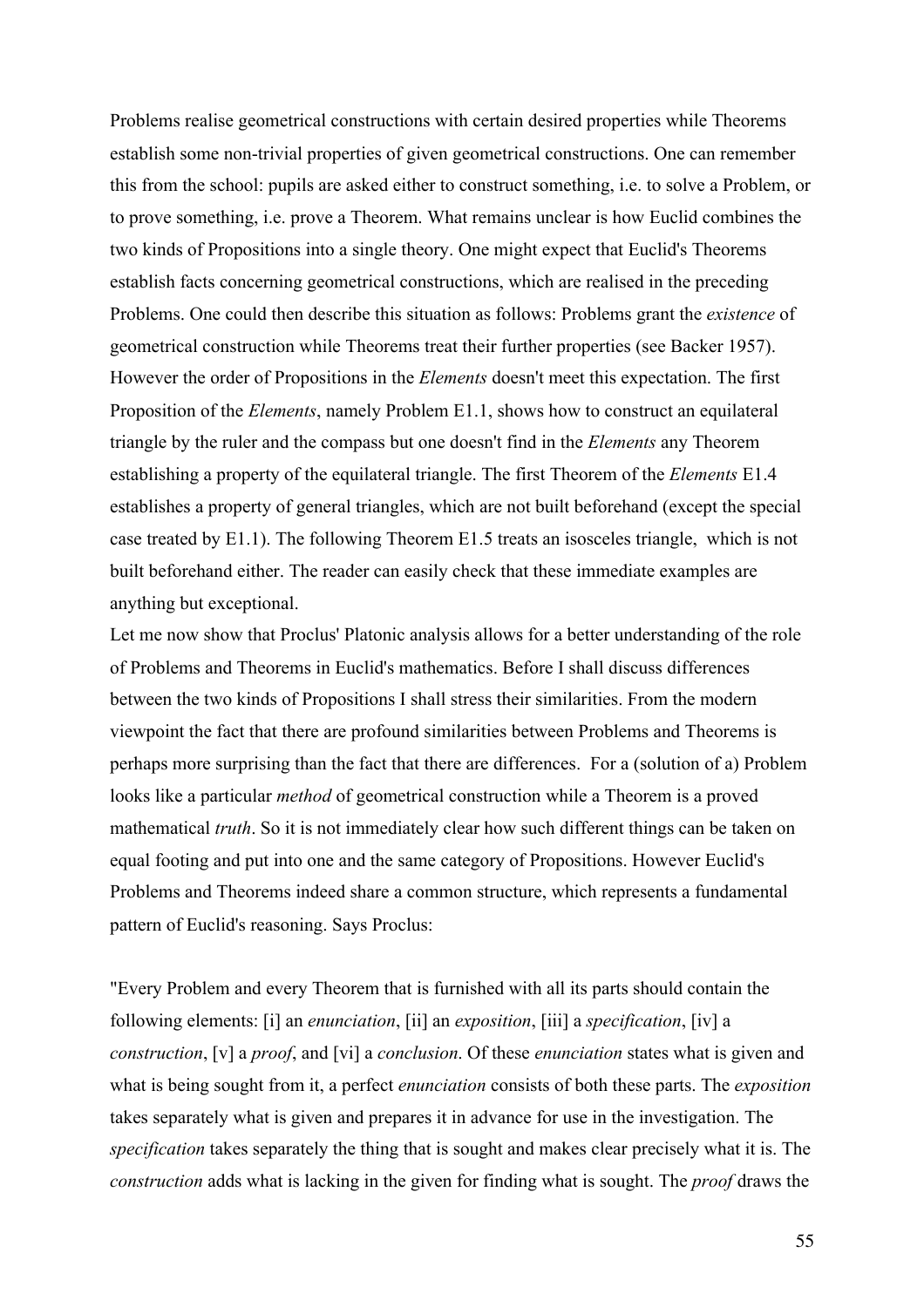Problems realise geometrical constructions with certain desired properties while Theorems establish some non-trivial properties of given geometrical constructions. One can remember this from the school: pupils are asked either to construct something, i.e. to solve a Problem, or to prove something, i.e. prove a Theorem. What remains unclear is how Euclid combines the two kinds of Propositions into a single theory. One might expect that Euclid's Theorems establish facts concerning geometrical constructions, which are realised in the preceding Problems. One could then describe this situation as follows: Problems grant the *existence* of geometrical construction while Theorems treat their further properties (see Backer 1957). However the order of Propositions in the *Elements* doesn't meet this expectation. The first Proposition of the *Elements*, namely Problem E1.1, shows how to construct an equilateral triangle by the ruler and the compass but one doesn't find in the *Elements* any Theorem establishing a property of the equilateral triangle. The first Theorem of the *Elements* E1.4 establishes a property of general triangles, which are not built beforehand (except the special case treated by E1.1). The following Theorem E1.5 treats an isosceles triangle, which is not built beforehand either. The reader can easily check that these immediate examples are anything but exceptional.

Let me now show that Proclus' Platonic analysis allows for a better understanding of the role of Problems and Theorems in Euclid's mathematics. Before I shall discuss differences between the two kinds of Propositions I shall stress their similarities. From the modern viewpoint the fact that there are profound similarities between Problems and Theorems is perhaps more surprising than the fact that there are differences. For a (solution of a) Problem looks like a particular *method* of geometrical construction while a Theorem is a proved mathematical *truth*. So it is not immediately clear how such different things can be taken on equal footing and put into one and the same category of Propositions. However Euclid's Problems and Theorems indeed share a common structure, which represents a fundamental pattern of Euclid's reasoning. Says Proclus:

"Every Problem and every Theorem that is furnished with all its parts should contain the following elements: [i] an *enunciation*, [ii] an *exposition*, [iii] a *specification*, [iv] a *construction*, [v] a *proof*, and [vi] a *conclusion*. Of these *enunciation* states what is given and what is being sought from it, a perfect *enunciation* consists of both these parts. The *exposition* takes separately what is given and prepares it in advance for use in the investigation. The *specification* takes separately the thing that is sought and makes clear precisely what it is. The *construction* adds what is lacking in the given for finding what is sought. The *proof* draws the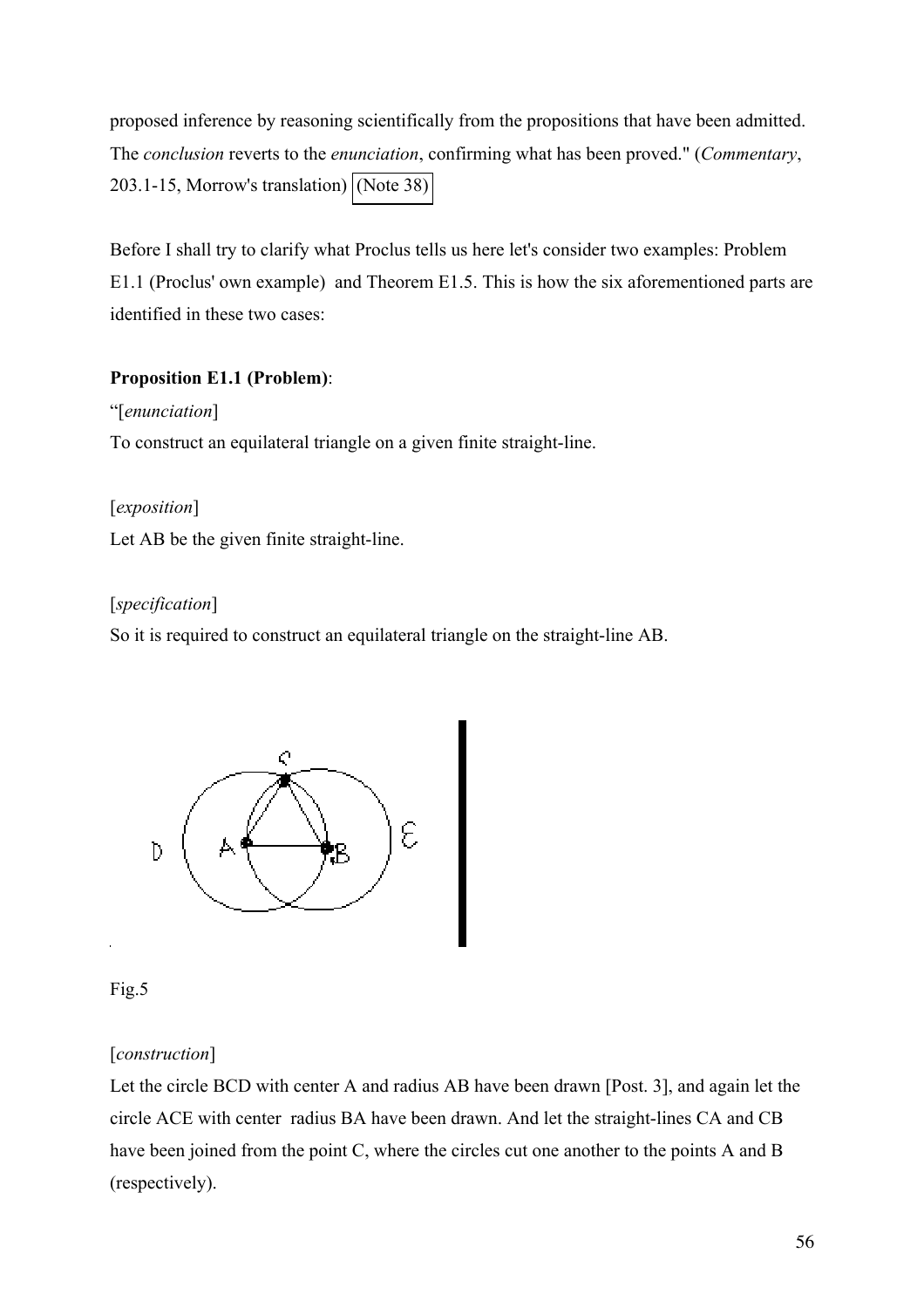proposed inference by reasoning scientifically from the propositions that have been admitted. The *conclusion* reverts to the *enunciation*, confirming what has been proved." (*Commentary*, 203.1-15, Morrow's translation) (Note 38)

Before I shall try to clarify what Proclus tells us here let's consider two examples: Problem E1.1 (Proclus' own example) and Theorem E1.5. This is how the six aforementioned parts are identified in these two cases:

**Proposition E1.1 (Problem)**:

"[*enunciation*]

To construct an equilateral triangle on a given finite straight-line.

[*exposition*]

Let AB be the given finite straight-line.

[*specification*]

So it is required to construct an equilateral triangle on the straight-line AB.

Fig.5

[*construction*]

Let the circle BCD with center A and radius AB have been drawn [Post. 3], and again let the circle ACE with center radius BA have been drawn. And let the straight-lines CA and CB have been joined from the point C, where the circles cut one another to the points A and B (respectively).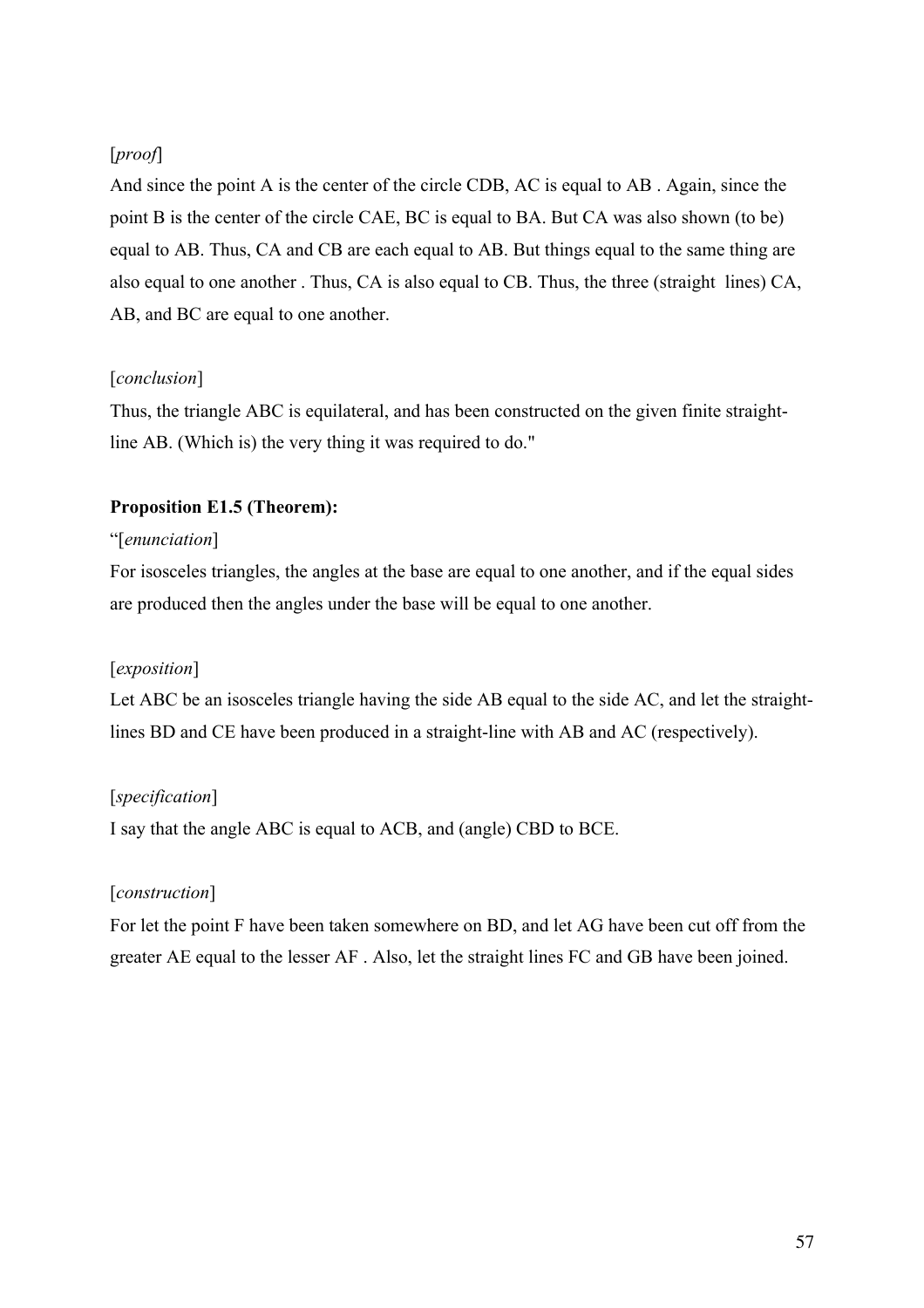[*proof*]

And since the point A is the center of the circle CDB, AC is equal to AB . Again, since the point B is the center of the circle CAE, BC is equal to BA. But CA was also shown (to be) equal to AB. Thus, CA and CB are each equal to AB. But things equal to the same thing are also equal to one another . Thus, CA is also equal to CB. Thus, the three (straight lines) CA, AB, and BC are equal to one another.

[*conclusion*]

Thus, the triangle ABC is equilateral, and has been constructed on the given finite straight-line AB. (Which is) the very thing it was required to do."

**Proposition E1.5 (Theorem):**

"[*enunciation*]

For isosceles triangles, the angles at the base are equal to one another, and if the equal sides are produced then the angles under the base will be equal to one another.

[*exposition*]

Let ABC be an isosceles triangle having the side AB equal to the side AC, and let the straight-lines BD and CE have been produced in a straight-line with AB and AC (respectively).

[*specification*]

I say that the angle ABC is equal to ACB, and (angle) CBD to BCE.

[*construction*]

For let the point F have been taken somewhere on BD, and let AG have been cut off from the greater AE equal to the lesser AF . Also, let the straight lines FC and GB have been joined.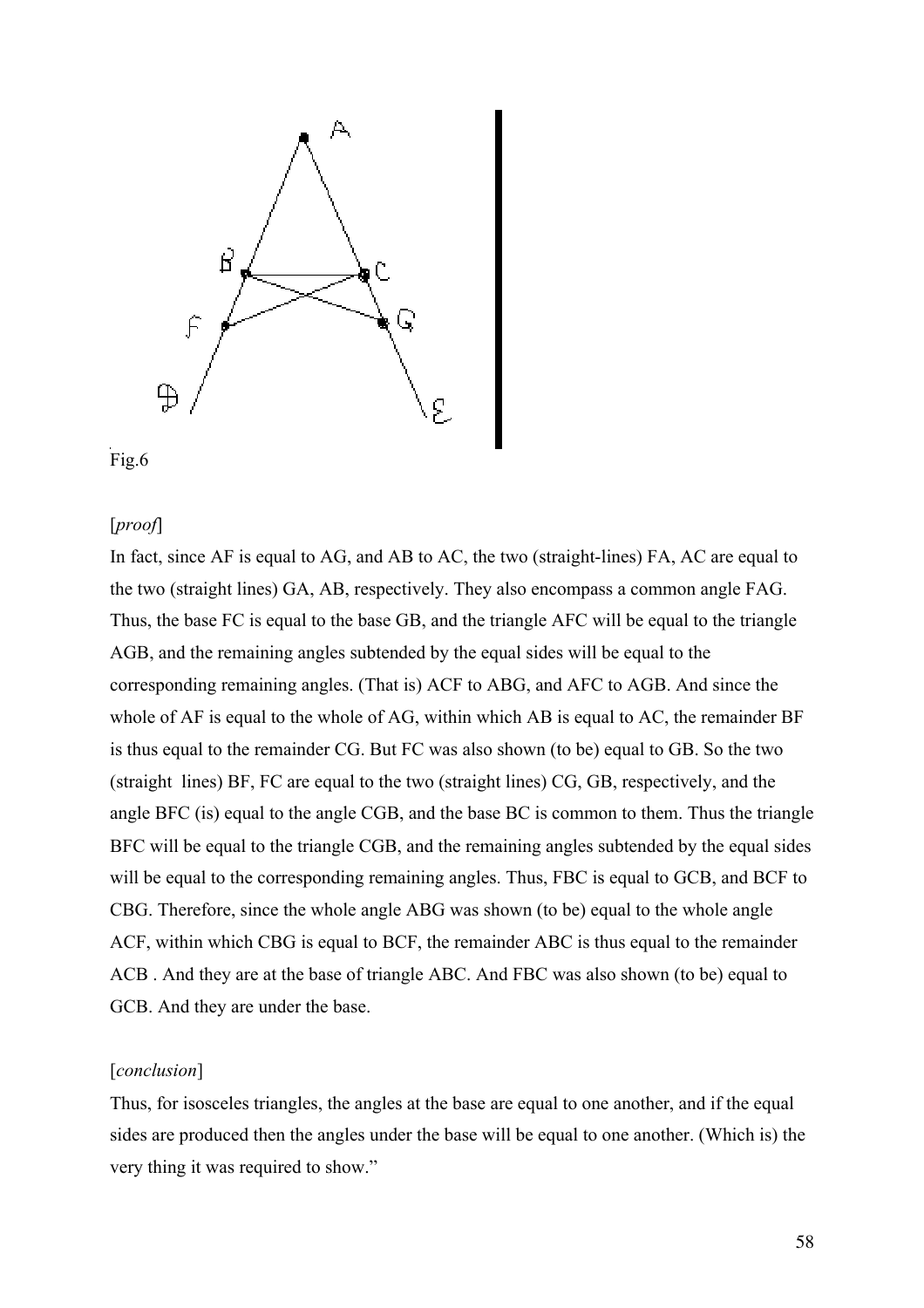Fig.6

[*proof*]

In fact, since AF is equal to AG, and AB to AC, the two (straight-lines) FA, AC are equal to the two (straight lines) GA, AB, respectively. They also encompass a common angle FAG. Thus, the base FC is equal to the base GB, and the triangle AFC will be equal to the triangle AGB, and the remaining angles subtended by the equal sides will be equal to the corresponding remaining angles. (That is) ACF to ABG, and AFC to AGB. And since the whole of AF is equal to the whole of AG, within which AB is equal to AC, the remainder BF is thus equal to the remainder CG. But FC was also shown (to be) equal to GB. So the two (straight lines) BF, FC are equal to the two (straight lines) CG, GB, respectively, and the angle BFC (is) equal to the angle CGB, and the base BC is common to them. Thus the triangle BFC will be equal to the triangle CGB, and the remaining angles subtended by the equal sides will be equal to the corresponding remaining angles. Thus, FBC is equal to GCB, and BCF to CBG. Therefore, since the whole angle ABG was shown (to be) equal to the whole angle ACF, within which CBG is equal to BCF, the remainder ABC is thus equal to the remainder ACB . And they are at the base of triangle ABC. And FBC was also shown (to be) equal to GCB. And they are under the base.

[*conclusion*]

Thus, for isosceles triangles, the angles at the base are equal to one another, and if the equal sides are produced then the angles under the base will be equal to one another. (Which is) the very thing it was required to show."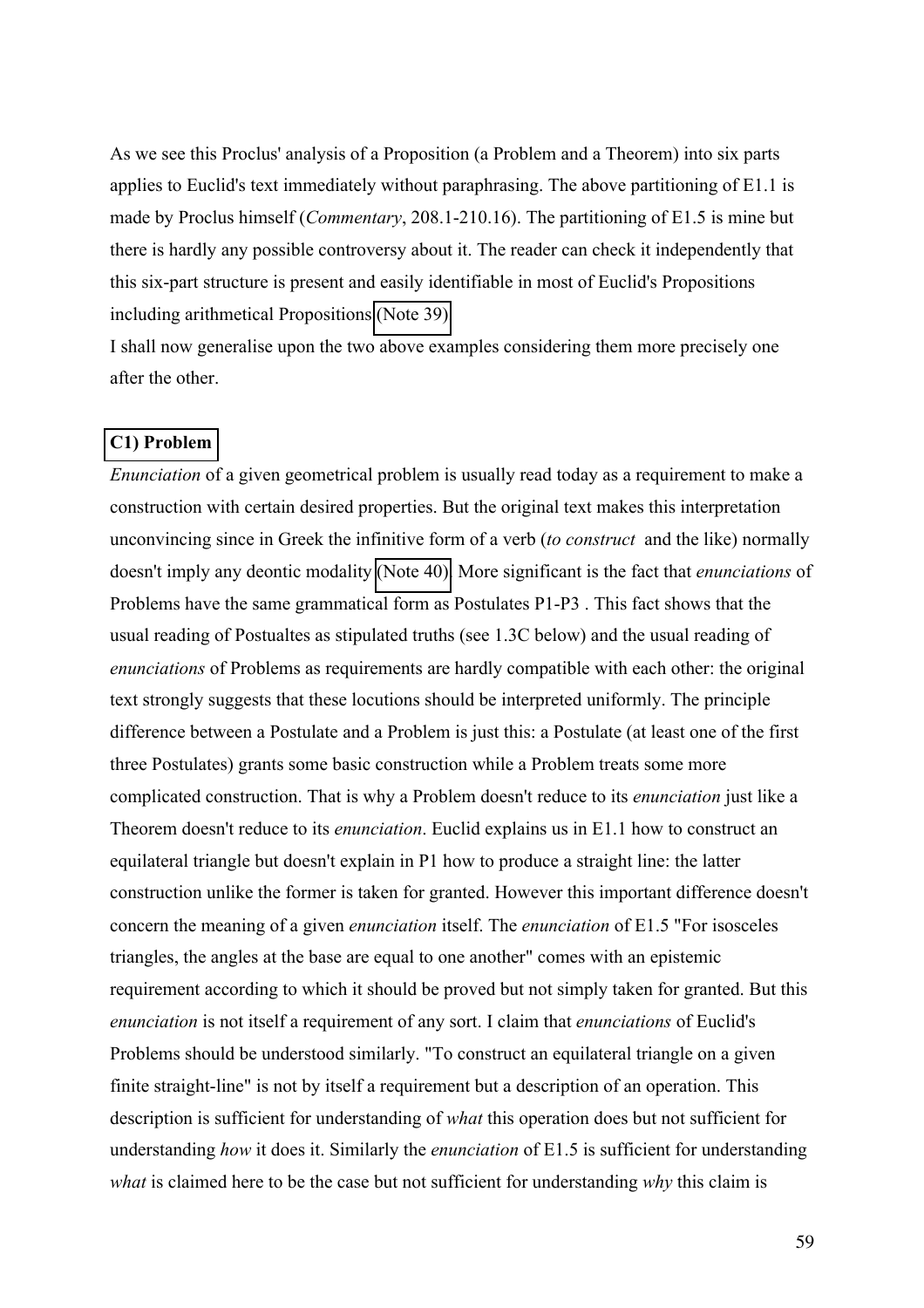As we see this Proclus' analysis of a Proposition (a Problem and a Theorem) into six parts applies to Euclid's text immediately without paraphrasing. The above partitioning of E1.1 is made by Proclus himself (*Commentary*, 208.1-210.16). The partitioning of E1.5 is mine but there is hardly any possible controversy about it. The reader can check it independently that this six-part structure is present and easily identifiable in most of Euclid's Propositions including arithmetical Propositions (Note 39)

I shall now generalise upon the two above examples considering them more precisely one after the other.

### C1) Problem

*Enunciation* of a given geometrical problem is usually read today as a requirement to make a construction with certain desired properties. But the original text makes this interpretation unconvincing since in Greek the infinitive form of a verb (*to construct* and the like) normally doesn't imply any deontic modality (Note 40). More significant is the fact that *enunciations* of Problems have the same grammatical form as Postulates P1-P3 . This fact shows that the usual reading of Postualtes as stipulated truths (see 1.3C below) and the usual reading of *enunciations* of Problems as requirements are hardly compatible with each other: the original text strongly suggests that these locutions should be interpreted uniformly. The principle difference between a Postulate and a Problem is just this: a Postulate (at least one of the first three Postulates) grants some basic construction while a Problem treats some more complicated construction. That is why a Problem doesn't reduce to its *enunciation* just like a Theorem doesn't reduce to its *enunciation*. Euclid explains us in E1.1 how to construct an equilateral triangle but doesn't explain in P1 how to produce a straight line: the latter construction unlike the former is taken for granted. However this important difference doesn't concern the meaning of a given *enunciation* itself. The *enunciation* of E1.5 "For isosceles triangles, the angles at the base are equal to one another" comes with an epistemic requirement according to which it should be proved but not simply taken for granted. But this *enunciation* is not itself a requirement of any sort. I claim that *enunciations* of Euclid's Problems should be understood similarly. "To construct an equilateral triangle on a given finite straight-line" is not by itself a requirement but a description of an operation. This description is sufficient for understanding of *what* this operation does but not sufficient for understanding *how* it does it. Similarly the *enunciation* of E1.5 is sufficient for understanding *what* is claimed here to be the case but not sufficient for understanding *why* this claim is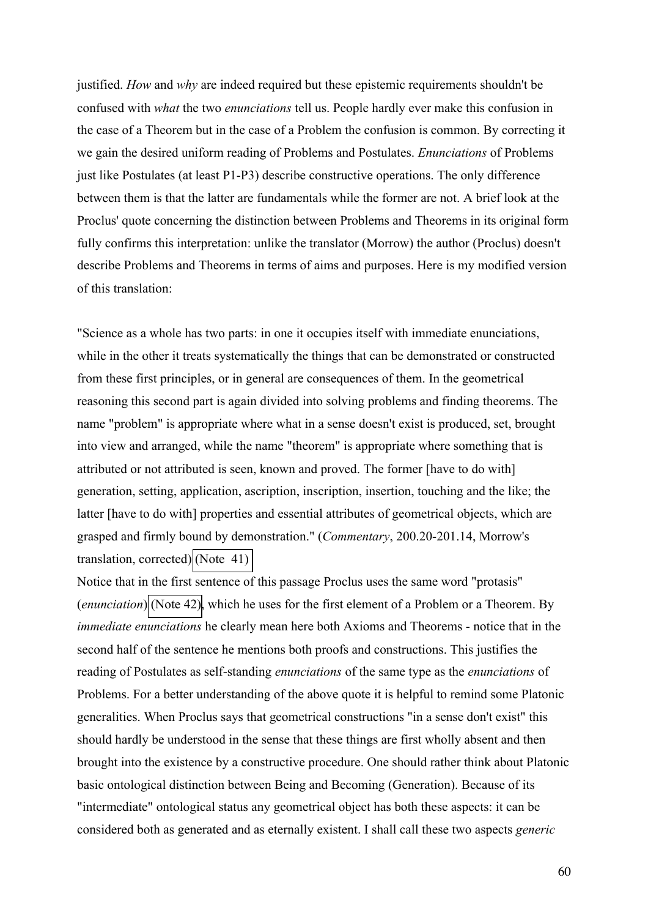justified. *How* and *why* are indeed required but these epistemic requirements shouldn't be confused with *what* the two *enunciations* tell us. People hardly ever make this confusion in the case of a Theorem but in the case of a Problem the confusion is common. By correcting it we gain the desired uniform reading of Problems and Postulates. *Enunciations* of Problems just like Postulates (at least P1-P3) describe constructive operations. The only difference between them is that the latter are fundamentals while the former are not. A brief look at the Proclus' quote concerning the distinction between Problems and Theorems in its original form fully confirms this interpretation: unlike the translator (Morrow) the author (Proclus) doesn't describe Problems and Theorems in terms of aims and purposes. Here is my modified version of this translation:

"Science as a whole has two parts: in one it occupies itself with immediate enunciations, while in the other it treats systematically the things that can be demonstrated or constructed from these first principles, or in general are consequences of them. In the geometrical reasoning this second part is again divided into solving problems and finding theorems. The name "problem" is appropriate where what in a sense doesn't exist is produced, set, brought into view and arranged, while the name "theorem" is appropriate where something that is attributed or not attributed is seen, known and proved. The former [have to do with] generation, setting, application, ascription, inscription, insertion, touching and the like; the latter [have to do with] properties and essential attributes of geometrical objects, which are grasped and firmly bound by demonstration." (*Commentary*, 200.20-201.14, Morrow's translation, corrected) (Note 41)

Notice that in the first sentence of this passage Proclus uses the same word "protasis" (*enunciation*) (Note 42), which he uses for the first element of a Problem or a Theorem. By *immediate enunciations* he clearly mean here both Axioms and Theorems - notice that in the second half of the sentence he mentions both proofs and constructions. This justifies the reading of Postulates as self-standing *enunciations* of the same type as the *enunciations* of Problems. For a better understanding of the above quote it is helpful to remind some Platonic generalities. When Proclus says that geometrical constructions "in a sense don't exist" this should hardly be understood in the sense that these things are first wholly absent and then brought into the existence by a constructive procedure. One should rather think about Platonic basic ontological distinction between Being and Becoming (Generation). Because of its "intermediate" ontological status any geometrical object has both these aspects: it can be considered both as generated and as eternally existent. I shall call these two aspects *generic*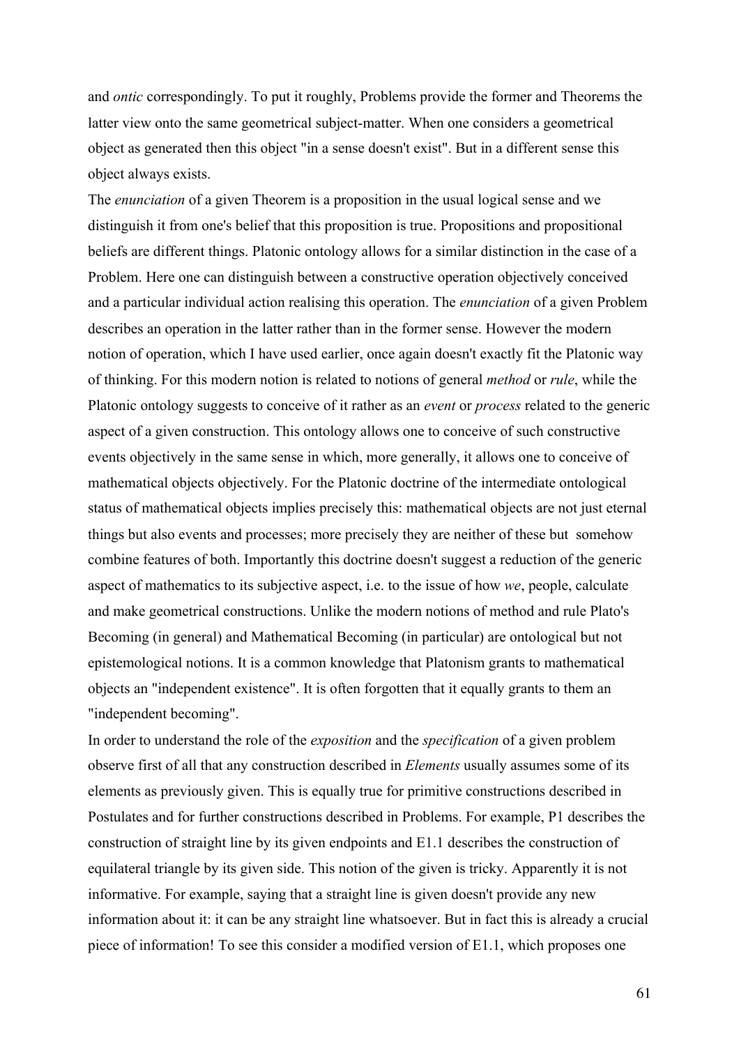and *ontic* correspondingly. To put it roughly, Problems provide the former and Theorems the latter view onto the same geometrical subject-matter. When one considers a geometrical object as generated then this object "in a sense doesn't exist". But in a different sense this object always exists.

The *enunciation* of a given Theorem is a proposition in the usual logical sense and we distinguish it from one's belief that this proposition is true. Propositions and propositional beliefs are different things. Platonic ontology allows for a similar distinction in the case of a Problem. Here one can distinguish between a constructive operation objectively conceived and a particular individual action realising this operation. The *enunciation* of a given Problem describes an operation in the latter rather than in the former sense. However the modern notion of operation, which I have used earlier, once again doesn't exactly fit the Platonic way of thinking. For this modern notion is related to notions of general *method* or *rule*, while the Platonic ontology suggests to conceive of it rather as an *event* or *process* related to the generic aspect of a given construction. This ontology allows one to conceive of such constructive events objectively in the same sense in which, more generally, it allows one to conceive of mathematical objects objectively. For the Platonic doctrine of the intermediate ontological status of mathematical objects implies precisely this: mathematical objects are not just eternal things but also events and processes; more precisely they are neither of these but somehow combine features of both. Importantly this doctrine doesn't suggest a reduction of the generic aspect of mathematics to its subjective aspect, i.e. to the issue of how *we*, people, calculate and make geometrical constructions. Unlike the modern notions of method and rule Plato's Becoming (in general) and Mathematical Becoming (in particular) are ontological but not epistemological notions. It is a common knowledge that Platonism grants to mathematical objects an "independent existence". It is often forgotten that it equally grants to them an "independent becoming".

In order to understand the role of the *exposition* and the *specification* of a given problem observe first of all that any construction described in *Elements* usually assumes some of its elements as previously given. This is equally true for primitive constructions described in Postulates and for further constructions described in Problems. For example, P1 describes the construction of straight line by its given endpoints and E1.1 describes the construction of equilateral triangle by its given side. This notion of the given is tricky. Apparently it is not informative. For example, saying that a straight line is given doesn't provide any new information about it: it can be any straight line whatsoever. But in fact this is already a crucial piece of information! To see this consider a modified version of E1.1, which proposes one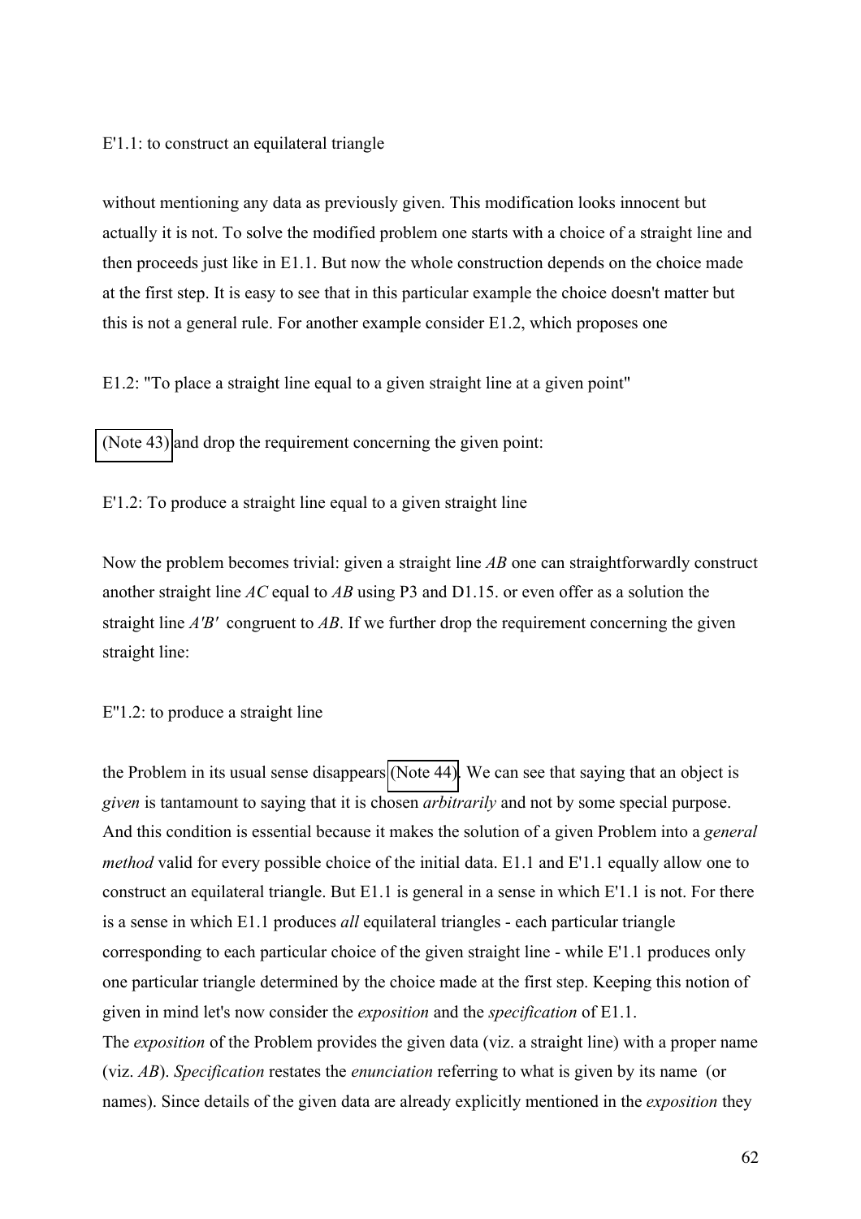E'1.1: to construct an equilateral triangle

without mentioning any data as previously given. This modification looks innocent but actually it is not. To solve the modified problem one starts with a choice of a straight line and then proceeds just like in E1.1. But now the whole construction depends on the choice made at the first step. It is easy to see that in this particular example the choice doesn't matter but this is not a general rule. For another example consider E1.2, which proposes one

E1.2: "To place a straight line equal to a given straight line at a given point"

(Note 43) and drop the requirement concerning the given point:

E'1.2: To produce a straight line equal to a given straight line

Now the problem becomes trivial: given a straight line *AB* one can straightforwardly construct another straight line *AC* equal to *AB* using P3 and D1.15. or even offer as a solution the straight line *A'B'* congruent to *AB*. If we further drop the requirement concerning the given straight line:

E"1.2: to produce a straight line

the Problem in its usual sense disappears (Note 44). We can see that saying that an object is *given* is tantamount to saying that it is chosen *arbitrarily* and not by some special purpose. And this condition is essential because it makes the solution of a given Problem into a *general method* valid for every possible choice of the initial data. E1.1 and E'1.1 equally allow one to construct an equilateral triangle. But E1.1 is general in a sense in which E'1.1 is not. For there is a sense in which E1.1 produces *all* equilateral triangles - each particular triangle corresponding to each particular choice of the given straight line - while E'1.1 produces only one particular triangle determined by the choice made at the first step. Keeping this notion of given in mind let's now consider the *exposition* and the *specification* of E1.1.

The *exposition* of the Problem provides the given data (viz. a straight line) with a proper name (viz. *AB*). *Specification* restates the *enunciation* referring to what is given by its name (or names). Since details of the given data are already explicitly mentioned in the *exposition* they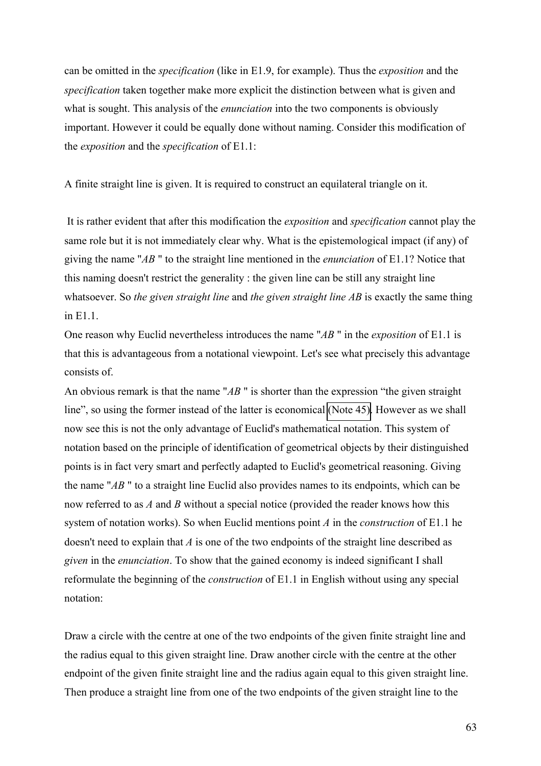can be omitted in the *specification* (like in E1.9, for example). Thus the *exposition* and the *specification* taken together make more explicit the distinction between what is given and what is sought. This analysis of the *enunciation* into the two components is obviously important. However it could be equally done without naming. Consider this modification of the *exposition* and the *specification* of E1.1:

A finite straight line is given. It is required to construct an equilateral triangle on it.

It is rather evident that after this modification the *exposition* and *specification* cannot play the same role but it is not immediately clear why. What is the epistemological impact (if any) of giving the name "*AB* " to the straight line mentioned in the *enunciation* of E1.1? Notice that this naming doesn't restrict the generality : the given line can be still any straight line whatsoever. So *the given straight line* and *the given straight line AB* is exactly the same thing in E1.1.

One reason why Euclid nevertheless introduces the name "*AB* " in the *exposition* of E1.1 is that this is advantageous from a notational viewpoint. Let's see what precisely this advantage consists of.

An obvious remark is that the name "*AB* " is shorter than the expression "the given straight line", so using the former instead of the latter is economical (Note 45). However as we shall now see this is not the only advantage of Euclid's mathematical notation. This system of notation based on the principle of identification of geometrical objects by their distinguished points is in fact very smart and perfectly adapted to Euclid's geometrical reasoning. Giving the name "*AB* " to a straight line Euclid also provides names to its endpoints, which can be now referred to as *A* and *B* without a special notice (provided the reader knows how this system of notation works). So when Euclid mentions point *A* in the *construction* of E1.1 he doesn't need to explain that *A* is one of the two endpoints of the straight line described as *given* in the *enunciation*. To show that the gained economy is indeed significant I shall reformulate the beginning of the *construction* of E1.1 in English without using any special notation:

Draw a circle with the centre at one of the two endpoints of the given finite straight line and the radius equal to this given straight line. Draw another circle with the centre at the other endpoint of the given finite straight line and the radius again equal to this given straight line. Then produce a straight line from one of the two endpoints of the given straight line to the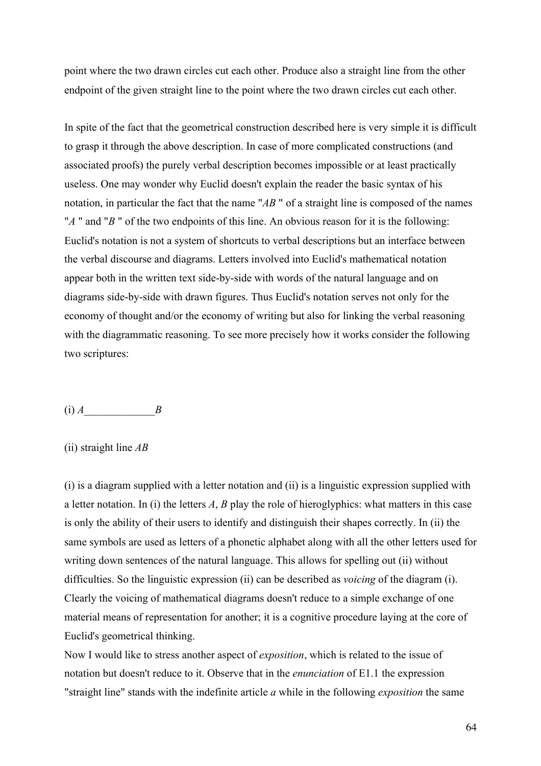point where the two drawn circles cut each other. Produce also a straight line from the other endpoint of the given straight line to the point where the two drawn circles cut each other.

In spite of the fact that the geometrical construction described here is very simple it is difficult to grasp it through the above description. In case of more complicated constructions (and associated proofs) the purely verbal description becomes impossible or at least practically useless. One may wonder why Euclid doesn't explain the reader the basic syntax of his notation, in particular the fact that the name "*AB* " of a straight line is composed of the names "*A* " and "*B* " of the two endpoints of this line. An obvious reason for it is the following: Euclid's notation is not a system of shortcuts to verbal descriptions but an interface between the verbal discourse and diagrams. Letters involved into Euclid's mathematical notation appear both in the written text side-by-side with words of the natural language and on diagrams side-by-side with drawn figures. Thus Euclid's notation serves not only for the economy of thought and/or the economy of writing but also for linking the verbal reasoning with the diagrammatic reasoning. To see more precisely how it works consider the following two scriptures:

(i) *A*_____________*B*

(ii) straight line *AB*

(i) is a diagram supplied with a letter notation and (ii) is a linguistic expression supplied with a letter notation. In (i) the letters *A*, *B* play the role of hieroglyphics: what matters in this case is only the ability of their users to identify and distinguish their shapes correctly. In (ii) the same symbols are used as letters of a phonetic alphabet along with all the other letters used for writing down sentences of the natural language. This allows for spelling out (ii) without difficulties. So the linguistic expression (ii) can be described as *voicing* of the diagram (i). Clearly the voicing of mathematical diagrams doesn't reduce to a simple exchange of one material means of representation for another; it is a cognitive procedure laying at the core of Euclid's geometrical thinking.

Now I would like to stress another aspect of *exposition*, which is related to the issue of notation but doesn't reduce to it. Observe that in the *enunciation* of E1.1 the expression "straight line" stands with the indefinite article *a* while in the following *exposition* the same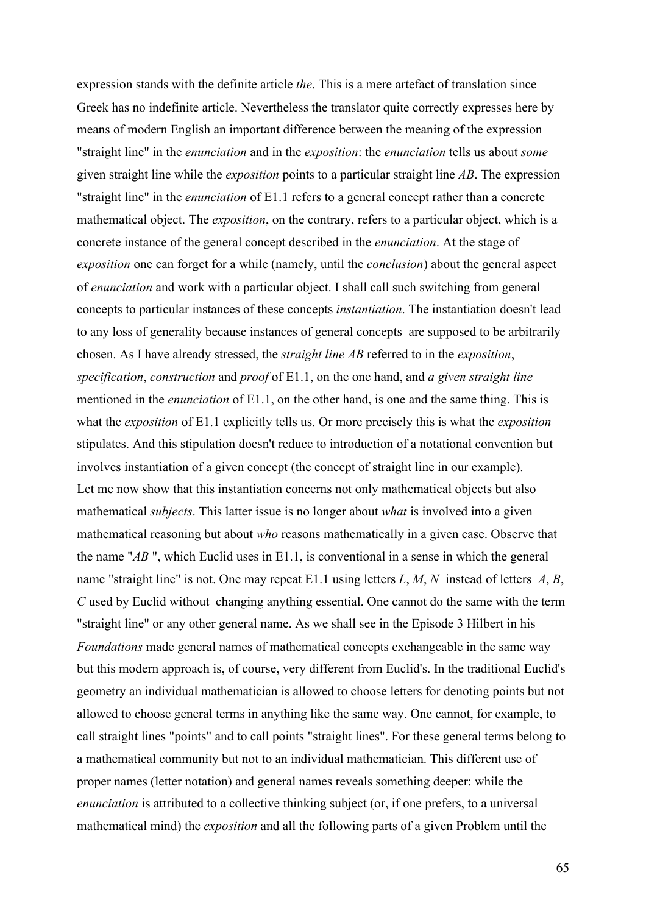expression stands with the definite article *the*. This is a mere artefact of translation since Greek has no indefinite article. Nevertheless the translator quite correctly expresses here by means of modern English an important difference between the meaning of the expression "straight line" in the *enunciation* and in the *exposition*: the *enunciation* tells us about *some* given straight line while the *exposition* points to a particular straight line *AB*. The expression "straight line" in the *enunciation* of E1.1 refers to a general concept rather than a concrete mathematical object. The *exposition*, on the contrary, refers to a particular object, which is a concrete instance of the general concept described in the *enunciation*. At the stage of *exposition* one can forget for a while (namely, until the *conclusion*) about the general aspect of *enunciation* and work with a particular object. I shall call such switching from general concepts to particular instances of these concepts *instantiation*. The instantiation doesn't lead to any loss of generality because instances of general concepts are supposed to be arbitrarily chosen. As I have already stressed, the *straight line AB* referred to in the *exposition*, *specification*, *construction* and *proof* of E1.1, on the one hand, and *a given straight line* mentioned in the *enunciation* of E1.1, on the other hand, is one and the same thing. This is what the *exposition* of E1.1 explicitly tells us. Or more precisely this is what the *exposition* stipulates. And this stipulation doesn't reduce to introduction of a notational convention but involves instantiation of a given concept (the concept of straight line in our example).

Let me now show that this instantiation concerns not only mathematical objects but also mathematical *subjects*. This latter issue is no longer about *what* is involved into a given mathematical reasoning but about *who* reasons mathematically in a given case. Observe that the name "*AB* ", which Euclid uses in E1.1, is conventional in a sense in which the general name "straight line" is not. One may repeat E1.1 using letters *L*, *M*, *N* instead of letters *A*, *B*, *C* used by Euclid without changing anything essential. One cannot do the same with the term "straight line" or any other general name. As we shall see in the Episode 3 Hilbert in his *Foundations* made general names of mathematical concepts exchangeable in the same way but this modern approach is, of course, very different from Euclid's. In the traditional Euclid's geometry an individual mathematician is allowed to choose letters for denoting points but not allowed to choose general terms in anything like the same way. One cannot, for example, to call straight lines "points" and to call points "straight lines". For these general terms belong to a mathematical community but not to an individual mathematician. This different use of proper names (letter notation) and general names reveals something deeper: while the *enunciation* is attributed to a collective thinking subject (or, if one prefers, to a universal mathematical mind) the *exposition* and all the following parts of a given Problem until the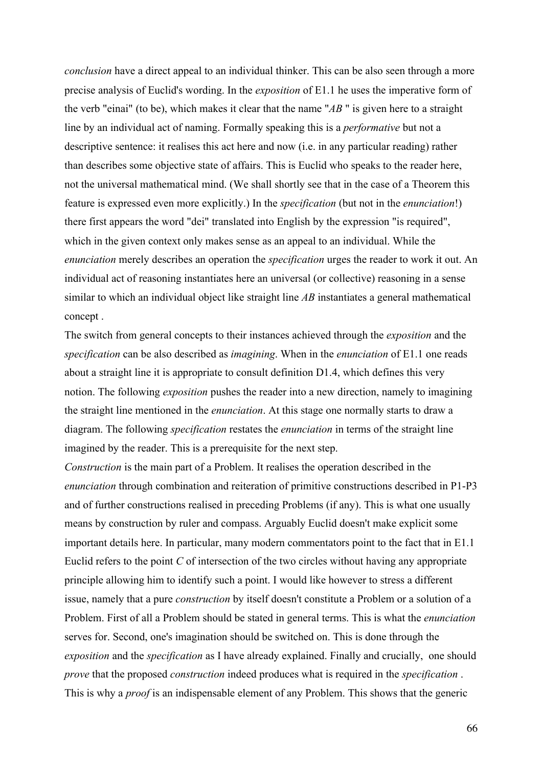*conclusion* have a direct appeal to an individual thinker. This can be also seen through a more precise analysis of Euclid's wording. In the *exposition* of E1.1 he uses the imperative form of the verb "einai" (to be), which makes it clear that the name "*AB* " is given here to a straight line by an individual act of naming. Formally speaking this is a *performative* but not a descriptive sentence: it realises this act here and now (i.e. in any particular reading) rather than describes some objective state of affairs. This is Euclid who speaks to the reader here, not the universal mathematical mind. (We shall shortly see that in the case of a Theorem this feature is expressed even more explicitly.) In the *specification* (but not in the *enunciation*!) there first appears the word "dei" translated into English by the expression "is required", which in the given context only makes sense as an appeal to an individual. While the *enunciation* merely describes an operation the *specification* urges the reader to work it out. An individual act of reasoning instantiates here an universal (or collective) reasoning in a sense similar to which an individual object like straight line *AB* instantiates a general mathematical concept .

The switch from general concepts to their instances achieved through the *exposition* and the *specification* can be also described as *imagining*. When in the *enunciation* of E1.1 one reads about a straight line it is appropriate to consult definition D1.4, which defines this very notion. The following *exposition* pushes the reader into a new direction, namely to imagining the straight line mentioned in the *enunciation*. At this stage one normally starts to draw a diagram. The following *specification* restates the *enunciation* in terms of the straight line imagined by the reader. This is a prerequisite for the next step.

*Construction* is the main part of a Problem. It realises the operation described in the *enunciation* through combination and reiteration of primitive constructions described in P1-P3 and of further constructions realised in preceding Problems (if any). This is what one usually means by construction by ruler and compass. Arguably Euclid doesn't make explicit some important details here. In particular, many modern commentators point to the fact that in E1.1 Euclid refers to the point *C* of intersection of the two circles without having any appropriate principle allowing him to identify such a point. I would like however to stress a different issue, namely that a pure *construction* by itself doesn't constitute a Problem or a solution of a Problem. First of all a Problem should be stated in general terms. This is what the *enunciation* serves for. Second, one's imagination should be switched on. This is done through the *exposition* and the *specification* as I have already explained. Finally and crucially, one should *prove* that the proposed *construction* indeed produces what is required in the *specification* . This is why a *proof* is an indispensable element of any Problem. This shows that the generic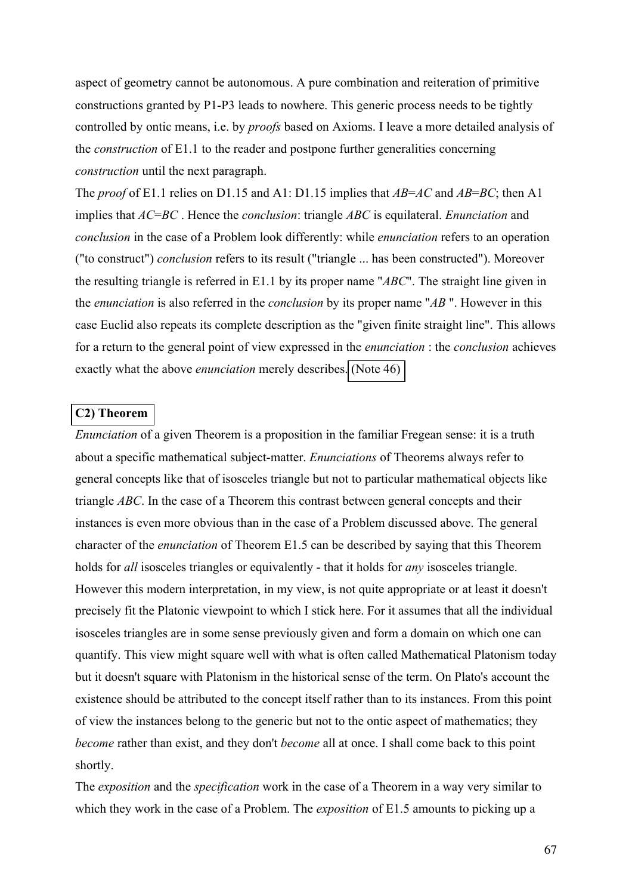aspect of geometry cannot be autonomous. A pure combination and reiteration of primitive constructions granted by P1-P3 leads to nowhere. This generic process needs to be tightly controlled by ontic means, i.e. by *proofs* based on Axioms. I leave a more detailed analysis of the *construction* of E1.1 to the reader and postpone further generalities concerning *construction* until the next paragraph.

The *proof* of E1.1 relies on D1.15 and A1: D1.15 implies that *AB*=*AC* and *AB*=*BC*; then A1 implies that *AC*=*BC* . Hence the *conclusion*: triangle *ABC* is equilateral. *Enunciation* and *conclusion* in the case of a Problem look differently: while *enunciation* refers to an operation ("to construct") *conclusion* refers to its result ("triangle ... has been constructed"). Moreover the resulting triangle is referred in E1.1 by its proper name "*ABC*". The straight line given in the *enunciation* is also referred in the *conclusion* by its proper name "*AB* ". However in this case Euclid also repeats its complete description as the "given finite straight line". This allows for a return to the general point of view expressed in the *enunciation* : the *conclusion* achieves exactly what the above *enunciation* merely describes. (Note 46)

### C2) Theorem

*Enunciation* of a given Theorem is a proposition in the familiar Fregean sense: it is a truth about a specific mathematical subject-matter. *Enunciations* of Theorems always refer to general concepts like that of isosceles triangle but not to particular mathematical objects like triangle *ABC*. In the case of a Theorem this contrast between general concepts and their instances is even more obvious than in the case of a Problem discussed above. The general character of the *enunciation* of Theorem E1.5 can be described by saying that this Theorem holds for *all* isosceles triangles or equivalently - that it holds for *any* isosceles triangle. However this modern interpretation, in my view, is not quite appropriate or at least it doesn't precisely fit the Platonic viewpoint to which I stick here. For it assumes that all the individual isosceles triangles are in some sense previously given and form a domain on which one can quantify. This view might square well with what is often called Mathematical Platonism today but it doesn't square with Platonism in the historical sense of the term. On Plato's account the existence should be attributed to the concept itself rather than to its instances. From this point of view the instances belong to the generic but not to the ontic aspect of mathematics; they *become* rather than exist, and they don't *become* all at once. I shall come back to this point shortly.

The *exposition* and the *specification* work in the case of a Theorem in a way very similar to which they work in the case of a Problem. The *exposition* of E1.5 amounts to picking up a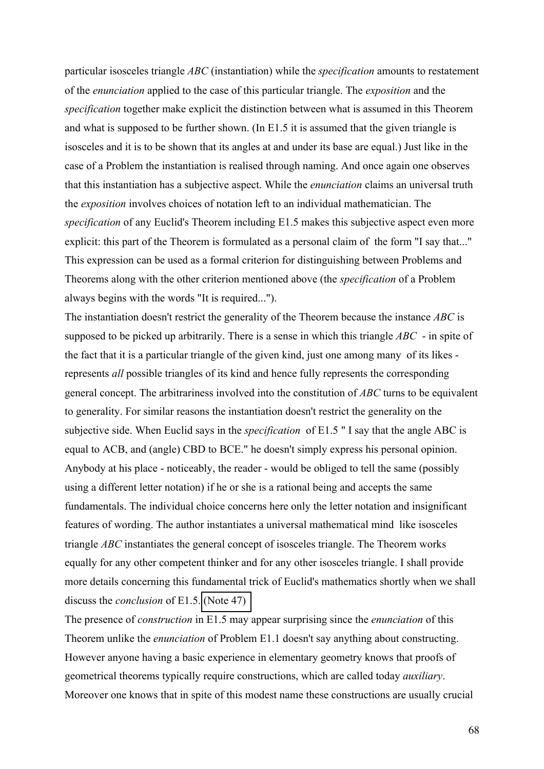particular isosceles triangle *ABC* (instantiation) while the *specification* amounts to restatement of the *enunciation* applied to the case of this particular triangle. The *exposition* and the *specification* together make explicit the distinction between what is assumed in this Theorem and what is supposed to be further shown. (In E1.5 it is assumed that the given triangle is isosceles and it is to be shown that its angles at and under its base are equal.) Just like in the case of a Problem the instantiation is realised through naming. And once again one observes that this instantiation has a subjective aspect. While the *enunciation* claims an universal truth the *exposition* involves choices of notation left to an individual mathematician. The *specification* of any Euclid's Theorem including E1.5 makes this subjective aspect even more explicit: this part of the Theorem is formulated as a personal claim of the form "I say that..." This expression can be used as a formal criterion for distinguishing between Problems and Theorems along with the other criterion mentioned above (the *specification* of a Problem always begins with the words "It is required...").

The instantiation doesn't restrict the generality of the Theorem because the instance *ABC* is supposed to be picked up arbitrarily. There is a sense in which this triangle *ABC* - in spite of the fact that it is a particular triangle of the given kind, just one among many of its likes - represents *all* possible triangles of its kind and hence fully represents the corresponding general concept. The arbitrariness involved into the constitution of *ABC* turns to be equivalent to generality. For similar reasons the instantiation doesn't restrict the generality on the subjective side. When Euclid says in the *specification* of E1.5 " I say that the angle ABC is equal to ACB, and (angle) CBD to BCE." he doesn't simply express his personal opinion. Anybody at his place - noticeably, the reader - would be obliged to tell the same (possibly using a different letter notation) if he or she is a rational being and accepts the same fundamentals. The individual choice concerns here only the letter notation and insignificant features of wording. The author instantiates a universal mathematical mind like isosceles triangle *ABC* instantiates the general concept of isosceles triangle. The Theorem works equally for any other competent thinker and for any other isosceles triangle. I shall provide more details concerning this fundamental trick of Euclid's mathematics shortly when we shall discuss the *conclusion* of E1.5. (Note 47)

The presence of *construction* in E1.5 may appear surprising since the *enunciation* of this Theorem unlike the *enunciation* of Problem E1.1 doesn't say anything about constructing. However anyone having a basic experience in elementary geometry knows that proofs of geometrical theorems typically require constructions, which are called today *auxiliary*. Moreover one knows that in spite of this modest name these constructions are usually crucial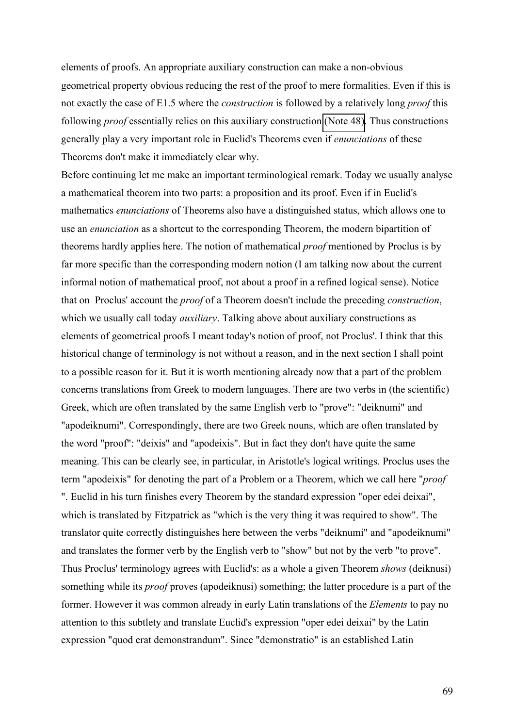elements of proofs. An appropriate auxiliary construction can make a non-obvious geometrical property obvious reducing the rest of the proof to mere formalities. Even if this is not exactly the case of E1.5 where the *construction* is followed by a relatively long *proof* this following *proof* essentially relies on this auxiliary construction (Note 48). Thus constructions generally play a very important role in Euclid's Theorems even if *enunciations* of these Theorems don't make it immediately clear why.

Before continuing let me make an important terminological remark. Today we usually analyse a mathematical theorem into two parts: a proposition and its proof. Even if in Euclid's mathematics *enunciations* of Theorems also have a distinguished status, which allows one to use an *enunciation* as a shortcut to the corresponding Theorem, the modern bipartition of theorems hardly applies here. The notion of mathematical *proof* mentioned by Proclus is by far more specific than the corresponding modern notion (I am talking now about the current informal notion of mathematical proof, not about a proof in a refined logical sense). Notice that on Proclus' account the *proof* of a Theorem doesn't include the preceding *construction*, which we usually call today *auxiliary*. Talking above about auxiliary constructions as elements of geometrical proofs I meant today's notion of proof, not Proclus'. I think that this historical change of terminology is not without a reason, and in the next section I shall point to a possible reason for it. But it is worth mentioning already now that a part of the problem concerns translations from Greek to modern languages. There are two verbs in (the scientific) Greek, which are often translated by the same English verb to "prove": "deiknumi" and "apodeiknumi". Correspondingly, there are two Greek nouns, which are often translated by the word "proof": "deixis" and "apodeixis". But in fact they don't have quite the same meaning. This can be clearly see, in particular, in Aristotle's logical writings. Proclus uses the term "apodeixis" for denoting the part of a Problem or a Theorem, which we call here "*proof* ". Euclid in his turn finishes every Theorem by the standard expression "oper edei deixai", which is translated by Fitzpatrick as "which is the very thing it was required to show". The translator quite correctly distinguishes here between the verbs "deiknumi" and "apodeiknumi" and translates the former verb by the English verb to "show" but not by the verb "to prove". Thus Proclus' terminology agrees with Euclid's: as a whole a given Theorem *shows* (deiknusi) something while its *proof* proves (apodeiknusi) something; the latter procedure is a part of the former. However it was common already in early Latin translations of the *Elements* to pay no attention to this subtlety and translate Euclid's expression "oper edei deixai" by the Latin expression "quod erat demonstrandum". Since "demonstratio" is an established Latin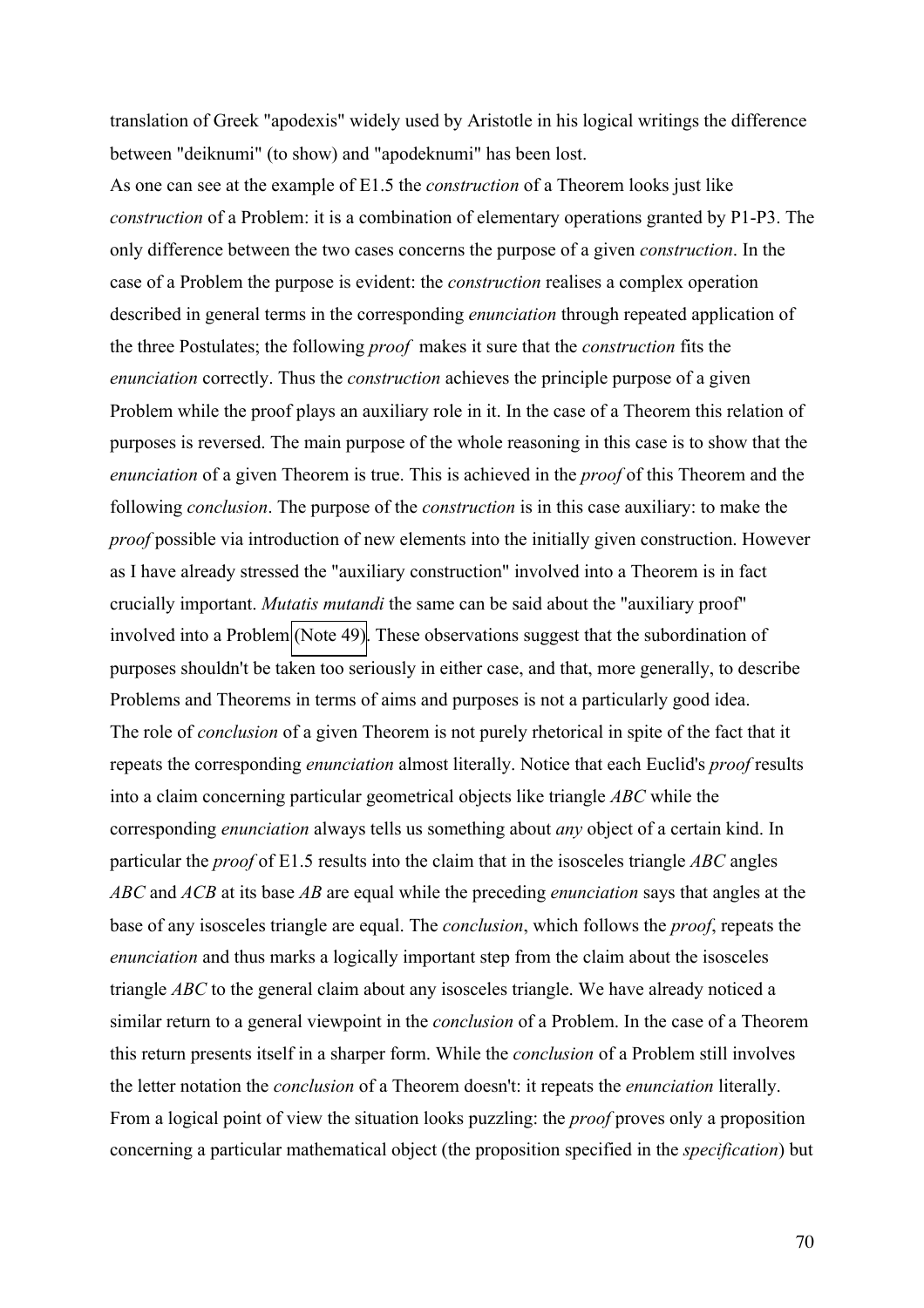translation of Greek "apodexis" widely used by Aristotle in his logical writings the difference between "deiknumi" (to show) and "apodeknumi" has been lost.

As one can see at the example of E1.5 the *construction* of a Theorem looks just like *construction* of a Problem: it is a combination of elementary operations granted by P1-P3. The only difference between the two cases concerns the purpose of a given *construction*. In the case of a Problem the purpose is evident: the *construction* realises a complex operation described in general terms in the corresponding *enunciation* through repeated application of the three Postulates; the following *proof* makes it sure that the *construction* fits the *enunciation* correctly. Thus the *construction* achieves the principle purpose of a given Problem while the proof plays an auxiliary role in it. In the case of a Theorem this relation of purposes is reversed. The main purpose of the whole reasoning in this case is to show that the *enunciation* of a given Theorem is true. This is achieved in the *proof* of this Theorem and the following *conclusion*. The purpose of the *construction* is in this case auxiliary: to make the *proof* possible via introduction of new elements into the initially given construction. However as I have already stressed the "auxiliary construction" involved into a Theorem is in fact crucially important. *Mutatis mutandi* the same can be said about the "auxiliary proof" involved into a Problem (Note 49). These observations suggest that the subordination of purposes shouldn't be taken too seriously in either case, and that, more generally, to describe Problems and Theorems in terms of aims and purposes is not a particularly good idea.

The role of *conclusion* of a given Theorem is not purely rhetorical in spite of the fact that it repeats the corresponding *enunciation* almost literally. Notice that each Euclid's *proof* results into a claim concerning particular geometrical objects like triangle *ABC* while the corresponding *enunciation* always tells us something about *any* object of a certain kind. In particular the *proof* of E1.5 results into the claim that in the isosceles triangle *ABC* angles *ABC* and *ACB* at its base *AB* are equal while the preceding *enunciation* says that angles at the base of any isosceles triangle are equal. The *conclusion*, which follows the *proof*, repeats the *enunciation* and thus marks a logically important step from the claim about the isosceles triangle *ABC* to the general claim about any isosceles triangle. We have already noticed a similar return to a general viewpoint in the *conclusion* of a Problem. In the case of a Theorem this return presents itself in a sharper form. While the *conclusion* of a Problem still involves the letter notation the *conclusion* of a Theorem doesn't: it repeats the *enunciation* literally. From a logical point of view the situation looks puzzling: the *proof* proves only a proposition concerning a particular mathematical object (the proposition specified in the *specification*) but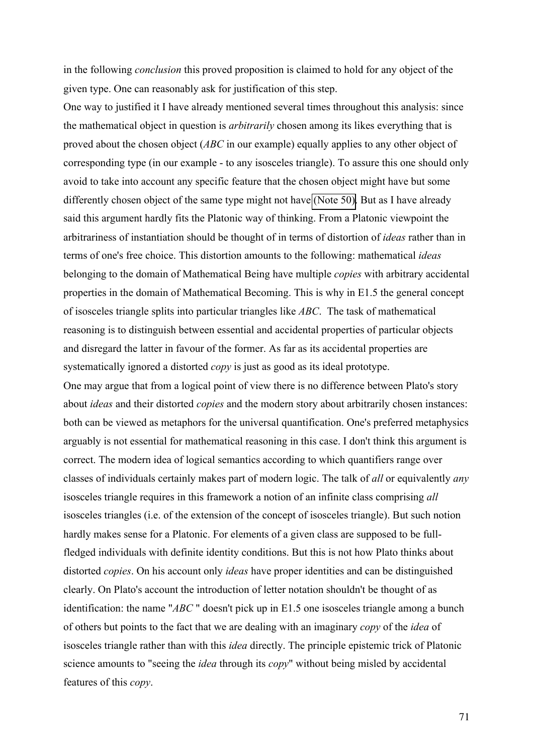in the following *conclusion* this proved proposition is claimed to hold for any object of the given type. One can reasonably ask for justification of this step.

One way to justified it I have already mentioned several times throughout this analysis: since the mathematical object in question is *arbitrarily* chosen among its likes everything that is proved about the chosen object (*ABC* in our example) equally applies to any other object of corresponding type (in our example - to any isosceles triangle). To assure this one should only avoid to take into account any specific feature that the chosen object might have but some differently chosen object of the same type might not have (Note 50). But as I have already said this argument hardly fits the Platonic way of thinking. From a Platonic viewpoint the arbitrariness of instantiation should be thought of in terms of distortion of *ideas* rather than in terms of one's free choice. This distortion amounts to the following: mathematical *ideas* belonging to the domain of Mathematical Being have multiple *copies* with arbitrary accidental properties in the domain of Mathematical Becoming. This is why in E1.5 the general concept of isosceles triangle splits into particular triangles like *ABC*. The task of mathematical reasoning is to distinguish between essential and accidental properties of particular objects and disregard the latter in favour of the former. As far as its accidental properties are systematically ignored a distorted *copy* is just as good as its ideal prototype.

One may argue that from a logical point of view there is no difference between Plato's story about *ideas* and their distorted *copies* and the modern story about arbitrarily chosen instances: both can be viewed as metaphors for the universal quantification. One's preferred metaphysics arguably is not essential for mathematical reasoning in this case. I don't think this argument is correct. The modern idea of logical semantics according to which quantifiers range over classes of individuals certainly makes part of modern logic. The talk of *all* or equivalently *any* isosceles triangle requires in this framework a notion of an infinite class comprising *all* isosceles triangles (i.e. of the extension of the concept of isosceles triangle). But such notion hardly makes sense for a Platonic. For elements of a given class are supposed to be full-fledged individuals with definite identity conditions. But this is not how Plato thinks about distorted *copies*. On his account only *ideas* have proper identities and can be distinguished clearly. On Plato's account the introduction of letter notation shouldn't be thought of as identification: the name "*ABC* " doesn't pick up in E1.5 one isosceles triangle among a bunch of others but points to the fact that we are dealing with an imaginary *copy* of the *idea* of isosceles triangle rather than with this *idea* directly. The principle epistemic trick of Platonic science amounts to "seeing the *idea* through its *copy*" without being misled by accidental features of this *copy*.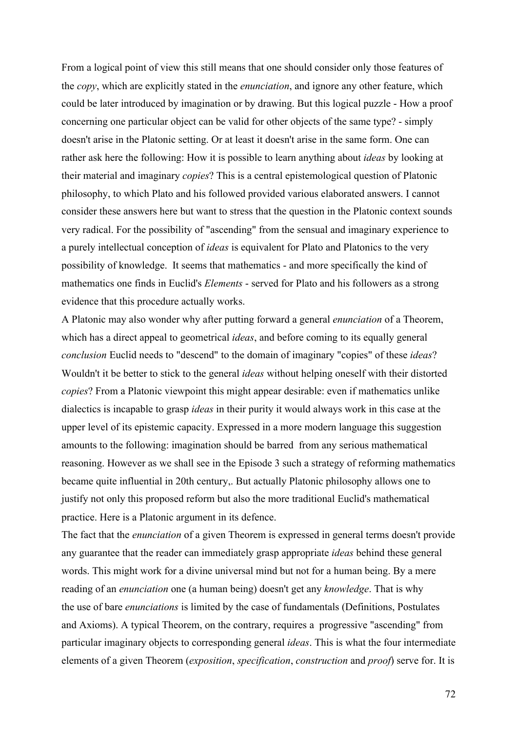From a logical point of view this still means that one should consider only those features of the *copy*, which are explicitly stated in the *enunciation*, and ignore any other feature, which could be later introduced by imagination or by drawing. But this logical puzzle - How a proof concerning one particular object can be valid for other objects of the same type? - simply doesn't arise in the Platonic setting. Or at least it doesn't arise in the same form. One can rather ask here the following: How it is possible to learn anything about *ideas* by looking at their material and imaginary *copies*? This is a central epistemological question of Platonic philosophy, to which Plato and his followed provided various elaborated answers. I cannot consider these answers here but want to stress that the question in the Platonic context sounds very radical. For the possibility of "ascending" from the sensual and imaginary experience to a purely intellectual conception of *ideas* is equivalent for Plato and Platonics to the very possibility of knowledge. It seems that mathematics - and more specifically the kind of mathematics one finds in Euclid's *Elements* - served for Plato and his followers as a strong evidence that this procedure actually works.

A Platonic may also wonder why after putting forward a general *enunciation* of a Theorem, which has a direct appeal to geometrical *ideas*, and before coming to its equally general *conclusion* Euclid needs to "descend" to the domain of imaginary "copies" of these *ideas*? Wouldn't it be better to stick to the general *ideas* without helping oneself with their distorted *copies*? From a Platonic viewpoint this might appear desirable: even if mathematics unlike dialectics is incapable to grasp *ideas* in their purity it would always work in this case at the upper level of its epistemic capacity. Expressed in a more modern language this suggestion amounts to the following: imagination should be barred from any serious mathematical reasoning. However as we shall see in the Episode 3 such a strategy of reforming mathematics became quite influential in 20th century,. But actually Platonic philosophy allows one to justify not only this proposed reform but also the more traditional Euclid's mathematical practice. Here is a Platonic argument in its defence.

The fact that the *enunciation* of a given Theorem is expressed in general terms doesn't provide any guarantee that the reader can immediately grasp appropriate *ideas* behind these general words. This might work for a divine universal mind but not for a human being. By a mere reading of an *enunciation* one (a human being) doesn't get any *knowledge*. That is why the use of bare *enunciations* is limited by the case of fundamentals (Definitions, Postulates and Axioms). A typical Theorem, on the contrary, requires a progressive "ascending" from particular imaginary objects to corresponding general *ideas*. This is what the four intermediate elements of a given Theorem (*exposition*, *specification*, *construction* and *proof*) serve for. It is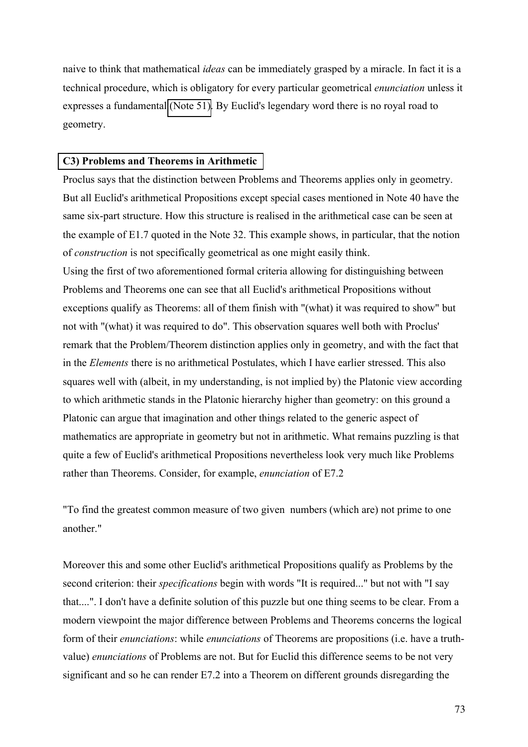naive to think that mathematical *ideas* can be immediately grasped by a miracle. In fact it is a technical procedure, which is obligatory for every particular geometrical *enunciation* unless it expresses a fundamental (Note 51). By Euclid's legendary word there is no royal road to geometry.

### C3) Problems and Theorems in Arithmetic

Proclus says that the distinction between Problems and Theorems applies only in geometry. But all Euclid's arithmetical Propositions except special cases mentioned in Note 40 have the same six-part structure. How this structure is realised in the arithmetical case can be seen at the example of E1.7 quoted in the Note 32. This example shows, in particular, that the notion of *construction* is not specifically geometrical as one might easily think.

Using the first of two aforementioned formal criteria allowing for distinguishing between Problems and Theorems one can see that all Euclid's arithmetical Propositions without exceptions qualify as Theorems: all of them finish with "(what) it was required to show" but not with "(what) it was required to do". This observation squares well both with Proclus' remark that the Problem/Theorem distinction applies only in geometry, and with the fact that in the *Elements* there is no arithmetical Postulates, which I have earlier stressed. This also squares well with (albeit, in my understanding, is not implied by) the Platonic view according to which arithmetic stands in the Platonic hierarchy higher than geometry: on this ground a Platonic can argue that imagination and other things related to the generic aspect of mathematics are appropriate in geometry but not in arithmetic. What remains puzzling is that quite a few of Euclid's arithmetical Propositions nevertheless look very much like Problems rather than Theorems. Consider, for example, *enunciation* of E7.2

"To find the greatest common measure of two given numbers (which are) not prime to one another."

Moreover this and some other Euclid's arithmetical Propositions qualify as Problems by the second criterion: their *specifications* begin with words "It is required..." but not with "I say that....". I don't have a definite solution of this puzzle but one thing seems to be clear. From a modern viewpoint the major difference between Problems and Theorems concerns the logical form of their *enunciations*: while *enunciations* of Theorems are propositions (i.e. have a truth-value) *enunciations* of Problems are not. But for Euclid this difference seems to be not very significant and so he can render E7.2 into a Theorem on different grounds disregarding the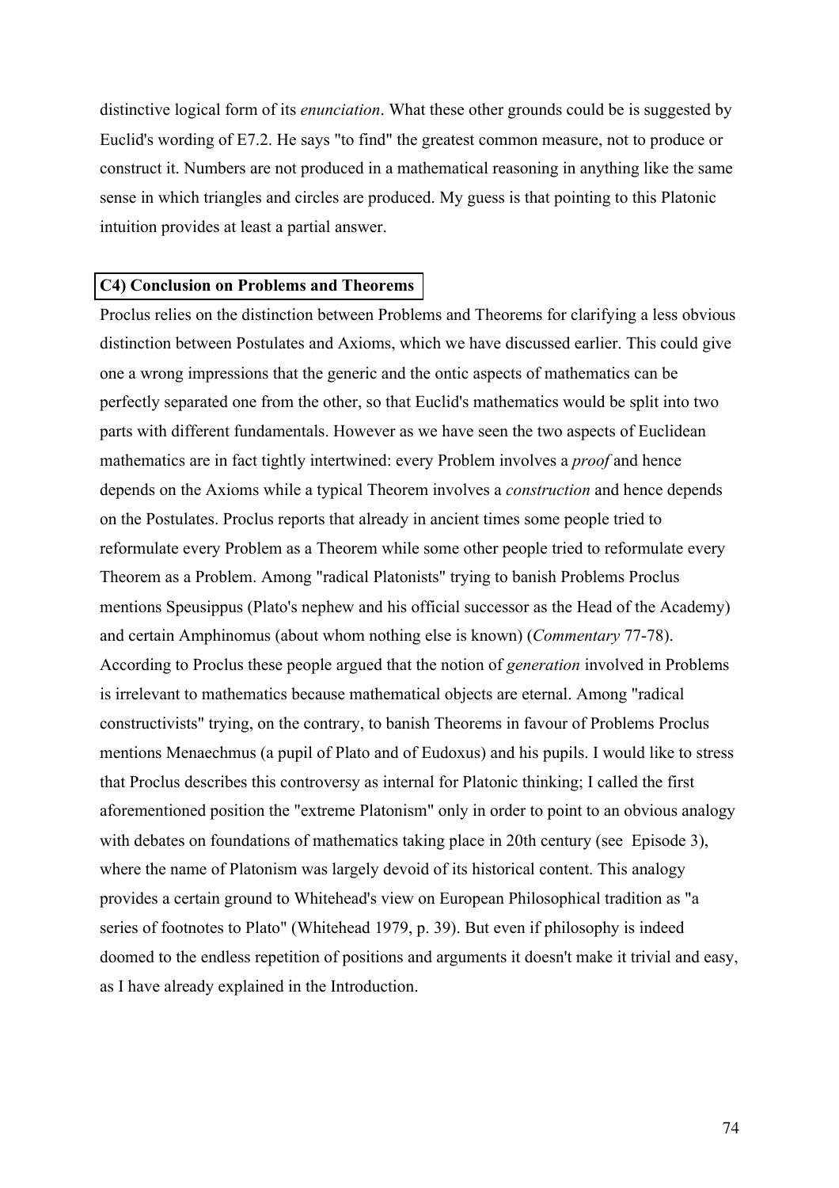distinctive logical form of its *enunciation*. What these other grounds could be is suggested by Euclid's wording of E7.2. He says "to find" the greatest common measure, not to produce or construct it. Numbers are not produced in a mathematical reasoning in anything like the same sense in which triangles and circles are produced. My guess is that pointing to this Platonic intuition provides at least a partial answer.

### C4) Conclusion on Problems and Theorems

Proclus relies on the distinction between Problems and Theorems for clarifying a less obvious distinction between Postulates and Axioms, which we have discussed earlier. This could give one a wrong impressions that the generic and the ontic aspects of mathematics can be perfectly separated one from the other, so that Euclid's mathematics would be split into two parts with different fundamentals. However as we have seen the two aspects of Euclidean mathematics are in fact tightly intertwined: every Problem involves a *proof* and hence depends on the Axioms while a typical Theorem involves a *construction* and hence depends on the Postulates. Proclus reports that already in ancient times some people tried to reformulate every Problem as a Theorem while some other people tried to reformulate every Theorem as a Problem. Among "radical Platonists" trying to banish Problems Proclus mentions Speusippus (Plato's nephew and his official successor as the Head of the Academy) and certain Amphinomus (about whom nothing else is known) (*Commentary* 77-78). According to Proclus these people argued that the notion of *generation* involved in Problems is irrelevant to mathematics because mathematical objects are eternal. Among "radical constructivists" trying, on the contrary, to banish Theorems in favour of Problems Proclus mentions Menaechmus (a pupil of Plato and of Eudoxus) and his pupils. I would like to stress that Proclus describes this controversy as internal for Platonic thinking; I called the first aforementioned position the "extreme Platonism" only in order to point to an obvious analogy with debates on foundations of mathematics taking place in 20th century (see Episode 3), where the name of Platonism was largely devoid of its historical content. This analogy provides a certain ground to Whitehead's view on European Philosophical tradition as "a series of footnotes to Plato" (Whitehead 1979, p. 39). But even if philosophy is indeed doomed to the endless repetition of positions and arguments it doesn't make it trivial and easy, as I have already explained in the Introduction.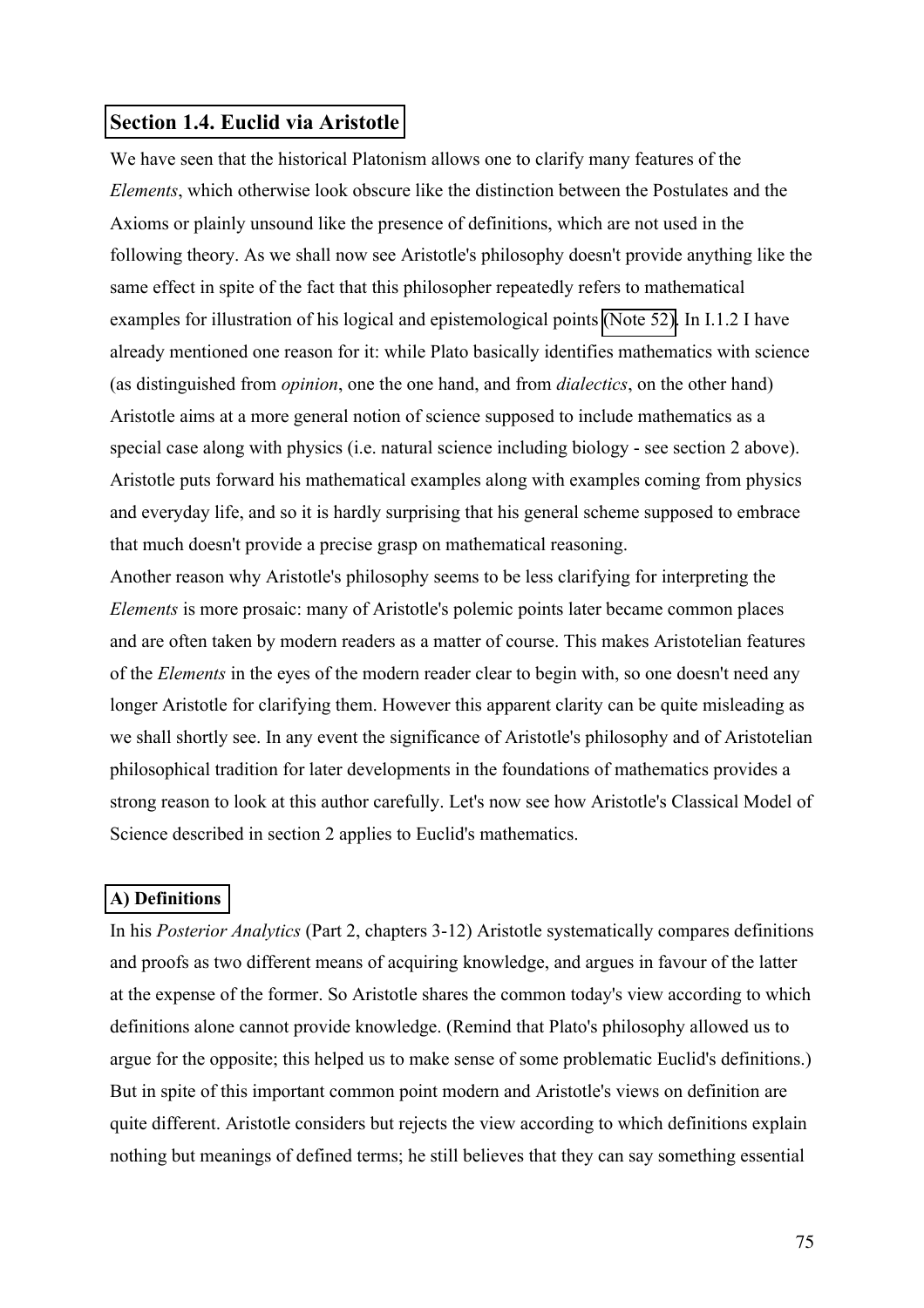## Section 1.4. Euclid via Aristotle

We have seen that the historical Platonism allows one to clarify many features of the *Elements*, which otherwise look obscure like the distinction between the Postulates and the Axioms or plainly unsound like the presence of definitions, which are not used in the following theory. As we shall now see Aristotle's philosophy doesn't provide anything like the same effect in spite of the fact that this philosopher repeatedly refers to mathematical examples for illustration of his logical and epistemological points (Note 52). In I.1.2 I have already mentioned one reason for it: while Plato basically identifies mathematics with science (as distinguished from *opinion*, one the one hand, and from *dialectics*, on the other hand) Aristotle aims at a more general notion of science supposed to include mathematics as a special case along with physics (i.e. natural science including biology - see section 2 above). Aristotle puts forward his mathematical examples along with examples coming from physics and everyday life, and so it is hardly surprising that his general scheme supposed to embrace that much doesn't provide a precise grasp on mathematical reasoning.

Another reason why Aristotle's philosophy seems to be less clarifying for interpreting the *Elements* is more prosaic: many of Aristotle's polemic points later became common places and are often taken by modern readers as a matter of course. This makes Aristotelian features of the *Elements* in the eyes of the modern reader clear to begin with, so one doesn't need any longer Aristotle for clarifying them. However this apparent clarity can be quite misleading as we shall shortly see. In any event the significance of Aristotle's philosophy and of Aristotelian philosophical tradition for later developments in the foundations of mathematics provides a strong reason to look at this author carefully. Let's now see how Aristotle's Classical Model of Science described in section 2 applies to Euclid's mathematics.

### A) Definitions

In his *Posterior Analytics* (Part 2, chapters 3-12) Aristotle systematically compares definitions and proofs as two different means of acquiring knowledge, and argues in favour of the latter at the expense of the former. So Aristotle shares the common today's view according to which definitions alone cannot provide knowledge. (Remind that Plato's philosophy allowed us to argue for the opposite; this helped us to make sense of some problematic Euclid's definitions.) But in spite of this important common point modern and Aristotle's views on definition are quite different. Aristotle considers but rejects the view according to which definitions explain nothing but meanings of defined terms; he still believes that they can say something essential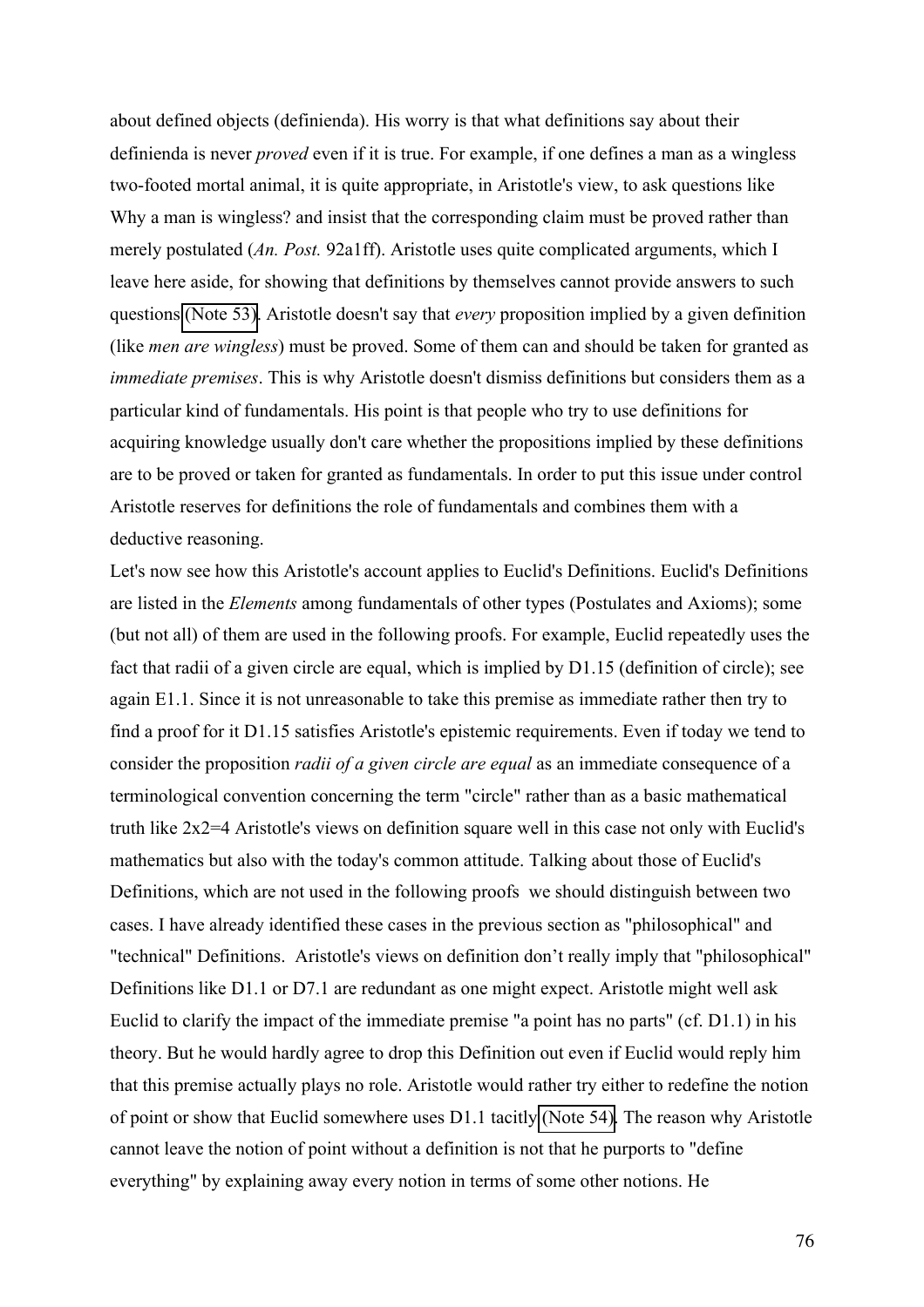about defined objects (definienda). His worry is that what definitions say about their definienda is never *proved* even if it is true. For example, if one defines a man as a wingless two-footed mortal animal, it is quite appropriate, in Aristotle's view, to ask questions like Why a man is wingless? and insist that the corresponding claim must be proved rather than merely postulated (*An. Post.* 92a1ff). Aristotle uses quite complicated arguments, which I leave here aside, for showing that definitions by themselves cannot provide answers to such questions (Note 53). Aristotle doesn't say that *every* proposition implied by a given definition (like *men are wingless*) must be proved. Some of them can and should be taken for granted as *immediate premises*. This is why Aristotle doesn't dismiss definitions but considers them as a particular kind of fundamentals. His point is that people who try to use definitions for acquiring knowledge usually don't care whether the propositions implied by these definitions are to be proved or taken for granted as fundamentals. In order to put this issue under control Aristotle reserves for definitions the role of fundamentals and combines them with a deductive reasoning.

Let's now see how this Aristotle's account applies to Euclid's Definitions. Euclid's Definitions are listed in the *Elements* among fundamentals of other types (Postulates and Axioms); some (but not all) of them are used in the following proofs. For example, Euclid repeatedly uses the fact that radii of a given circle are equal, which is implied by D1.15 (definition of circle); see again E1.1. Since it is not unreasonable to take this premise as immediate rather then try to find a proof for it D1.15 satisfies Aristotle's epistemic requirements. Even if today we tend to consider the proposition *radii of a given circle are equal* as an immediate consequence of a terminological convention concerning the term "circle" rather than as a basic mathematical truth like 2x2=4 Aristotle's views on definition square well in this case not only with Euclid's mathematics but also with the today's common attitude. Talking about those of Euclid's Definitions, which are not used in the following proofs we should distinguish between two cases. I have already identified these cases in the previous section as "philosophical" and "technical" Definitions. Aristotle's views on definition don't really imply that "philosophical" Definitions like D1.1 or D7.1 are redundant as one might expect. Aristotle might well ask Euclid to clarify the impact of the immediate premise "a point has no parts" (cf. D1.1) in his theory. But he would hardly agree to drop this Definition out even if Euclid would reply him that this premise actually plays no role. Aristotle would rather try either to redefine the notion of point or show that Euclid somewhere uses D1.1 tacitly (Note 54). The reason why Aristotle cannot leave the notion of point without a definition is not that he purports to "define everything" by explaining away every notion in terms of some other notions. He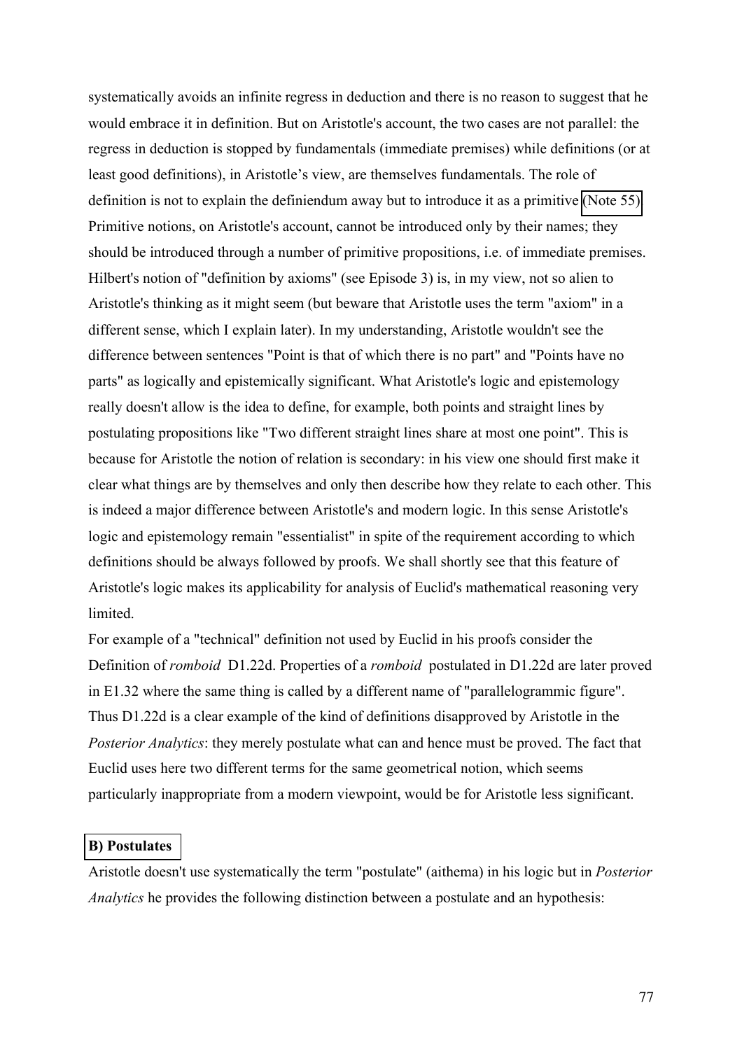systematically avoids an infinite regress in deduction and there is no reason to suggest that he would embrace it in definition. But on Aristotle's account, the two cases are not parallel: the regress in deduction is stopped by fundamentals (immediate premises) while definitions (or at least good definitions), in Aristotle's view, are themselves fundamentals. The role of definition is not to explain the definiendum away but to introduce it as a primitive (Note 55) Primitive notions, on Aristotle's account, cannot be introduced only by their names; they should be introduced through a number of primitive propositions, i.e. of immediate premises. Hilbert's notion of "definition by axioms" (see Episode 3) is, in my view, not so alien to Aristotle's thinking as it might seem (but beware that Aristotle uses the term "axiom" in a different sense, which I explain later). In my understanding, Aristotle wouldn't see the difference between sentences "Point is that of which there is no part" and "Points have no parts" as logically and epistemically significant. What Aristotle's logic and epistemology really doesn't allow is the idea to define, for example, both points and straight lines by postulating propositions like "Two different straight lines share at most one point". This is because for Aristotle the notion of relation is secondary: in his view one should first make it clear what things are by themselves and only then describe how they relate to each other. This is indeed a major difference between Aristotle's and modern logic. In this sense Aristotle's logic and epistemology remain "essentialist" in spite of the requirement according to which definitions should be always followed by proofs. We shall shortly see that this feature of Aristotle's logic makes its applicability for analysis of Euclid's mathematical reasoning very limited.

For example of a "technical" definition not used by Euclid in his proofs consider the Definition of *romboid* D1.22d. Properties of a *romboid* postulated in D1.22d are later proved in E1.32 where the same thing is called by a different name of "parallelogrammic figure". Thus D1.22d is a clear example of the kind of definitions disapproved by Aristotle in the *Posterior Analytics*: they merely postulate what can and hence must be proved. The fact that Euclid uses here two different terms for the same geometrical notion, which seems particularly inappropriate from a modern viewpoint, would be for Aristotle less significant.

### B) Postulates

Aristotle doesn't use systematically the term "postulate" (aithema) in his logic but in *Posterior Analytics* he provides the following distinction between a postulate and an hypothesis: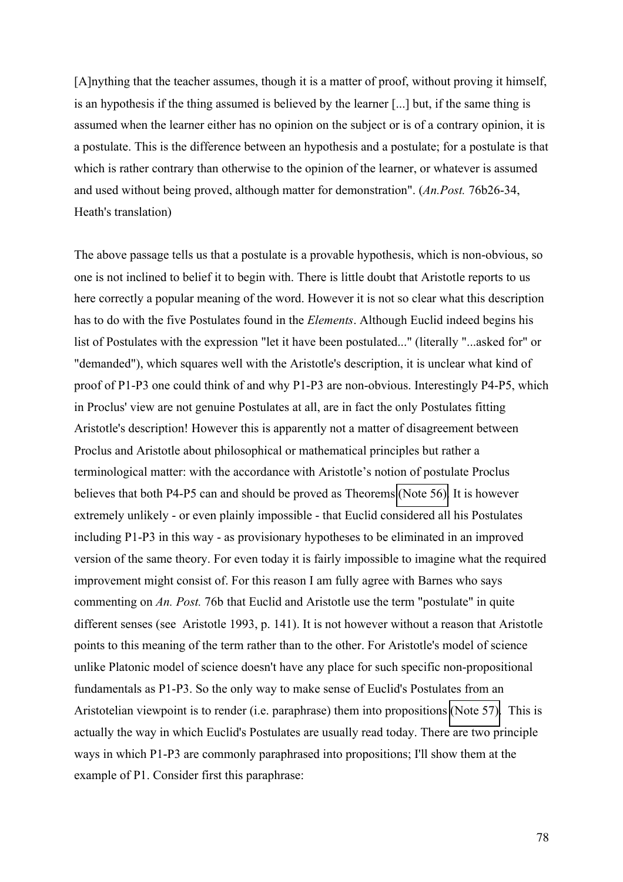[A]nything that the teacher assumes, though it is a matter of proof, without proving it himself, is an hypothesis if the thing assumed is believed by the learner [...] but, if the same thing is assumed when the learner either has no opinion on the subject or is of a contrary opinion, it is a postulate. This is the difference between an hypothesis and a postulate; for a postulate is that which is rather contrary than otherwise to the opinion of the learner, or whatever is assumed and used without being proved, although matter for demonstration". (*An.Post.* 76b26-34, Heath's translation)

The above passage tells us that a postulate is a provable hypothesis, which is non-obvious, so one is not inclined to belief it to begin with. There is little doubt that Aristotle reports to us here correctly a popular meaning of the word. However it is not so clear what this description has to do with the five Postulates found in the *Elements*. Although Euclid indeed begins his list of Postulates with the expression "let it have been postulated..." (literally "...asked for" or "demanded"), which squares well with the Aristotle's description, it is unclear what kind of proof of P1-P3 one could think of and why P1-P3 are non-obvious. Interestingly P4-P5, which in Proclus' view are not genuine Postulates at all, are in fact the only Postulates fitting Aristotle's description! However this is apparently not a matter of disagreement between Proclus and Aristotle about philosophical or mathematical principles but rather a terminological matter: with the accordance with Aristotle's notion of postulate Proclus believes that both P4-P5 can and should be proved as Theorems (Note 56). It is however extremely unlikely - or even plainly impossible - that Euclid considered all his Postulates including P1-P3 in this way - as provisionary hypotheses to be eliminated in an improved version of the same theory. For even today it is fairly impossible to imagine what the required improvement might consist of. For this reason I am fully agree with Barnes who says commenting on *An. Post.* 76b that Euclid and Aristotle use the term "postulate" in quite different senses (see Aristotle 1993, p. 141). It is not however without a reason that Aristotle points to this meaning of the term rather than to the other. For Aristotle's model of science unlike Platonic model of science doesn't have any place for such specific non-propositional fundamentals as P1-P3. So the only way to make sense of Euclid's Postulates from an Aristotelian viewpoint is to render (i.e. paraphrase) them into propositions (Note 57). This is actually the way in which Euclid's Postulates are usually read today. There are two principle ways in which P1-P3 are commonly paraphrased into propositions; I'll show them at the example of P1. Consider first this paraphrase: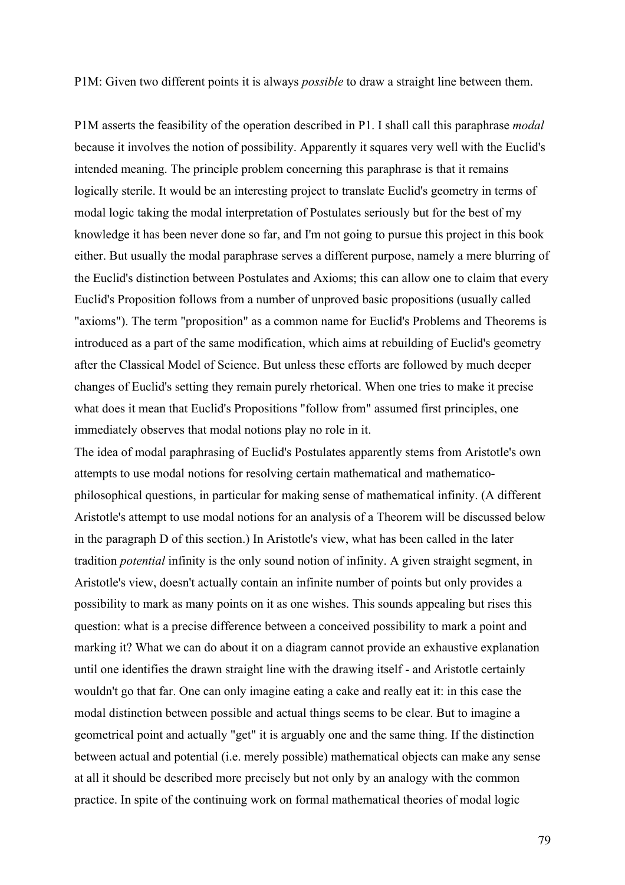P1M: Given two different points it is always *possible* to draw a straight line between them.

P1M asserts the feasibility of the operation described in P1. I shall call this paraphrase *modal* because it involves the notion of possibility. Apparently it squares very well with the Euclid's intended meaning. The principle problem concerning this paraphrase is that it remains logically sterile. It would be an interesting project to translate Euclid's geometry in terms of modal logic taking the modal interpretation of Postulates seriously but for the best of my knowledge it has been never done so far, and I'm not going to pursue this project in this book either. But usually the modal paraphrase serves a different purpose, namely a mere blurring of the Euclid's distinction between Postulates and Axioms; this can allow one to claim that every Euclid's Proposition follows from a number of unproved basic propositions (usually called "axioms"). The term "proposition" as a common name for Euclid's Problems and Theorems is introduced as a part of the same modification, which aims at rebuilding of Euclid's geometry after the Classical Model of Science. But unless these efforts are followed by much deeper changes of Euclid's setting they remain purely rhetorical. When one tries to make it precise what does it mean that Euclid's Propositions "follow from" assumed first principles, one immediately observes that modal notions play no role in it.

The idea of modal paraphrasing of Euclid's Postulates apparently stems from Aristotle's own attempts to use modal notions for resolving certain mathematical and mathematico-philosophical questions, in particular for making sense of mathematical infinity. (A different Aristotle's attempt to use modal notions for an analysis of a Theorem will be discussed below in the paragraph D of this section.) In Aristotle's view, what has been called in the later tradition *potential* infinity is the only sound notion of infinity. A given straight segment, in Aristotle's view, doesn't actually contain an infinite number of points but only provides a possibility to mark as many points on it as one wishes. This sounds appealing but rises this question: what is a precise difference between a conceived possibility to mark a point and marking it? What we can do about it on a diagram cannot provide an exhaustive explanation until one identifies the drawn straight line with the drawing itself - and Aristotle certainly wouldn't go that far. One can only imagine eating a cake and really eat it: in this case the modal distinction between possible and actual things seems to be clear. But to imagine a geometrical point and actually "get" it is arguably one and the same thing. If the distinction between actual and potential (i.e. merely possible) mathematical objects can make any sense at all it should be described more precisely but not only by an analogy with the common practice. In spite of the continuing work on formal mathematical theories of modal logic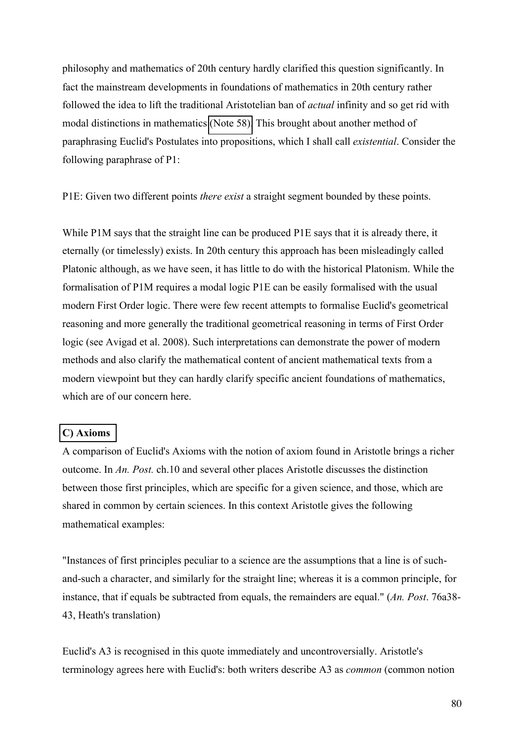philosophy and mathematics of 20th century hardly clarified this question significantly. In fact the mainstream developments in foundations of mathematics in 20th century rather followed the idea to lift the traditional Aristotelian ban of *actual* infinity and so get rid with modal distinctions in mathematics (Note 58). This brought about another method of paraphrasing Euclid's Postulates into propositions, which I shall call *existential*. Consider the following paraphrase of P1:

P1E: Given two different points *there exist* a straight segment bounded by these points.

While P1M says that the straight line can be produced P1E says that it is already there, it eternally (or timelessly) exists. In 20th century this approach has been misleadingly called Platonic although, as we have seen, it has little to do with the historical Platonism. While the formalisation of P1M requires a modal logic P1E can be easily formalised with the usual modern First Order logic. There were few recent attempts to formalise Euclid's geometrical reasoning and more generally the traditional geometrical reasoning in terms of First Order logic (see Avigad et al. 2008). Such interpretations can demonstrate the power of modern methods and also clarify the mathematical content of ancient mathematical texts from a modern viewpoint but they can hardly clarify specific ancient foundations of mathematics, which are of our concern here.

### C) Axioms

A comparison of Euclid's Axioms with the notion of axiom found in Aristotle brings a richer outcome. In *An. Post.* ch.10 and several other places Aristotle discusses the distinction between those first principles, which are specific for a given science, and those, which are shared in common by certain sciences. In this context Aristotle gives the following mathematical examples:

"Instances of first principles peculiar to a science are the assumptions that a line is of such-and-such a character, and similarly for the straight line; whereas it is a common principle, for instance, that if equals be subtracted from equals, the remainders are equal." (*An. Post*. 76a38-43, Heath's translation)

Euclid's A3 is recognised in this quote immediately and uncontroversially. Aristotle's terminology agrees here with Euclid's: both writers describe A3 as *common* (common notion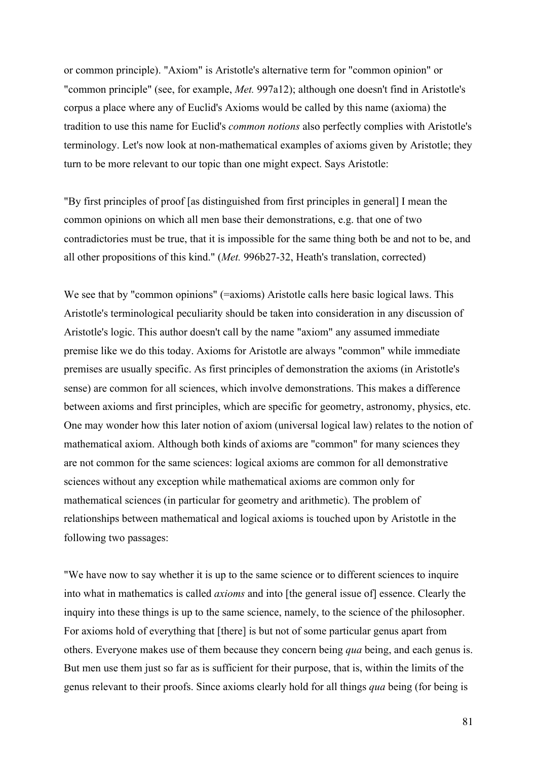or common principle). "Axiom" is Aristotle's alternative term for "common opinion" or "common principle" (see, for example, *Met.* 997a12); although one doesn't find in Aristotle's corpus a place where any of Euclid's Axioms would be called by this name (axioma) the tradition to use this name for Euclid's *common notions* also perfectly complies with Aristotle's terminology. Let's now look at non-mathematical examples of axioms given by Aristotle; they turn to be more relevant to our topic than one might expect. Says Aristotle:

"By first principles of proof [as distinguished from first principles in general] I mean the common opinions on which all men base their demonstrations, e.g. that one of two contradictories must be true, that it is impossible for the same thing both be and not to be, and all other propositions of this kind." (*Met.* 996b27-32, Heath's translation, corrected)

We see that by "common opinions" (=axioms) Aristotle calls here basic logical laws. This Aristotle's terminological peculiarity should be taken into consideration in any discussion of Aristotle's logic. This author doesn't call by the name "axiom" any assumed immediate premise like we do this today. Axioms for Aristotle are always "common" while immediate premises are usually specific. As first principles of demonstration the axioms (in Aristotle's sense) are common for all sciences, which involve demonstrations. This makes a difference between axioms and first principles, which are specific for geometry, astronomy, physics, etc. One may wonder how this later notion of axiom (universal logical law) relates to the notion of mathematical axiom. Although both kinds of axioms are "common" for many sciences they are not common for the same sciences: logical axioms are common for all demonstrative sciences without any exception while mathematical axioms are common only for mathematical sciences (in particular for geometry and arithmetic). The problem of relationships between mathematical and logical axioms is touched upon by Aristotle in the following two passages:

"We have now to say whether it is up to the same science or to different sciences to inquire into what in mathematics is called *axioms* and into [the general issue of] essence. Clearly the inquiry into these things is up to the same science, namely, to the science of the philosopher. For axioms hold of everything that [there] is but not of some particular genus apart from others. Everyone makes use of them because they concern being *qua* being, and each genus is. But men use them just so far as is sufficient for their purpose, that is, within the limits of the genus relevant to their proofs. Since axioms clearly hold for all things *qua* being (for being is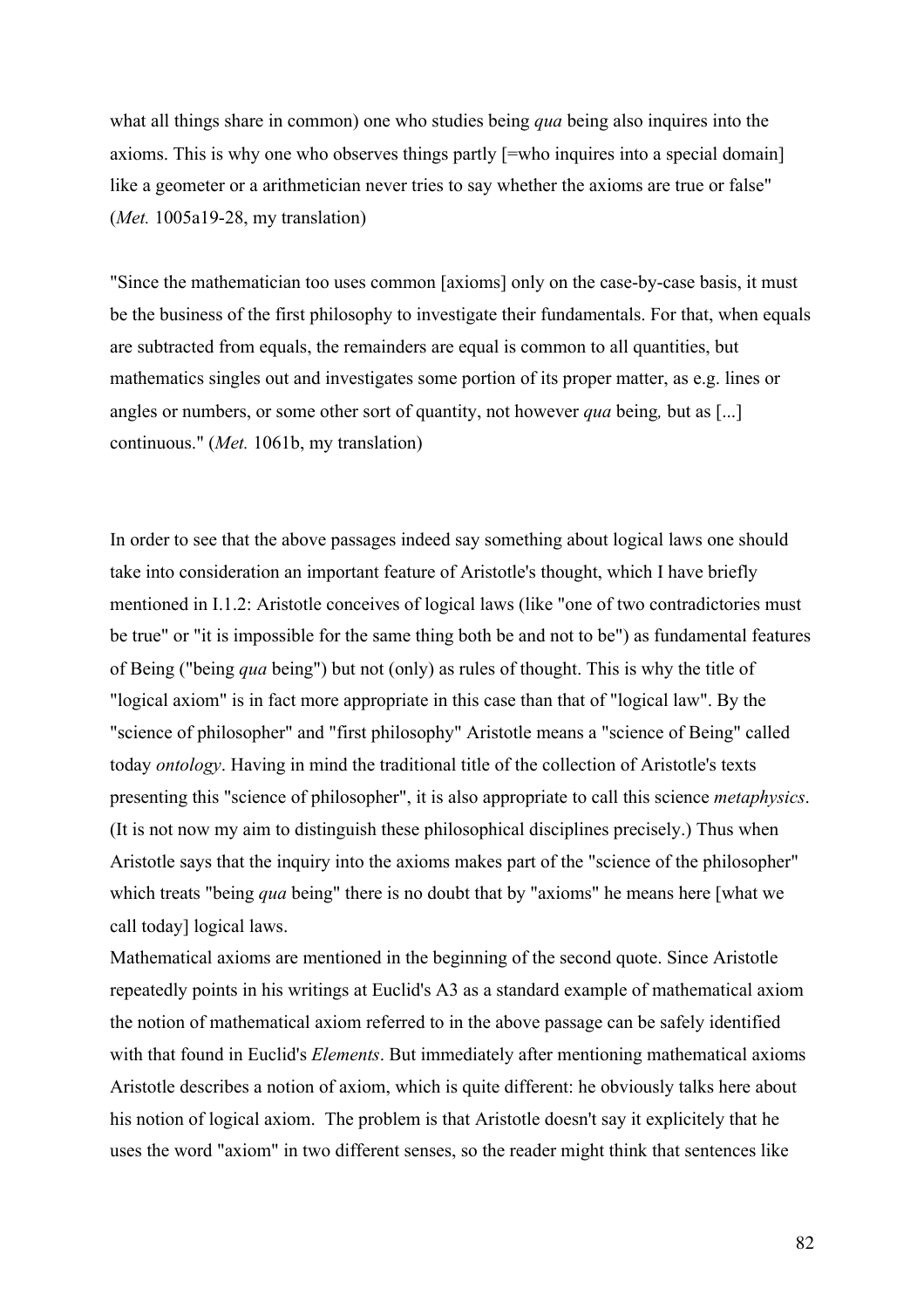what all things share in common) one who studies being *qua* being also inquires into the axioms. This is why one who observes things partly [=who inquires into a special domain] like a geometer or a arithmetician never tries to say whether the axioms are true or false" (*Met.* 1005a19-28, my translation)

"Since the mathematician too uses common [axioms] only on the case-by-case basis, it must be the business of the first philosophy to investigate their fundamentals. For that, when equals are subtracted from equals, the remainders are equal is common to all quantities, but mathematics singles out and investigates some portion of its proper matter, as e.g. lines or angles or numbers, or some other sort of quantity, not however *qua* being*,* but as [...] continuous." (*Met.* 1061b, my translation)

In order to see that the above passages indeed say something about logical laws one should take into consideration an important feature of Aristotle's thought, which I have briefly mentioned in I.1.2: Aristotle conceives of logical laws (like "one of two contradictories must be true" or "it is impossible for the same thing both be and not to be") as fundamental features of Being ("being *qua* being") but not (only) as rules of thought. This is why the title of "logical axiom" is in fact more appropriate in this case than that of "logical law". By the "science of philosopher" and "first philosophy" Aristotle means a "science of Being" called today *ontology*. Having in mind the traditional title of the collection of Aristotle's texts presenting this "science of philosopher", it is also appropriate to call this science *metaphysics*. (It is not now my aim to distinguish these philosophical disciplines precisely.) Thus when Aristotle says that the inquiry into the axioms makes part of the "science of the philosopher" which treats "being *qua* being" there is no doubt that by "axioms" he means here [what we call today] logical laws.

Mathematical axioms are mentioned in the beginning of the second quote. Since Aristotle repeatedly points in his writings at Euclid's A3 as a standard example of mathematical axiom the notion of mathematical axiom referred to in the above passage can be safely identified with that found in Euclid's *Elements*. But immediately after mentioning mathematical axioms Aristotle describes a notion of axiom, which is quite different: he obviously talks here about his notion of logical axiom. The problem is that Aristotle doesn't say it explicitely that he uses the word "axiom" in two different senses, so the reader might think that sentences like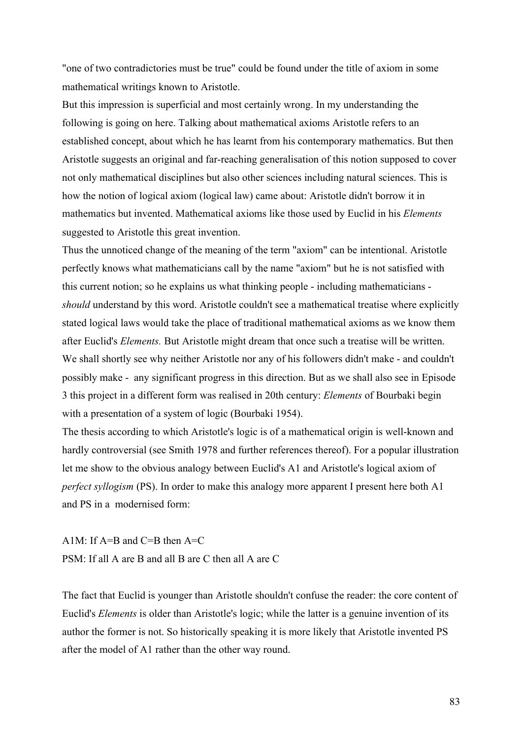"one of two contradictories must be true" could be found under the title of axiom in some mathematical writings known to Aristotle.

But this impression is superficial and most certainly wrong. In my understanding the following is going on here. Talking about mathematical axioms Aristotle refers to an established concept, about which he has learnt from his contemporary mathematics. But then Aristotle suggests an original and far-reaching generalisation of this notion supposed to cover not only mathematical disciplines but also other sciences including natural sciences. This is how the notion of logical axiom (logical law) came about: Aristotle didn't borrow it in mathematics but invented. Mathematical axioms like those used by Euclid in his *Elements* suggested to Aristotle this great invention.

Thus the unnoticed change of the meaning of the term "axiom" can be intentional. Aristotle perfectly knows what mathematicians call by the name "axiom" but he is not satisfied with this current notion; so he explains us what thinking people - including mathematicians - *should* understand by this word. Aristotle couldn't see a mathematical treatise where explicitly stated logical laws would take the place of traditional mathematical axioms as we know them after Euclid's *Elements.* But Aristotle might dream that once such a treatise will be written. We shall shortly see why neither Aristotle nor any of his followers didn't make - and couldn't possibly make - any significant progress in this direction. But as we shall also see in Episode 3 this project in a different form was realised in 20th century: *Elements* of Bourbaki begin with a presentation of a system of logic (Bourbaki 1954).

The thesis according to which Aristotle's logic is of a mathematical origin is well-known and hardly controversial (see Smith 1978 and further references thereof). For a popular illustration let me show to the obvious analogy between Euclid's A1 and Aristotle's logical axiom of *perfect syllogism* (PS). In order to make this analogy more apparent I present here both A1 and PS in a modernised form:

A1M: If A=B and C=B then A=C

PSM: If all A are B and all B are C then all A are C

The fact that Euclid is younger than Aristotle shouldn't confuse the reader: the core content of Euclid's *Elements* is older than Aristotle's logic; while the latter is a genuine invention of its author the former is not. So historically speaking it is more likely that Aristotle invented PS after the model of A1 rather than the other way round.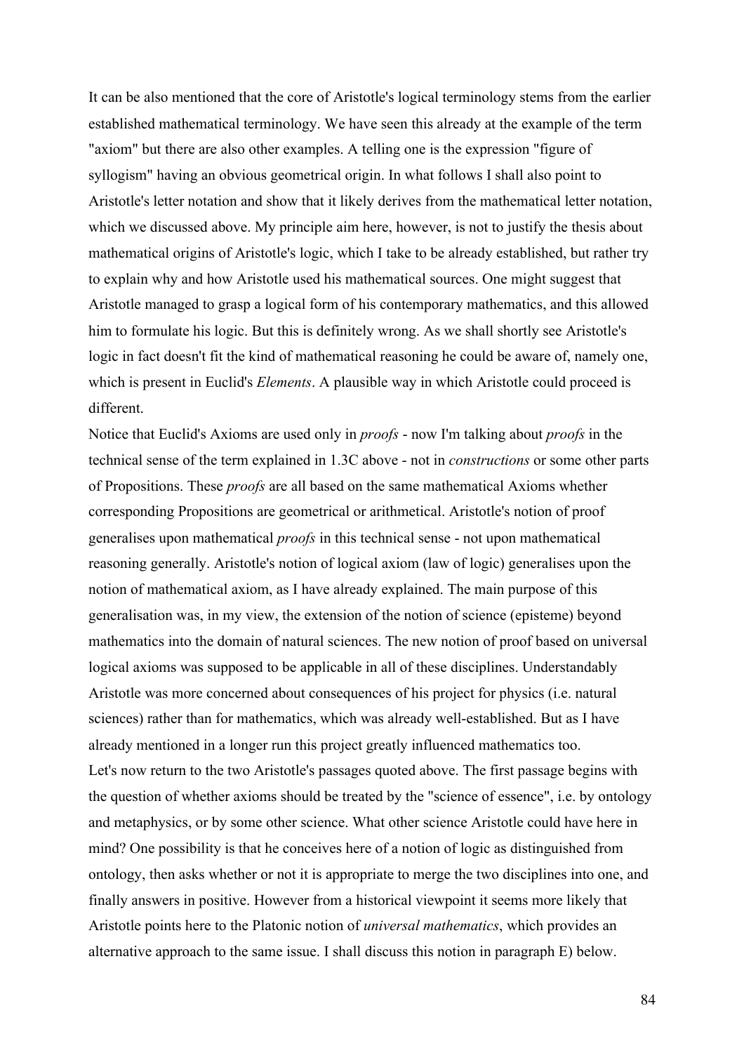It can be also mentioned that the core of Aristotle's logical terminology stems from the earlier established mathematical terminology. We have seen this already at the example of the term "axiom" but there are also other examples. A telling one is the expression "figure of syllogism" having an obvious geometrical origin. In what follows I shall also point to Aristotle's letter notation and show that it likely derives from the mathematical letter notation, which we discussed above. My principle aim here, however, is not to justify the thesis about mathematical origins of Aristotle's logic, which I take to be already established, but rather try to explain why and how Aristotle used his mathematical sources. One might suggest that Aristotle managed to grasp a logical form of his contemporary mathematics, and this allowed him to formulate his logic. But this is definitely wrong. As we shall shortly see Aristotle's logic in fact doesn't fit the kind of mathematical reasoning he could be aware of, namely one, which is present in Euclid's *Elements*. A plausible way in which Aristotle could proceed is different.

Notice that Euclid's Axioms are used only in *proofs* - now I'm talking about *proofs* in the technical sense of the term explained in 1.3C above - not in *constructions* or some other parts of Propositions. These *proofs* are all based on the same mathematical Axioms whether corresponding Propositions are geometrical or arithmetical. Aristotle's notion of proof generalises upon mathematical *proofs* in this technical sense - not upon mathematical reasoning generally. Aristotle's notion of logical axiom (law of logic) generalises upon the notion of mathematical axiom, as I have already explained. The main purpose of this generalisation was, in my view, the extension of the notion of science (episteme) beyond mathematics into the domain of natural sciences. The new notion of proof based on universal logical axioms was supposed to be applicable in all of these disciplines. Understandably Aristotle was more concerned about consequences of his project for physics (i.e. natural sciences) rather than for mathematics, which was already well-established. But as I have already mentioned in a longer run this project greatly influenced mathematics too.

Let's now return to the two Aristotle's passages quoted above. The first passage begins with the question of whether axioms should be treated by the "science of essence", i.e. by ontology and metaphysics, or by some other science. What other science Aristotle could have here in mind? One possibility is that he conceives here of a notion of logic as distinguished from ontology, then asks whether or not it is appropriate to merge the two disciplines into one, and finally answers in positive. However from a historical viewpoint it seems more likely that Aristotle points here to the Platonic notion of *universal mathematics*, which provides an alternative approach to the same issue. I shall discuss this notion in paragraph E) below.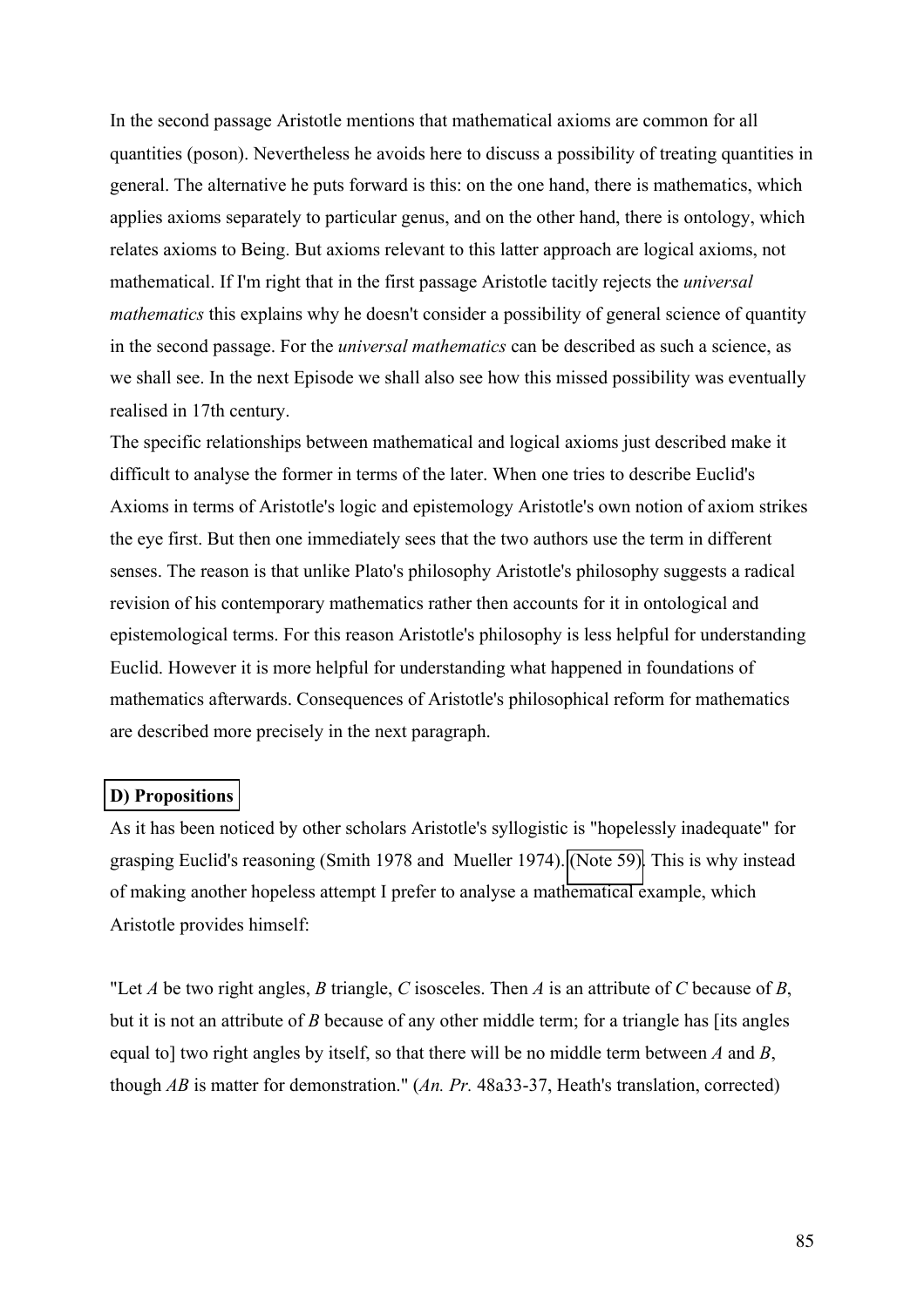In the second passage Aristotle mentions that mathematical axioms are common for all quantities (poson). Nevertheless he avoids here to discuss a possibility of treating quantities in general. The alternative he puts forward is this: on the one hand, there is mathematics, which applies axioms separately to particular genus, and on the other hand, there is ontology, which relates axioms to Being. But axioms relevant to this latter approach are logical axioms, not mathematical. If I'm right that in the first passage Aristotle tacitly rejects the *universal mathematics* this explains why he doesn't consider a possibility of general science of quantity in the second passage. For the *universal mathematics* can be described as such a science, as we shall see. In the next Episode we shall also see how this missed possibility was eventually realised in 17th century.

The specific relationships between mathematical and logical axioms just described make it difficult to analyse the former in terms of the later. When one tries to describe Euclid's Axioms in terms of Aristotle's logic and epistemology Aristotle's own notion of axiom strikes the eye first. But then one immediately sees that the two authors use the term in different senses. The reason is that unlike Plato's philosophy Aristotle's philosophy suggests a radical revision of his contemporary mathematics rather then accounts for it in ontological and epistemological terms. For this reason Aristotle's philosophy is less helpful for understanding Euclid. However it is more helpful for understanding what happened in foundations of mathematics afterwards. Consequences of Aristotle's philosophical reform for mathematics are described more precisely in the next paragraph.

### D) Propositions

As it has been noticed by other scholars Aristotle's syllogistic is "hopelessly inadequate" for grasping Euclid's reasoning (Smith 1978 and Mueller 1974). (Note 59). This is why instead of making another hopeless attempt I prefer to analyse a mathematical example, which Aristotle provides himself:

"Let *A* be two right angles, *B* triangle, *C* isosceles. Then *A* is an attribute of *C* because of *B*, but it is not an attribute of *B* because of any other middle term; for a triangle has [its angles equal to] two right angles by itself, so that there will be no middle term between *A* and *B*, though *AB* is matter for demonstration." (*An. Pr.* 48a33-37, Heath's translation, corrected)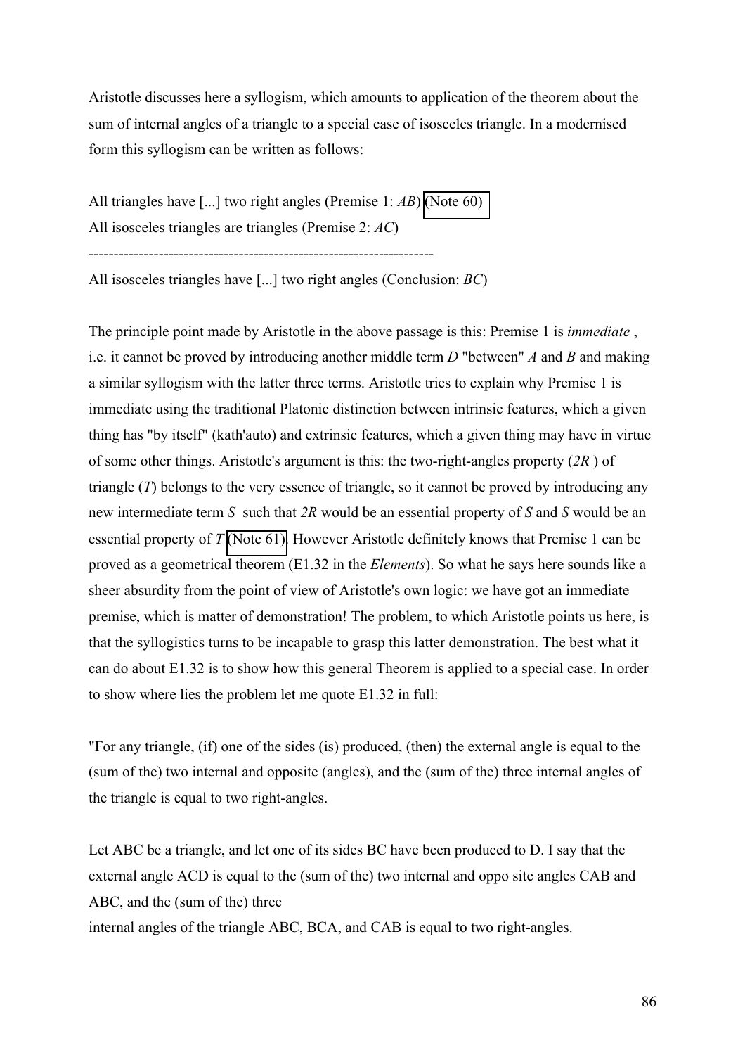Aristotle discusses here a syllogism, which amounts to application of the theorem about the sum of internal angles of a triangle to a special case of isosceles triangle. In a modernised form this syllogism can be written as follows:

All triangles have [...] two right angles (Premise 1: *AB*) (Note 60)
All isosceles triangles are triangles (Premise 2: *AC*)
--------------------------------------------------------------------
All isosceles triangles have [...] two right angles (Conclusion: *BC*)

The principle point made by Aristotle in the above passage is this: Premise 1 is *immediate* , i.e. it cannot be proved by introducing another middle term *D* "between" *A* and *B* and making a similar syllogism with the latter three terms. Aristotle tries to explain why Premise 1 is immediate using the traditional Platonic distinction between intrinsic features, which a given thing has "by itself" (kath'auto) and extrinsic features, which a given thing may have in virtue of some other things. Aristotle's argument is this: the two-right-angles property (*2R* ) of triangle (*T*) belongs to the very essence of triangle, so it cannot be proved by introducing any new intermediate term *S* such that *2R* would be an essential property of *S* and *S* would be an essential property of *T* (Note 61). However Aristotle definitely knows that Premise 1 can be proved as a geometrical theorem (E1.32 in the *Elements*). So what he says here sounds like a sheer absurdity from the point of view of Aristotle's own logic: we have got an immediate premise, which is matter of demonstration! The problem, to which Aristotle points us here, is that the syllogistics turns to be incapable to grasp this latter demonstration. The best what it can do about E1.32 is to show how this general Theorem is applied to a special case. In order to show where lies the problem let me quote E1.32 in full:

"For any triangle, (if) one of the sides (is) produced, (then) the external angle is equal to the (sum of the) two internal and opposite (angles), and the (sum of the) three internal angles of the triangle is equal to two right-angles.

Let ABC be a triangle, and let one of its sides BC have been produced to D. I say that the external angle ACD is equal to the (sum of the) two internal and oppo site angles CAB and ABC, and the (sum of the) three internal angles of the triangle ABC, BCA, and CAB is equal to two right-angles.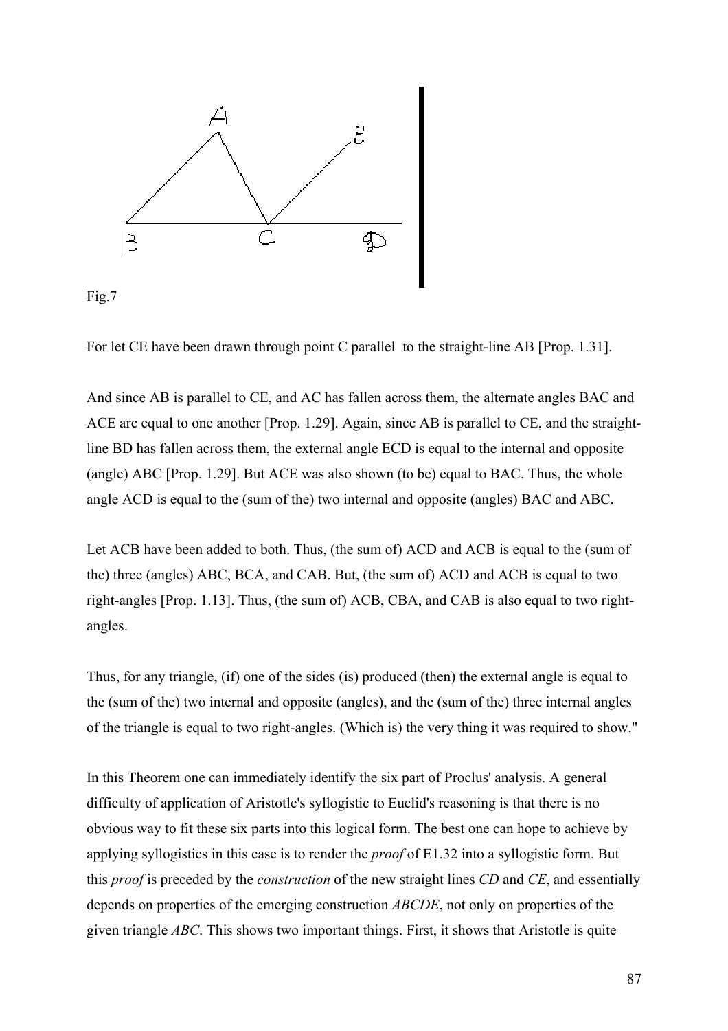Fig.7

For let CE have been drawn through point C parallel to the straight-line AB [Prop. 1.31].

And since AB is parallel to CE, and AC has fallen across them, the alternate angles BAC and ACE are equal to one another [Prop. 1.29]. Again, since AB is parallel to CE, and the straight-line BD has fallen across them, the external angle ECD is equal to the internal and opposite (angle) ABC [Prop. 1.29]. But ACE was also shown (to be) equal to BAC. Thus, the whole angle ACD is equal to the (sum of the) two internal and opposite (angles) BAC and ABC.

Let ACB have been added to both. Thus, (the sum of) ACD and ACB is equal to the (sum of the) three (angles) ABC, BCA, and CAB. But, (the sum of) ACD and ACB is equal to two right-angles [Prop. 1.13]. Thus, (the sum of) ACB, CBA, and CAB is also equal to two right-angles.

Thus, for any triangle, (if) one of the sides (is) produced (then) the external angle is equal to the (sum of the) two internal and opposite (angles), and the (sum of the) three internal angles of the triangle is equal to two right-angles. (Which is) the very thing it was required to show."

In this Theorem one can immediately identify the six part of Proclus' analysis. A general difficulty of application of Aristotle's syllogistic to Euclid's reasoning is that there is no obvious way to fit these six parts into this logical form. The best one can hope to achieve by applying syllogistics in this case is to render the *proof* of E1.32 into a syllogistic form. But this *proof* is preceded by the *construction* of the new straight lines *CD* and *CE*, and essentially depends on properties of the emerging construction *ABCDE*, not only on properties of the given triangle *ABC*. This shows two important things. First, it shows that Aristotle is quite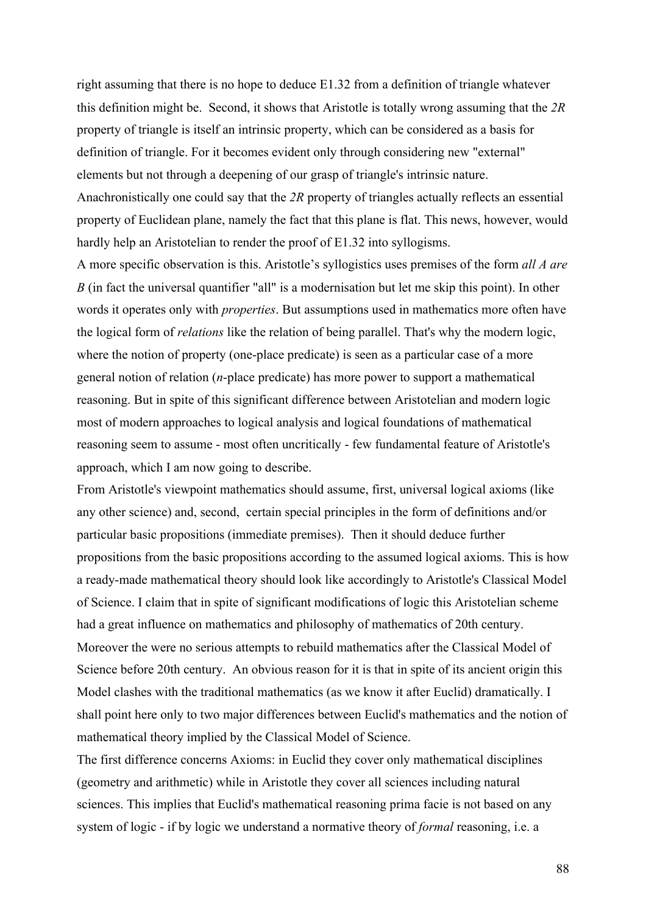right assuming that there is no hope to deduce E1.32 from a definition of triangle whatever this definition might be. Second, it shows that Aristotle is totally wrong assuming that the *2R* property of triangle is itself an intrinsic property, which can be considered as a basis for definition of triangle. For it becomes evident only through considering new "external" elements but not through a deepening of our grasp of triangle's intrinsic nature. Anachronistically one could say that the *2R* property of triangles actually reflects an essential property of Euclidean plane, namely the fact that this plane is flat. This news, however, would hardly help an Aristotelian to render the proof of E1.32 into syllogisms.

A more specific observation is this. Aristotle's syllogistics uses premises of the form *all A are B* (in fact the universal quantifier "all" is a modernisation but let me skip this point). In other words it operates only with *properties*. But assumptions used in mathematics more often have the logical form of *relations* like the relation of being parallel. That's why the modern logic, where the notion of property (one-place predicate) is seen as a particular case of a more general notion of relation (*n*-place predicate) has more power to support a mathematical reasoning. But in spite of this significant difference between Aristotelian and modern logic most of modern approaches to logical analysis and logical foundations of mathematical reasoning seem to assume - most often uncritically - few fundamental feature of Aristotle's approach, which I am now going to describe.

From Aristotle's viewpoint mathematics should assume, first, universal logical axioms (like any other science) and, second, certain special principles in the form of definitions and/or particular basic propositions (immediate premises). Then it should deduce further propositions from the basic propositions according to the assumed logical axioms. This is how a ready-made mathematical theory should look like accordingly to Aristotle's Classical Model of Science. I claim that in spite of significant modifications of logic this Aristotelian scheme had a great influence on mathematics and philosophy of mathematics of 20th century. Moreover the were no serious attempts to rebuild mathematics after the Classical Model of Science before 20th century. An obvious reason for it is that in spite of its ancient origin this Model clashes with the traditional mathematics (as we know it after Euclid) dramatically. I shall point here only to two major differences between Euclid's mathematics and the notion of mathematical theory implied by the Classical Model of Science.

The first difference concerns Axioms: in Euclid they cover only mathematical disciplines (geometry and arithmetic) while in Aristotle they cover all sciences including natural sciences. This implies that Euclid's mathematical reasoning prima facie is not based on any system of logic - if by logic we understand a normative theory of *formal* reasoning, i.e. a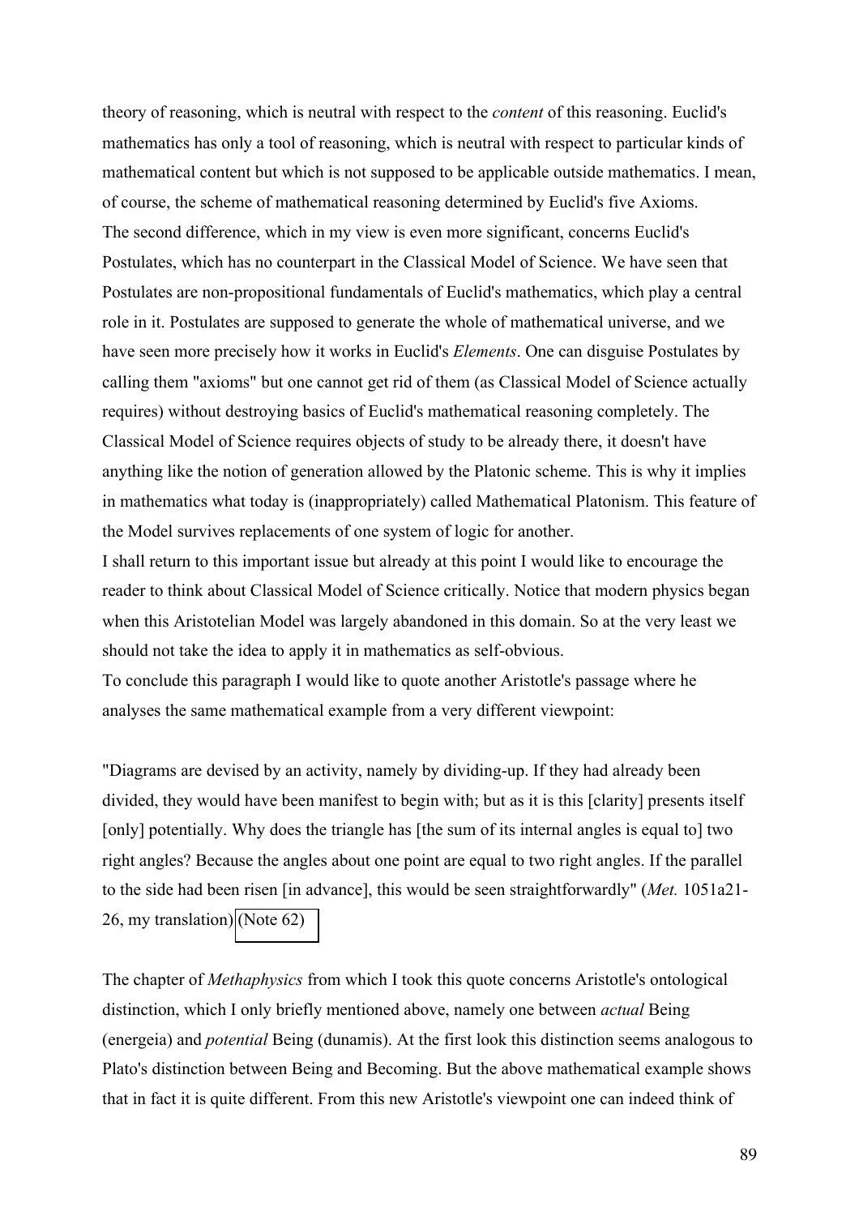theory of reasoning, which is neutral with respect to the *content* of this reasoning. Euclid's mathematics has only a tool of reasoning, which is neutral with respect to particular kinds of mathematical content but which is not supposed to be applicable outside mathematics. I mean, of course, the scheme of mathematical reasoning determined by Euclid's five Axioms.
The second difference, which in my view is even more significant, concerns Euclid's Postulates, which has no counterpart in the Classical Model of Science. We have seen that Postulates are non-propositional fundamentals of Euclid's mathematics, which play a central role in it. Postulates are supposed to generate the whole of mathematical universe, and we have seen more precisely how it works in Euclid's *Elements*. One can disguise Postulates by calling them "axioms" but one cannot get rid of them (as Classical Model of Science actually requires) without destroying basics of Euclid's mathematical reasoning completely. The Classical Model of Science requires objects of study to be already there, it doesn't have anything like the notion of generation allowed by the Platonic scheme. This is why it implies in mathematics what today is (inappropriately) called Mathematical Platonism. This feature of the Model survives replacements of one system of logic for another.
I shall return to this important issue but already at this point I would like to encourage the reader to think about Classical Model of Science critically. Notice that modern physics began when this Aristotelian Model was largely abandoned in this domain. So at the very least we should not take the idea to apply it in mathematics as self-obvious.
To conclude this paragraph I would like to quote another Aristotle's passage where he analyses the same mathematical example from a very different viewpoint:

"Diagrams are devised by an activity, namely by dividing-up. If they had already been divided, they would have been manifest to begin with; but as it is this [clarity] presents itself [only] potentially. Why does the triangle has [the sum of its internal angles is equal to] two right angles? Because the angles about one point are equal to two right angles. If the parallel to the side had been risen [in advance], this would be seen straightforwardly" (*Met.* 1051a21-26, my translation) (Note 62)

The chapter of *Methaphysics* from which I took this quote concerns Aristotle's ontological distinction, which I only briefly mentioned above, namely one between *actual* Being (energeia) and *potential* Being (dunamis). At the first look this distinction seems analogous to Plato's distinction between Being and Becoming. But the above mathematical example shows that in fact it is quite different. From this new Aristotle's viewpoint one can indeed think of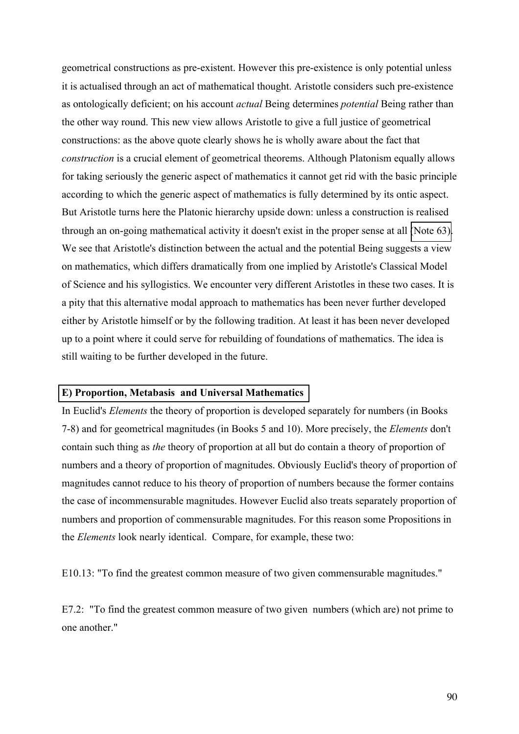geometrical constructions as pre-existent. However this pre-existence is only potential unless it is actualised through an act of mathematical thought. Aristotle considers such pre-existence as ontologically deficient; on his account *actual* Being determines *potential* Being rather than the other way round. This new view allows Aristotle to give a full justice of geometrical constructions: as the above quote clearly shows he is wholly aware about the fact that *construction* is a crucial element of geometrical theorems. Although Platonism equally allows for taking seriously the generic aspect of mathematics it cannot get rid with the basic principle according to which the generic aspect of mathematics is fully determined by its ontic aspect. But Aristotle turns here the Platonic hierarchy upside down: unless a construction is realised through an on-going mathematical activity it doesn't exist in the proper sense at all (Note 63). We see that Aristotle's distinction between the actual and the potential Being suggests a view on mathematics, which differs dramatically from one implied by Aristotle's Classical Model of Science and his syllogistics. We encounter very different Aristotles in these two cases. It is a pity that this alternative modal approach to mathematics has been never further developed either by Aristotle himself or by the following tradition. At least it has been never developed up to a point where it could serve for rebuilding of foundations of mathematics. The idea is still waiting to be further developed in the future.

## E) Proportion, Metabasis and Universal Mathematics

In Euclid's *Elements* the theory of proportion is developed separately for numbers (in Books 7-8) and for geometrical magnitudes (in Books 5 and 10). More precisely, the *Elements* don't contain such thing as *the* theory of proportion at all but do contain a theory of proportion of numbers and a theory of proportion of magnitudes. Obviously Euclid's theory of proportion of magnitudes cannot reduce to his theory of proportion of numbers because the former contains the case of incommensurable magnitudes. However Euclid also treats separately proportion of numbers and proportion of commensurable magnitudes. For this reason some Propositions in the *Elements* look nearly identical. Compare, for example, these two:

E10.13: "To find the greatest common measure of two given commensurable magnitudes."

E7.2: "To find the greatest common measure of two given numbers (which are) not prime to one another."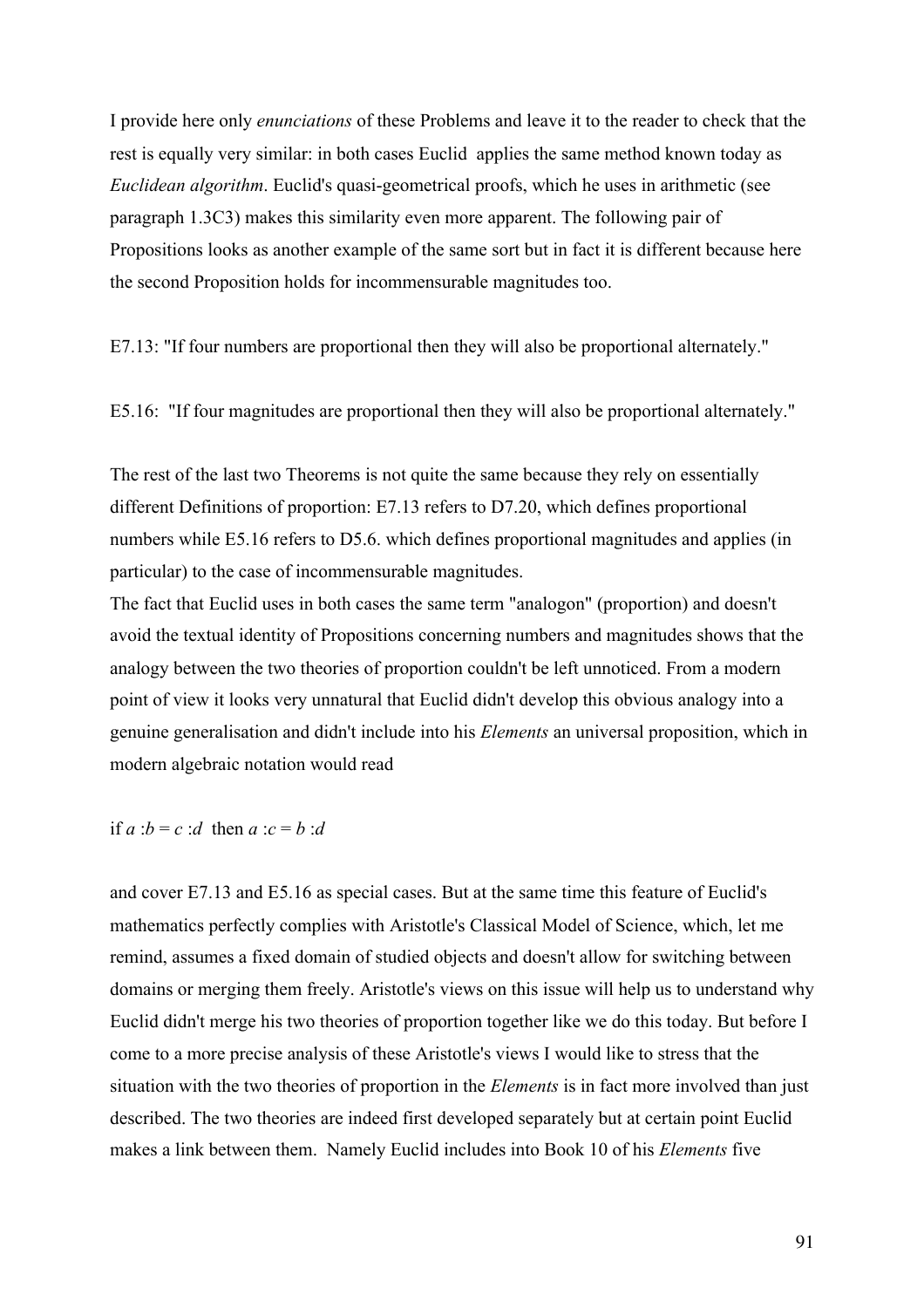I provide here only *enunciations* of these Problems and leave it to the reader to check that the rest is equally very similar: in both cases Euclid applies the same method known today as *Euclidean algorithm*. Euclid's quasi-geometrical proofs, which he uses in arithmetic (see paragraph 1.3C3) makes this similarity even more apparent. The following pair of Propositions looks as another example of the same sort but in fact it is different because here the second Proposition holds for incommensurable magnitudes too.

E7.13: "If four numbers are proportional then they will also be proportional alternately."

E5.16: "If four magnitudes are proportional then they will also be proportional alternately."

The rest of the last two Theorems is not quite the same because they rely on essentially different Definitions of proportion: E7.13 refers to D7.20, which defines proportional numbers while E5.16 refers to D5.6. which defines proportional magnitudes and applies (in particular) to the case of incommensurable magnitudes.

The fact that Euclid uses in both cases the same term "analogon" (proportion) and doesn't avoid the textual identity of Propositions concerning numbers and magnitudes shows that the analogy between the two theories of proportion couldn't be left unnoticed. From a modern point of view it looks very unnatural that Euclid didn't develop this obvious analogy into a genuine generalisation and didn't include into his *Elements* an universal proposition, which in modern algebraic notation would read

if $a:b = c:d$ then $a:c = b:d$

and cover E7.13 and E5.16 as special cases. But at the same time this feature of Euclid's mathematics perfectly complies with Aristotle's Classical Model of Science, which, let me remind, assumes a fixed domain of studied objects and doesn't allow for switching between domains or merging them freely. Aristotle's views on this issue will help us to understand why Euclid didn't merge his two theories of proportion together like we do this today. But before I come to a more precise analysis of these Aristotle's views I would like to stress that the situation with the two theories of proportion in the *Elements* is in fact more involved than just described. The two theories are indeed first developed separately but at certain point Euclid makes a link between them. Namely Euclid includes into Book 10 of his *Elements* five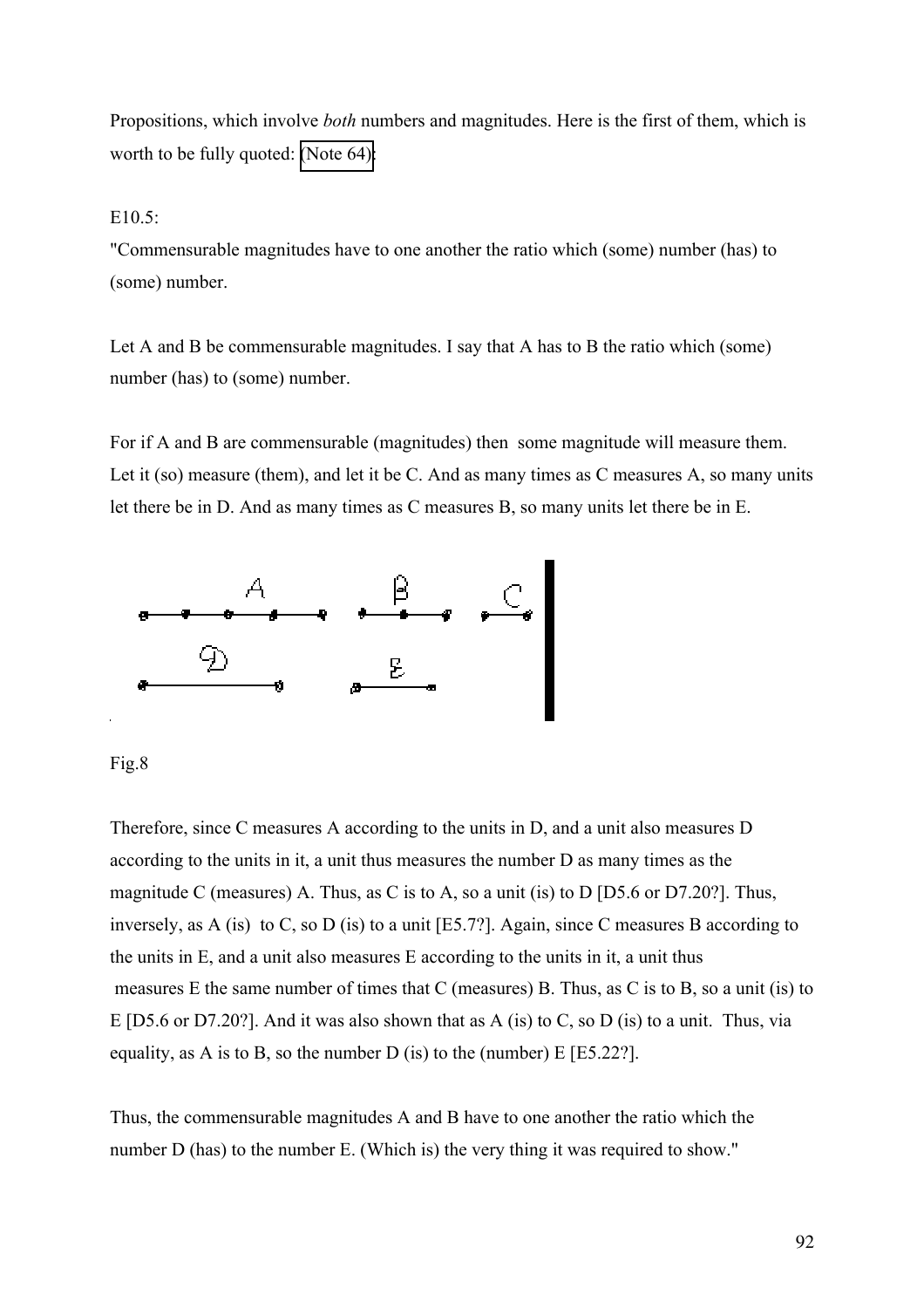Propositions, which involve *both* numbers and magnitudes. Here is the first of them, which is worth to be fully quoted: (Note 64):

E10.5:

"Commensurable magnitudes have to one another the ratio which (some) number (has) to (some) number.

Let A and B be commensurable magnitudes. I say that A has to B the ratio which (some) number (has) to (some) number.

For if A and B are commensurable (magnitudes) then some magnitude will measure them. Let it (so) measure (them), and let it be C. And as many times as C measures A, so many units let there be in D. And as many times as C measures B, so many units let there be in E.

Fig.8

Therefore, since C measures A according to the units in D, and a unit also measures D according to the units in it, a unit thus measures the number D as many times as the magnitude C (measures) A. Thus, as C is to A, so a unit (is) to D [D5.6 or D7.20?]. Thus, inversely, as A (is) to C, so D (is) to a unit [E5.7?]. Again, since C measures B according to the units in E, and a unit also measures E according to the units in it, a unit thus measures E the same number of times that C (measures) B. Thus, as C is to B, so a unit (is) to E [D5.6 or D7.20?]. And it was also shown that as A (is) to C, so D (is) to a unit. Thus, via equality, as A is to B, so the number D (is) to the (number) E [E5.22?].

Thus, the commensurable magnitudes A and B have to one another the ratio which the number D (has) to the number E. (Which is) the very thing it was required to show."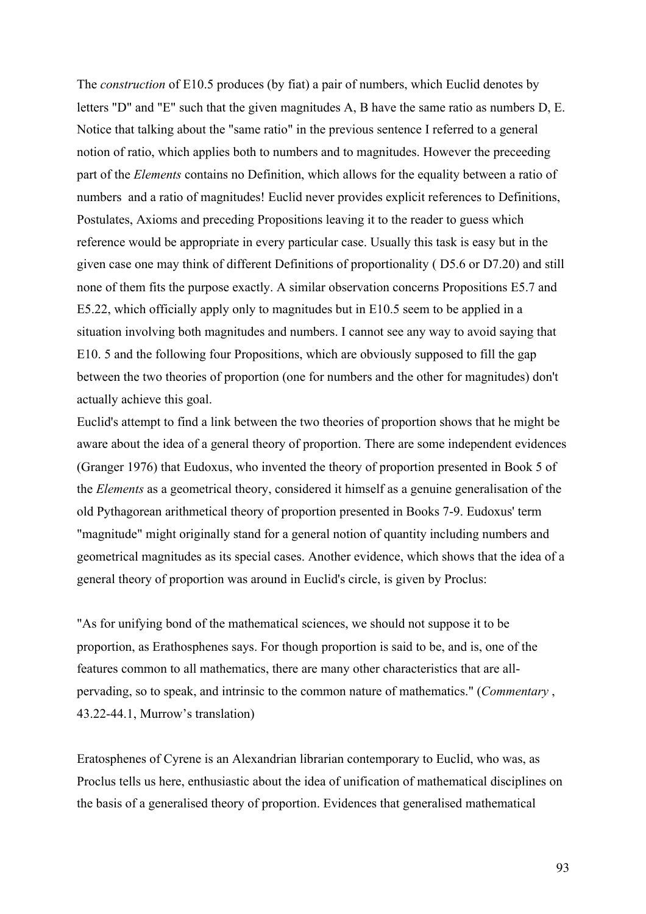The *construction* of E10.5 produces (by fiat) a pair of numbers, which Euclid denotes by letters "D" and "E" such that the given magnitudes A, B have the same ratio as numbers D, E. Notice that talking about the "same ratio" in the previous sentence I referred to a general notion of ratio, which applies both to numbers and to magnitudes. However the preceeding part of the *Elements* contains no Definition, which allows for the equality between a ratio of numbers and a ratio of magnitudes! Euclid never provides explicit references to Definitions, Postulates, Axioms and preceding Propositions leaving it to the reader to guess which reference would be appropriate in every particular case. Usually this task is easy but in the given case one may think of different Definitions of proportionality ( D5.6 or D7.20) and still none of them fits the purpose exactly. A similar observation concerns Propositions E5.7 and E5.22, which officially apply only to magnitudes but in E10.5 seem to be applied in a situation involving both magnitudes and numbers. I cannot see any way to avoid saying that E10. 5 and the following four Propositions, which are obviously supposed to fill the gap between the two theories of proportion (one for numbers and the other for magnitudes) don't actually achieve this goal.

Euclid's attempt to find a link between the two theories of proportion shows that he might be aware about the idea of a general theory of proportion. There are some independent evidences (Granger 1976) that Eudoxus, who invented the theory of proportion presented in Book 5 of the *Elements* as a geometrical theory, considered it himself as a genuine generalisation of the old Pythagorean arithmetical theory of proportion presented in Books 7-9. Eudoxus' term "magnitude" might originally stand for a general notion of quantity including numbers and geometrical magnitudes as its special cases. Another evidence, which shows that the idea of a general theory of proportion was around in Euclid's circle, is given by Proclus:

"As for unifying bond of the mathematical sciences, we should not suppose it to be proportion, as Erathosphenes says. For though proportion is said to be, and is, one of the features common to all mathematics, there are many other characteristics that are all-pervading, so to speak, and intrinsic to the common nature of mathematics." (*Commentary* , 43.22-44.1, Murrow's translation)

Eratosphenes of Cyrene is an Alexandrian librarian contemporary to Euclid, who was, as Proclus tells us here, enthusiastic about the idea of unification of mathematical disciplines on the basis of a generalised theory of proportion. Evidences that generalised mathematical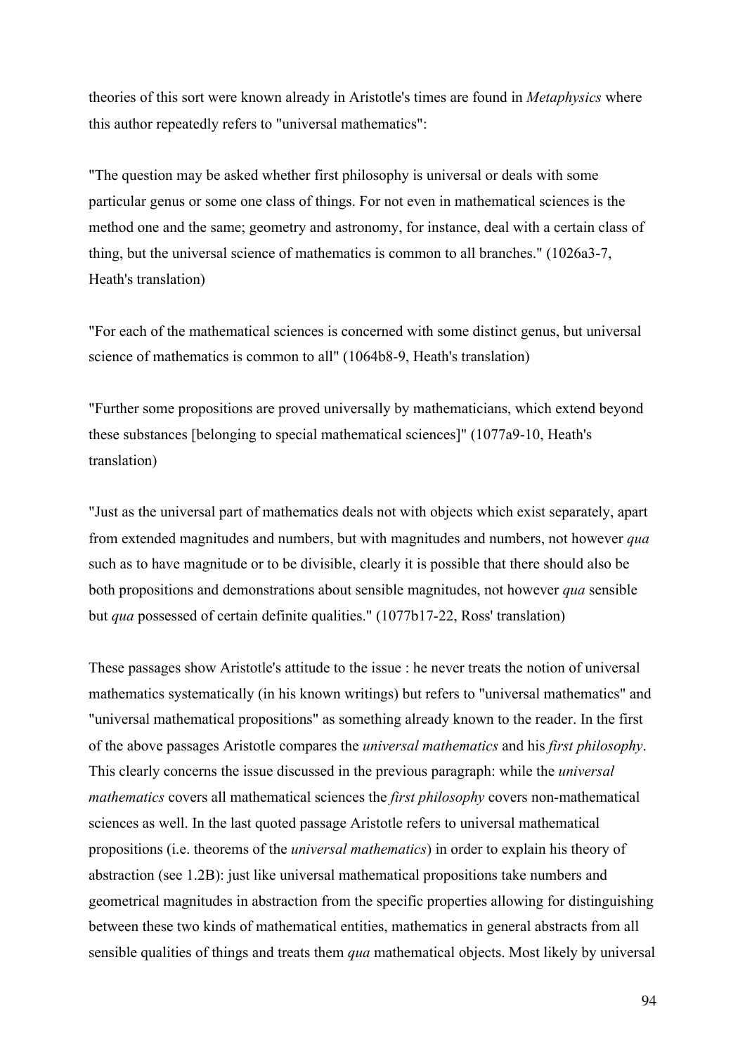theories of this sort were known already in Aristotle's times are found in *Metaphysics* where this author repeatedly refers to "universal mathematics":

"The question may be asked whether first philosophy is universal or deals with some particular genus or some one class of things. For not even in mathematical sciences is the method one and the same; geometry and astronomy, for instance, deal with a certain class of thing, but the universal science of mathematics is common to all branches." (1026a3-7, Heath's translation)

"For each of the mathematical sciences is concerned with some distinct genus, but universal science of mathematics is common to all" (1064b8-9, Heath's translation)

"Further some propositions are proved universally by mathematicians, which extend beyond these substances [belonging to special mathematical sciences]" (1077a9-10, Heath's translation)

"Just as the universal part of mathematics deals not with objects which exist separately, apart from extended magnitudes and numbers, but with magnitudes and numbers, not however *qua* such as to have magnitude or to be divisible, clearly it is possible that there should also be both propositions and demonstrations about sensible magnitudes, not however *qua* sensible but *qua* possessed of certain definite qualities." (1077b17-22, Ross' translation)

These passages show Aristotle's attitude to the issue : he never treats the notion of universal mathematics systematically (in his known writings) but refers to "universal mathematics" and "universal mathematical propositions" as something already known to the reader. In the first of the above passages Aristotle compares the *universal mathematics* and his *first philosophy*. This clearly concerns the issue discussed in the previous paragraph: while the *universal mathematics* covers all mathematical sciences the *first philosophy* covers non-mathematical sciences as well. In the last quoted passage Aristotle refers to universal mathematical propositions (i.e. theorems of the *universal mathematics*) in order to explain his theory of abstraction (see 1.2B): just like universal mathematical propositions take numbers and geometrical magnitudes in abstraction from the specific properties allowing for distinguishing between these two kinds of mathematical entities, mathematics in general abstracts from all sensible qualities of things and treats them *qua* mathematical objects. Most likely by universal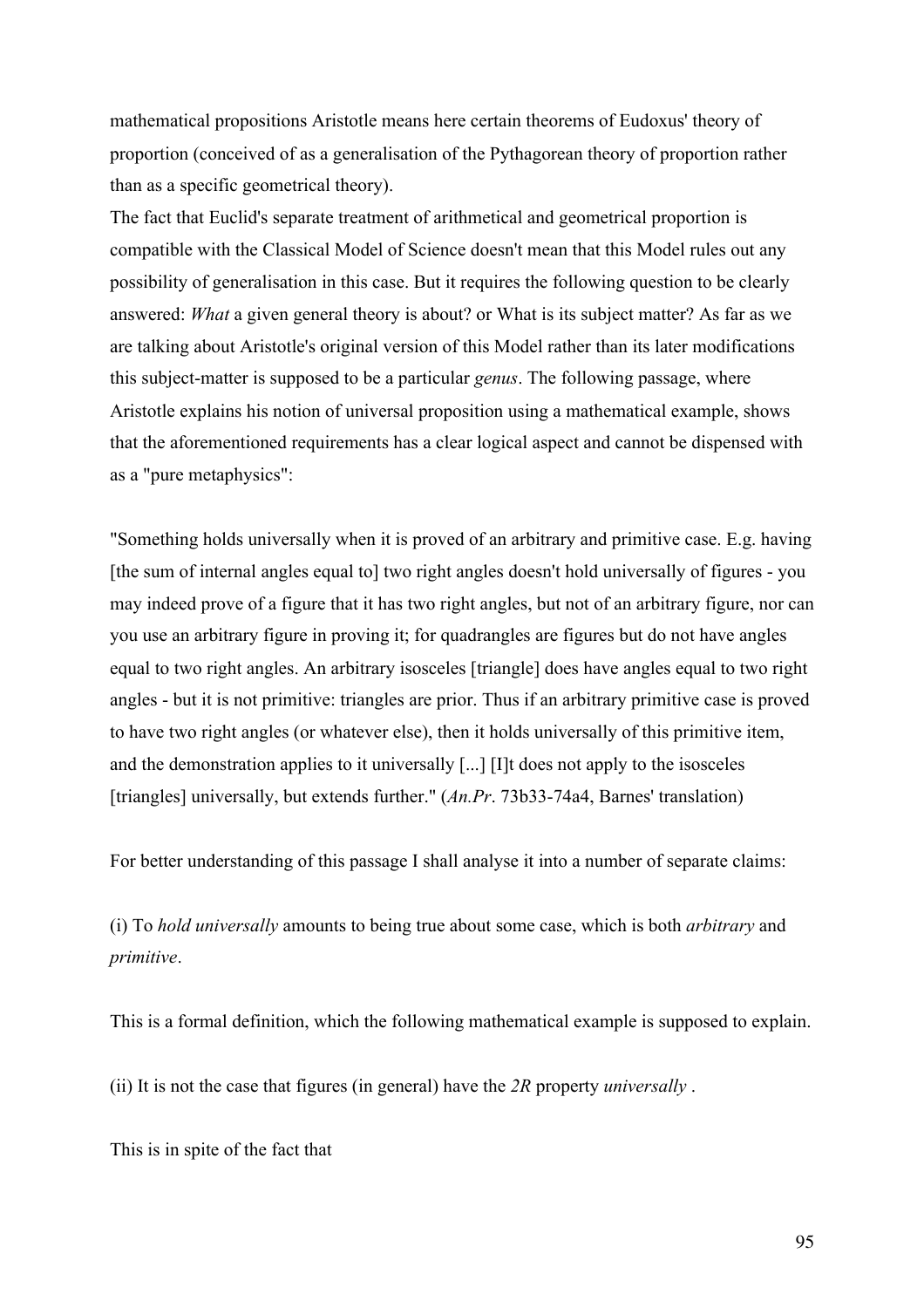mathematical propositions Aristotle means here certain theorems of Eudoxus' theory of proportion (conceived of as a generalisation of the Pythagorean theory of proportion rather than as a specific geometrical theory).

The fact that Euclid's separate treatment of arithmetical and geometrical proportion is compatible with the Classical Model of Science doesn't mean that this Model rules out any possibility of generalisation in this case. But it requires the following question to be clearly answered: *What* a given general theory is about? or What is its subject matter? As far as we are talking about Aristotle's original version of this Model rather than its later modifications this subject-matter is supposed to be a particular *genus*. The following passage, where Aristotle explains his notion of universal proposition using a mathematical example, shows that the aforementioned requirements has a clear logical aspect and cannot be dispensed with as a "pure metaphysics":

"Something holds universally when it is proved of an arbitrary and primitive case. E.g. having [the sum of internal angles equal to] two right angles doesn't hold universally of figures - you may indeed prove of a figure that it has two right angles, but not of an arbitrary figure, nor can you use an arbitrary figure in proving it; for quadrangles are figures but do not have angles equal to two right angles. An arbitrary isosceles [triangle] does have angles equal to two right angles - but it is not primitive: triangles are prior. Thus if an arbitrary primitive case is proved to have two right angles (or whatever else), then it holds universally of this primitive item, and the demonstration applies to it universally [...] [I]t does not apply to the isosceles [triangles] universally, but extends further." (*An.Pr*. 73b33-74a4, Barnes' translation)

For better understanding of this passage I shall analyse it into a number of separate claims:

(i) To *hold universally* amounts to being true about some case, which is both *arbitrary* and *primitive*.

This is a formal definition, which the following mathematical example is supposed to explain.

(ii) It is not the case that figures (in general) have the *2R* property *universally* .

This is in spite of the fact that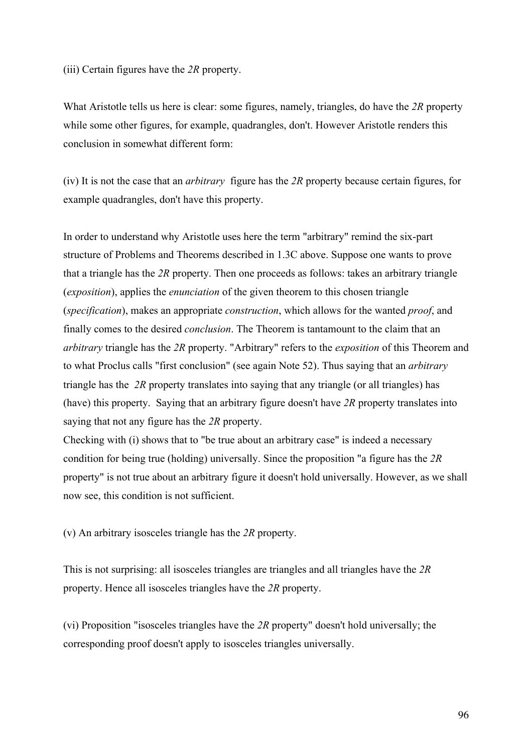(iii) Certain figures have the *2R* property.

What Aristotle tells us here is clear: some figures, namely, triangles, do have the *2R* property while some other figures, for example, quadrangles, don't. However Aristotle renders this conclusion in somewhat different form:

(iv) It is not the case that an *arbitrary* figure has the *2R* property because certain figures, for example quadrangles, don't have this property.

In order to understand why Aristotle uses here the term "arbitrary" remind the six-part structure of Problems and Theorems described in 1.3C above. Suppose one wants to prove that a triangle has the *2R* property. Then one proceeds as follows: takes an arbitrary triangle (*exposition*), applies the *enunciation* of the given theorem to this chosen triangle (*specification*), makes an appropriate *construction*, which allows for the wanted *proof*, and finally comes to the desired *conclusion*. The Theorem is tantamount to the claim that an *arbitrary* triangle has the *2R* property. "Arbitrary" refers to the *exposition* of this Theorem and to what Proclus calls "first conclusion" (see again Note 52). Thus saying that an *arbitrary* triangle has the *2R* property translates into saying that any triangle (or all triangles) has (have) this property. Saying that an arbitrary figure doesn't have *2R* property translates into saying that not any figure has the *2R* property.
Checking with (i) shows that to "be true about an arbitrary case" is indeed a necessary condition for being true (holding) universally. Since the proposition "a figure has the *2R* property" is not true about an arbitrary figure it doesn't hold universally. However, as we shall now see, this condition is not sufficient.

(v) An arbitrary isosceles triangle has the *2R* property.

This is not surprising: all isosceles triangles are triangles and all triangles have the *2R* property. Hence all isosceles triangles have the *2R* property.

(vi) Proposition "isosceles triangles have the *2R* property" doesn't hold universally; the corresponding proof doesn't apply to isosceles triangles universally.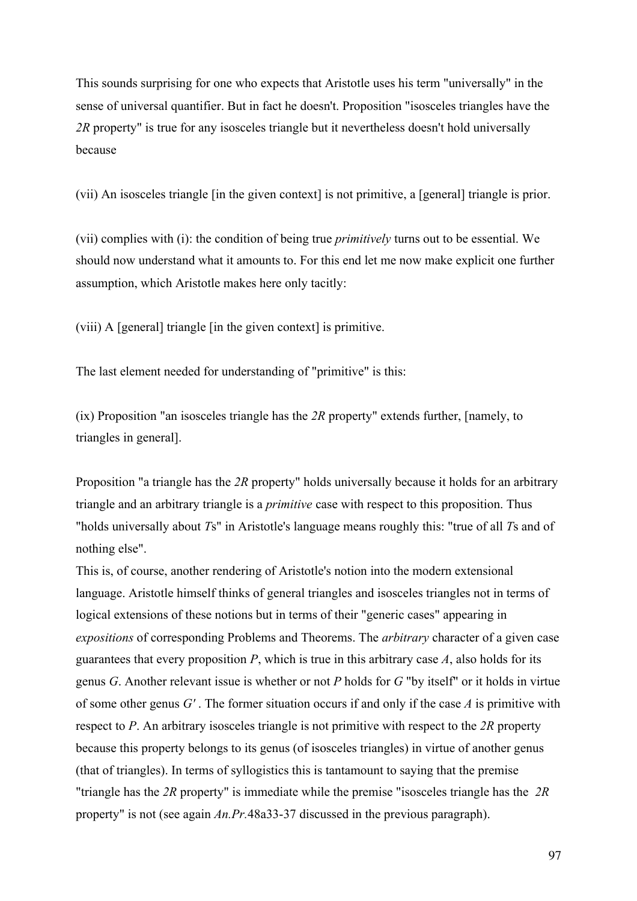This sounds surprising for one who expects that Aristotle uses his term "universally" in the sense of universal quantifier. But in fact he doesn't. Proposition "isosceles triangles have the *2R* property" is true for any isosceles triangle but it nevertheless doesn't hold universally because

(vii) An isosceles triangle [in the given context] is not primitive, a [general] triangle is prior.

(vii) complies with (i): the condition of being true *primitively* turns out to be essential. We should now understand what it amounts to. For this end let me now make explicit one further assumption, which Aristotle makes here only tacitly:

(viii) A [general] triangle [in the given context] is primitive.

The last element needed for understanding of "primitive" is this:

(ix) Proposition "an isosceles triangle has the *2R* property" extends further, [namely, to triangles in general].

Proposition "a triangle has the *2R* property" holds universally because it holds for an arbitrary triangle and an arbitrary triangle is a *primitive* case with respect to this proposition. Thus "holds universally about *T*s" in Aristotle's language means roughly this: "true of all *T*s and of nothing else".
This is, of course, another rendering of Aristotle's notion into the modern extensional language. Aristotle himself thinks of general triangles and isosceles triangles not in terms of logical extensions of these notions but in terms of their "generic cases" appearing in *expositions* of corresponding Problems and Theorems. The *arbitrary* character of a given case guarantees that every proposition *P*, which is true in this arbitrary case *A*, also holds for its genus *G*. Another relevant issue is whether or not *P* holds for *G* "by itself" or it holds in virtue of some other genus *G'*. The former situation occurs if and only if the case *A* is primitive with respect to *P*. An arbitrary isosceles triangle is not primitive with respect to the *2R* property because this property belongs to its genus (of isosceles triangles) in virtue of another genus (that of triangles). In terms of syllogistics this is tantamount to saying that the premise "triangle has the *2R* property" is immediate while the premise "isosceles triangle has the *2R* property" is not (see again *An.Pr.*48a33-37 discussed in the previous paragraph).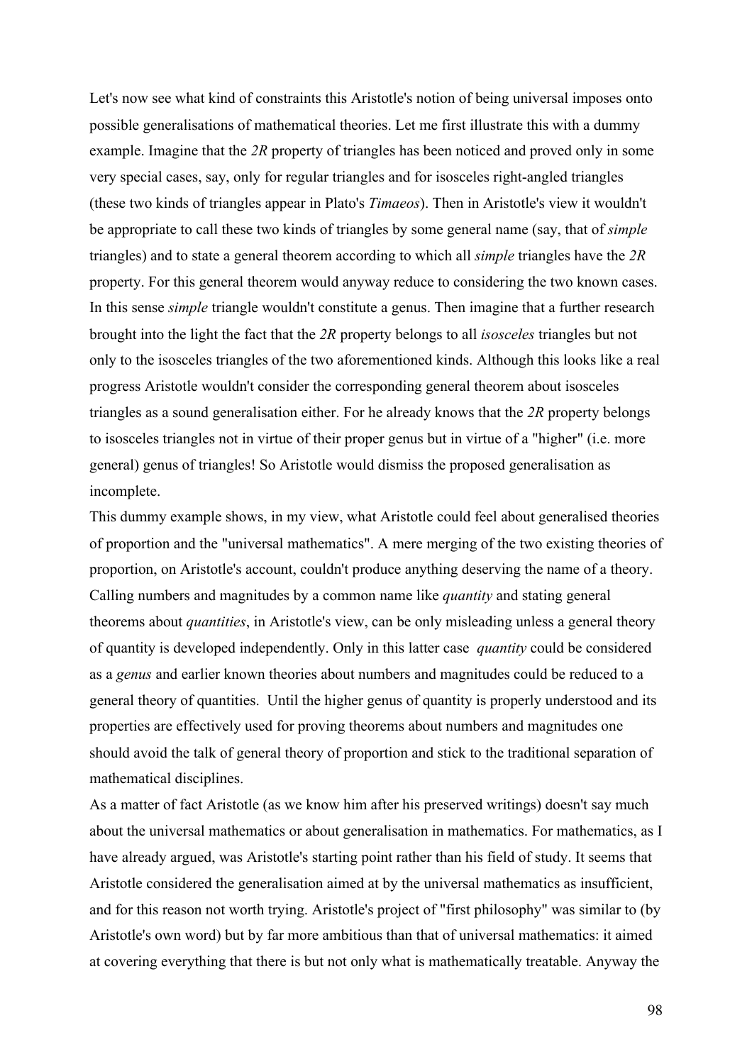Let's now see what kind of constraints this Aristotle's notion of being universal imposes onto possible generalisations of mathematical theories. Let me first illustrate this with a dummy example. Imagine that the *2R* property of triangles has been noticed and proved only in some very special cases, say, only for regular triangles and for isosceles right-angled triangles (these two kinds of triangles appear in Plato's *Timaeos*). Then in Aristotle's view it wouldn't be appropriate to call these two kinds of triangles by some general name (say, that of *simple* triangles) and to state a general theorem according to which all *simple* triangles have the *2R* property. For this general theorem would anyway reduce to considering the two known cases. In this sense *simple* triangle wouldn't constitute a genus. Then imagine that a further research brought into the light the fact that the *2R* property belongs to all *isosceles* triangles but not only to the isosceles triangles of the two aforementioned kinds. Although this looks like a real progress Aristotle wouldn't consider the corresponding general theorem about isosceles triangles as a sound generalisation either. For he already knows that the *2R* property belongs to isosceles triangles not in virtue of their proper genus but in virtue of a "higher" (i.e. more general) genus of triangles! So Aristotle would dismiss the proposed generalisation as incomplete.

This dummy example shows, in my view, what Aristotle could feel about generalised theories of proportion and the "universal mathematics". A mere merging of the two existing theories of proportion, on Aristotle's account, couldn't produce anything deserving the name of a theory. Calling numbers and magnitudes by a common name like *quantity* and stating general theorems about *quantities*, in Aristotle's view, can be only misleading unless a general theory of quantity is developed independently. Only in this latter case *quantity* could be considered as a *genus* and earlier known theories about numbers and magnitudes could be reduced to a general theory of quantities. Until the higher genus of quantity is properly understood and its properties are effectively used for proving theorems about numbers and magnitudes one should avoid the talk of general theory of proportion and stick to the traditional separation of mathematical disciplines.

As a matter of fact Aristotle (as we know him after his preserved writings) doesn't say much about the universal mathematics or about generalisation in mathematics. For mathematics, as I have already argued, was Aristotle's starting point rather than his field of study. It seems that Aristotle considered the generalisation aimed at by the universal mathematics as insufficient, and for this reason not worth trying. Aristotle's project of "first philosophy" was similar to (by Aristotle's own word) but by far more ambitious than that of universal mathematics: it aimed at covering everything that there is but not only what is mathematically treatable. Anyway the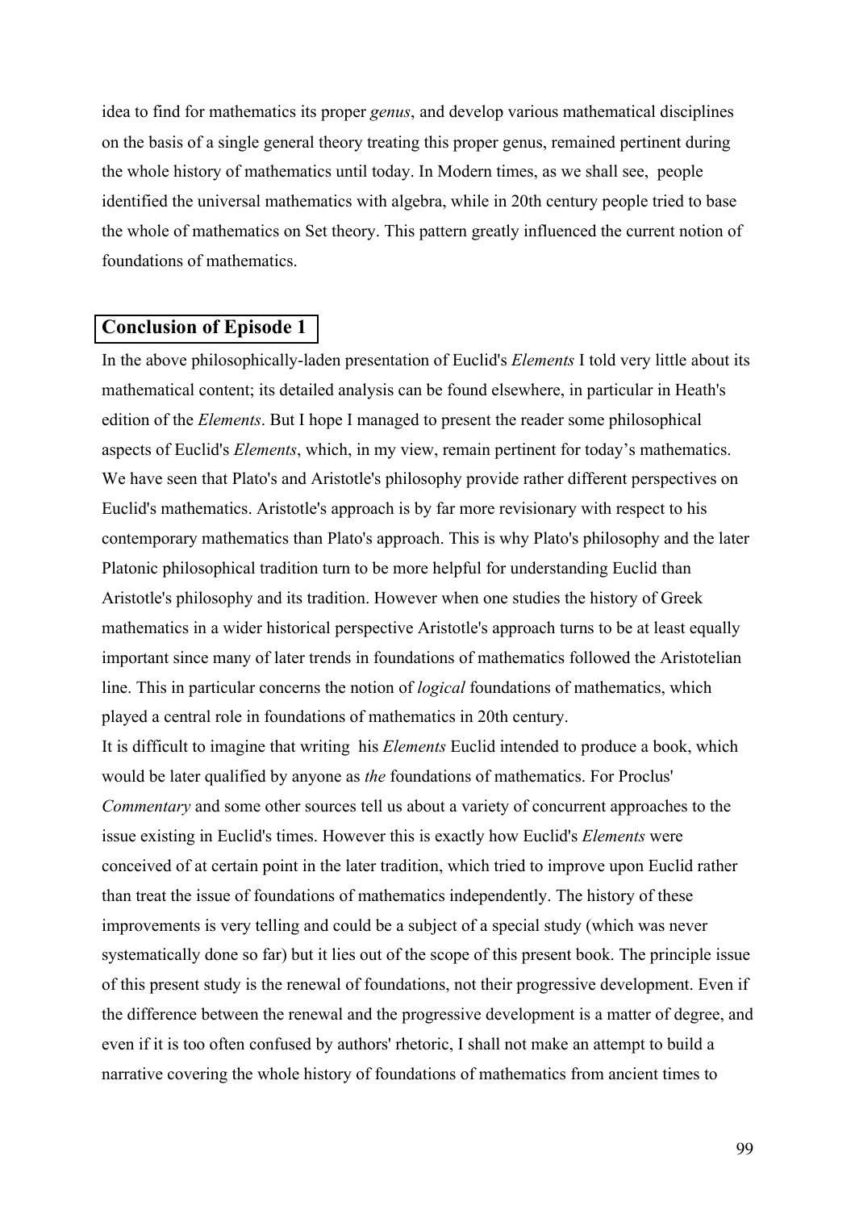idea to find for mathematics its proper *genus*, and develop various mathematical disciplines on the basis of a single general theory treating this proper genus, remained pertinent during the whole history of mathematics until today. In Modern times, as we shall see, people identified the universal mathematics with algebra, while in 20th century people tried to base the whole of mathematics on Set theory. This pattern greatly influenced the current notion of foundations of mathematics.

## Conclusion of Episode 1

In the above philosophically-laden presentation of Euclid's *Elements* I told very little about its mathematical content; its detailed analysis can be found elsewhere, in particular in Heath's edition of the *Elements*. But I hope I managed to present the reader some philosophical aspects of Euclid's *Elements*, which, in my view, remain pertinent for today's mathematics. We have seen that Plato's and Aristotle's philosophy provide rather different perspectives on Euclid's mathematics. Aristotle's approach is by far more revisionary with respect to his contemporary mathematics than Plato's approach. This is why Plato's philosophy and the later Platonic philosophical tradition turn to be more helpful for understanding Euclid than Aristotle's philosophy and its tradition. However when one studies the history of Greek mathematics in a wider historical perspective Aristotle's approach turns to be at least equally important since many of later trends in foundations of mathematics followed the Aristotelian line. This in particular concerns the notion of *logical* foundations of mathematics, which played a central role in foundations of mathematics in 20th century.

It is difficult to imagine that writing his *Elements* Euclid intended to produce a book, which would be later qualified by anyone as *the* foundations of mathematics. For Proclus' *Commentary* and some other sources tell us about a variety of concurrent approaches to the issue existing in Euclid's times. However this is exactly how Euclid's *Elements* were conceived of at certain point in the later tradition, which tried to improve upon Euclid rather than treat the issue of foundations of mathematics independently. The history of these improvements is very telling and could be a subject of a special study (which was never systematically done so far) but it lies out of the scope of this present book. The principle issue of this present study is the renewal of foundations, not their progressive development. Even if the difference between the renewal and the progressive development is a matter of degree, and even if it is too often confused by authors' rhetoric, I shall not make an attempt to build a narrative covering the whole history of foundations of mathematics from ancient times to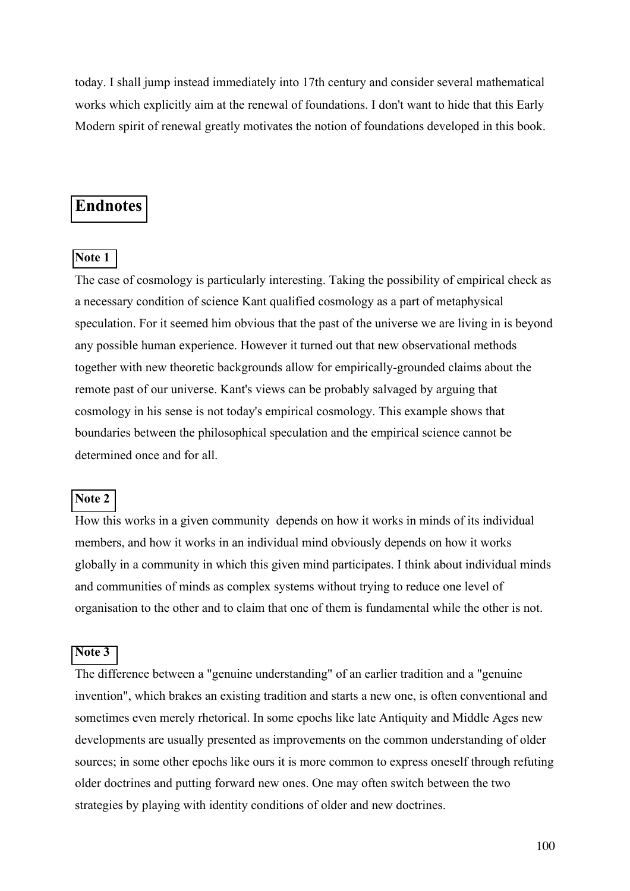today. I shall jump instead immediately into 17th century and consider several mathematical works which explicitly aim at the renewal of foundations. I don't want to hide that this Early Modern spirit of renewal greatly motivates the notion of foundations developed in this book.

## Endnotes

### Note 1

The case of cosmology is particularly interesting. Taking the possibility of empirical check as a necessary condition of science Kant qualified cosmology as a part of metaphysical speculation. For it seemed him obvious that the past of the universe we are living in is beyond any possible human experience. However it turned out that new observational methods together with new theoretic backgrounds allow for empirically-grounded claims about the remote past of our universe. Kant's views can be probably salvaged by arguing that cosmology in his sense is not today's empirical cosmology. This example shows that boundaries between the philosophical speculation and the empirical science cannot be determined once and for all.

### Note 2

How this works in a given community depends on how it works in minds of its individual members, and how it works in an individual mind obviously depends on how it works globally in a community in which this given mind participates. I think about individual minds and communities of minds as complex systems without trying to reduce one level of organisation to the other and to claim that one of them is fundamental while the other is not.

### Note 3

The difference between a "genuine understanding" of an earlier tradition and a "genuine invention", which brakes an existing tradition and starts a new one, is often conventional and sometimes even merely rhetorical. In some epochs like late Antiquity and Middle Ages new developments are usually presented as improvements on the common understanding of older sources; in some other epochs like ours it is more common to express oneself through refuting older doctrines and putting forward new ones. One may often switch between the two strategies by playing with identity conditions of older and new doctrines.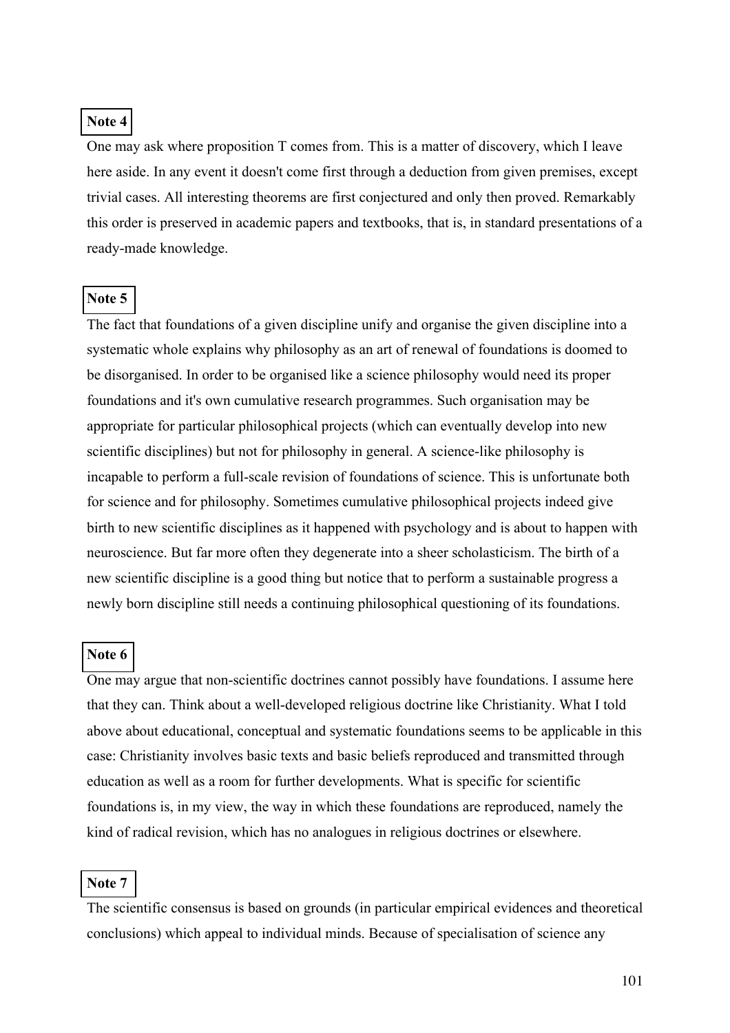**Note 4**

One may ask where proposition T comes from. This is a matter of discovery, which I leave here aside. In any event it doesn't come first through a deduction from given premises, except trivial cases. All interesting theorems are first conjectured and only then proved. Remarkably this order is preserved in academic papers and textbooks, that is, in standard presentations of a ready-made knowledge.

**Note 5**

The fact that foundations of a given discipline unify and organise the given discipline into a systematic whole explains why philosophy as an art of renewal of foundations is doomed to be disorganised. In order to be organised like a science philosophy would need its proper foundations and it's own cumulative research programmes. Such organisation may be appropriate for particular philosophical projects (which can eventually develop into new scientific disciplines) but not for philosophy in general. A science-like philosophy is incapable to perform a full-scale revision of foundations of science. This is unfortunate both for science and for philosophy. Sometimes cumulative philosophical projects indeed give birth to new scientific disciplines as it happened with psychology and is about to happen with neuroscience. But far more often they degenerate into a sheer scholasticism. The birth of a new scientific discipline is a good thing but notice that to perform a sustainable progress a newly born discipline still needs a continuing philosophical questioning of its foundations.

**Note 6**

One may argue that non-scientific doctrines cannot possibly have foundations. I assume here that they can. Think about a well-developed religious doctrine like Christianity. What I told above about educational, conceptual and systematic foundations seems to be applicable in this case: Christianity involves basic texts and basic beliefs reproduced and transmitted through education as well as a room for further developments. What is specific for scientific foundations is, in my view, the way in which these foundations are reproduced, namely the kind of radical revision, which has no analogues in religious doctrines or elsewhere.

**Note 7**

The scientific consensus is based on grounds (in particular empirical evidences and theoretical conclusions) which appeal to individual minds. Because of specialisation of science any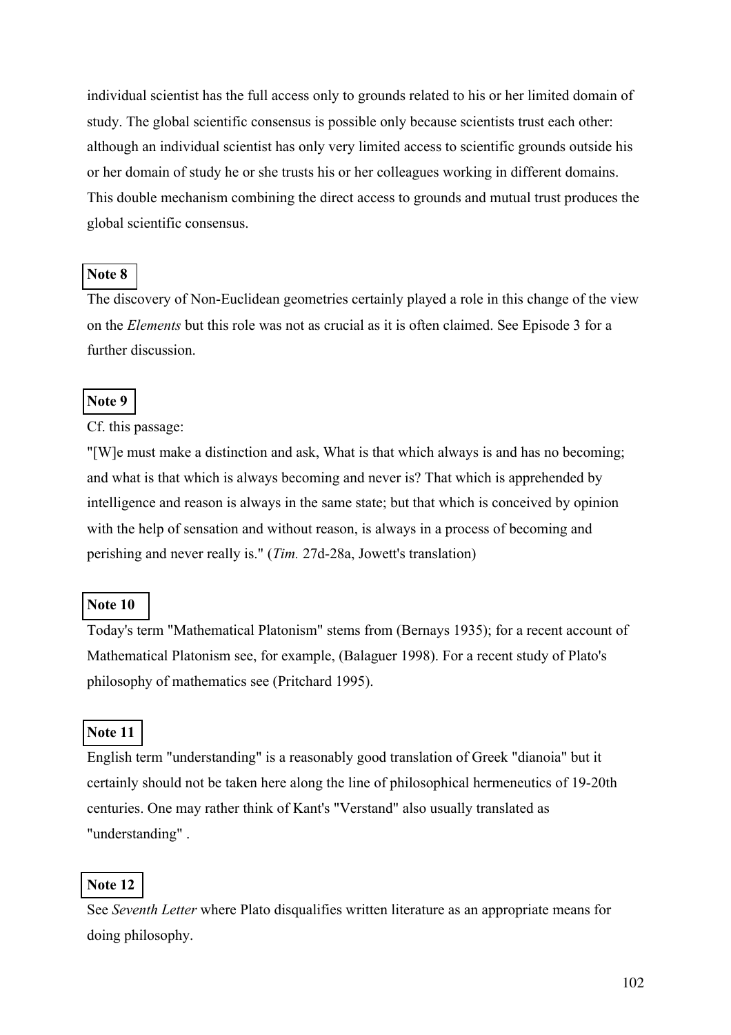individual scientist has the full access only to grounds related to his or her limited domain of study. The global scientific consensus is possible only because scientists trust each other: although an individual scientist has only very limited access to scientific grounds outside his or her domain of study he or she trusts his or her colleagues working in different domains. This double mechanism combining the direct access to grounds and mutual trust produces the global scientific consensus.

**Note 8**

The discovery of Non-Euclidean geometries certainly played a role in this change of the view on the *Elements* but this role was not as crucial as it is often claimed. See Episode 3 for a further discussion.

**Note 9**

Cf. this passage:

"[W]e must make a distinction and ask, What is that which always is and has no becoming; and what is that which is always becoming and never is? That which is apprehended by intelligence and reason is always in the same state; but that which is conceived by opinion with the help of sensation and without reason, is always in a process of becoming and perishing and never really is." (*Tim.* 27d-28a, Jowett's translation)

**Note 10**

Today's term "Mathematical Platonism" stems from (Bernays 1935); for a recent account of Mathematical Platonism see, for example, (Balaguer 1998). For a recent study of Plato's philosophy of mathematics see (Pritchard 1995).

**Note 11**

English term "understanding" is a reasonably good translation of Greek "dianoia" but it certainly should not be taken here along the line of philosophical hermeneutics of 19-20th centuries. One may rather think of Kant's "Verstand" also usually translated as "understanding" .

**Note 12**

See *Seventh Letter* where Plato disqualifies written literature as an appropriate means for doing philosophy.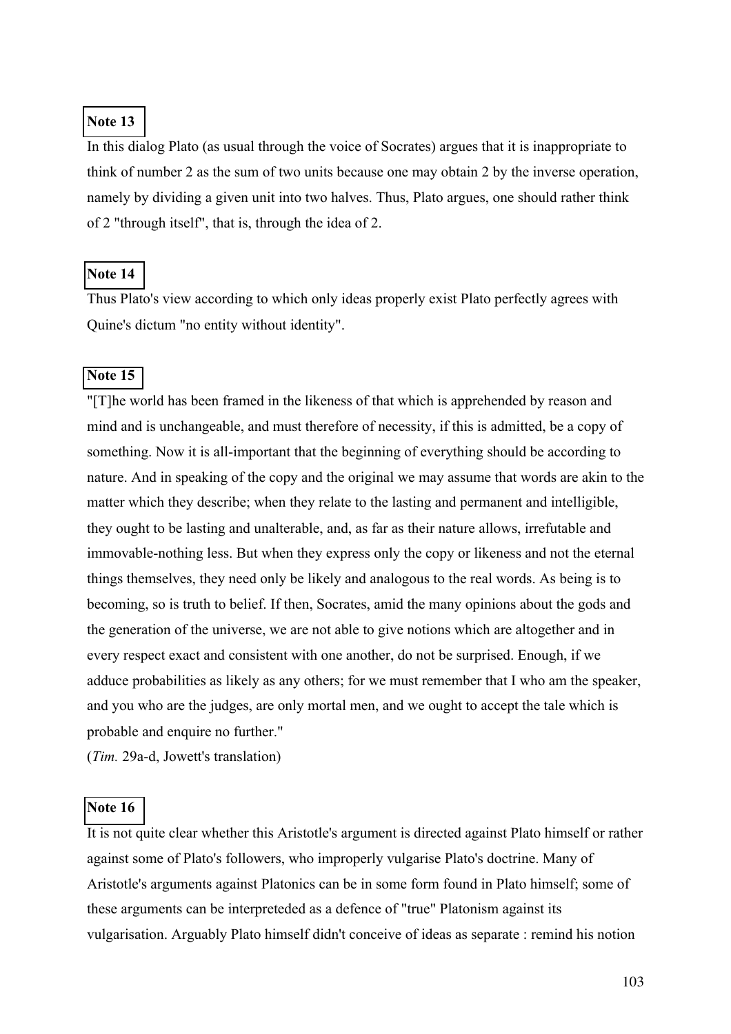**Note 13**

In this dialog Plato (as usual through the voice of Socrates) argues that it is inappropriate to think of number 2 as the sum of two units because one may obtain 2 by the inverse operation, namely by dividing a given unit into two halves. Thus, Plato argues, one should rather think of 2 "through itself", that is, through the idea of 2.

**Note 14**

Thus Plato's view according to which only ideas properly exist Plato perfectly agrees with Quine's dictum "no entity without identity".

**Note 15**

"[T]he world has been framed in the likeness of that which is apprehended by reason and mind and is unchangeable, and must therefore of necessity, if this is admitted, be a copy of something. Now it is all-important that the beginning of everything should be according to nature. And in speaking of the copy and the original we may assume that words are akin to the matter which they describe; when they relate to the lasting and permanent and intelligible, they ought to be lasting and unalterable, and, as far as their nature allows, irrefutable and immovable-nothing less. But when they express only the copy or likeness and not the eternal things themselves, they need only be likely and analogous to the real words. As being is to becoming, so is truth to belief. If then, Socrates, amid the many opinions about the gods and the generation of the universe, we are not able to give notions which are altogether and in every respect exact and consistent with one another, do not be surprised. Enough, if we adduce probabilities as likely as any others; for we must remember that I who am the speaker, and you who are the judges, are only mortal men, and we ought to accept the tale which is probable and enquire no further."

(*Tim.* 29a-d, Jowett's translation)

**Note 16**

It is not quite clear whether this Aristotle's argument is directed against Plato himself or rather against some of Plato's followers, who improperly vulgarise Plato's doctrine. Many of Aristotle's arguments against Platonics can be in some form found in Plato himself; some of these arguments can be interpreteded as a defence of "true" Platonism against its vulgarisation. Arguably Plato himself didn't conceive of ideas as separate : remind his notion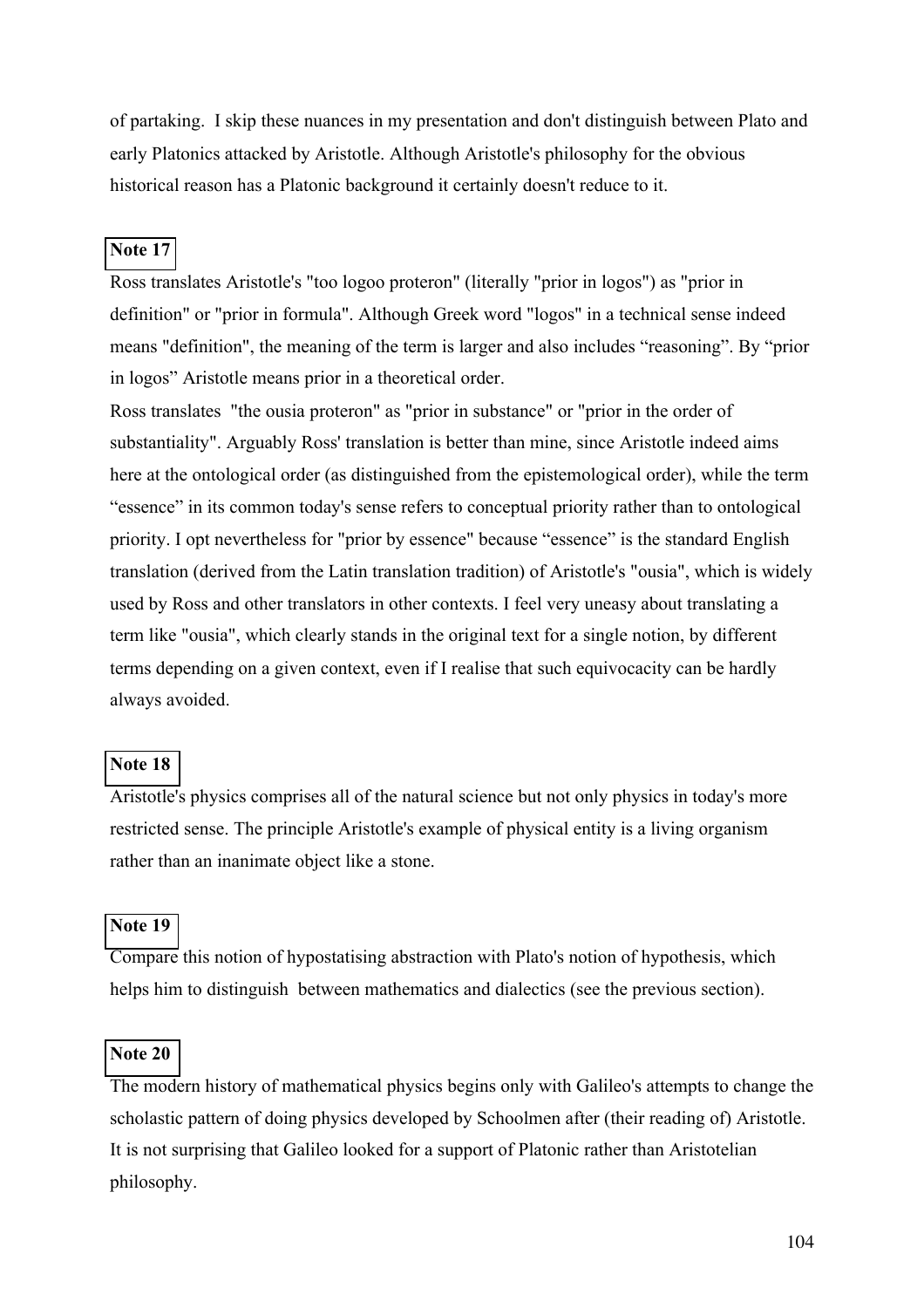of partaking. I skip these nuances in my presentation and don't distinguish between Plato and early Platonics attacked by Aristotle. Although Aristotle's philosophy for the obvious historical reason has a Platonic background it certainly doesn't reduce to it.

**Note 17**

Ross translates Aristotle's "too logoo proteron" (literally "prior in logos") as "prior in definition" or "prior in formula". Although Greek word "logos" in a technical sense indeed means "definition", the meaning of the term is larger and also includes "reasoning". By "prior in logos" Aristotle means prior in a theoretical order.

Ross translates "the ousia proteron" as "prior in substance" or "prior in the order of substantiality". Arguably Ross' translation is better than mine, since Aristotle indeed aims here at the ontological order (as distinguished from the epistemological order), while the term "essence" in its common today's sense refers to conceptual priority rather than to ontological priority. I opt nevertheless for "prior by essence" because "essence" is the standard English translation (derived from the Latin translation tradition) of Aristotle's "ousia", which is widely used by Ross and other translators in other contexts. I feel very uneasy about translating a term like "ousia", which clearly stands in the original text for a single notion, by different terms depending on a given context, even if I realise that such equivocacity can be hardly always avoided.

**Note 18**

Aristotle's physics comprises all of the natural science but not only physics in today's more restricted sense. The principle Aristotle's example of physical entity is a living organism rather than an inanimate object like a stone.

**Note 19**

Compare this notion of hypostatising abstraction with Plato's notion of hypothesis, which helps him to distinguish between mathematics and dialectics (see the previous section).

**Note 20**

The modern history of mathematical physics begins only with Galileo's attempts to change the scholastic pattern of doing physics developed by Schoolmen after (their reading of) Aristotle. It is not surprising that Galileo looked for a support of Platonic rather than Aristotelian philosophy.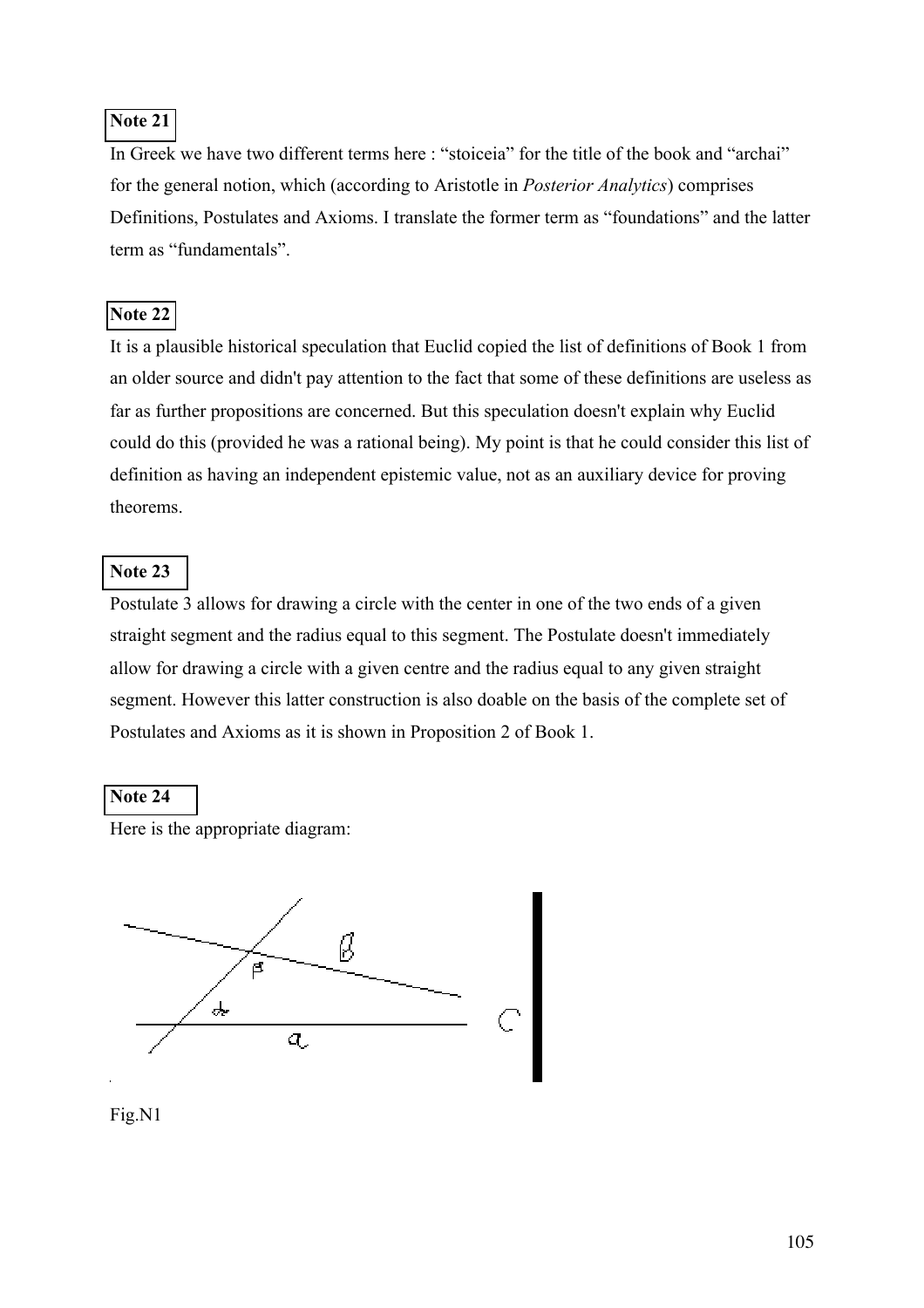**Note 21**

In Greek we have two different terms here : “stoiceia” for the title of the book and “archai” for the general notion, which (according to Aristotle in *Posterior Analytics*) comprises Definitions, Postulates and Axioms. I translate the former term as “foundations” and the latter term as “fundamentals”.

**Note 22**

It is a plausible historical speculation that Euclid copied the list of definitions of Book 1 from an older source and didn't pay attention to the fact that some of these definitions are useless as far as further propositions are concerned. But this speculation doesn't explain why Euclid could do this (provided he was a rational being). My point is that he could consider this list of definition as having an independent epistemic value, not as an auxiliary device for proving theorems.

**Note 23**

Postulate 3 allows for drawing a circle with the center in one of the two ends of a given straight segment and the radius equal to this segment. The Postulate doesn't immediately allow for drawing a circle with a given centre and the radius equal to any given straight segment. However this latter construction is also doable on the basis of the complete set of Postulates and Axioms as it is shown in Proposition 2 of Book 1.

**Note 24**

Here is the appropriate diagram:

Fig.N1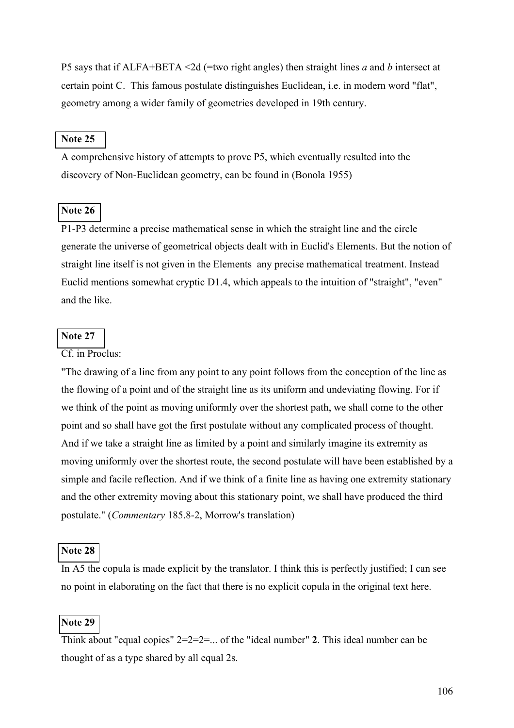P5 says that if ALFA+BETA <2d (=two right angles) then straight lines *a* and *b* intersect at certain point C. This famous postulate distinguishes Euclidean, i.e. in modern word "flat", geometry among a wider family of geometries developed in 19th century.

**Note 25**

A comprehensive history of attempts to prove P5, which eventually resulted into the discovery of Non-Euclidean geometry, can be found in (Bonola 1955)

**Note 26**

P1-P3 determine a precise mathematical sense in which the straight line and the circle generate the universe of geometrical objects dealt with in Euclid's Elements. But the notion of straight line itself is not given in the Elements any precise mathematical treatment. Instead Euclid mentions somewhat cryptic D1.4, which appeals to the intuition of "straight", "even" and the like.

**Note 27**

Cf. in Proclus:

"The drawing of a line from any point to any point follows from the conception of the line as the flowing of a point and of the straight line as its uniform and undeviating flowing. For if we think of the point as moving uniformly over the shortest path, we shall come to the other point and so shall have got the first postulate without any complicated process of thought. And if we take a straight line as limited by a point and similarly imagine its extremity as moving uniformly over the shortest route, the second postulate will have been established by a simple and facile reflection. And if we think of a finite line as having one extremity stationary and the other extremity moving about this stationary point, we shall have produced the third postulate." (*Commentary* 185.8-2, Morrow's translation)

**Note 28**

In A5 the copula is made explicit by the translator. I think this is perfectly justified; I can see no point in elaborating on the fact that there is no explicit copula in the original text here.

**Note 29**

Think about "equal copies" 2=2=2=... of the "ideal number" **2**. This ideal number can be thought of as a type shared by all equal 2s.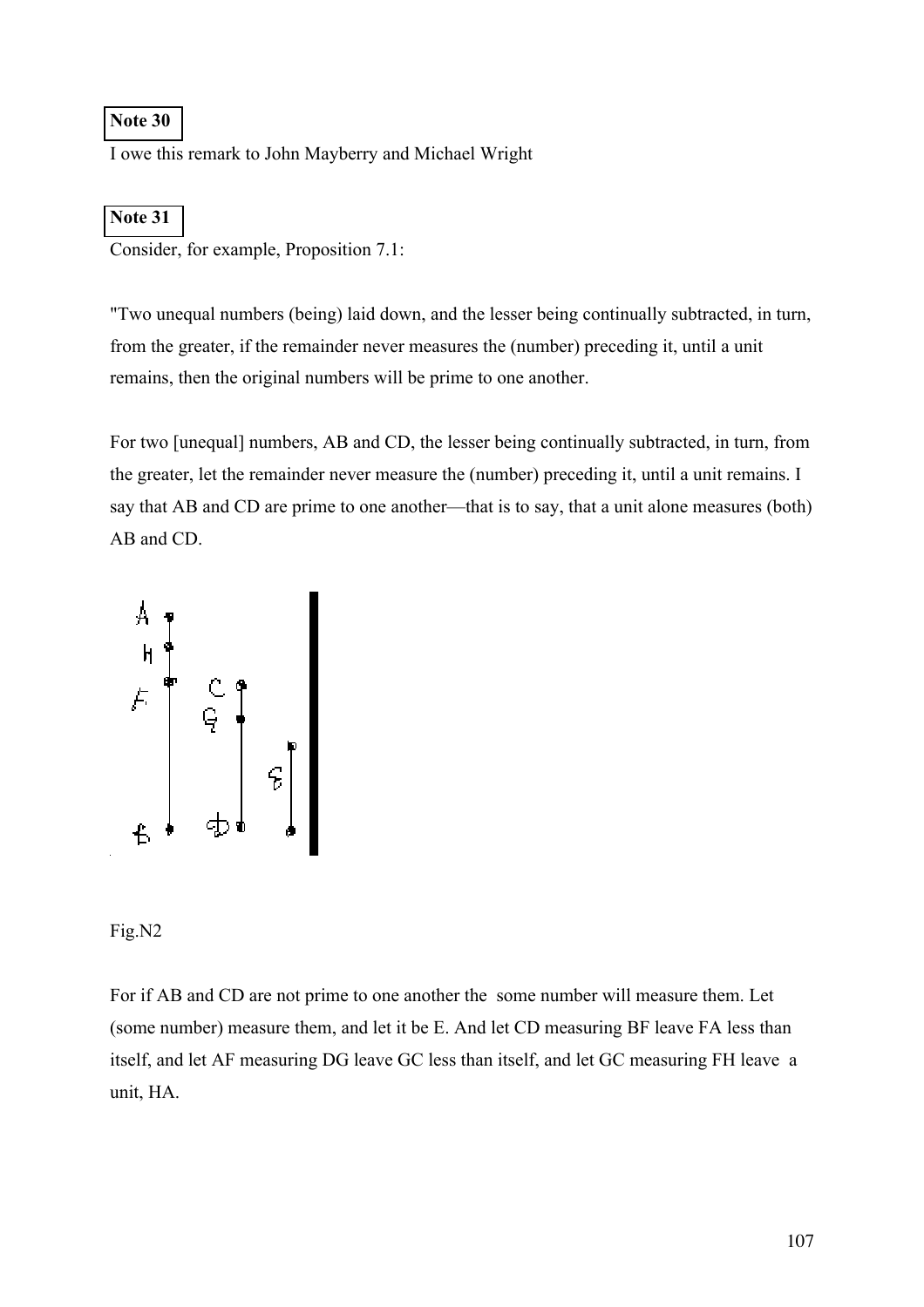**Note 30**

I owe this remark to John Mayberry and Michael Wright

**Note 31**

Consider, for example, Proposition 7.1:

"Two unequal numbers (being) laid down, and the lesser being continually subtracted, in turn, from the greater, if the remainder never measures the (number) preceding it, until a unit remains, then the original numbers will be prime to one another.

For two [unequal] numbers, AB and CD, the lesser being continually subtracted, in turn, from the greater, let the remainder never measure the (number) preceding it, until a unit remains. I say that AB and CD are prime to one another—that is to say, that a unit alone measures (both) AB and CD.

Fig.N2

For if AB and CD are not prime to one another the some number will measure them. Let (some number) measure them, and let it be E. And let CD measuring BF leave FA less than itself, and let AF measuring DG leave GC less than itself, and let GC measuring FH leave a unit, HA.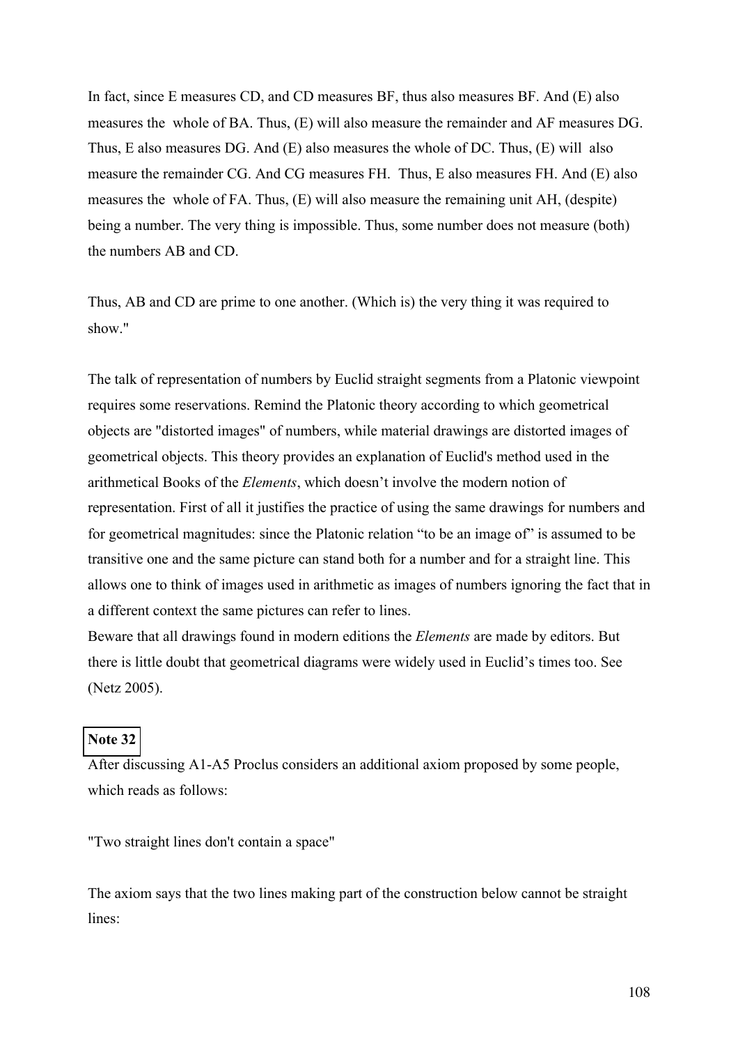In fact, since E measures CD, and CD measures BF, thus also measures BF. And (E) also measures the whole of BA. Thus, (E) will also measure the remainder and AF measures DG. Thus, E also measures DG. And (E) also measures the whole of DC. Thus, (E) will also measure the remainder CG. And CG measures FH. Thus, E also measures FH. And (E) also measures the whole of FA. Thus, (E) will also measure the remaining unit AH, (despite) being a number. The very thing is impossible. Thus, some number does not measure (both) the numbers AB and CD.

Thus, AB and CD are prime to one another. (Which is) the very thing it was required to show."

The talk of representation of numbers by Euclid straight segments from a Platonic viewpoint requires some reservations. Remind the Platonic theory according to which geometrical objects are "distorted images" of numbers, while material drawings are distorted images of geometrical objects. This theory provides an explanation of Euclid's method used in the arithmetical Books of the *Elements*, which doesn't involve the modern notion of representation. First of all it justifies the practice of using the same drawings for numbers and for geometrical magnitudes: since the Platonic relation "to be an image of" is assumed to be transitive one and the same picture can stand both for a number and for a straight line. This allows one to think of images used in arithmetic as images of numbers ignoring the fact that in a different context the same pictures can refer to lines.

Beware that all drawings found in modern editions the *Elements* are made by editors. But there is little doubt that geometrical diagrams were widely used in Euclid's times too. See (Netz 2005).

**Note 32**

After discussing A1-A5 Proclus considers an additional axiom proposed by some people, which reads as follows:

"Two straight lines don't contain a space"

The axiom says that the two lines making part of the construction below cannot be straight lines: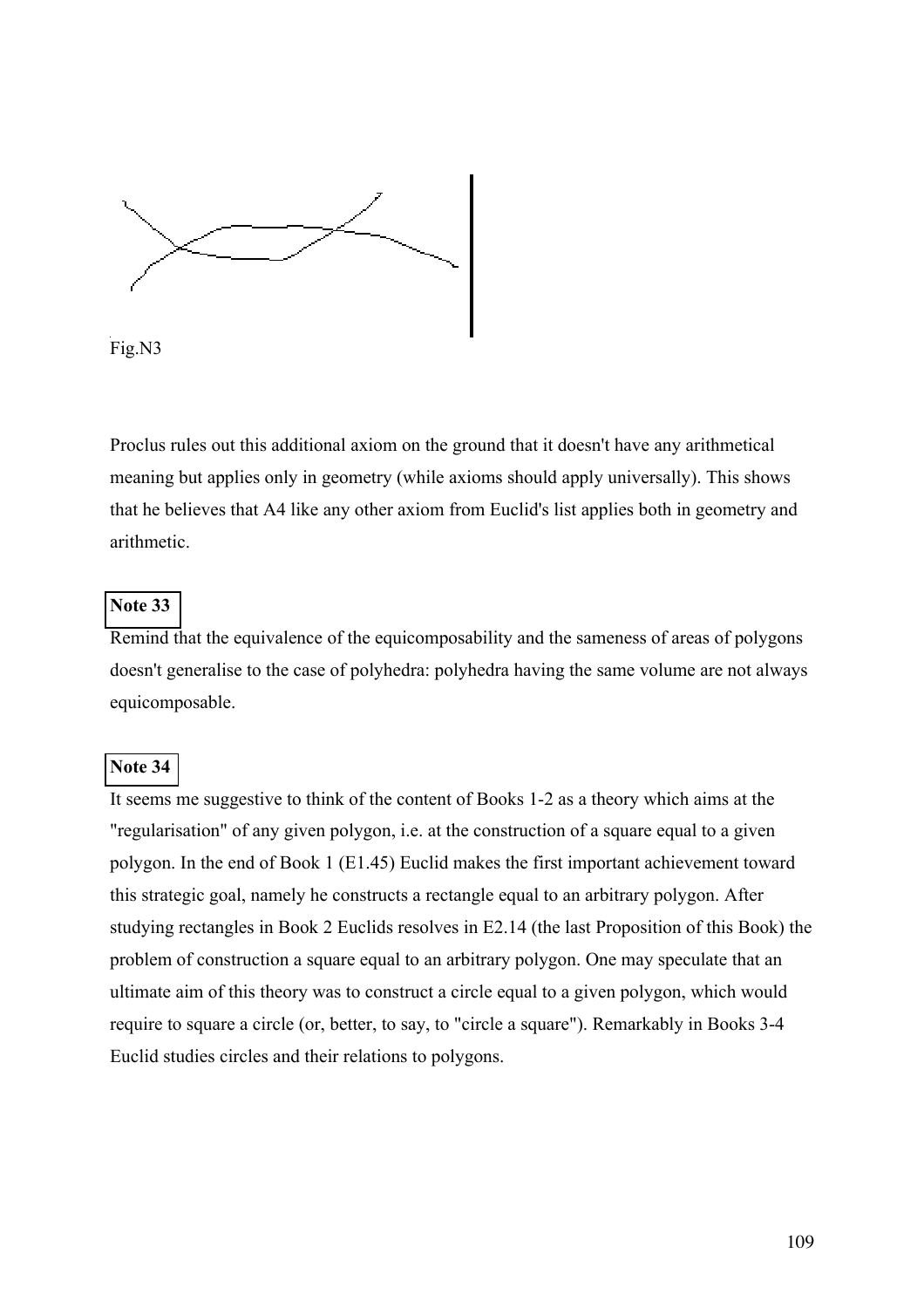Fig.N3

Proclus rules out this additional axiom on the ground that it doesn't have any arithmetical meaning but applies only in geometry (while axioms should apply universally). This shows that he believes that A4 like any other axiom from Euclid's list applies both in geometry and arithmetic.

**Note 33**

Remind that the equivalence of the equicomposability and the sameness of areas of polygons doesn't generalise to the case of polyhedra: polyhedra having the same volume are not always equicomposable.

**Note 34**

It seems me suggestive to think of the content of Books 1-2 as a theory which aims at the "regularisation" of any given polygon, i.e. at the construction of a square equal to a given polygon. In the end of Book 1 (E1.45) Euclid makes the first important achievement toward this strategic goal, namely he constructs a rectangle equal to an arbitrary polygon. After studying rectangles in Book 2 Euclids resolves in E2.14 (the last Proposition of this Book) the problem of construction a square equal to an arbitrary polygon. One may speculate that an ultimate aim of this theory was to construct a circle equal to a given polygon, which would require to square a circle (or, better, to say, to "circle a square"). Remarkably in Books 3-4 Euclid studies circles and their relations to polygons.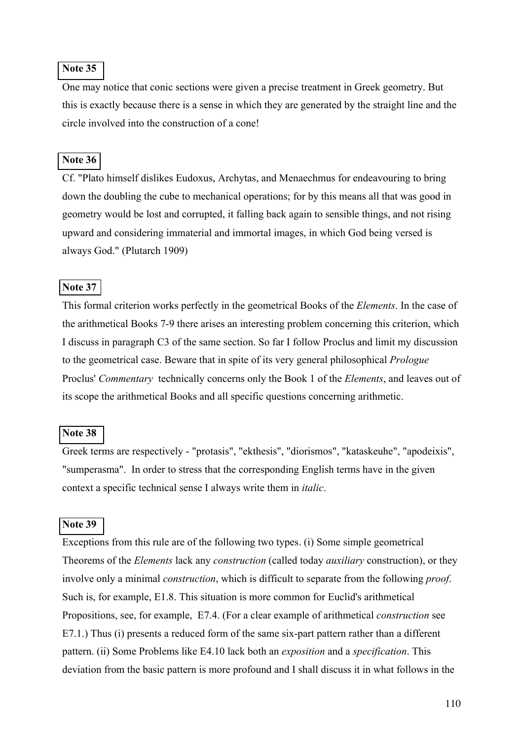**Note 35**

One may notice that conic sections were given a precise treatment in Greek geometry. But this is exactly because there is a sense in which they are generated by the straight line and the circle involved into the construction of a cone!

**Note 36**

Cf. "Plato himself dislikes Eudoxus, Archytas, and Menaechmus for endeavouring to bring down the doubling the cube to mechanical operations; for by this means all that was good in geometry would be lost and corrupted, it falling back again to sensible things, and not rising upward and considering immaterial and immortal images, in which God being versed is always God." (Plutarch 1909)

**Note 37**

This formal criterion works perfectly in the geometrical Books of the *Elements*. In the case of the arithmetical Books 7-9 there arises an interesting problem concerning this criterion, which I discuss in paragraph C3 of the same section. So far I follow Proclus and limit my discussion to the geometrical case. Beware that in spite of its very general philosophical *Prologue* Proclus' *Commentary* technically concerns only the Book 1 of the *Elements*, and leaves out of its scope the arithmetical Books and all specific questions concerning arithmetic.

**Note 38**

Greek terms are respectively - "protasis", "ekthesis", "diorismos", "kataskeuhe", "apodeixis", "sumperasma". In order to stress that the corresponding English terms have in the given context a specific technical sense I always write them in *italic*.

**Note 39**

Exceptions from this rule are of the following two types. (i) Some simple geometrical Theorems of the *Elements* lack any *construction* (called today *auxiliary* construction), or they involve only a minimal *construction*, which is difficult to separate from the following *proof*. Such is, for example, E1.8. This situation is more common for Euclid's arithmetical Propositions, see, for example, E7.4. (For a clear example of arithmetical *construction* see E7.1.) Thus (i) presents a reduced form of the same six-part pattern rather than a different pattern. (ii) Some Problems like E4.10 lack both an *exposition* and a *specification*. This deviation from the basic pattern is more profound and I shall discuss it in what follows in the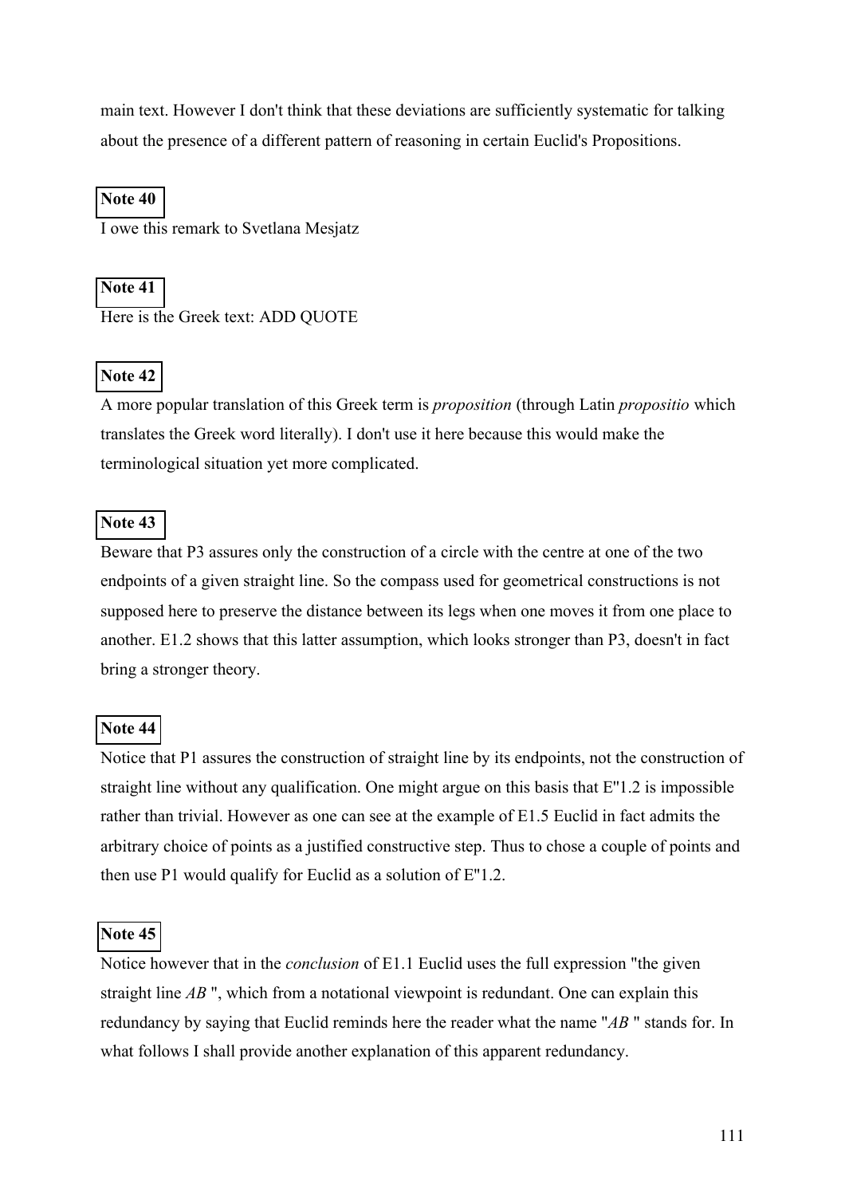main text. However I don't think that these deviations are sufficiently systematic for talking about the presence of a different pattern of reasoning in certain Euclid's Propositions.

**Note 40**

I owe this remark to Svetlana Mesjatz

**Note 41**

Here is the Greek text: ADD QUOTE

**Note 42**

A more popular translation of this Greek term is *proposition* (through Latin *propositio* which translates the Greek word literally). I don't use it here because this would make the terminological situation yet more complicated.

**Note 43**

Beware that P3 assures only the construction of a circle with the centre at one of the two endpoints of a given straight line. So the compass used for geometrical constructions is not supposed here to preserve the distance between its legs when one moves it from one place to another. E1.2 shows that this latter assumption, which looks stronger than P3, doesn't in fact bring a stronger theory.

**Note 44**

Notice that P1 assures the construction of straight line by its endpoints, not the construction of straight line without any qualification. One might argue on this basis that E"1.2 is impossible rather than trivial. However as one can see at the example of E1.5 Euclid in fact admits the arbitrary choice of points as a justified constructive step. Thus to chose a couple of points and then use P1 would qualify for Euclid as a solution of E"1.2.

**Note 45**

Notice however that in the *conclusion* of E1.1 Euclid uses the full expression "the given straight line *AB* ", which from a notational viewpoint is redundant. One can explain this redundancy by saying that Euclid reminds here the reader what the name "*AB* " stands for. In what follows I shall provide another explanation of this apparent redundancy.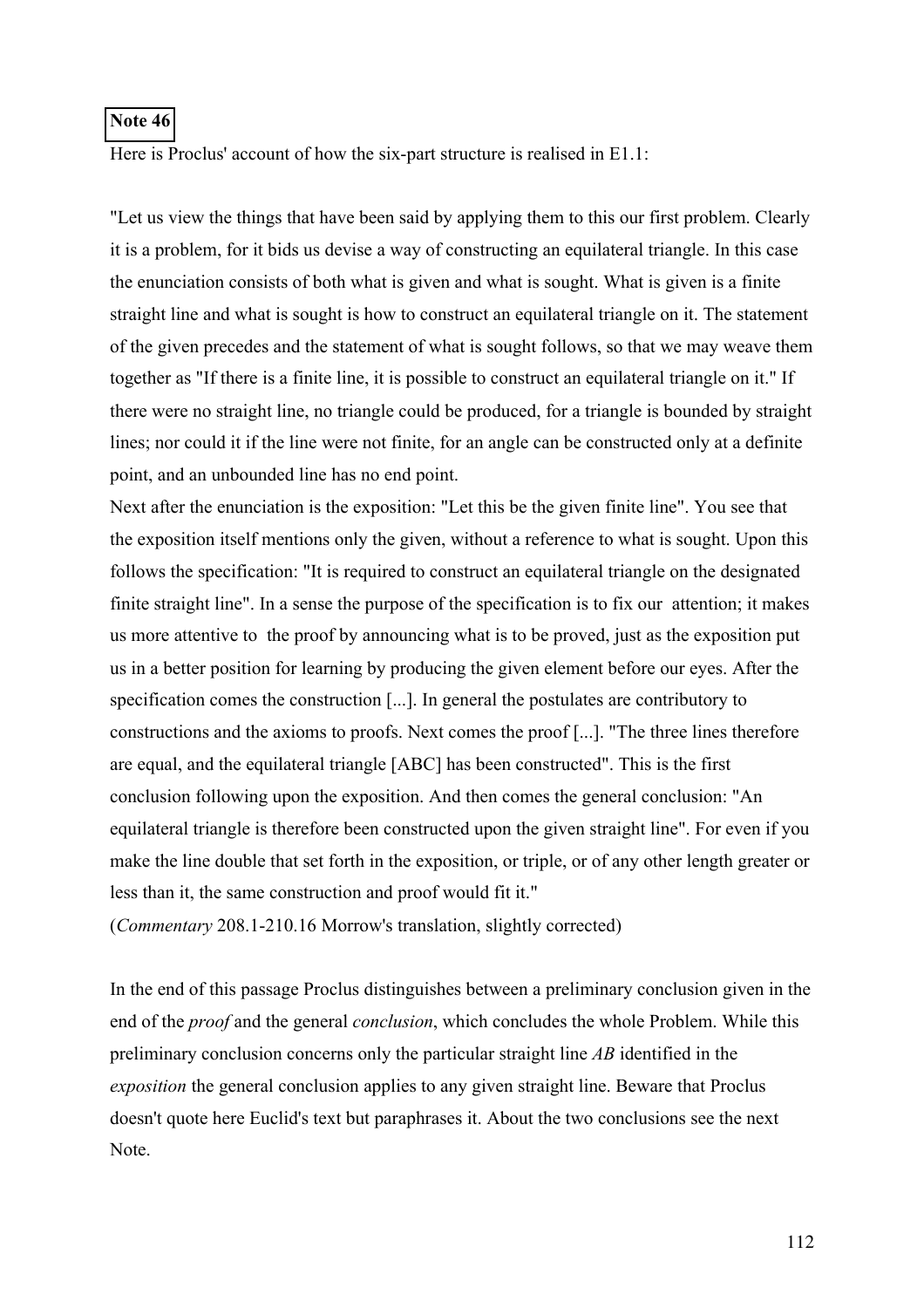**Note 46**

Here is Proclus' account of how the six-part structure is realised in E1.1:

"Let us view the things that have been said by applying them to this our first problem. Clearly it is a problem, for it bids us devise a way of constructing an equilateral triangle. In this case the enunciation consists of both what is given and what is sought. What is given is a finite straight line and what is sought is how to construct an equilateral triangle on it. The statement of the given precedes and the statement of what is sought follows, so that we may weave them together as "If there is a finite line, it is possible to construct an equilateral triangle on it." If there were no straight line, no triangle could be produced, for a triangle is bounded by straight lines; nor could it if the line were not finite, for an angle can be constructed only at a definite point, and an unbounded line has no end point.
Next after the enunciation is the exposition: "Let this be the given finite line". You see that the exposition itself mentions only the given, without a reference to what is sought. Upon this follows the specification: "It is required to construct an equilateral triangle on the designated finite straight line". In a sense the purpose of the specification is to fix our attention; it makes us more attentive to the proof by announcing what is to be proved, just as the exposition put us in a better position for learning by producing the given element before our eyes. After the specification comes the construction [...]. In general the postulates are contributory to constructions and the axioms to proofs. Next comes the proof [...]. "The three lines therefore are equal, and the equilateral triangle [ABC] has been constructed". This is the first conclusion following upon the exposition. And then comes the general conclusion: "An equilateral triangle is therefore been constructed upon the given straight line". For even if you make the line double that set forth in the exposition, or triple, or of any other length greater or less than it, the same construction and proof would fit it."
(*Commentary* 208.1-210.16 Morrow's translation, slightly corrected)

In the end of this passage Proclus distinguishes between a preliminary conclusion given in the end of the *proof* and the general *conclusion*, which concludes the whole Problem. While this preliminary conclusion concerns only the particular straight line *AB* identified in the *exposition* the general conclusion applies to any given straight line. Beware that Proclus doesn't quote here Euclid's text but paraphrases it. About the two conclusions see the next Note.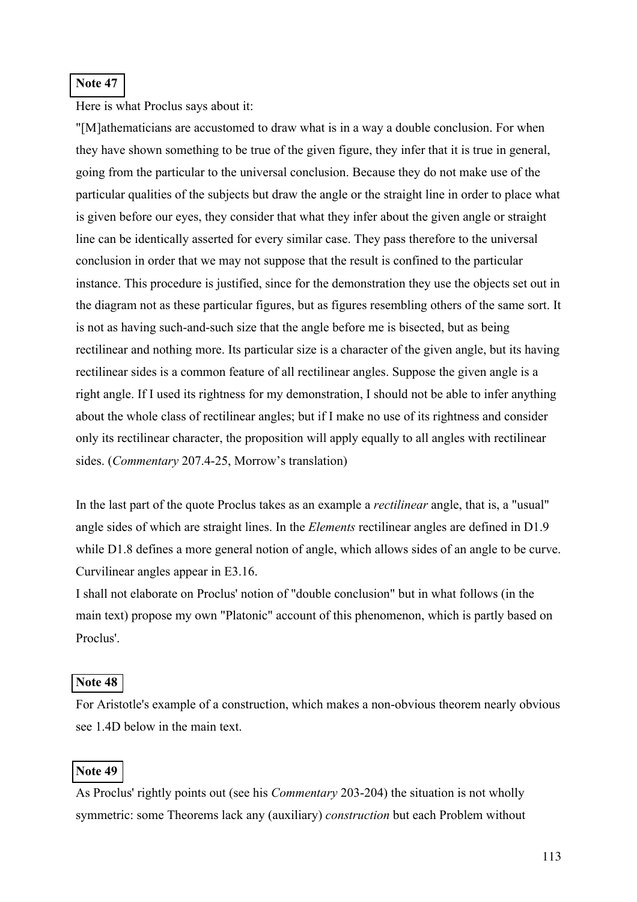**Note 47**

Here is what Proclus says about it:

"[M]athematicians are accustomed to draw what is in a way a double conclusion. For when they have shown something to be true of the given figure, they infer that it is true in general, going from the particular to the universal conclusion. Because they do not make use of the particular qualities of the subjects but draw the angle or the straight line in order to place what is given before our eyes, they consider that what they infer about the given angle or straight line can be identically asserted for every similar case. They pass therefore to the universal conclusion in order that we may not suppose that the result is confined to the particular instance. This procedure is justified, since for the demonstration they use the objects set out in the diagram not as these particular figures, but as figures resembling others of the same sort. It is not as having such-and-such size that the angle before me is bisected, but as being rectilinear and nothing more. Its particular size is a character of the given angle, but its having rectilinear sides is a common feature of all rectilinear angles. Suppose the given angle is a right angle. If I used its rightness for my demonstration, I should not be able to infer anything about the whole class of rectilinear angles; but if I make no use of its rightness and consider only its rectilinear character, the proposition will apply equally to all angles with rectilinear sides. (*Commentary* 207.4-25, Morrow's translation)

In the last part of the quote Proclus takes as an example a *rectilinear* angle, that is, a "usual" angle sides of which are straight lines. In the *Elements* rectilinear angles are defined in D1.9 while D1.8 defines a more general notion of angle, which allows sides of an angle to be curve. Curvilinear angles appear in E3.16.

I shall not elaborate on Proclus' notion of "double conclusion" but in what follows (in the main text) propose my own "Platonic" account of this phenomenon, which is partly based on Proclus'.

**Note 48**

For Aristotle's example of a construction, which makes a non-obvious theorem nearly obvious see 1.4D below in the main text.

**Note 49**

As Proclus' rightly points out (see his *Commentary* 203-204) the situation is not wholly symmetric: some Theorems lack any (auxiliary) *construction* but each Problem without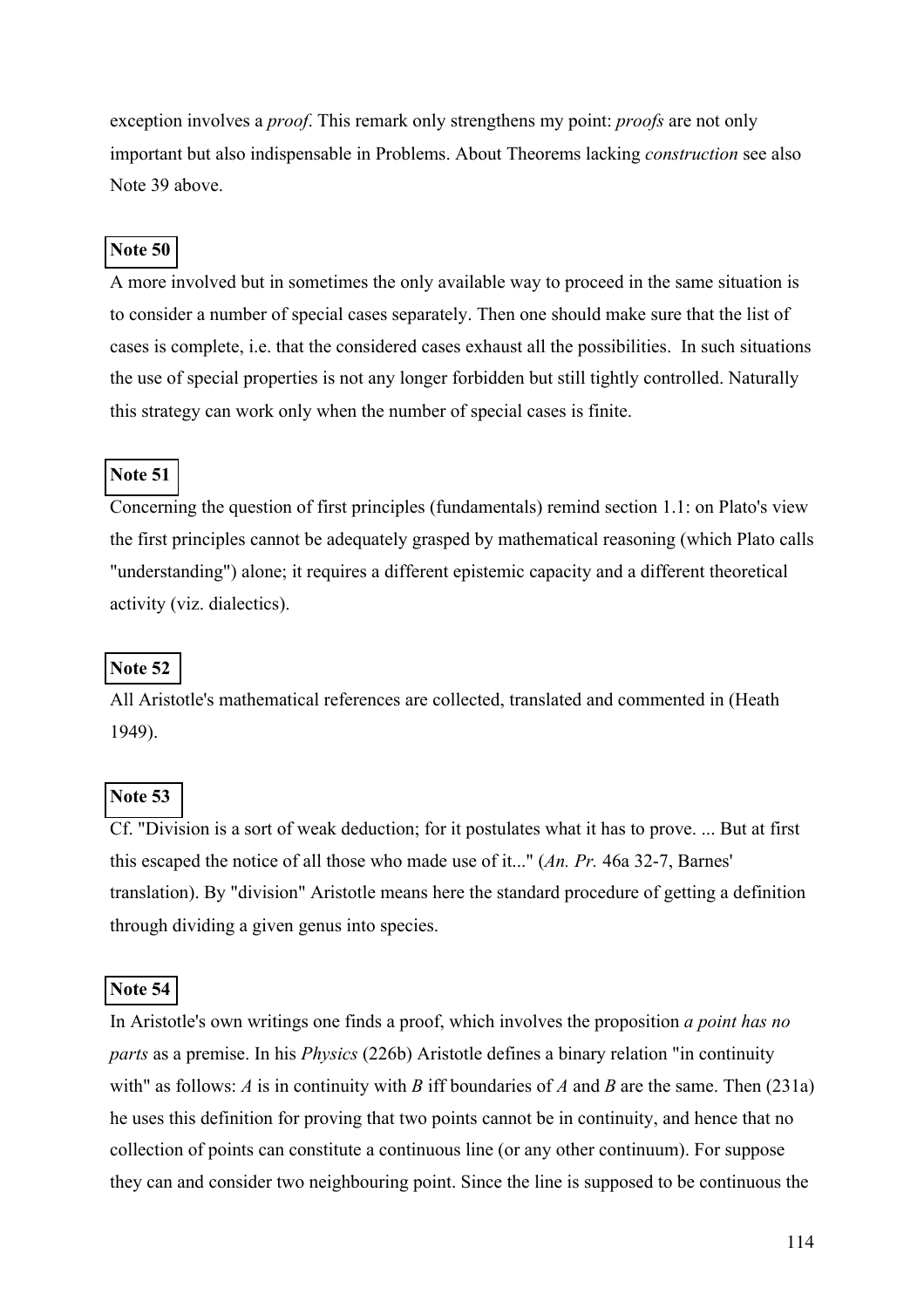exception involves a *proof*. This remark only strengthens my point: *proofs* are not only important but also indispensable in Problems. About Theorems lacking *construction* see also Note 39 above.

**Note 50**

A more involved but in sometimes the only available way to proceed in the same situation is to consider a number of special cases separately. Then one should make sure that the list of cases is complete, i.e. that the considered cases exhaust all the possibilities. In such situations the use of special properties is not any longer forbidden but still tightly controlled. Naturally this strategy can work only when the number of special cases is finite.

**Note 51**

Concerning the question of first principles (fundamentals) remind section 1.1: on Plato's view the first principles cannot be adequately grasped by mathematical reasoning (which Plato calls "understanding") alone; it requires a different epistemic capacity and a different theoretical activity (viz. dialectics).

**Note 52**

All Aristotle's mathematical references are collected, translated and commented in (Heath 1949).

**Note 53**

Cf. "Division is a sort of weak deduction; for it postulates what it has to prove. ... But at first this escaped the notice of all those who made use of it..." (*An. Pr.* 46a 32-7, Barnes' translation). By "division" Aristotle means here the standard procedure of getting a definition through dividing a given genus into species.

**Note 54**

In Aristotle's own writings one finds a proof, which involves the proposition *a point has no parts* as a premise. In his *Physics* (226b) Aristotle defines a binary relation "in continuity with" as follows: *A* is in continuity with *B* iff boundaries of *A* and *B* are the same. Then (231a) he uses this definition for proving that two points cannot be in continuity, and hence that no collection of points can constitute a continuous line (or any other continuum). For suppose they can and consider two neighbouring point. Since the line is supposed to be continuous the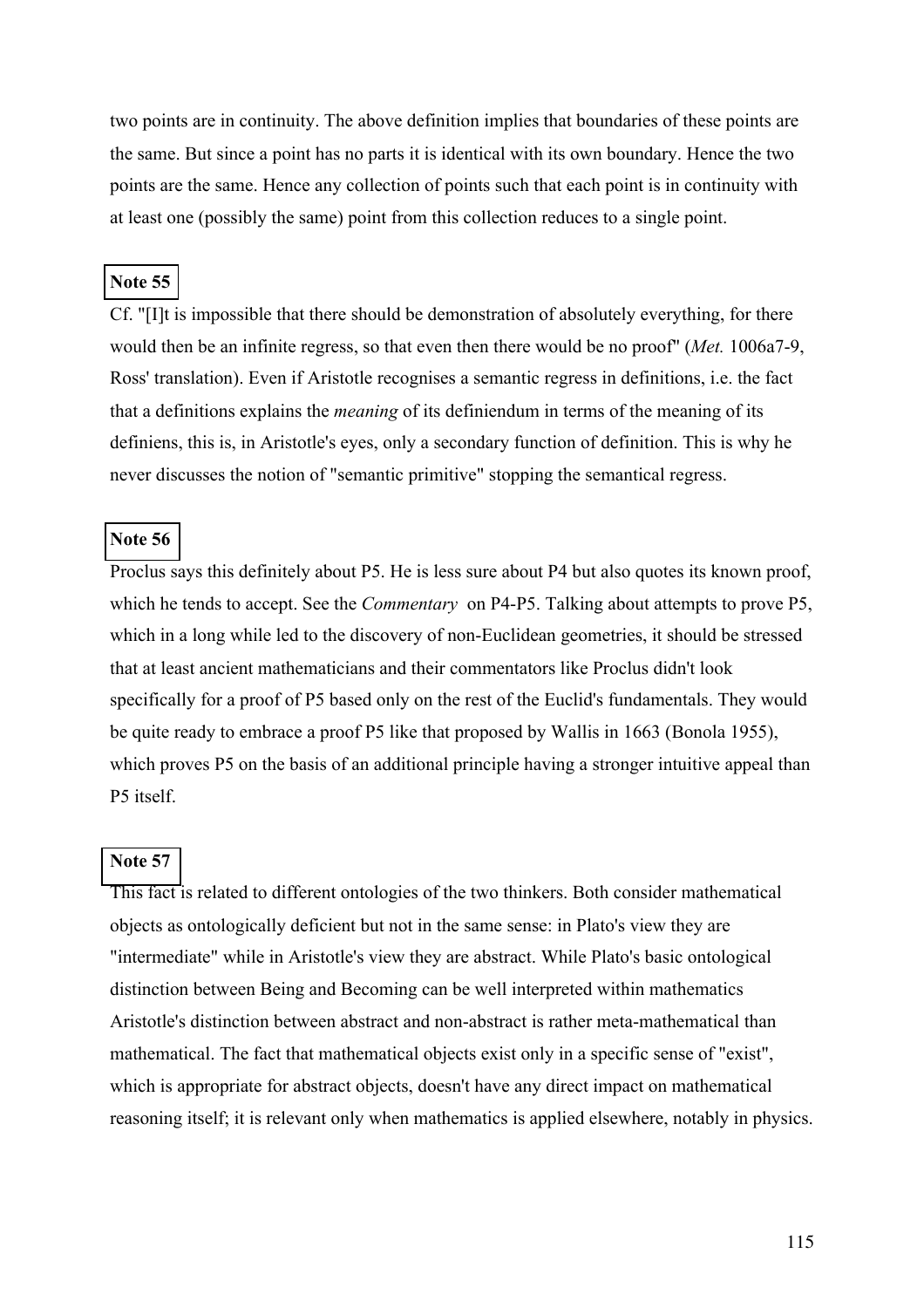two points are in continuity. The above definition implies that boundaries of these points are the same. But since a point has no parts it is identical with its own boundary. Hence the two points are the same. Hence any collection of points such that each point is in continuity with at least one (possibly the same) point from this collection reduces to a single point.

**Note 55**

Cf. "[I]t is impossible that there should be demonstration of absolutely everything, for there would then be an infinite regress, so that even then there would be no proof" (*Met.* 1006a7-9, Ross' translation). Even if Aristotle recognises a semantic regress in definitions, i.e. the fact that a definitions explains the *meaning* of its definiendum in terms of the meaning of its definiens, this is, in Aristotle's eyes, only a secondary function of definition. This is why he never discusses the notion of "semantic primitive" stopping the semantical regress.

**Note 56**

Proclus says this definitely about P5. He is less sure about P4 but also quotes its known proof, which he tends to accept. See the *Commentary* on P4-P5. Talking about attempts to prove P5, which in a long while led to the discovery of non-Euclidean geometries, it should be stressed that at least ancient mathematicians and their commentators like Proclus didn't look specifically for a proof of P5 based only on the rest of the Euclid's fundamentals. They would be quite ready to embrace a proof P5 like that proposed by Wallis in 1663 (Bonola 1955), which proves P5 on the basis of an additional principle having a stronger intuitive appeal than P5 itself.

**Note 57**

This fact is related to different ontologies of the two thinkers. Both consider mathematical objects as ontologically deficient but not in the same sense: in Plato's view they are "intermediate" while in Aristotle's view they are abstract. While Plato's basic ontological distinction between Being and Becoming can be well interpreted within mathematics Aristotle's distinction between abstract and non-abstract is rather meta-mathematical than mathematical. The fact that mathematical objects exist only in a specific sense of "exist", which is appropriate for abstract objects, doesn't have any direct impact on mathematical reasoning itself; it is relevant only when mathematics is applied elsewhere, notably in physics.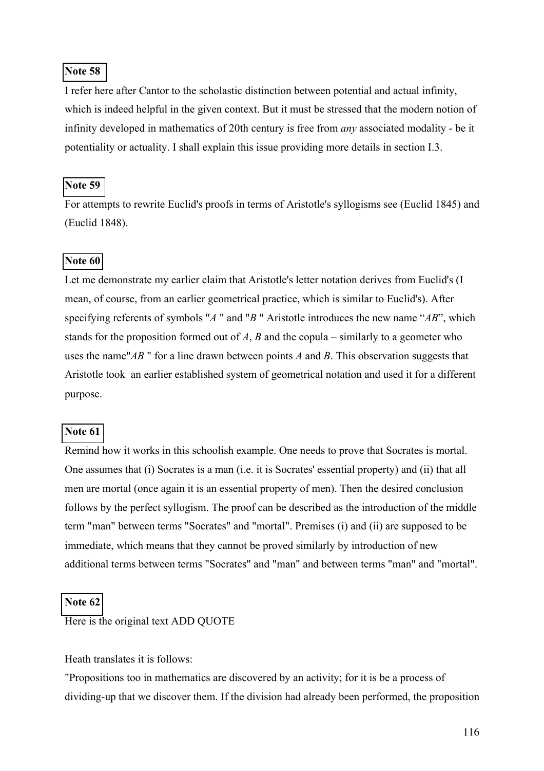**Note 58**

I refer here after Cantor to the scholastic distinction between potential and actual infinity, which is indeed helpful in the given context. But it must be stressed that the modern notion of infinity developed in mathematics of 20th century is free from *any* associated modality - be it potentiality or actuality. I shall explain this issue providing more details in section I.3.

**Note 59**

For attempts to rewrite Euclid's proofs in terms of Aristotle's syllogisms see (Euclid 1845) and (Euclid 1848).

**Note 60**

Let me demonstrate my earlier claim that Aristotle's letter notation derives from Euclid's (I mean, of course, from an earlier geometrical practice, which is similar to Euclid's). After specifying referents of symbols "*A* " and "*B* " Aristotle introduces the new name "*AB*", which stands for the proposition formed out of *A*, *B* and the copula – similarly to a geometer who uses the name"*AB* " for a line drawn between points *A* and *B*. This observation suggests that Aristotle took an earlier established system of geometrical notation and used it for a different purpose.

**Note 61**

Remind how it works in this schoolish example. One needs to prove that Socrates is mortal. One assumes that (i) Socrates is a man (i.e. it is Socrates' essential property) and (ii) that all men are mortal (once again it is an essential property of men). Then the desired conclusion follows by the perfect syllogism. The proof can be described as the introduction of the middle term "man" between terms "Socrates" and "mortal". Premises (i) and (ii) are supposed to be immediate, which means that they cannot be proved similarly by introduction of new additional terms between terms "Socrates" and "man" and between terms "man" and "mortal".

**Note 62**

Here is the original text ADD QUOTE

Heath translates it is follows:

"Propositions too in mathematics are discovered by an activity; for it is be a process of dividing-up that we discover them. If the division had already been performed, the proposition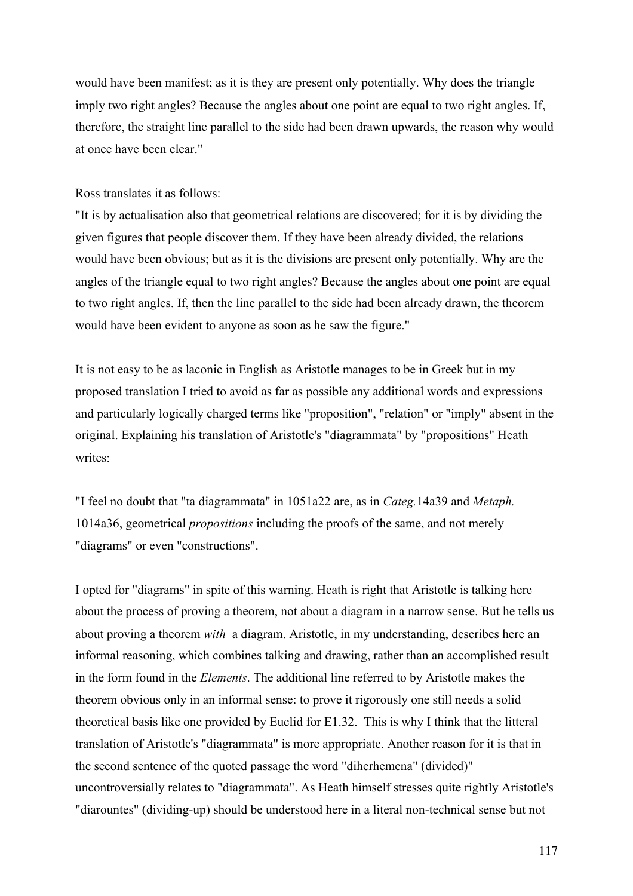would have been manifest; as it is they are present only potentially. Why does the triangle imply two right angles? Because the angles about one point are equal to two right angles. If, therefore, the straight line parallel to the side had been drawn upwards, the reason why would at once have been clear."

Ross translates it as follows:
"It is by actualisation also that geometrical relations are discovered; for it is by dividing the given figures that people discover them. If they have been already divided, the relations would have been obvious; but as it is the divisions are present only potentially. Why are the angles of the triangle equal to two right angles? Because the angles about one point are equal to two right angles. If, then the line parallel to the side had been already drawn, the theorem would have been evident to anyone as soon as he saw the figure."

It is not easy to be as laconic in English as Aristotle manages to be in Greek but in my proposed translation I tried to avoid as far as possible any additional words and expressions and particularly logically charged terms like "proposition", "relation" or "imply" absent in the original. Explaining his translation of Aristotle's "diagrammata" by "propositions" Heath writes:

"I feel no doubt that "ta diagrammata" in 1051a22 are, as in *Categ.*14a39 and *Metaph.* 1014a36, geometrical *propositions* including the proofs of the same, and not merely "diagrams" or even "constructions".

I opted for "diagrams" in spite of this warning. Heath is right that Aristotle is talking here about the process of proving a theorem, not about a diagram in a narrow sense. But he tells us about proving a theorem *with* a diagram. Aristotle, in my understanding, describes here an informal reasoning, which combines talking and drawing, rather than an accomplished result in the form found in the *Elements*. The additional line referred to by Aristotle makes the theorem obvious only in an informal sense: to prove it rigorously one still needs a solid theoretical basis like one provided by Euclid for E1.32. This is why I think that the litteral translation of Aristotle's "diagrammata" is more appropriate. Another reason for it is that in the second sentence of the quoted passage the word "diherhemena" (divided)" uncontroversially relates to "diagrammata". As Heath himself stresses quite rightly Aristotle's "diarountes" (dividing-up) should be understood here in a literal non-technical sense but not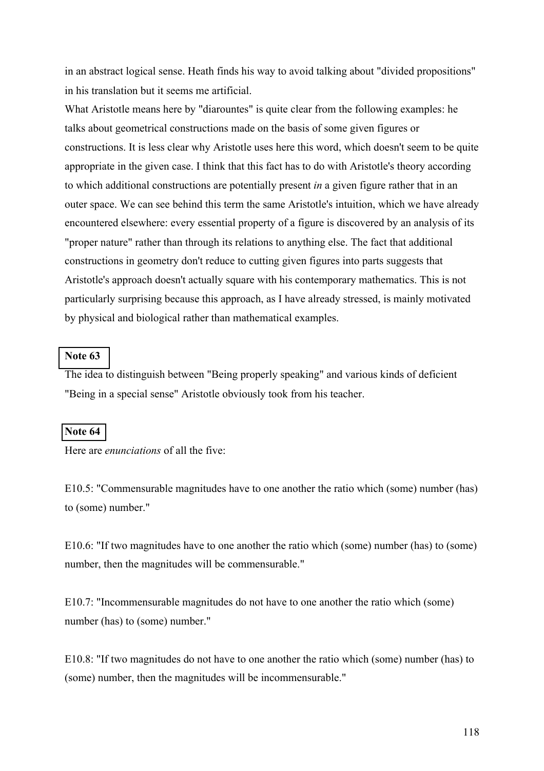in an abstract logical sense. Heath finds his way to avoid talking about "divided propositions" in his translation but it seems me artificial.

What Aristotle means here by "diarountes" is quite clear from the following examples: he talks about geometrical constructions made on the basis of some given figures or constructions. It is less clear why Aristotle uses here this word, which doesn't seem to be quite appropriate in the given case. I think that this fact has to do with Aristotle's theory according to which additional constructions are potentially present *in* a given figure rather that in an outer space. We can see behind this term the same Aristotle's intuition, which we have already encountered elsewhere: every essential property of a figure is discovered by an analysis of its "proper nature" rather than through its relations to anything else. The fact that additional constructions in geometry don't reduce to cutting given figures into parts suggests that Aristotle's approach doesn't actually square with his contemporary mathematics. This is not particularly surprising because this approach, as I have already stressed, is mainly motivated by physical and biological rather than mathematical examples.

**Note 63**

The idea to distinguish between "Being properly speaking" and various kinds of deficient "Being in a special sense" Aristotle obviously took from his teacher.

**Note 64**

Here are *enunciations* of all the five:

E10.5: "Commensurable magnitudes have to one another the ratio which (some) number (has) to (some) number."

E10.6: "If two magnitudes have to one another the ratio which (some) number (has) to (some) number, then the magnitudes will be commensurable."

E10.7: "Incommensurable magnitudes do not have to one another the ratio which (some) number (has) to (some) number."

E10.8: "If two magnitudes do not have to one another the ratio which (some) number (has) to (some) number, then the magnitudes will be incommensurable."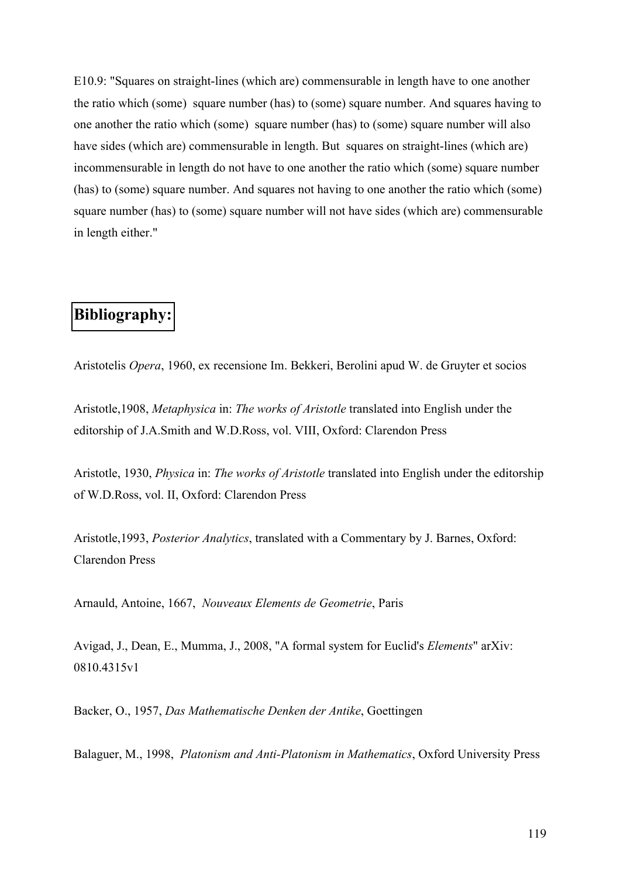E10.9: "Squares on straight-lines (which are) commensurable in length have to one another the ratio which (some) square number (has) to (some) square number. And squares having to one another the ratio which (some) square number (has) to (some) square number will also have sides (which are) commensurable in length. But squares on straight-lines (which are) incommensurable in length do not have to one another the ratio which (some) square number (has) to (some) square number. And squares not having to one another the ratio which (some) square number (has) to (some) square number will not have sides (which are) commensurable in length either."

## Bibliography:

Aristotelis *Opera*, 1960, ex recensione Im. Bekkeri, Berolini apud W. de Gruyter et socios

Aristotle,1908, *Metaphysica* in: *The works of Aristotle* translated into English under the editorship of J.A.Smith and W.D.Ross, vol. VIII, Oxford: Clarendon Press

Aristotle, 1930, *Physica* in: *The works of Aristotle* translated into English under the editorship of W.D.Ross, vol. II, Oxford: Clarendon Press

Aristotle,1993, *Posterior Analytics*, translated with a Commentary by J. Barnes, Oxford: Clarendon Press

Arnauld, Antoine, 1667, *Nouveaux Elements de Geometrie*, Paris

Avigad, J., Dean, E., Mumma, J., 2008, "A formal system for Euclid's *Elements*" arXiv: 0810.4315v1

Backer, O., 1957, *Das Mathematische Denken der Antike*, Goettingen

Balaguer, M., 1998, *Platonism and Anti-Platonism in Mathematics*, Oxford University Press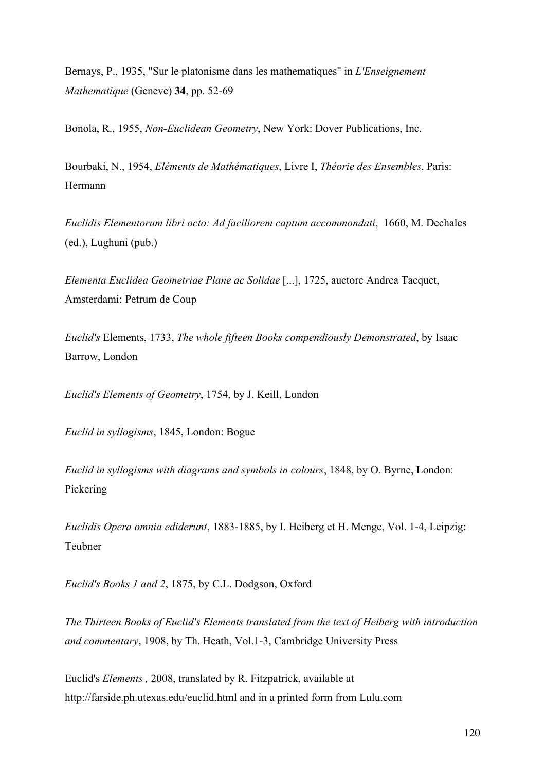Bernays, P., 1935, "Sur le platonisme dans les mathematiques" in *L'Enseignement Mathematique* (Geneve) **34**, pp. 52-69

Bonola, R., 1955, *Non-Euclidean Geometry*, New York: Dover Publications, Inc.

Bourbaki, N., 1954, *Eléments de Mathématiques*, Livre I, *Théorie des Ensembles*, Paris: Hermann

*Euclidis Elementorum libri octo: Ad faciliorem captum accommondati*, 1660, M. Dechales (ed.), Lughuni (pub.)

*Elementa Euclidea Geometriae Plane ac Solidae* [...], 1725, auctore Andrea Tacquet, Amsterdami: Petrum de Coup

*Euclid's* Elements, 1733, *The whole fifteen Books compendiously Demonstrated*, by Isaac Barrow, London

*Euclid's Elements of Geometry*, 1754, by J. Keill, London

*Euclid in syllogisms*, 1845, London: Bogue

*Euclid in syllogisms with diagrams and symbols in colours*, 1848, by O. Byrne, London: Pickering

*Euclidis Opera omnia ediderunt*, 1883-1885, by I. Heiberg et H. Menge, Vol. 1-4, Leipzig: Teubner

*Euclid's Books 1 and 2*, 1875, by C.L. Dodgson, Oxford

*The Thirteen Books of Euclid's Elements translated from the text of Heiberg with introduction and commentary*, 1908, by Th. Heath, Vol.1-3, Cambridge University Press

Euclid's *Elements ,* 2008, translated by R. Fitzpatrick, available at http://farside.ph.utexas.edu/euclid.html and in a printed form from Lulu.com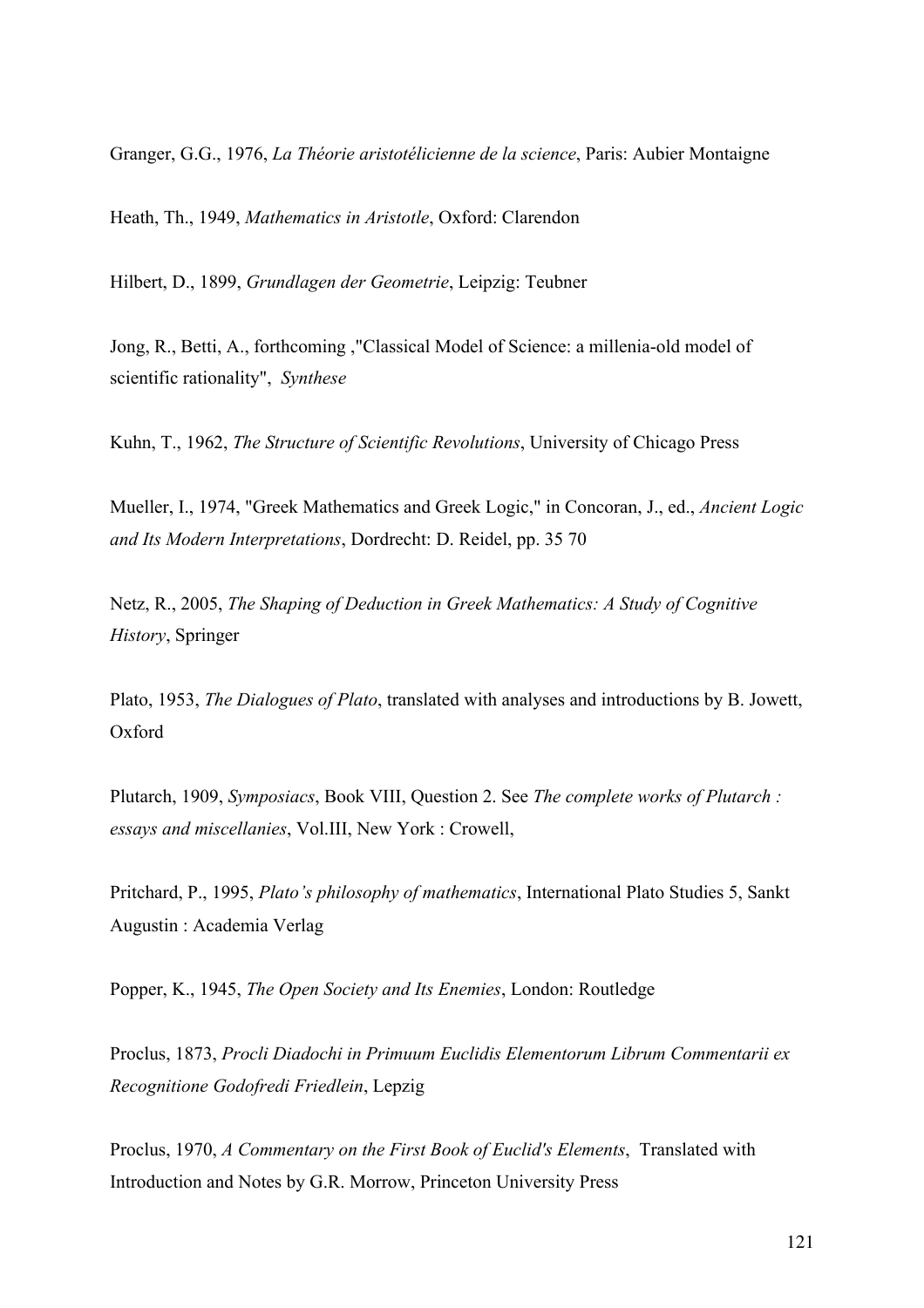Granger, G.G., 1976, *La Théorie aristotélicienne de la science*, Paris: Aubier Montaigne

Heath, Th., 1949, *Mathematics in Aristotle*, Oxford: Clarendon

Hilbert, D., 1899, *Grundlagen der Geometrie*, Leipzig: Teubner

Jong, R., Betti, A., forthcoming ,"Classical Model of Science: a millenia-old model of scientific rationality", *Synthese*

Kuhn, T., 1962, *The Structure of Scientific Revolutions*, University of Chicago Press

Mueller, I., 1974, "Greek Mathematics and Greek Logic," in Concoran, J., ed., *Ancient Logic and Its Modern Interpretations*, Dordrecht: D. Reidel, pp. 35 70

Netz, R., 2005, *The Shaping of Deduction in Greek Mathematics: A Study of Cognitive History*, Springer

Plato, 1953, *The Dialogues of Plato*, translated with analyses and introductions by B. Jowett, Oxford

Plutarch, 1909, *Symposiacs*, Book VIII, Question 2. See *The complete works of Plutarch : essays and miscellanies*, Vol.III, New York : Crowell,

Pritchard, P., 1995, *Plato's philosophy of mathematics*, International Plato Studies 5, Sankt Augustin : Academia Verlag

Popper, K., 1945, *The Open Society and Its Enemies*, London: Routledge

Proclus, 1873, *Procli Diadochi in Primuum Euclidis Elementorum Librum Commentarii ex Recognitione Godofredi Friedlein*, Lepzig

Proclus, 1970, *A Commentary on the First Book of Euclid's Elements*, Translated with Introduction and Notes by G.R. Morrow, Princeton University Press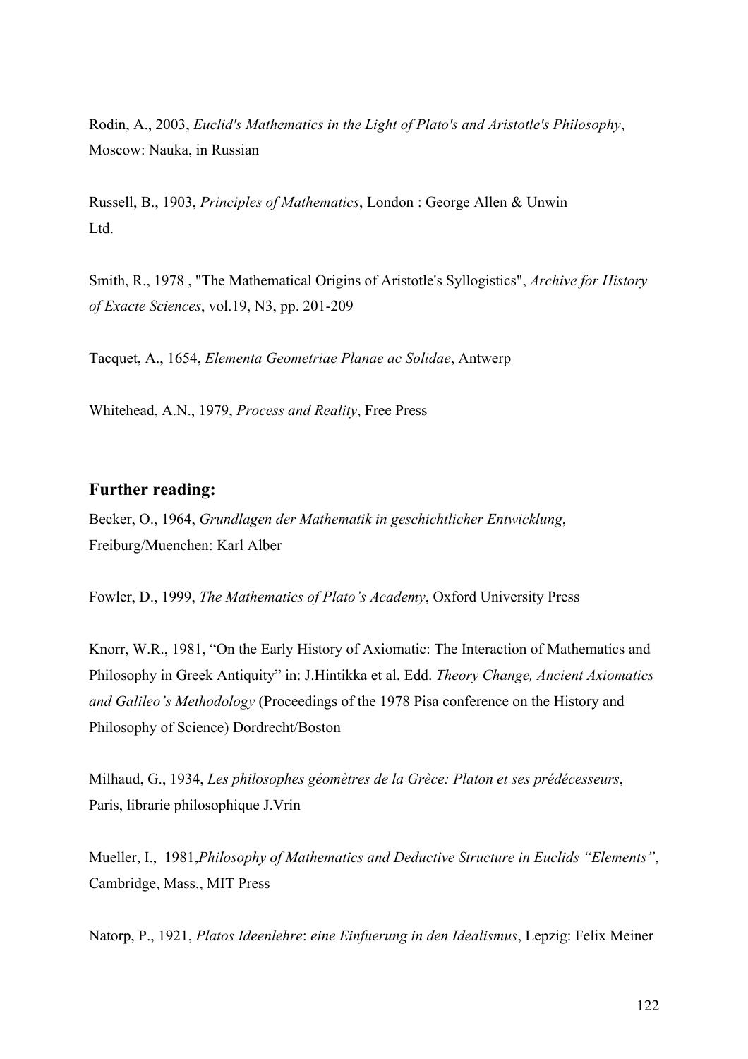Rodin, A., 2003, *Euclid's Mathematics in the Light of Plato's and Aristotle's Philosophy*, Moscow: Nauka, in Russian

Russell, B., 1903, *Principles of Mathematics*, London : George Allen & Unwin Ltd.

Smith, R., 1978 , "The Mathematical Origins of Aristotle's Syllogistics", *Archive for History of Exacte Sciences*, vol.19, N3, pp. 201-209

Tacquet, A., 1654, *Elementa Geometriae Planae ac Solidae*, Antwerp

Whitehead, A.N., 1979, *Process and Reality*, Free Press

### Further reading:

Becker, O., 1964, *Grundlagen der Mathematik in geschichtlicher Entwicklung*, Freiburg/Muenchen: Karl Alber

Fowler, D., 1999, *The Mathematics of Plato's Academy*, Oxford University Press

Knorr, W.R., 1981, "On the Early History of Axiomatic: The Interaction of Mathematics and Philosophy in Greek Antiquity" in: J.Hintikka et al. Edd. *Theory Change, Ancient Axiomatics and Galileo's Methodology* (Proceedings of the 1978 Pisa conference on the History and Philosophy of Science) Dordrecht/Boston

Milhaud, G., 1934, *Les philosophes géomètres de la Grèce: Platon et ses prédécesseurs*, Paris, librarie philosophique J.Vrin

Mueller, I., 1981,*Philosophy of Mathematics and Deductive Structure in Euclids "Elements"*, Cambridge, Mass., MIT Press

Natorp, P., 1921, *Platos Ideenlehre*: *eine Einfuerung in den Idealismus*, Lepzig: Felix Meiner